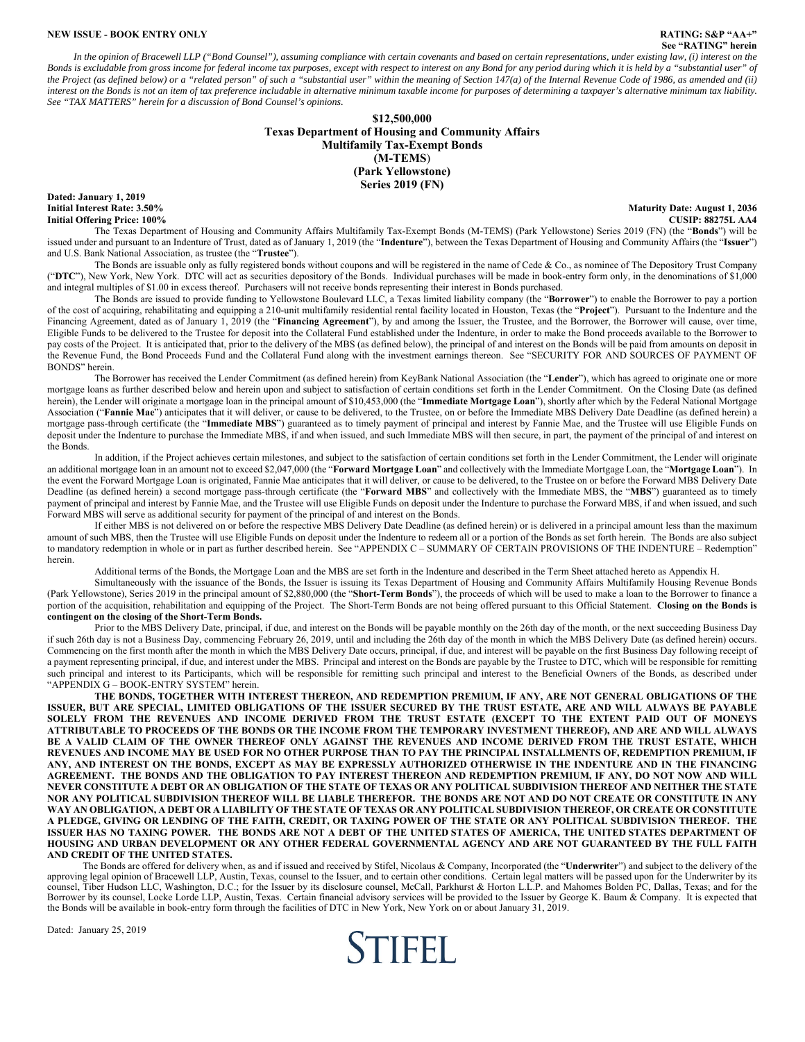**NEW ISSUE - BOOK ENTRY ONLY**

**RATING: S&P "AA+"**
**See "RATING" herein**

*In the opinion of Bracewell LLP ("Bond Counsel"), assuming compliance with certain covenants and based on certain representations, under existing law, (i) interest on the Bonds is excludable from gross income for federal income tax purposes, except with respect to interest on any Bond for any period during which it is held by a "substantial user" of the Project (as defined below) or a "related person" of such a "substantial user" within the meaning of Section 147(a) of the Internal Revenue Code of 1986, as amended and (ii) interest on the Bonds is not an item of tax preference includable in alternative minimum taxable income for purposes of determining a taxpayer's alternative minimum tax liability. See "TAX MATTERS" herein for a discussion of Bond Counsel's opinions.*

# $12,500,000
# Texas Department of Housing and Community Affairs
# Multifamily Tax-Exempt Bonds
# (M-TEMS)
# (Park Yellowstone)
# Series 2019 (FN)

**Dated: January 1, 2019**
**Initial Interest Rate: 3.50%**
**Initial Offering Price: 100%**

**Maturity Date: August 1, 2036**
**CUSIP: 88275L AA4**

The Texas Department of Housing and Community Affairs Multifamily Tax-Exempt Bonds (M-TEMS) (Park Yellowstone) Series 2019 (FN) (the "**Bonds**") will be issued under and pursuant to an Indenture of Trust, dated as of January 1, 2019 (the "**Indenture**"), between the Texas Department of Housing and Community Affairs (the "**Issuer**") and U.S. Bank National Association, as trustee (the "**Trustee**").

The Bonds are issuable only as fully registered bonds without coupons and will be registered in the name of Cede & Co., as nominee of The Depository Trust Company ("**DTC**"), New York, New York. DTC will act as securities depository of the Bonds. Individual purchases will be made in book-entry form only, in the denominations of $1,000 and integral multiples of $1.00 in excess thereof. Purchasers will not receive bonds representing their interest in Bonds purchased.

The Bonds are issued to provide funding to Yellowstone Boulevard LLC, a Texas limited liability company (the "**Borrower**") to enable the Borrower to pay a portion of the cost of acquiring, rehabilitating and equipping a 210-unit multifamily residential rental facility located in Houston, Texas (the "**Project**"). Pursuant to the Indenture and the Financing Agreement, dated as of January 1, 2019 (the "**Financing Agreement**"), by and among the Issuer, the Trustee, and the Borrower, the Borrower will cause, over time, Eligible Funds to be delivered to the Trustee for deposit into the Collateral Fund established under the Indenture, in order to make the Bond proceeds available to the Borrower to pay costs of the Project. It is anticipated that, prior to the delivery of the MBS (as defined below), the principal of and interest on the Bonds will be paid from amounts on deposit in the Revenue Fund, the Bond Proceeds Fund and the Collateral Fund along with the investment earnings thereon. See "SECURITY FOR AND SOURCES OF PAYMENT OF BONDS" herein.

The Borrower has received the Lender Commitment (as defined herein) from KeyBank National Association (the "**Lender**"), which has agreed to originate one or more mortgage loans as further described below and herein upon and subject to satisfaction of certain conditions set forth in the Lender Commitment. On the Closing Date (as defined herein), the Lender will originate a mortgage loan in the principal amount of $10,453,000 (the "**Immediate Mortgage Loan**"), shortly after which by the Federal National Mortgage Association ("**Fannie Mae**") anticipates that it will deliver, or cause to be delivered, to the Trustee, on or before the Immediate MBS Delivery Date Deadline (as defined herein) a mortgage pass-through certificate (the "**Immediate MBS**") guaranteed as to timely payment of principal and interest by Fannie Mae, and the Trustee will use Eligible Funds on deposit under the Indenture to purchase the Immediate MBS, if and when issued, and such Immediate MBS will then secure, in part, the payment of the principal of and interest on the Bonds.

In addition, if the Project achieves certain milestones, and subject to the satisfaction of certain conditions set forth in the Lender Commitment, the Lender will originate an additional mortgage loan in an amount not to exceed $2,047,000 (the "**Forward Mortgage Loan**" and collectively with the Immediate Mortgage Loan, the "**Mortgage Loan**"). In the event the Forward Mortgage Loan is originated, Fannie Mae anticipates that it will deliver, or cause to be delivered, to the Trustee on or before the Forward MBS Delivery Date Deadline (as defined herein) a second mortgage pass-through certificate (the "**Forward MBS**" and collectively with the Immediate MBS, the "**MBS**") guaranteed as to timely payment of principal and interest by Fannie Mae, and the Trustee will use Eligible Funds on deposit under the Indenture to purchase the Forward MBS, if and when issued, and such Forward MBS will serve as additional security for payment of the principal of and interest on the Bonds.

If either MBS is not delivered on or before the respective MBS Delivery Date Deadline (as defined herein) or is delivered in a principal amount less than the maximum amount of such MBS, then the Trustee will use Eligible Funds on deposit under the Indenture to redeem all or a portion of the Bonds as set forth herein. The Bonds are also subject to mandatory redemption in whole or in part as further described herein. See "APPENDIX C – SUMMARY OF CERTAIN PROVISIONS OF THE INDENTURE – Redemption" herein.

Additional terms of the Bonds, the Mortgage Loan and the MBS are set forth in the Indenture and described in the Term Sheet attached hereto as Appendix H.

Simultaneously with the issuance of the Bonds, the Issuer is issuing its Texas Department of Housing and Community Affairs Multifamily Housing Revenue Bonds (Park Yellowstone), Series 2019 in the principal amount of $2,880,000 (the "**Short-Term Bonds**"), the proceeds of which will be used to make a loan to the Borrower to finance a portion of the acquisition, rehabilitation and equipping of the Project. The Short-Term Bonds are not being offered pursuant to this Official Statement. **Closing on the Bonds is contingent on the closing of the Short-Term Bonds.**

Prior to the MBS Delivery Date, principal, if due, and interest on the Bonds will be payable monthly on the 26th day of the month, or the next succeeding Business Day if such 26th day is not a Business Day, commencing February 26, 2019, until and including the 26th day of the month in which the MBS Delivery Date (as defined herein) occurs. Commencing on the first month after the month in which the MBS Delivery Date occurs, principal, if due, and interest will be payable on the first Business Day following receipt of a payment representing principal, if due, and interest under the MBS. Principal and interest on the Bonds are payable by the Trustee to DTC, which will be responsible for remitting such principal and interest to its Participants, which will be responsible for remitting such principal and interest to the Beneficial Owners of the Bonds, as described under "APPENDIX G – BOOK-ENTRY SYSTEM" herein.

**THE BONDS, TOGETHER WITH INTEREST THEREON, AND REDEMPTION PREMIUM, IF ANY, ARE NOT GENERAL OBLIGATIONS OF THE ISSUER, BUT ARE SPECIAL, LIMITED OBLIGATIONS OF THE ISSUER SECURED BY THE TRUST ESTATE, ARE AND WILL ALWAYS BE PAYABLE SOLELY FROM THE REVENUES AND INCOME DERIVED FROM THE TRUST ESTATE (EXCEPT TO THE EXTENT PAID OUT OF MONEYS ATTRIBUTABLE TO PROCEEDS OF THE BONDS OR THE INCOME FROM THE TEMPORARY INVESTMENT THEREOF), AND ARE AND WILL ALWAYS BE A VALID CLAIM OF THE OWNER THEREOF ONLY AGAINST THE REVENUES AND INCOME DERIVED FROM THE TRUST ESTATE, WHICH REVENUES AND INCOME MAY BE USED FOR NO OTHER PURPOSE THAN TO PAY THE PRINCIPAL INSTALLMENTS OF, REDEMPTION PREMIUM, IF ANY, AND INTEREST ON THE BONDS, EXCEPT AS MAY BE EXPRESSLY AUTHORIZED OTHERWISE IN THE INDENTURE AND IN THE FINANCING AGREEMENT. THE BONDS AND THE OBLIGATION TO PAY INTEREST THEREON AND REDEMPTION PREMIUM, IF ANY, DO NOT NOW AND WILL NEVER CONSTITUTE A DEBT OR AN OBLIGATION OF THE STATE OF TEXAS OR ANY POLITICAL SUBDIVISION THEREOF AND NEITHER THE STATE NOR ANY POLITICAL SUBDIVISION THEREOF WILL BE LIABLE THEREFOR. THE BONDS ARE NOT AND DO NOT CREATE OR CONSTITUTE IN ANY WAY AN OBLIGATION, A DEBT OR A LIABILITY OF THE STATE OF TEXAS OR ANY POLITICAL SUBDIVISION THEREOF, OR CREATE OR CONSTITUTE A PLEDGE, GIVING OR LENDING OF THE FAITH, CREDIT, OR TAXING POWER OF THE STATE OR ANY POLITICAL SUBDIVISION THEREOF. THE ISSUER HAS NO TAXING POWER. THE BONDS ARE NOT A DEBT OF THE UNITED STATES OF AMERICA, THE UNITED STATES DEPARTMENT OF HOUSING AND URBAN DEVELOPMENT OR ANY OTHER FEDERAL GOVERNMENTAL AGENCY AND ARE NOT GUARANTEED BY THE FULL FAITH AND CREDIT OF THE UNITED STATES.**

The Bonds are offered for delivery when, as and if issued and received by Stifel, Nicolaus & Company, Incorporated (the "**Underwriter**") and subject to the delivery of the approving legal opinion of Bracewell LLP, Austin, Texas, counsel to the Issuer, and to certain other conditions. Certain legal matters will be passed upon for the Underwriter by its counsel, Tiber Hudson LLC, Washington, D.C.; for the Issuer by its disclosure counsel, McCall, Parkhurst & Horton L.L.P. and Mahomes Bolden PC, Dallas, Texas; and for the Borrower by its counsel, Locke Lorde LLP, Austin, Texas. Certain financial advisory services will be provided to the Issuer by George K. Baum & Company. It is expected that the Bonds will be available in book-entry form through the facilities of DTC in New York, New York on or about January 31, 2019.

Dated: January 25, 2019

STIFEL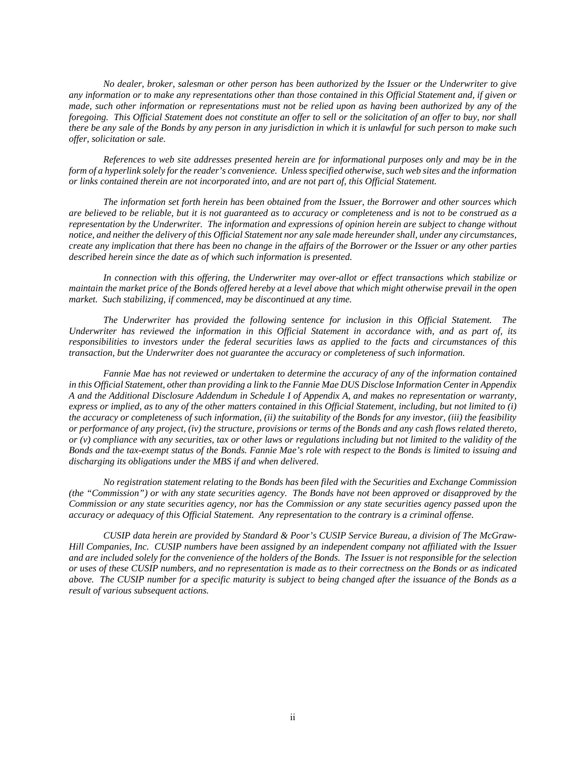*No dealer, broker, salesman or other person has been authorized by the Issuer or the Underwriter to give any information or to make any representations other than those contained in this Official Statement and, if given or made, such other information or representations must not be relied upon as having been authorized by any of the foregoing. This Official Statement does not constitute an offer to sell or the solicitation of an offer to buy, nor shall there be any sale of the Bonds by any person in any jurisdiction in which it is unlawful for such person to make such offer, solicitation or sale.*

*References to web site addresses presented herein are for informational purposes only and may be in the form of a hyperlink solely for the reader's convenience. Unless specified otherwise, such web sites and the information or links contained therein are not incorporated into, and are not part of, this Official Statement.*

*The information set forth herein has been obtained from the Issuer, the Borrower and other sources which are believed to be reliable, but it is not guaranteed as to accuracy or completeness and is not to be construed as a representation by the Underwriter. The information and expressions of opinion herein are subject to change without notice, and neither the delivery of this Official Statement nor any sale made hereunder shall, under any circumstances, create any implication that there has been no change in the affairs of the Borrower or the Issuer or any other parties described herein since the date as of which such information is presented.*

*In connection with this offering, the Underwriter may over-allot or effect transactions which stabilize or maintain the market price of the Bonds offered hereby at a level above that which might otherwise prevail in the open market. Such stabilizing, if commenced, may be discontinued at any time.*

*The Underwriter has provided the following sentence for inclusion in this Official Statement. The Underwriter has reviewed the information in this Official Statement in accordance with, and as part of, its responsibilities to investors under the federal securities laws as applied to the facts and circumstances of this transaction, but the Underwriter does not guarantee the accuracy or completeness of such information.*

*Fannie Mae has not reviewed or undertaken to determine the accuracy of any of the information contained in this Official Statement, other than providing a link to the Fannie Mae DUS Disclose Information Center in Appendix A and the Additional Disclosure Addendum in Schedule I of Appendix A, and makes no representation or warranty, express or implied, as to any of the other matters contained in this Official Statement, including, but not limited to (i) the accuracy or completeness of such information, (ii) the suitability of the Bonds for any investor, (iii) the feasibility or performance of any project, (iv) the structure, provisions or terms of the Bonds and any cash flows related thereto, or (v) compliance with any securities, tax or other laws or regulations including but not limited to the validity of the Bonds and the tax-exempt status of the Bonds. Fannie Mae's role with respect to the Bonds is limited to issuing and discharging its obligations under the MBS if and when delivered.*

*No registration statement relating to the Bonds has been filed with the Securities and Exchange Commission (the "Commission") or with any state securities agency. The Bonds have not been approved or disapproved by the Commission or any state securities agency, nor has the Commission or any state securities agency passed upon the accuracy or adequacy of this Official Statement. Any representation to the contrary is a criminal offense.*

*CUSIP data herein are provided by Standard & Poor's CUSIP Service Bureau, a division of The McGraw-Hill Companies, Inc. CUSIP numbers have been assigned by an independent company not affiliated with the Issuer and are included solely for the convenience of the holders of the Bonds. The Issuer is not responsible for the selection or uses of these CUSIP numbers, and no representation is made as to their correctness on the Bonds or as indicated above. The CUSIP number for a specific maturity is subject to being changed after the issuance of the Bonds as a result of various subsequent actions.*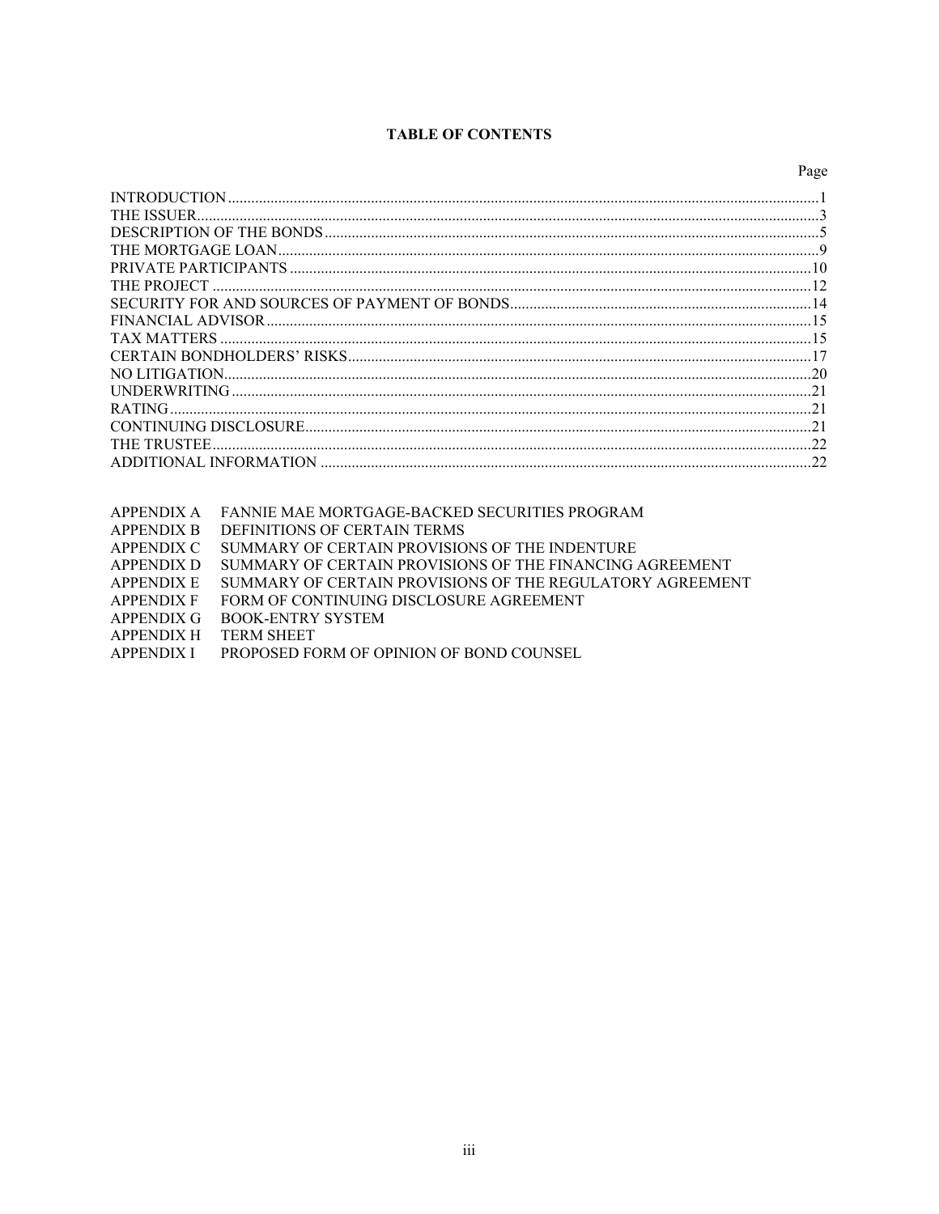# TABLE OF CONTENTS

| | Page |
|---|---|
| INTRODUCTION | 1 |
| THE ISSUER | 3 |
| DESCRIPTION OF THE BONDS | 5 |
| THE MORTGAGE LOAN | 9 |
| PRIVATE PARTICIPANTS | 10 |
| THE PROJECT | 12 |
| SECURITY FOR AND SOURCES OF PAYMENT OF BONDS | 14 |
| FINANCIAL ADVISOR | 15 |
| TAX MATTERS | 15 |
| CERTAIN BONDHOLDERS' RISKS | 17 |
| NO LITIGATION | 20 |
| UNDERWRITING | 21 |
| RATING | 21 |
| CONTINUING DISCLOSURE | 21 |
| THE TRUSTEE | 22 |
| ADDITIONAL INFORMATION | 22 |

| | |
|---|---|
| APPENDIX A | FANNIE MAE MORTGAGE-BACKED SECURITIES PROGRAM |
| APPENDIX B | DEFINITIONS OF CERTAIN TERMS |
| APPENDIX C | SUMMARY OF CERTAIN PROVISIONS OF THE INDENTURE |
| APPENDIX D | SUMMARY OF CERTAIN PROVISIONS OF THE FINANCING AGREEMENT |
| APPENDIX E | SUMMARY OF CERTAIN PROVISIONS OF THE REGULATORY AGREEMENT |
| APPENDIX F | FORM OF CONTINUING DISCLOSURE AGREEMENT |
| APPENDIX G | BOOK-ENTRY SYSTEM |
| APPENDIX H | TERM SHEET |
| APPENDIX I | PROPOSED FORM OF OPINION OF BOND COUNSEL |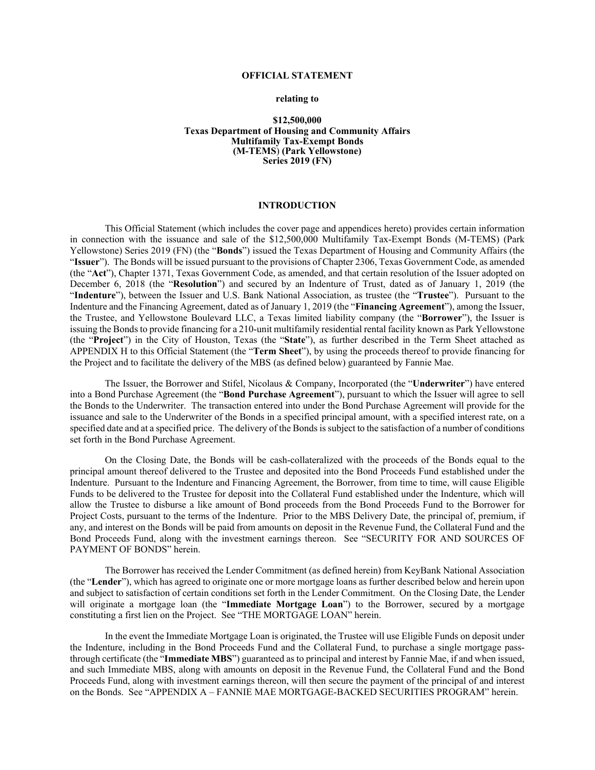**OFFICIAL STATEMENT**

**relating to**

**\$12,500,000**
**Texas Department of Housing and Community Affairs**
**Multifamily Tax-Exempt Bonds**
**(M-TEMS) (Park Yellowstone)**
**Series 2019 (FN)**

## INTRODUCTION

This Official Statement (which includes the cover page and appendices hereto) provides certain information in connection with the issuance and sale of the \$12,500,000 Multifamily Tax-Exempt Bonds (M-TEMS) (Park Yellowstone) Series 2019 (FN) (the "**Bonds**") issued the Texas Department of Housing and Community Affairs (the "**Issuer**"). The Bonds will be issued pursuant to the provisions of Chapter 2306, Texas Government Code, as amended (the "**Act**"), Chapter 1371, Texas Government Code, as amended, and that certain resolution of the Issuer adopted on December 6, 2018 (the "**Resolution**") and secured by an Indenture of Trust, dated as of January 1, 2019 (the "**Indenture**"), between the Issuer and U.S. Bank National Association, as trustee (the "**Trustee**"). Pursuant to the Indenture and the Financing Agreement, dated as of January 1, 2019 (the "**Financing Agreement**"), among the Issuer, the Trustee, and Yellowstone Boulevard LLC, a Texas limited liability company (the "**Borrower**"), the Issuer is issuing the Bonds to provide financing for a 210-unit multifamily residential rental facility known as Park Yellowstone (the "**Project**") in the City of Houston, Texas (the "**State**"), as further described in the Term Sheet attached as APPENDIX H to this Official Statement (the "**Term Sheet**"), by using the proceeds thereof to provide financing for the Project and to facilitate the delivery of the MBS (as defined below) guaranteed by Fannie Mae.

The Issuer, the Borrower and Stifel, Nicolaus & Company, Incorporated (the "**Underwriter**") have entered into a Bond Purchase Agreement (the "**Bond Purchase Agreement**"), pursuant to which the Issuer will agree to sell the Bonds to the Underwriter. The transaction entered into under the Bond Purchase Agreement will provide for the issuance and sale to the Underwriter of the Bonds in a specified principal amount, with a specified interest rate, on a specified date and at a specified price. The delivery of the Bonds is subject to the satisfaction of a number of conditions set forth in the Bond Purchase Agreement.

On the Closing Date, the Bonds will be cash-collateralized with the proceeds of the Bonds equal to the principal amount thereof delivered to the Trustee and deposited into the Bond Proceeds Fund established under the Indenture. Pursuant to the Indenture and Financing Agreement, the Borrower, from time to time, will cause Eligible Funds to be delivered to the Trustee for deposit into the Collateral Fund established under the Indenture, which will allow the Trustee to disburse a like amount of Bond proceeds from the Bond Proceeds Fund to the Borrower for Project Costs, pursuant to the terms of the Indenture. Prior to the MBS Delivery Date, the principal of, premium, if any, and interest on the Bonds will be paid from amounts on deposit in the Revenue Fund, the Collateral Fund and the Bond Proceeds Fund, along with the investment earnings thereon. See "SECURITY FOR AND SOURCES OF PAYMENT OF BONDS" herein.

The Borrower has received the Lender Commitment (as defined herein) from KeyBank National Association (the "**Lender**"), which has agreed to originate one or more mortgage loans as further described below and herein upon and subject to satisfaction of certain conditions set forth in the Lender Commitment. On the Closing Date, the Lender will originate a mortgage loan (the "**Immediate Mortgage Loan**") to the Borrower, secured by a mortgage constituting a first lien on the Project. See "THE MORTGAGE LOAN" herein.

In the event the Immediate Mortgage Loan is originated, the Trustee will use Eligible Funds on deposit under the Indenture, including in the Bond Proceeds Fund and the Collateral Fund, to purchase a single mortgage pass-through certificate (the "**Immediate MBS**") guaranteed as to principal and interest by Fannie Mae, if and when issued, and such Immediate MBS, along with amounts on deposit in the Revenue Fund, the Collateral Fund and the Bond Proceeds Fund, along with investment earnings thereon, will then secure the payment of the principal of and interest on the Bonds. See "APPENDIX A – FANNIE MAE MORTGAGE-BACKED SECURITIES PROGRAM" herein.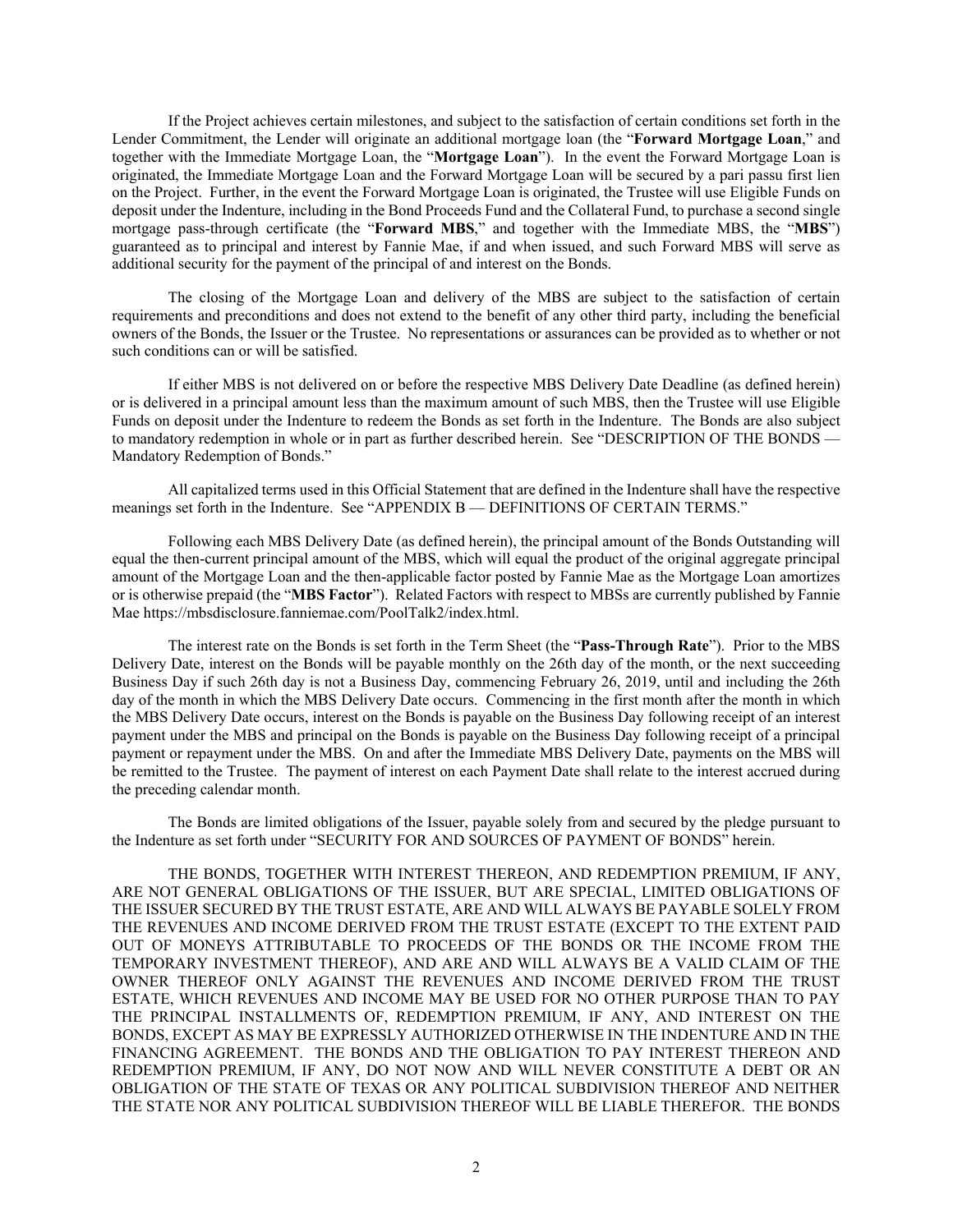If the Project achieves certain milestones, and subject to the satisfaction of certain conditions set forth in the Lender Commitment, the Lender will originate an additional mortgage loan (the "**Forward Mortgage Loan**," and together with the Immediate Mortgage Loan, the "**Mortgage Loan**"). In the event the Forward Mortgage Loan is originated, the Immediate Mortgage Loan and the Forward Mortgage Loan will be secured by a pari passu first lien on the Project. Further, in the event the Forward Mortgage Loan is originated, the Trustee will use Eligible Funds on deposit under the Indenture, including in the Bond Proceeds Fund and the Collateral Fund, to purchase a second single mortgage pass-through certificate (the "**Forward MBS**," and together with the Immediate MBS, the "**MBS**") guaranteed as to principal and interest by Fannie Mae, if and when issued, and such Forward MBS will serve as additional security for the payment of the principal of and interest on the Bonds.

The closing of the Mortgage Loan and delivery of the MBS are subject to the satisfaction of certain requirements and preconditions and does not extend to the benefit of any other third party, including the beneficial owners of the Bonds, the Issuer or the Trustee. No representations or assurances can be provided as to whether or not such conditions can or will be satisfied.

If either MBS is not delivered on or before the respective MBS Delivery Date Deadline (as defined herein) or is delivered in a principal amount less than the maximum amount of such MBS, then the Trustee will use Eligible Funds on deposit under the Indenture to redeem the Bonds as set forth in the Indenture. The Bonds are also subject to mandatory redemption in whole or in part as further described herein. See "DESCRIPTION OF THE BONDS — Mandatory Redemption of Bonds."

All capitalized terms used in this Official Statement that are defined in the Indenture shall have the respective meanings set forth in the Indenture. See "APPENDIX B — DEFINITIONS OF CERTAIN TERMS."

Following each MBS Delivery Date (as defined herein), the principal amount of the Bonds Outstanding will equal the then-current principal amount of the MBS, which will equal the product of the original aggregate principal amount of the Mortgage Loan and the then-applicable factor posted by Fannie Mae as the Mortgage Loan amortizes or is otherwise prepaid (the "**MBS Factor**"). Related Factors with respect to MBSs are currently published by Fannie Mae https://mbsdisclosure.fanniemae.com/PoolTalk2/index.html.

The interest rate on the Bonds is set forth in the Term Sheet (the "**Pass-Through Rate**"). Prior to the MBS Delivery Date, interest on the Bonds will be payable monthly on the 26th day of the month, or the next succeeding Business Day if such 26th day is not a Business Day, commencing February 26, 2019, until and including the 26th day of the month in which the MBS Delivery Date occurs. Commencing in the first month after the month in which the MBS Delivery Date occurs, interest on the Bonds is payable on the Business Day following receipt of an interest payment under the MBS and principal on the Bonds is payable on the Business Day following receipt of a principal payment or repayment under the MBS. On and after the Immediate MBS Delivery Date, payments on the MBS will be remitted to the Trustee. The payment of interest on each Payment Date shall relate to the interest accrued during the preceding calendar month.

The Bonds are limited obligations of the Issuer, payable solely from and secured by the pledge pursuant to the Indenture as set forth under "SECURITY FOR AND SOURCES OF PAYMENT OF BONDS" herein.

THE BONDS, TOGETHER WITH INTEREST THEREON, AND REDEMPTION PREMIUM, IF ANY, ARE NOT GENERAL OBLIGATIONS OF THE ISSUER, BUT ARE SPECIAL, LIMITED OBLIGATIONS OF THE ISSUER SECURED BY THE TRUST ESTATE, ARE AND WILL ALWAYS BE PAYABLE SOLELY FROM THE REVENUES AND INCOME DERIVED FROM THE TRUST ESTATE (EXCEPT TO THE EXTENT PAID OUT OF MONEYS ATTRIBUTABLE TO PROCEEDS OF THE BONDS OR THE INCOME FROM THE TEMPORARY INVESTMENT THEREOF), AND ARE AND WILL ALWAYS BE A VALID CLAIM OF THE OWNER THEREOF ONLY AGAINST THE REVENUES AND INCOME DERIVED FROM THE TRUST ESTATE, WHICH REVENUES AND INCOME MAY BE USED FOR NO OTHER PURPOSE THAN TO PAY THE PRINCIPAL INSTALLMENTS OF, REDEMPTION PREMIUM, IF ANY, AND INTEREST ON THE BONDS, EXCEPT AS MAY BE EXPRESSLY AUTHORIZED OTHERWISE IN THE INDENTURE AND IN THE FINANCING AGREEMENT. THE BONDS AND THE OBLIGATION TO PAY INTEREST THEREON AND REDEMPTION PREMIUM, IF ANY, DO NOT NOW AND WILL NEVER CONSTITUTE A DEBT OR AN OBLIGATION OF THE STATE OF TEXAS OR ANY POLITICAL SUBDIVISION THEREOF AND NEITHER THE STATE NOR ANY POLITICAL SUBDIVISION THEREOF WILL BE LIABLE THEREFOR. THE BONDS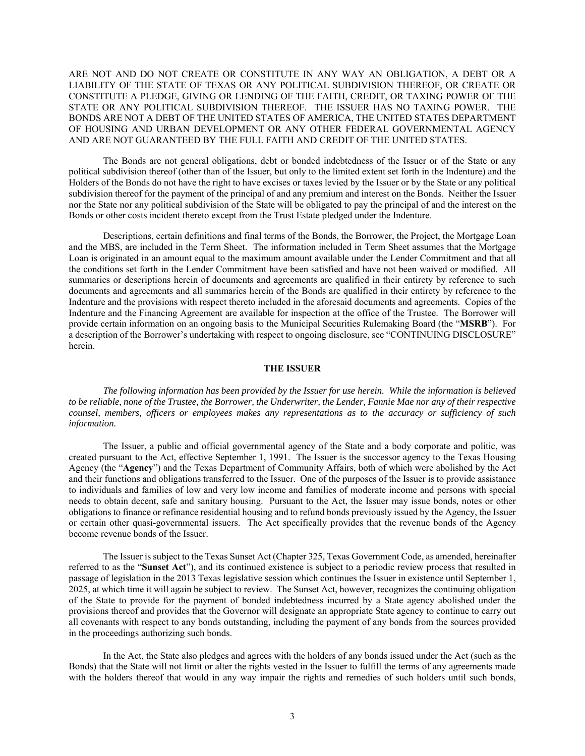ARE NOT AND DO NOT CREATE OR CONSTITUTE IN ANY WAY AN OBLIGATION, A DEBT OR A LIABILITY OF THE STATE OF TEXAS OR ANY POLITICAL SUBDIVISION THEREOF, OR CREATE OR CONSTITUTE A PLEDGE, GIVING OR LENDING OF THE FAITH, CREDIT, OR TAXING POWER OF THE STATE OR ANY POLITICAL SUBDIVISION THEREOF. THE ISSUER HAS NO TAXING POWER. THE BONDS ARE NOT A DEBT OF THE UNITED STATES OF AMERICA, THE UNITED STATES DEPARTMENT OF HOUSING AND URBAN DEVELOPMENT OR ANY OTHER FEDERAL GOVERNMENTAL AGENCY AND ARE NOT GUARANTEED BY THE FULL FAITH AND CREDIT OF THE UNITED STATES.

The Bonds are not general obligations, debt or bonded indebtedness of the Issuer or of the State or any political subdivision thereof (other than of the Issuer, but only to the limited extent set forth in the Indenture) and the Holders of the Bonds do not have the right to have excises or taxes levied by the Issuer or by the State or any political subdivision thereof for the payment of the principal of and any premium and interest on the Bonds. Neither the Issuer nor the State nor any political subdivision of the State will be obligated to pay the principal of and the interest on the Bonds or other costs incident thereto except from the Trust Estate pledged under the Indenture.

Descriptions, certain definitions and final terms of the Bonds, the Borrower, the Project, the Mortgage Loan and the MBS, are included in the Term Sheet. The information included in Term Sheet assumes that the Mortgage Loan is originated in an amount equal to the maximum amount available under the Lender Commitment and that all the conditions set forth in the Lender Commitment have been satisfied and have not been waived or modified. All summaries or descriptions herein of documents and agreements are qualified in their entirety by reference to such documents and agreements and all summaries herein of the Bonds are qualified in their entirety by reference to the Indenture and the provisions with respect thereto included in the aforesaid documents and agreements. Copies of the Indenture and the Financing Agreement are available for inspection at the office of the Trustee. The Borrower will provide certain information on an ongoing basis to the Municipal Securities Rulemaking Board (the "**MSRB**"). For a description of the Borrower's undertaking with respect to ongoing disclosure, see "CONTINUING DISCLOSURE" herein.

## THE ISSUER

*The following information has been provided by the Issuer for use herein. While the information is believed to be reliable, none of the Trustee, the Borrower, the Underwriter, the Lender, Fannie Mae nor any of their respective counsel, members, officers or employees makes any representations as to the accuracy or sufficiency of such information.*

The Issuer, a public and official governmental agency of the State and a body corporate and politic, was created pursuant to the Act, effective September 1, 1991. The Issuer is the successor agency to the Texas Housing Agency (the "**Agency**") and the Texas Department of Community Affairs, both of which were abolished by the Act and their functions and obligations transferred to the Issuer. One of the purposes of the Issuer is to provide assistance to individuals and families of low and very low income and families of moderate income and persons with special needs to obtain decent, safe and sanitary housing. Pursuant to the Act, the Issuer may issue bonds, notes or other obligations to finance or refinance residential housing and to refund bonds previously issued by the Agency, the Issuer or certain other quasi-governmental issuers. The Act specifically provides that the revenue bonds of the Agency become revenue bonds of the Issuer.

The Issuer is subject to the Texas Sunset Act (Chapter 325, Texas Government Code, as amended, hereinafter referred to as the "**Sunset Act**"), and its continued existence is subject to a periodic review process that resulted in passage of legislation in the 2013 Texas legislative session which continues the Issuer in existence until September 1, 2025, at which time it will again be subject to review. The Sunset Act, however, recognizes the continuing obligation of the State to provide for the payment of bonded indebtedness incurred by a State agency abolished under the provisions thereof and provides that the Governor will designate an appropriate State agency to continue to carry out all covenants with respect to any bonds outstanding, including the payment of any bonds from the sources provided in the proceedings authorizing such bonds.

In the Act, the State also pledges and agrees with the holders of any bonds issued under the Act (such as the Bonds) that the State will not limit or alter the rights vested in the Issuer to fulfill the terms of any agreements made with the holders thereof that would in any way impair the rights and remedies of such holders until such bonds,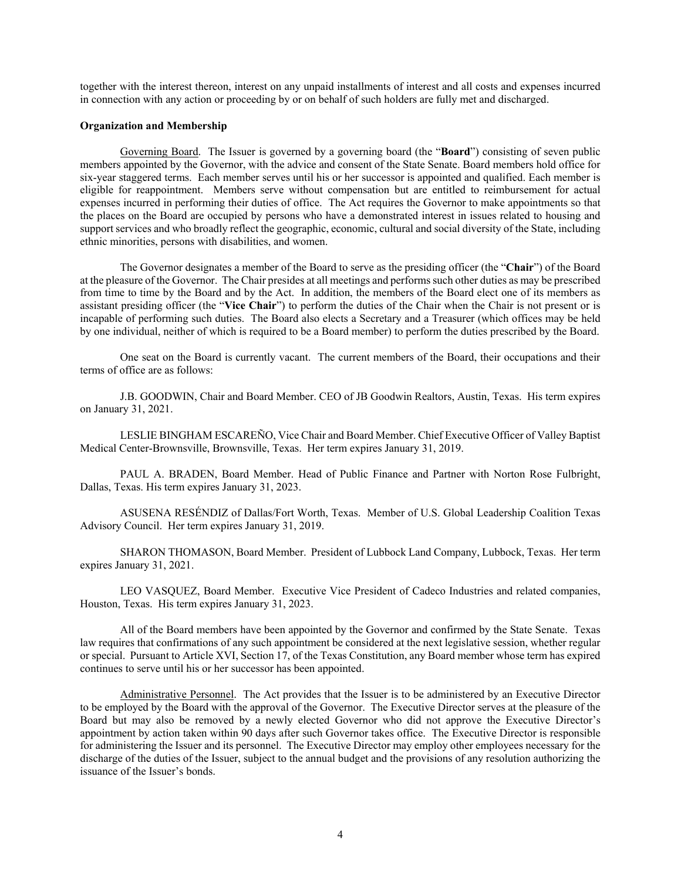together with the interest thereon, interest on any unpaid installments of interest and all costs and expenses incurred in connection with any action or proceeding by or on behalf of such holders are fully met and discharged.

**Organization and Membership**

Governing Board. The Issuer is governed by a governing board (the "**Board**") consisting of seven public members appointed by the Governor, with the advice and consent of the State Senate. Board members hold office for six-year staggered terms. Each member serves until his or her successor is appointed and qualified. Each member is eligible for reappointment. Members serve without compensation but are entitled to reimbursement for actual expenses incurred in performing their duties of office. The Act requires the Governor to make appointments so that the places on the Board are occupied by persons who have a demonstrated interest in issues related to housing and support services and who broadly reflect the geographic, economic, cultural and social diversity of the State, including ethnic minorities, persons with disabilities, and women.

The Governor designates a member of the Board to serve as the presiding officer (the "**Chair**") of the Board at the pleasure of the Governor. The Chair presides at all meetings and performs such other duties as may be prescribed from time to time by the Board and by the Act. In addition, the members of the Board elect one of its members as assistant presiding officer (the "**Vice Chair**") to perform the duties of the Chair when the Chair is not present or is incapable of performing such duties. The Board also elects a Secretary and a Treasurer (which offices may be held by one individual, neither of which is required to be a Board member) to perform the duties prescribed by the Board.

One seat on the Board is currently vacant. The current members of the Board, their occupations and their terms of office are as follows:

J.B. GOODWIN, Chair and Board Member. CEO of JB Goodwin Realtors, Austin, Texas. His term expires on January 31, 2021.

LESLIE BINGHAM ESCAREÑO, Vice Chair and Board Member. Chief Executive Officer of Valley Baptist Medical Center-Brownsville, Brownsville, Texas. Her term expires January 31, 2019.

PAUL A. BRADEN, Board Member. Head of Public Finance and Partner with Norton Rose Fulbright, Dallas, Texas. His term expires January 31, 2023.

ASUSENA RESÉNDIZ of Dallas/Fort Worth, Texas. Member of U.S. Global Leadership Coalition Texas Advisory Council. Her term expires January 31, 2019.

SHARON THOMASON, Board Member. President of Lubbock Land Company, Lubbock, Texas. Her term expires January 31, 2021.

LEO VASQUEZ, Board Member. Executive Vice President of Cadeco Industries and related companies, Houston, Texas. His term expires January 31, 2023.

All of the Board members have been appointed by the Governor and confirmed by the State Senate. Texas law requires that confirmations of any such appointment be considered at the next legislative session, whether regular or special. Pursuant to Article XVI, Section 17, of the Texas Constitution, any Board member whose term has expired continues to serve until his or her successor has been appointed.

Administrative Personnel. The Act provides that the Issuer is to be administered by an Executive Director to be employed by the Board with the approval of the Governor. The Executive Director serves at the pleasure of the Board but may also be removed by a newly elected Governor who did not approve the Executive Director's appointment by action taken within 90 days after such Governor takes office. The Executive Director is responsible for administering the Issuer and its personnel. The Executive Director may employ other employees necessary for the discharge of the duties of the Issuer, subject to the annual budget and the provisions of any resolution authorizing the issuance of the Issuer's bonds.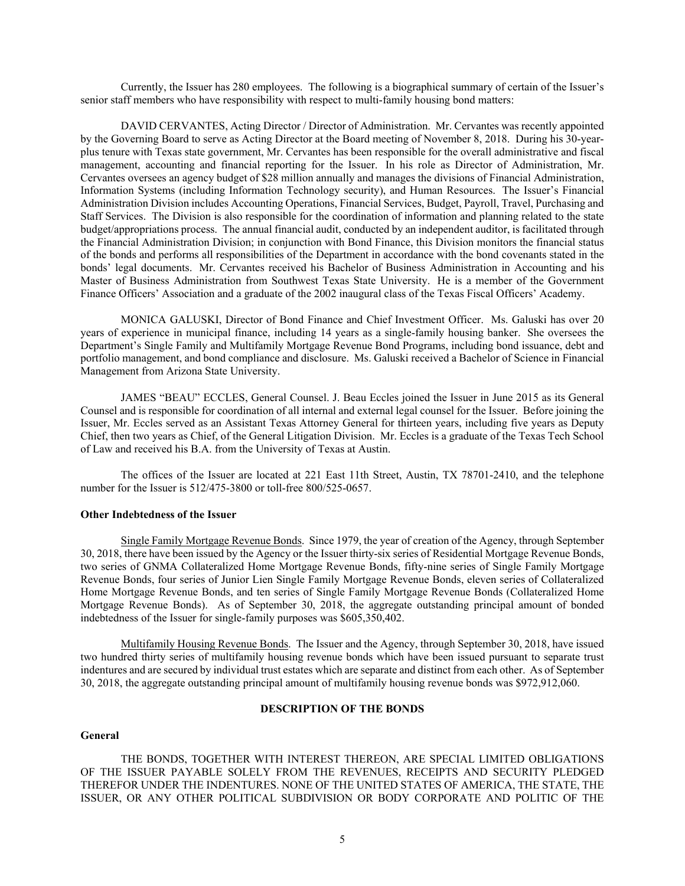Currently, the Issuer has 280 employees. The following is a biographical summary of certain of the Issuer's senior staff members who have responsibility with respect to multi-family housing bond matters:

DAVID CERVANTES, Acting Director / Director of Administration. Mr. Cervantes was recently appointed by the Governing Board to serve as Acting Director at the Board meeting of November 8, 2018. During his 30-year-plus tenure with Texas state government, Mr. Cervantes has been responsible for the overall administrative and fiscal management, accounting and financial reporting for the Issuer. In his role as Director of Administration, Mr. Cervantes oversees an agency budget of $28 million annually and manages the divisions of Financial Administration, Information Systems (including Information Technology security), and Human Resources. The Issuer's Financial Administration Division includes Accounting Operations, Financial Services, Budget, Payroll, Travel, Purchasing and Staff Services. The Division is also responsible for the coordination of information and planning related to the state budget/appropriations process. The annual financial audit, conducted by an independent auditor, is facilitated through the Financial Administration Division; in conjunction with Bond Finance, this Division monitors the financial status of the bonds and performs all responsibilities of the Department in accordance with the bond covenants stated in the bonds' legal documents. Mr. Cervantes received his Bachelor of Business Administration in Accounting and his Master of Business Administration from Southwest Texas State University. He is a member of the Government Finance Officers' Association and a graduate of the 2002 inaugural class of the Texas Fiscal Officers' Academy.

MONICA GALUSKI, Director of Bond Finance and Chief Investment Officer. Ms. Galuski has over 20 years of experience in municipal finance, including 14 years as a single-family housing banker. She oversees the Department's Single Family and Multifamily Mortgage Revenue Bond Programs, including bond issuance, debt and portfolio management, and bond compliance and disclosure. Ms. Galuski received a Bachelor of Science in Financial Management from Arizona State University.

JAMES "BEAU" ECCLES, General Counsel. J. Beau Eccles joined the Issuer in June 2015 as its General Counsel and is responsible for coordination of all internal and external legal counsel for the Issuer. Before joining the Issuer, Mr. Eccles served as an Assistant Texas Attorney General for thirteen years, including five years as Deputy Chief, then two years as Chief, of the General Litigation Division. Mr. Eccles is a graduate of the Texas Tech School of Law and received his B.A. from the University of Texas at Austin.

The offices of the Issuer are located at 221 East 11th Street, Austin, TX 78701-2410, and the telephone number for the Issuer is 512/475-3800 or toll-free 800/525-0657.

**Other Indebtedness of the Issuer**

Single Family Mortgage Revenue Bonds. Since 1979, the year of creation of the Agency, through September 30, 2018, there have been issued by the Agency or the Issuer thirty-six series of Residential Mortgage Revenue Bonds, two series of GNMA Collateralized Home Mortgage Revenue Bonds, fifty-nine series of Single Family Mortgage Revenue Bonds, four series of Junior Lien Single Family Mortgage Revenue Bonds, eleven series of Collateralized Home Mortgage Revenue Bonds, and ten series of Single Family Mortgage Revenue Bonds (Collateralized Home Mortgage Revenue Bonds). As of September 30, 2018, the aggregate outstanding principal amount of bonded indebtedness of the Issuer for single-family purposes was $605,350,402.

Multifamily Housing Revenue Bonds. The Issuer and the Agency, through September 30, 2018, have issued two hundred thirty series of multifamily housing revenue bonds which have been issued pursuant to separate trust indentures and are secured by individual trust estates which are separate and distinct from each other. As of September 30, 2018, the aggregate outstanding principal amount of multifamily housing revenue bonds was $972,912,060.

## DESCRIPTION OF THE BONDS

**General**

THE BONDS, TOGETHER WITH INTEREST THEREON, ARE SPECIAL LIMITED OBLIGATIONS OF THE ISSUER PAYABLE SOLELY FROM THE REVENUES, RECEIPTS AND SECURITY PLEDGED THEREFOR UNDER THE INDENTURES. NONE OF THE UNITED STATES OF AMERICA, THE STATE, THE ISSUER, OR ANY OTHER POLITICAL SUBDIVISION OR BODY CORPORATE AND POLITIC OF THE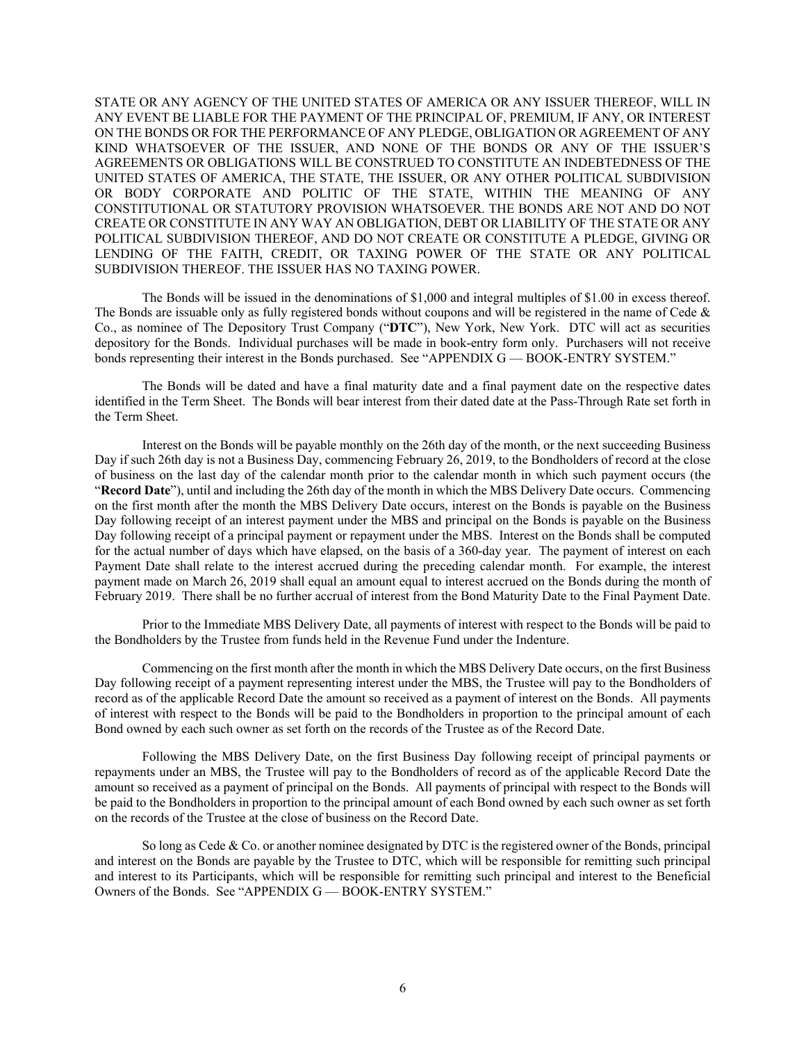STATE OR ANY AGENCY OF THE UNITED STATES OF AMERICA OR ANY ISSUER THEREOF, WILL IN ANY EVENT BE LIABLE FOR THE PAYMENT OF THE PRINCIPAL OF, PREMIUM, IF ANY, OR INTEREST ON THE BONDS OR FOR THE PERFORMANCE OF ANY PLEDGE, OBLIGATION OR AGREEMENT OF ANY KIND WHATSOEVER OF THE ISSUER, AND NONE OF THE BONDS OR ANY OF THE ISSUER'S AGREEMENTS OR OBLIGATIONS WILL BE CONSTRUED TO CONSTITUTE AN INDEBTEDNESS OF THE UNITED STATES OF AMERICA, THE STATE, THE ISSUER, OR ANY OTHER POLITICAL SUBDIVISION OR BODY CORPORATE AND POLITIC OF THE STATE, WITHIN THE MEANING OF ANY CONSTITUTIONAL OR STATUTORY PROVISION WHATSOEVER. THE BONDS ARE NOT AND DO NOT CREATE OR CONSTITUTE IN ANY WAY AN OBLIGATION, DEBT OR LIABILITY OF THE STATE OR ANY POLITICAL SUBDIVISION THEREOF, AND DO NOT CREATE OR CONSTITUTE A PLEDGE, GIVING OR LENDING OF THE FAITH, CREDIT, OR TAXING POWER OF THE STATE OR ANY POLITICAL SUBDIVISION THEREOF. THE ISSUER HAS NO TAXING POWER.

The Bonds will be issued in the denominations of $1,000 and integral multiples of $1.00 in excess thereof. The Bonds are issuable only as fully registered bonds without coupons and will be registered in the name of Cede & Co., as nominee of The Depository Trust Company ("**DTC**"), New York, New York. DTC will act as securities depository for the Bonds. Individual purchases will be made in book-entry form only. Purchasers will not receive bonds representing their interest in the Bonds purchased. See "APPENDIX G — BOOK-ENTRY SYSTEM."

The Bonds will be dated and have a final maturity date and a final payment date on the respective dates identified in the Term Sheet. The Bonds will bear interest from their dated date at the Pass-Through Rate set forth in the Term Sheet.

Interest on the Bonds will be payable monthly on the 26th day of the month, or the next succeeding Business Day if such 26th day is not a Business Day, commencing February 26, 2019, to the Bondholders of record at the close of business on the last day of the calendar month prior to the calendar month in which such payment occurs (the "**Record Date**"), until and including the 26th day of the month in which the MBS Delivery Date occurs. Commencing on the first month after the month the MBS Delivery Date occurs, interest on the Bonds is payable on the Business Day following receipt of an interest payment under the MBS and principal on the Bonds is payable on the Business Day following receipt of a principal payment or repayment under the MBS. Interest on the Bonds shall be computed for the actual number of days which have elapsed, on the basis of a 360-day year. The payment of interest on each Payment Date shall relate to the interest accrued during the preceding calendar month. For example, the interest payment made on March 26, 2019 shall equal an amount equal to interest accrued on the Bonds during the month of February 2019. There shall be no further accrual of interest from the Bond Maturity Date to the Final Payment Date.

Prior to the Immediate MBS Delivery Date, all payments of interest with respect to the Bonds will be paid to the Bondholders by the Trustee from funds held in the Revenue Fund under the Indenture.

Commencing on the first month after the month in which the MBS Delivery Date occurs, on the first Business Day following receipt of a payment representing interest under the MBS, the Trustee will pay to the Bondholders of record as of the applicable Record Date the amount so received as a payment of interest on the Bonds. All payments of interest with respect to the Bonds will be paid to the Bondholders in proportion to the principal amount of each Bond owned by each such owner as set forth on the records of the Trustee as of the Record Date.

Following the MBS Delivery Date, on the first Business Day following receipt of principal payments or repayments under an MBS, the Trustee will pay to the Bondholders of record as of the applicable Record Date the amount so received as a payment of principal on the Bonds. All payments of principal with respect to the Bonds will be paid to the Bondholders in proportion to the principal amount of each Bond owned by each such owner as set forth on the records of the Trustee at the close of business on the Record Date.

So long as Cede & Co. or another nominee designated by DTC is the registered owner of the Bonds, principal and interest on the Bonds are payable by the Trustee to DTC, which will be responsible for remitting such principal and interest to its Participants, which will be responsible for remitting such principal and interest to the Beneficial Owners of the Bonds. See "APPENDIX G — BOOK-ENTRY SYSTEM."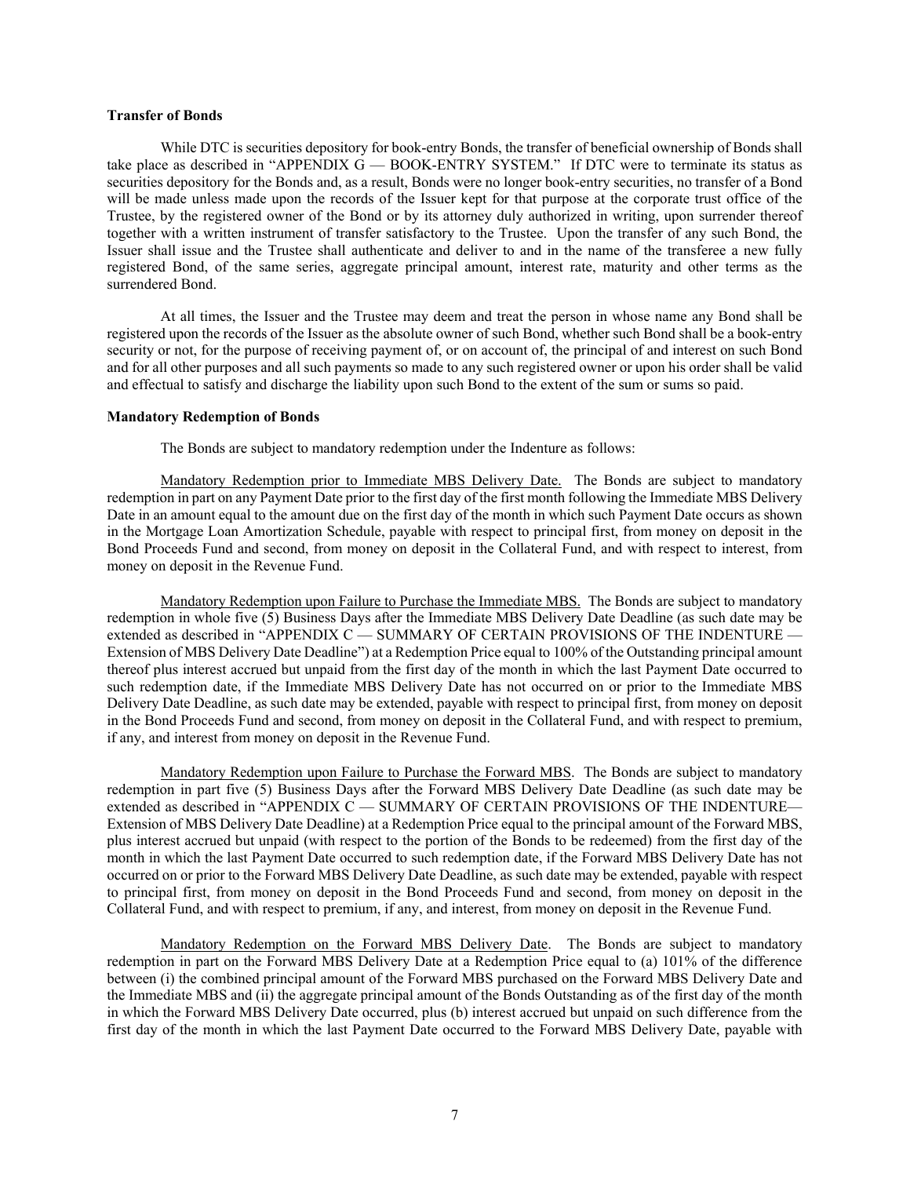**Transfer of Bonds**

While DTC is securities depository for book-entry Bonds, the transfer of beneficial ownership of Bonds shall take place as described in "APPENDIX G — BOOK-ENTRY SYSTEM." If DTC were to terminate its status as securities depository for the Bonds and, as a result, Bonds were no longer book-entry securities, no transfer of a Bond will be made unless made upon the records of the Issuer kept for that purpose at the corporate trust office of the Trustee, by the registered owner of the Bond or by its attorney duly authorized in writing, upon surrender thereof together with a written instrument of transfer satisfactory to the Trustee. Upon the transfer of any such Bond, the Issuer shall issue and the Trustee shall authenticate and deliver to and in the name of the transferee a new fully registered Bond, of the same series, aggregate principal amount, interest rate, maturity and other terms as the surrendered Bond.

At all times, the Issuer and the Trustee may deem and treat the person in whose name any Bond shall be registered upon the records of the Issuer as the absolute owner of such Bond, whether such Bond shall be a book-entry security or not, for the purpose of receiving payment of, or on account of, the principal of and interest on such Bond and for all other purposes and all such payments so made to any such registered owner or upon his order shall be valid and effectual to satisfy and discharge the liability upon such Bond to the extent of the sum or sums so paid.

**Mandatory Redemption of Bonds**

The Bonds are subject to mandatory redemption under the Indenture as follows:

Mandatory Redemption prior to Immediate MBS Delivery Date. The Bonds are subject to mandatory redemption in part on any Payment Date prior to the first day of the first month following the Immediate MBS Delivery Date in an amount equal to the amount due on the first day of the month in which such Payment Date occurs as shown in the Mortgage Loan Amortization Schedule, payable with respect to principal first, from money on deposit in the Bond Proceeds Fund and second, from money on deposit in the Collateral Fund, and with respect to interest, from money on deposit in the Revenue Fund.

Mandatory Redemption upon Failure to Purchase the Immediate MBS. The Bonds are subject to mandatory redemption in whole five (5) Business Days after the Immediate MBS Delivery Date Deadline (as such date may be extended as described in "APPENDIX C — SUMMARY OF CERTAIN PROVISIONS OF THE INDENTURE — Extension of MBS Delivery Date Deadline") at a Redemption Price equal to 100% of the Outstanding principal amount thereof plus interest accrued but unpaid from the first day of the month in which the last Payment Date occurred to such redemption date, if the Immediate MBS Delivery Date has not occurred on or prior to the Immediate MBS Delivery Date Deadline, as such date may be extended, payable with respect to principal first, from money on deposit in the Bond Proceeds Fund and second, from money on deposit in the Collateral Fund, and with respect to premium, if any, and interest from money on deposit in the Revenue Fund.

Mandatory Redemption upon Failure to Purchase the Forward MBS. The Bonds are subject to mandatory redemption in part five (5) Business Days after the Forward MBS Delivery Date Deadline (as such date may be extended as described in "APPENDIX C — SUMMARY OF CERTAIN PROVISIONS OF THE INDENTURE— Extension of MBS Delivery Date Deadline) at a Redemption Price equal to the principal amount of the Forward MBS, plus interest accrued but unpaid (with respect to the portion of the Bonds to be redeemed) from the first day of the month in which the last Payment Date occurred to such redemption date, if the Forward MBS Delivery Date has not occurred on or prior to the Forward MBS Delivery Date Deadline, as such date may be extended, payable with respect to principal first, from money on deposit in the Bond Proceeds Fund and second, from money on deposit in the Collateral Fund, and with respect to premium, if any, and interest, from money on deposit in the Revenue Fund.

Mandatory Redemption on the Forward MBS Delivery Date. The Bonds are subject to mandatory redemption in part on the Forward MBS Delivery Date at a Redemption Price equal to (a) 101% of the difference between (i) the combined principal amount of the Forward MBS purchased on the Forward MBS Delivery Date and the Immediate MBS and (ii) the aggregate principal amount of the Bonds Outstanding as of the first day of the month in which the Forward MBS Delivery Date occurred, plus (b) interest accrued but unpaid on such difference from the first day of the month in which the last Payment Date occurred to the Forward MBS Delivery Date, payable with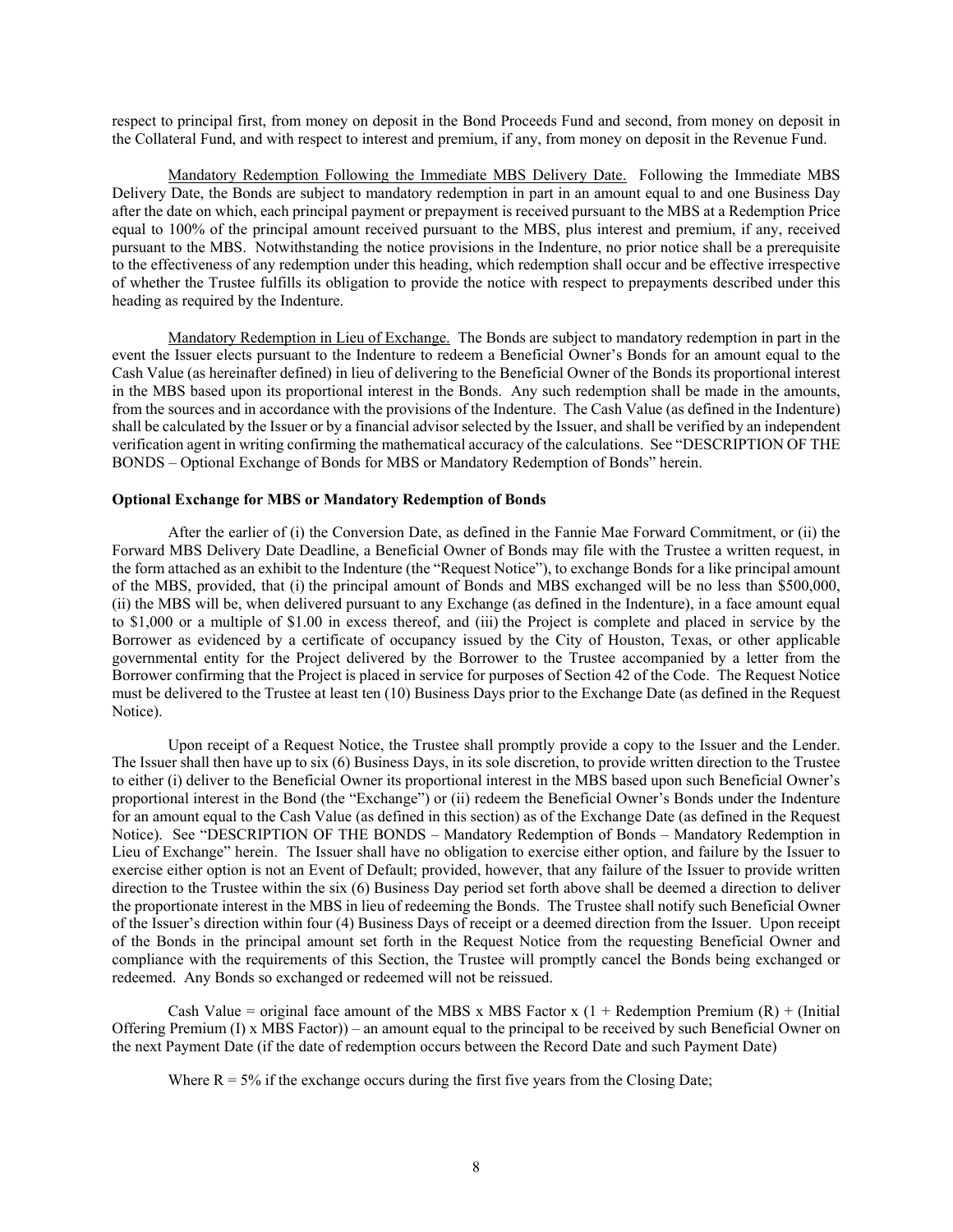respect to principal first, from money on deposit in the Bond Proceeds Fund and second, from money on deposit in the Collateral Fund, and with respect to interest and premium, if any, from money on deposit in the Revenue Fund.

Mandatory Redemption Following the Immediate MBS Delivery Date. Following the Immediate MBS Delivery Date, the Bonds are subject to mandatory redemption in part in an amount equal to and one Business Day after the date on which, each principal payment or prepayment is received pursuant to the MBS at a Redemption Price equal to 100% of the principal amount received pursuant to the MBS, plus interest and premium, if any, received pursuant to the MBS. Notwithstanding the notice provisions in the Indenture, no prior notice shall be a prerequisite to the effectiveness of any redemption under this heading, which redemption shall occur and be effective irrespective of whether the Trustee fulfills its obligation to provide the notice with respect to prepayments described under this heading as required by the Indenture.

Mandatory Redemption in Lieu of Exchange. The Bonds are subject to mandatory redemption in part in the event the Issuer elects pursuant to the Indenture to redeem a Beneficial Owner's Bonds for an amount equal to the Cash Value (as hereinafter defined) in lieu of delivering to the Beneficial Owner of the Bonds its proportional interest in the MBS based upon its proportional interest in the Bonds. Any such redemption shall be made in the amounts, from the sources and in accordance with the provisions of the Indenture. The Cash Value (as defined in the Indenture) shall be calculated by the Issuer or by a financial advisor selected by the Issuer, and shall be verified by an independent verification agent in writing confirming the mathematical accuracy of the calculations. See "DESCRIPTION OF THE BONDS – Optional Exchange of Bonds for MBS or Mandatory Redemption of Bonds" herein.

**Optional Exchange for MBS or Mandatory Redemption of Bonds**

After the earlier of (i) the Conversion Date, as defined in the Fannie Mae Forward Commitment, or (ii) the Forward MBS Delivery Date Deadline, a Beneficial Owner of Bonds may file with the Trustee a written request, in the form attached as an exhibit to the Indenture (the "Request Notice"), to exchange Bonds for a like principal amount of the MBS, provided, that (i) the principal amount of Bonds and MBS exchanged will be no less than $500,000, (ii) the MBS will be, when delivered pursuant to any Exchange (as defined in the Indenture), in a face amount equal to $1,000 or a multiple of $1.00 in excess thereof, and (iii) the Project is complete and placed in service by the Borrower as evidenced by a certificate of occupancy issued by the City of Houston, Texas, or other applicable governmental entity for the Project delivered by the Borrower to the Trustee accompanied by a letter from the Borrower confirming that the Project is placed in service for purposes of Section 42 of the Code. The Request Notice must be delivered to the Trustee at least ten (10) Business Days prior to the Exchange Date (as defined in the Request Notice).

Upon receipt of a Request Notice, the Trustee shall promptly provide a copy to the Issuer and the Lender. The Issuer shall then have up to six (6) Business Days, in its sole discretion, to provide written direction to the Trustee to either (i) deliver to the Beneficial Owner its proportional interest in the MBS based upon such Beneficial Owner's proportional interest in the Bond (the "Exchange") or (ii) redeem the Beneficial Owner's Bonds under the Indenture for an amount equal to the Cash Value (as defined in this section) as of the Exchange Date (as defined in the Request Notice). See "DESCRIPTION OF THE BONDS – Mandatory Redemption of Bonds – Mandatory Redemption in Lieu of Exchange" herein. The Issuer shall have no obligation to exercise either option, and failure by the Issuer to exercise either option is not an Event of Default; provided, however, that any failure of the Issuer to provide written direction to the Trustee within the six (6) Business Day period set forth above shall be deemed a direction to deliver the proportionate interest in the MBS in lieu of redeeming the Bonds. The Trustee shall notify such Beneficial Owner of the Issuer's direction within four (4) Business Days of receipt or a deemed direction from the Issuer. Upon receipt of the Bonds in the principal amount set forth in the Request Notice from the requesting Beneficial Owner and compliance with the requirements of this Section, the Trustee will promptly cancel the Bonds being exchanged or redeemed. Any Bonds so exchanged or redeemed will not be reissued.

Cash Value = original face amount of the MBS x MBS Factor x (1 + Redemption Premium (R) + (Initial Offering Premium (I) x MBS Factor)) – an amount equal to the principal to be received by such Beneficial Owner on the next Payment Date (if the date of redemption occurs between the Record Date and such Payment Date)

Where R = 5% if the exchange occurs during the first five years from the Closing Date;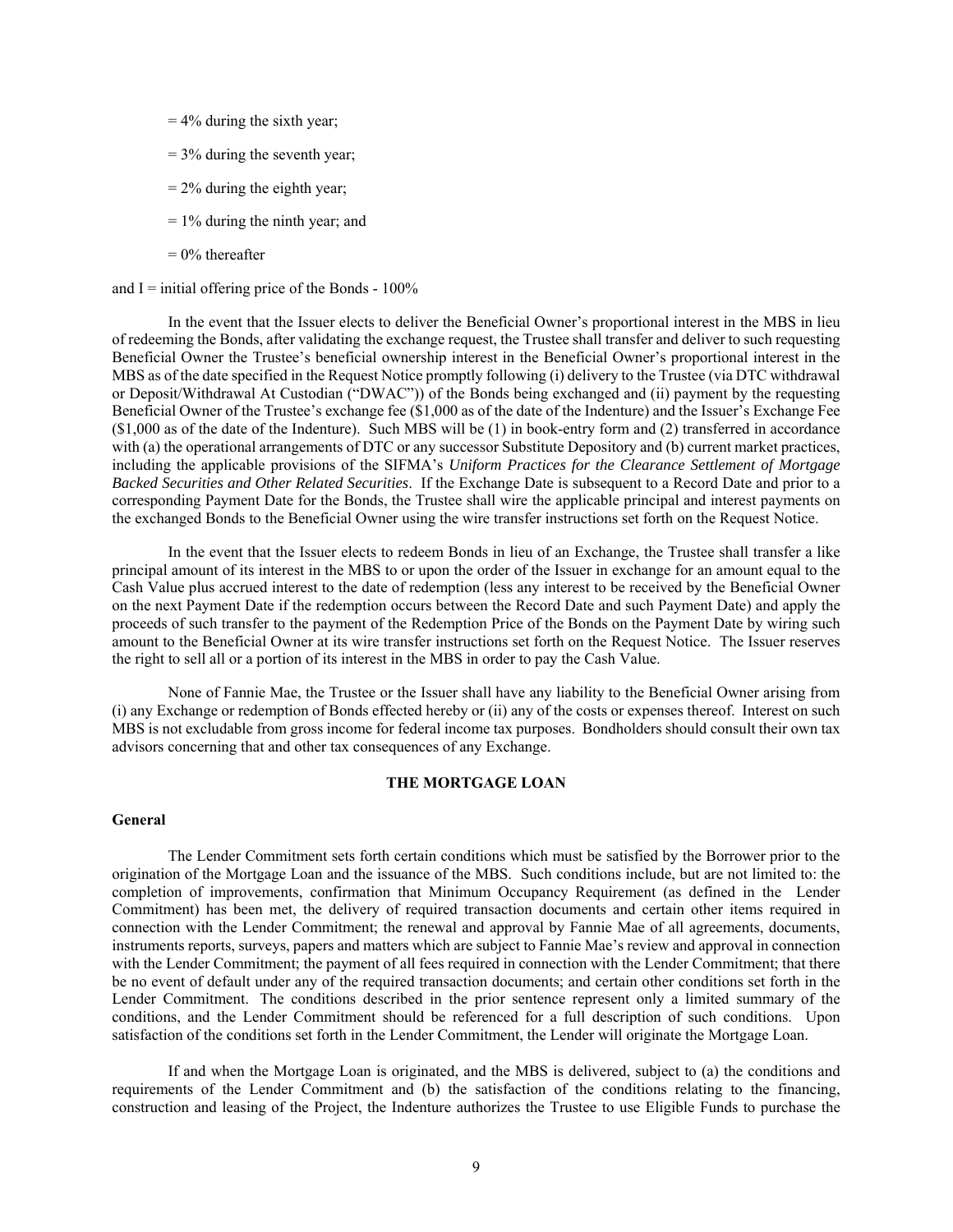= 4% during the sixth year;

= 3% during the seventh year;

= 2% during the eighth year;

= 1% during the ninth year; and

= 0% thereafter

and I = initial offering price of the Bonds - 100%

In the event that the Issuer elects to deliver the Beneficial Owner's proportional interest in the MBS in lieu of redeeming the Bonds, after validating the exchange request, the Trustee shall transfer and deliver to such requesting Beneficial Owner the Trustee's beneficial ownership interest in the Beneficial Owner's proportional interest in the MBS as of the date specified in the Request Notice promptly following (i) delivery to the Trustee (via DTC withdrawal or Deposit/Withdrawal At Custodian ("DWAC")) of the Bonds being exchanged and (ii) payment by the requesting Beneficial Owner of the Trustee's exchange fee ($1,000 as of the date of the Indenture) and the Issuer's Exchange Fee ($1,000 as of the date of the Indenture). Such MBS will be (1) in book-entry form and (2) transferred in accordance with (a) the operational arrangements of DTC or any successor Substitute Depository and (b) current market practices, including the applicable provisions of the SIFMA's *Uniform Practices for the Clearance Settlement of Mortgage Backed Securities and Other Related Securities*. If the Exchange Date is subsequent to a Record Date and prior to a corresponding Payment Date for the Bonds, the Trustee shall wire the applicable principal and interest payments on the exchanged Bonds to the Beneficial Owner using the wire transfer instructions set forth on the Request Notice.

In the event that the Issuer elects to redeem Bonds in lieu of an Exchange, the Trustee shall transfer a like principal amount of its interest in the MBS to or upon the order of the Issuer in exchange for an amount equal to the Cash Value plus accrued interest to the date of redemption (less any interest to be received by the Beneficial Owner on the next Payment Date if the redemption occurs between the Record Date and such Payment Date) and apply the proceeds of such transfer to the payment of the Redemption Price of the Bonds on the Payment Date by wiring such amount to the Beneficial Owner at its wire transfer instructions set forth on the Request Notice. The Issuer reserves the right to sell all or a portion of its interest in the MBS in order to pay the Cash Value.

None of Fannie Mae, the Trustee or the Issuer shall have any liability to the Beneficial Owner arising from (i) any Exchange or redemption of Bonds effected hereby or (ii) any of the costs or expenses thereof. Interest on such MBS is not excludable from gross income for federal income tax purposes. Bondholders should consult their own tax advisors concerning that and other tax consequences of any Exchange.

## THE MORTGAGE LOAN

### General

The Lender Commitment sets forth certain conditions which must be satisfied by the Borrower prior to the origination of the Mortgage Loan and the issuance of the MBS. Such conditions include, but are not limited to: the completion of improvements, confirmation that Minimum Occupancy Requirement (as defined in the Lender Commitment) has been met, the delivery of required transaction documents and certain other items required in connection with the Lender Commitment; the renewal and approval by Fannie Mae of all agreements, documents, instruments reports, surveys, papers and matters which are subject to Fannie Mae's review and approval in connection with the Lender Commitment; the payment of all fees required in connection with the Lender Commitment; that there be no event of default under any of the required transaction documents; and certain other conditions set forth in the Lender Commitment. The conditions described in the prior sentence represent only a limited summary of the conditions, and the Lender Commitment should be referenced for a full description of such conditions. Upon satisfaction of the conditions set forth in the Lender Commitment, the Lender will originate the Mortgage Loan.

If and when the Mortgage Loan is originated, and the MBS is delivered, subject to (a) the conditions and requirements of the Lender Commitment and (b) the satisfaction of the conditions relating to the financing, construction and leasing of the Project, the Indenture authorizes the Trustee to use Eligible Funds to purchase the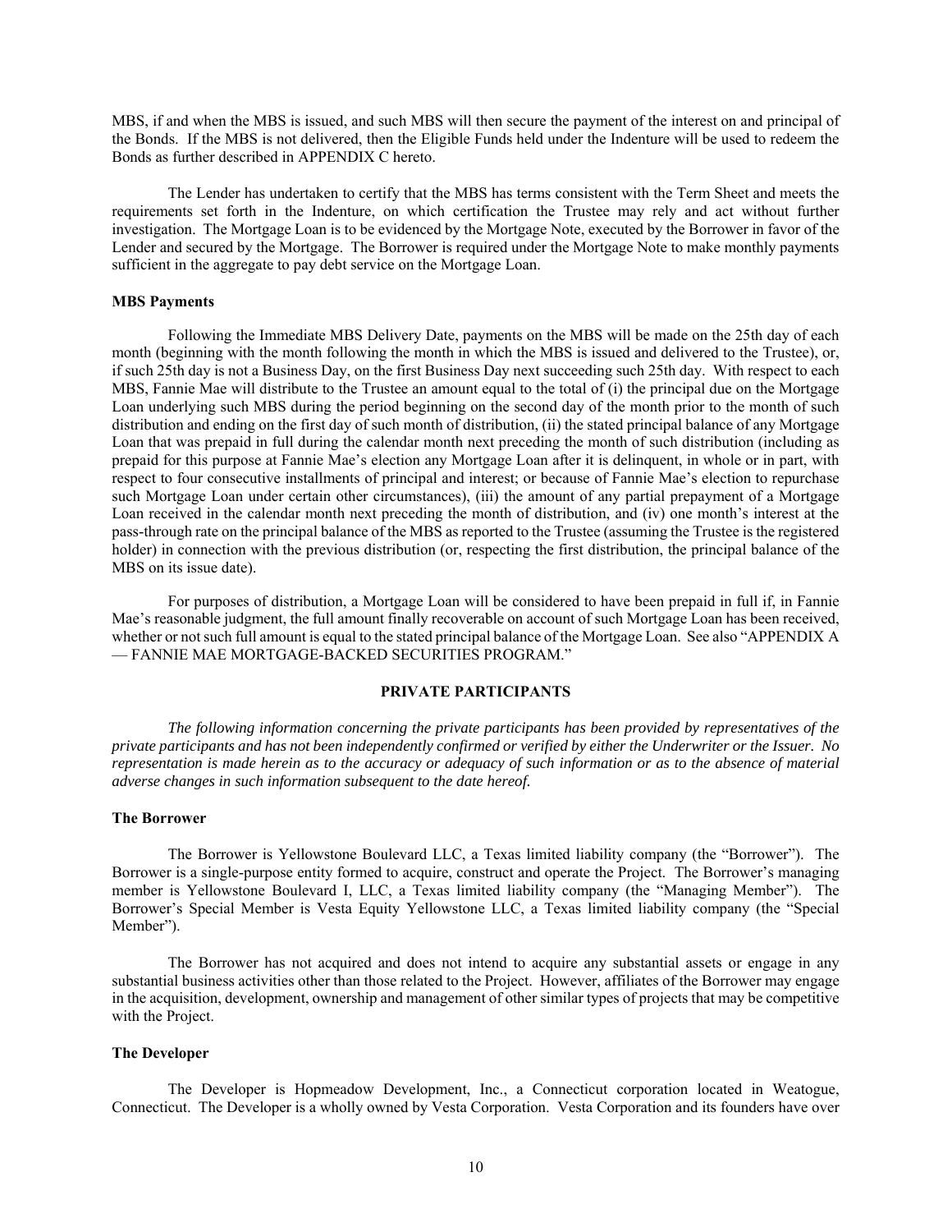MBS, if and when the MBS is issued, and such MBS will then secure the payment of the interest on and principal of the Bonds. If the MBS is not delivered, then the Eligible Funds held under the Indenture will be used to redeem the Bonds as further described in APPENDIX C hereto.

The Lender has undertaken to certify that the MBS has terms consistent with the Term Sheet and meets the requirements set forth in the Indenture, on which certification the Trustee may rely and act without further investigation. The Mortgage Loan is to be evidenced by the Mortgage Note, executed by the Borrower in favor of the Lender and secured by the Mortgage. The Borrower is required under the Mortgage Note to make monthly payments sufficient in the aggregate to pay debt service on the Mortgage Loan.

**MBS Payments**

Following the Immediate MBS Delivery Date, payments on the MBS will be made on the 25th day of each month (beginning with the month following the month in which the MBS is issued and delivered to the Trustee), or, if such 25th day is not a Business Day, on the first Business Day next succeeding such 25th day. With respect to each MBS, Fannie Mae will distribute to the Trustee an amount equal to the total of (i) the principal due on the Mortgage Loan underlying such MBS during the period beginning on the second day of the month prior to the month of such distribution and ending on the first day of such month of distribution, (ii) the stated principal balance of any Mortgage Loan that was prepaid in full during the calendar month next preceding the month of such distribution (including as prepaid for this purpose at Fannie Mae's election any Mortgage Loan after it is delinquent, in whole or in part, with respect to four consecutive installments of principal and interest; or because of Fannie Mae's election to repurchase such Mortgage Loan under certain other circumstances), (iii) the amount of any partial prepayment of a Mortgage Loan received in the calendar month next preceding the month of distribution, and (iv) one month's interest at the pass-through rate on the principal balance of the MBS as reported to the Trustee (assuming the Trustee is the registered holder) in connection with the previous distribution (or, respecting the first distribution, the principal balance of the MBS on its issue date).

For purposes of distribution, a Mortgage Loan will be considered to have been prepaid in full if, in Fannie Mae's reasonable judgment, the full amount finally recoverable on account of such Mortgage Loan has been received, whether or not such full amount is equal to the stated principal balance of the Mortgage Loan. See also "APPENDIX A — FANNIE MAE MORTGAGE-BACKED SECURITIES PROGRAM."

## PRIVATE PARTICIPANTS

*The following information concerning the private participants has been provided by representatives of the private participants and has not been independently confirmed or verified by either the Underwriter or the Issuer. No representation is made herein as to the accuracy or adequacy of such information or as to the absence of material adverse changes in such information subsequent to the date hereof.*

**The Borrower**

The Borrower is Yellowstone Boulevard LLC, a Texas limited liability company (the "Borrower"). The Borrower is a single-purpose entity formed to acquire, construct and operate the Project. The Borrower's managing member is Yellowstone Boulevard I, LLC, a Texas limited liability company (the "Managing Member"). The Borrower's Special Member is Vesta Equity Yellowstone LLC, a Texas limited liability company (the "Special Member").

The Borrower has not acquired and does not intend to acquire any substantial assets or engage in any substantial business activities other than those related to the Project. However, affiliates of the Borrower may engage in the acquisition, development, ownership and management of other similar types of projects that may be competitive with the Project.

**The Developer**

The Developer is Hopmeadow Development, Inc., a Connecticut corporation located in Weatogue, Connecticut. The Developer is a wholly owned by Vesta Corporation. Vesta Corporation and its founders have over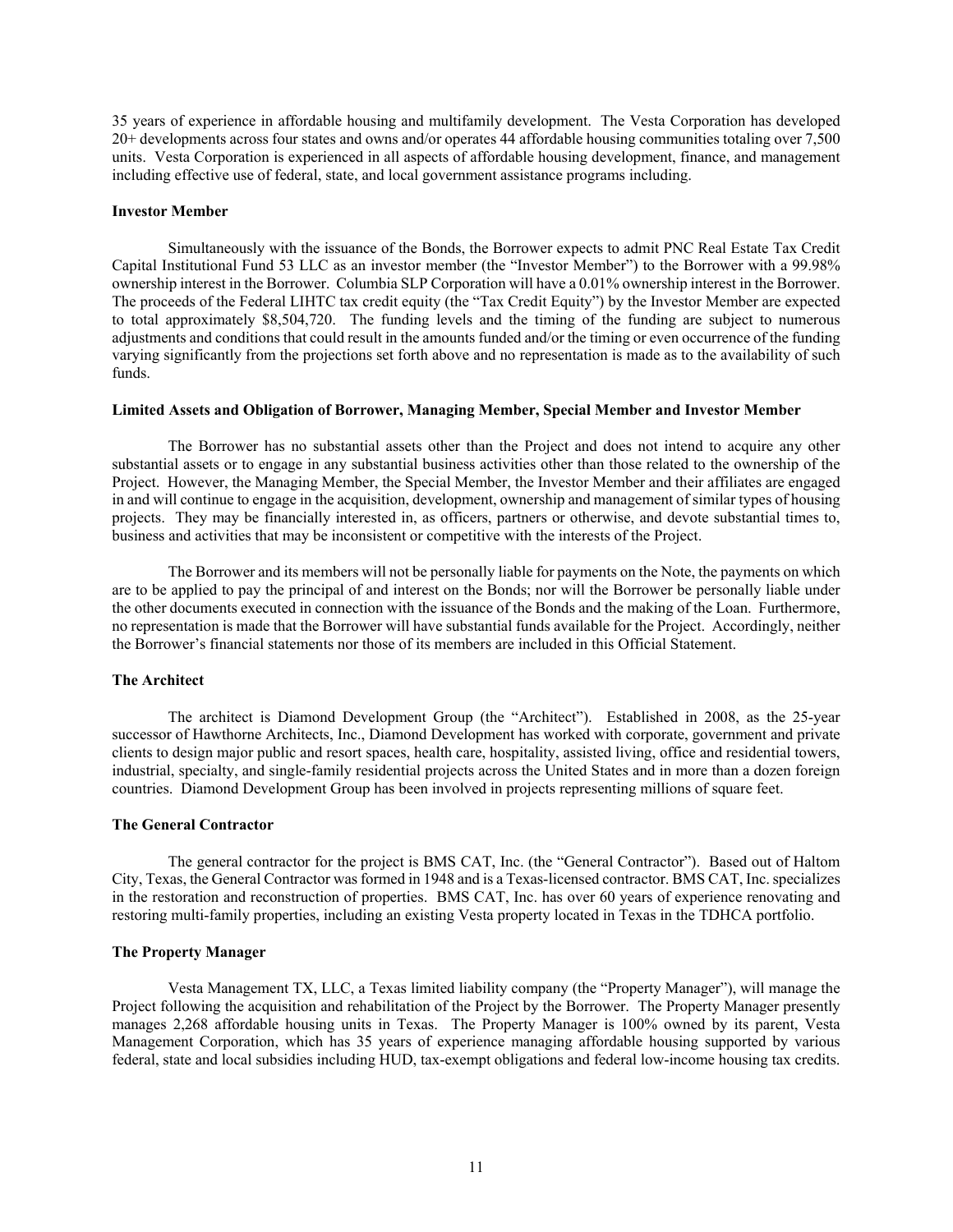35 years of experience in affordable housing and multifamily development. The Vesta Corporation has developed 20+ developments across four states and owns and/or operates 44 affordable housing communities totaling over 7,500 units. Vesta Corporation is experienced in all aspects of affordable housing development, finance, and management including effective use of federal, state, and local government assistance programs including.

**Investor Member**

Simultaneously with the issuance of the Bonds, the Borrower expects to admit PNC Real Estate Tax Credit Capital Institutional Fund 53 LLC as an investor member (the "Investor Member") to the Borrower with a 99.98% ownership interest in the Borrower. Columbia SLP Corporation will have a 0.01% ownership interest in the Borrower. The proceeds of the Federal LIHTC tax credit equity (the "Tax Credit Equity") by the Investor Member are expected to total approximately $8,504,720. The funding levels and the timing of the funding are subject to numerous adjustments and conditions that could result in the amounts funded and/or the timing or even occurrence of the funding varying significantly from the projections set forth above and no representation is made as to the availability of such funds.

**Limited Assets and Obligation of Borrower, Managing Member, Special Member and Investor Member**

The Borrower has no substantial assets other than the Project and does not intend to acquire any other substantial assets or to engage in any substantial business activities other than those related to the ownership of the Project. However, the Managing Member, the Special Member, the Investor Member and their affiliates are engaged in and will continue to engage in the acquisition, development, ownership and management of similar types of housing projects. They may be financially interested in, as officers, partners or otherwise, and devote substantial times to, business and activities that may be inconsistent or competitive with the interests of the Project.

The Borrower and its members will not be personally liable for payments on the Note, the payments on which are to be applied to pay the principal of and interest on the Bonds; nor will the Borrower be personally liable under the other documents executed in connection with the issuance of the Bonds and the making of the Loan. Furthermore, no representation is made that the Borrower will have substantial funds available for the Project. Accordingly, neither the Borrower's financial statements nor those of its members are included in this Official Statement.

**The Architect**

The architect is Diamond Development Group (the "Architect"). Established in 2008, as the 25-year successor of Hawthorne Architects, Inc., Diamond Development has worked with corporate, government and private clients to design major public and resort spaces, health care, hospitality, assisted living, office and residential towers, industrial, specialty, and single-family residential projects across the United States and in more than a dozen foreign countries. Diamond Development Group has been involved in projects representing millions of square feet.

**The General Contractor**

The general contractor for the project is BMS CAT, Inc. (the "General Contractor"). Based out of Haltom City, Texas, the General Contractor was formed in 1948 and is a Texas-licensed contractor. BMS CAT, Inc. specializes in the restoration and reconstruction of properties. BMS CAT, Inc. has over 60 years of experience renovating and restoring multi-family properties, including an existing Vesta property located in Texas in the TDHCA portfolio.

**The Property Manager**

Vesta Management TX, LLC, a Texas limited liability company (the "Property Manager"), will manage the Project following the acquisition and rehabilitation of the Project by the Borrower. The Property Manager presently manages 2,268 affordable housing units in Texas. The Property Manager is 100% owned by its parent, Vesta Management Corporation, which has 35 years of experience managing affordable housing supported by various federal, state and local subsidies including HUD, tax-exempt obligations and federal low-income housing tax credits.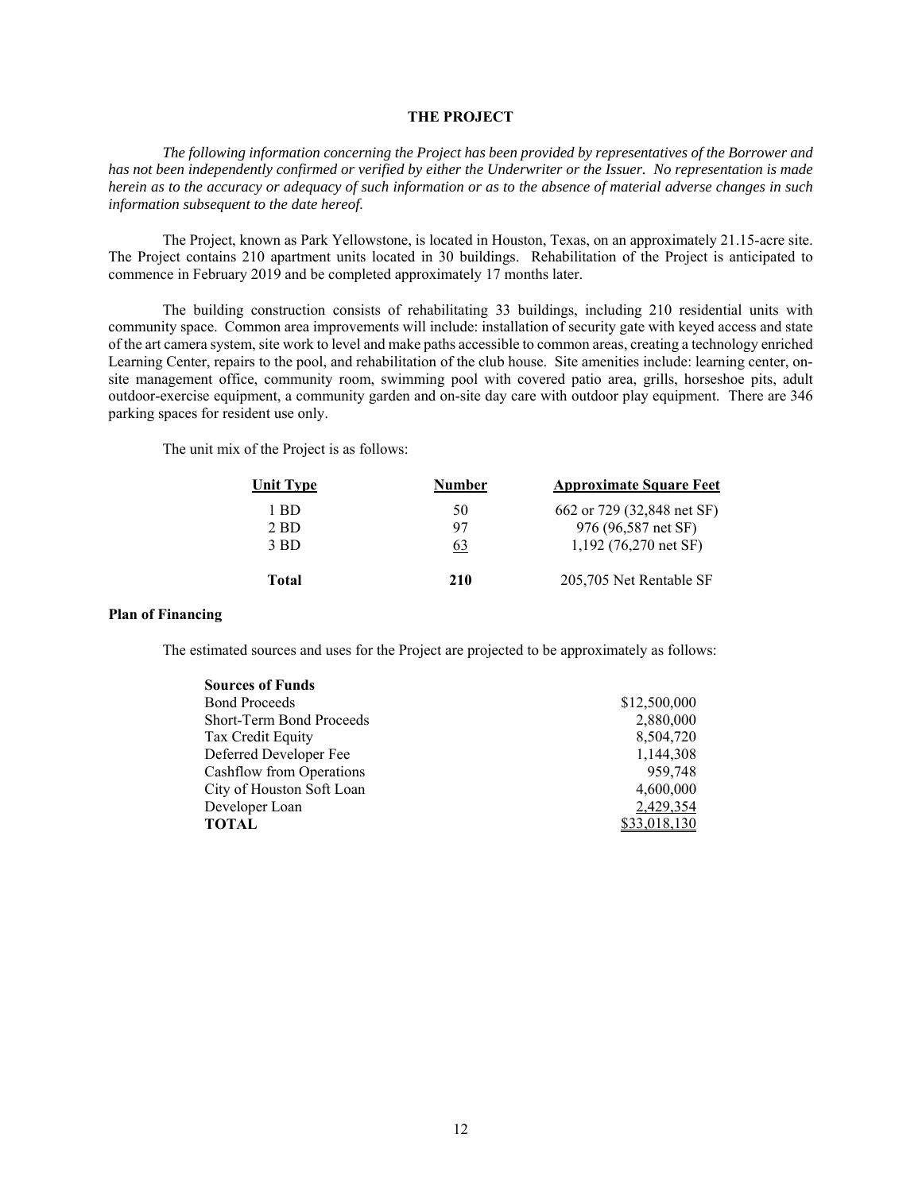## THE PROJECT

*The following information concerning the Project has been provided by representatives of the Borrower and has not been independently confirmed or verified by either the Underwriter or the Issuer. No representation is made herein as to the accuracy or adequacy of such information or as to the absence of material adverse changes in such information subsequent to the date hereof.*

The Project, known as Park Yellowstone, is located in Houston, Texas, on an approximately 21.15-acre site. The Project contains 210 apartment units located in 30 buildings. Rehabilitation of the Project is anticipated to commence in February 2019 and be completed approximately 17 months later.

The building construction consists of rehabilitating 33 buildings, including 210 residential units with community space. Common area improvements will include: installation of security gate with keyed access and state of the art camera system, site work to level and make paths accessible to common areas, creating a technology enriched Learning Center, repairs to the pool, and rehabilitation of the club house. Site amenities include: learning center, on-site management office, community room, swimming pool with covered patio area, grills, horseshoe pits, adult outdoor-exercise equipment, a community garden and on-site day care with outdoor play equipment. There are 346 parking spaces for resident use only.

The unit mix of the Project is as follows:

| Unit Type | Number | Approximate Square Feet |
|---|---|---|
| 1 BD | 50 | 662 or 729 (32,848 net SF) |
| 2 BD | 97 | 976 (96,587 net SF) |
| 3 BD | 63 | 1,192 (76,270 net SF) |
| **Total** | **210** | 205,705 Net Rentable SF |

**Plan of Financing**

The estimated sources and uses for the Project are projected to be approximately as follows:

| **Sources of Funds** | |
|---|---|
| Bond Proceeds | $12,500,000 |
| Short-Term Bond Proceeds | 2,880,000 |
| Tax Credit Equity | 8,504,720 |
| Deferred Developer Fee | 1,144,308 |
| Cashflow from Operations | 959,748 |
| City of Houston Soft Loan | 4,600,000 |
| Developer Loan | 2,429,354 |
| **TOTAL** | $33,018,130 |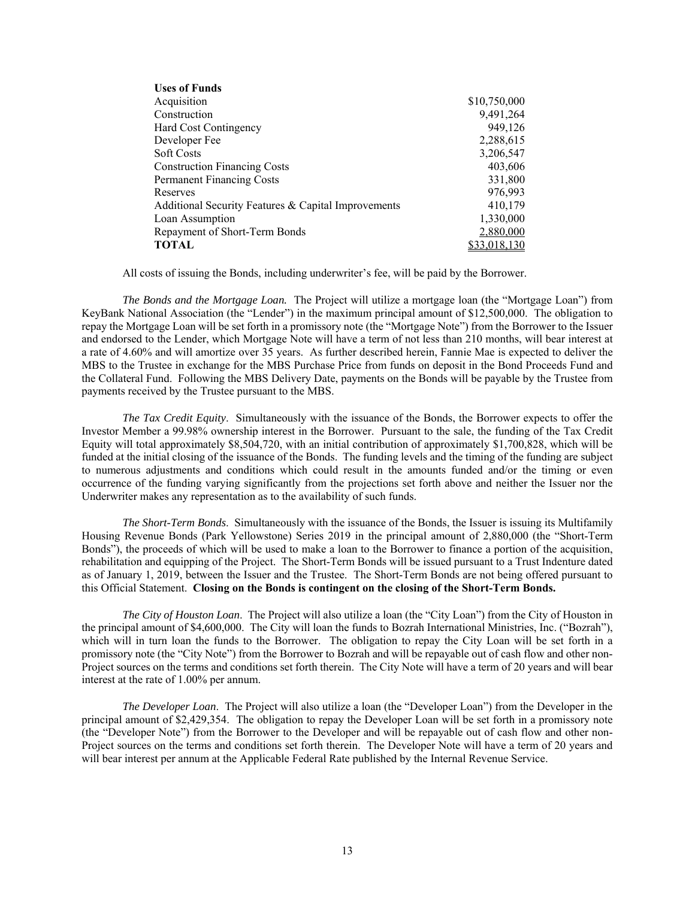| **Uses of Funds** | |
|---|---|
| Acquisition | $10,750,000 |
| Construction | 9,491,264 |
| Hard Cost Contingency | 949,126 |
| Developer Fee | 2,288,615 |
| Soft Costs | 3,206,547 |
| Construction Financing Costs | 403,606 |
| Permanent Financing Costs | 331,800 |
| Reserves | 976,993 |
| Additional Security Features & Capital Improvements | 410,179 |
| Loan Assumption | 1,330,000 |
| Repayment of Short-Term Bonds | 2,880,000 |
| **TOTAL** | $33,018,130 |

All costs of issuing the Bonds, including underwriter's fee, will be paid by the Borrower.

*The Bonds and the Mortgage Loan.* The Project will utilize a mortgage loan (the "Mortgage Loan") from KeyBank National Association (the "Lender") in the maximum principal amount of $12,500,000. The obligation to repay the Mortgage Loan will be set forth in a promissory note (the "Mortgage Note") from the Borrower to the Issuer and endorsed to the Lender, which Mortgage Note will have a term of not less than 210 months, will bear interest at a rate of 4.60% and will amortize over 35 years. As further described herein, Fannie Mae is expected to deliver the MBS to the Trustee in exchange for the MBS Purchase Price from funds on deposit in the Bond Proceeds Fund and the Collateral Fund. Following the MBS Delivery Date, payments on the Bonds will be payable by the Trustee from payments received by the Trustee pursuant to the MBS.

*The Tax Credit Equity*. Simultaneously with the issuance of the Bonds, the Borrower expects to offer the Investor Member a 99.98% ownership interest in the Borrower. Pursuant to the sale, the funding of the Tax Credit Equity will total approximately $8,504,720, with an initial contribution of approximately $1,700,828, which will be funded at the initial closing of the issuance of the Bonds. The funding levels and the timing of the funding are subject to numerous adjustments and conditions which could result in the amounts funded and/or the timing or even occurrence of the funding varying significantly from the projections set forth above and neither the Issuer nor the Underwriter makes any representation as to the availability of such funds.

*The Short-Term Bonds*. Simultaneously with the issuance of the Bonds, the Issuer is issuing its Multifamily Housing Revenue Bonds (Park Yellowstone) Series 2019 in the principal amount of 2,880,000 (the "Short-Term Bonds"), the proceeds of which will be used to make a loan to the Borrower to finance a portion of the acquisition, rehabilitation and equipping of the Project. The Short-Term Bonds will be issued pursuant to a Trust Indenture dated as of January 1, 2019, between the Issuer and the Trustee. The Short-Term Bonds are not being offered pursuant to this Official Statement. **Closing on the Bonds is contingent on the closing of the Short-Term Bonds.**

*The City of Houston Loan*. The Project will also utilize a loan (the "City Loan") from the City of Houston in the principal amount of $4,600,000. The City will loan the funds to Bozrah International Ministries, Inc. ("Bozrah"), which will in turn loan the funds to the Borrower. The obligation to repay the City Loan will be set forth in a promissory note (the "City Note") from the Borrower to Bozrah and will be repayable out of cash flow and other non-Project sources on the terms and conditions set forth therein. The City Note will have a term of 20 years and will bear interest at the rate of 1.00% per annum.

*The Developer Loan*. The Project will also utilize a loan (the "Developer Loan") from the Developer in the principal amount of $2,429,354. The obligation to repay the Developer Loan will be set forth in a promissory note (the "Developer Note") from the Borrower to the Developer and will be repayable out of cash flow and other non-Project sources on the terms and conditions set forth therein. The Developer Note will have a term of 20 years and will bear interest per annum at the Applicable Federal Rate published by the Internal Revenue Service.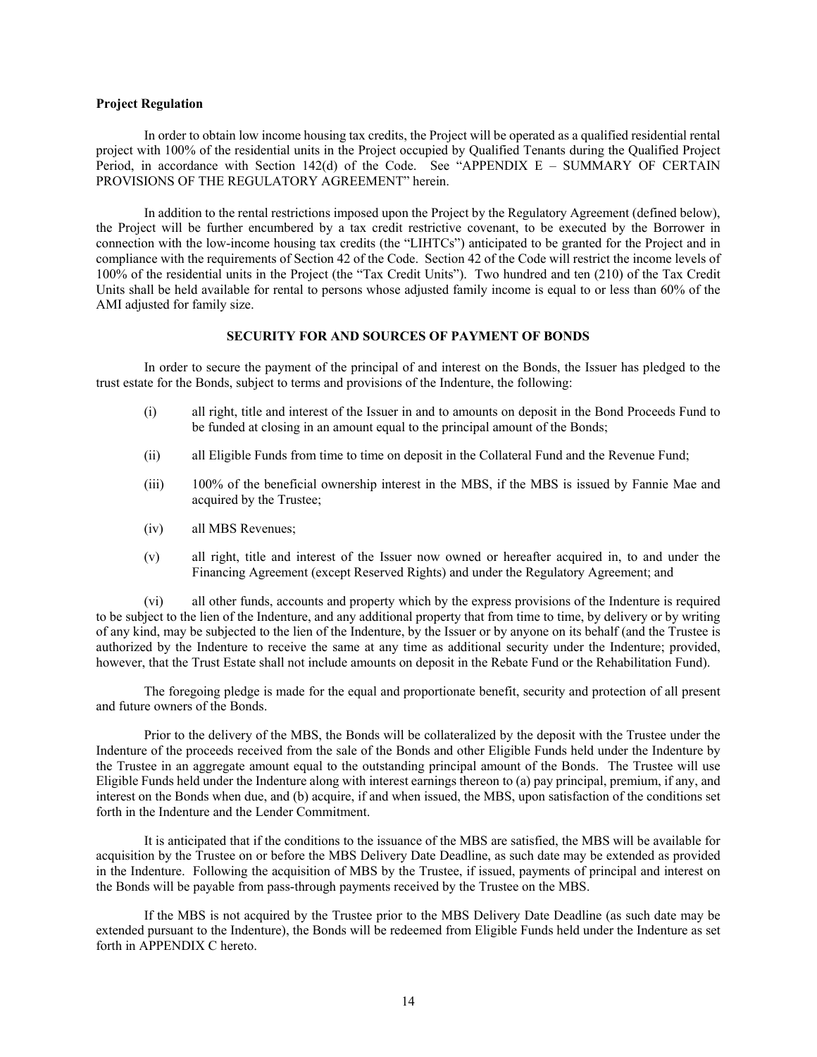**Project Regulation**

In order to obtain low income housing tax credits, the Project will be operated as a qualified residential rental project with 100% of the residential units in the Project occupied by Qualified Tenants during the Qualified Project Period, in accordance with Section 142(d) of the Code. See "APPENDIX E – SUMMARY OF CERTAIN PROVISIONS OF THE REGULATORY AGREEMENT" herein.

In addition to the rental restrictions imposed upon the Project by the Regulatory Agreement (defined below), the Project will be further encumbered by a tax credit restrictive covenant, to be executed by the Borrower in connection with the low-income housing tax credits (the "LIHTCs") anticipated to be granted for the Project and in compliance with the requirements of Section 42 of the Code. Section 42 of the Code will restrict the income levels of 100% of the residential units in the Project (the "Tax Credit Units"). Two hundred and ten (210) of the Tax Credit Units shall be held available for rental to persons whose adjusted family income is equal to or less than 60% of the AMI adjusted for family size.

## SECURITY FOR AND SOURCES OF PAYMENT OF BONDS

In order to secure the payment of the principal of and interest on the Bonds, the Issuer has pledged to the trust estate for the Bonds, subject to terms and provisions of the Indenture, the following:

(i) all right, title and interest of the Issuer in and to amounts on deposit in the Bond Proceeds Fund to be funded at closing in an amount equal to the principal amount of the Bonds;

(ii) all Eligible Funds from time to time on deposit in the Collateral Fund and the Revenue Fund;

(iii) 100% of the beneficial ownership interest in the MBS, if the MBS is issued by Fannie Mae and acquired by the Trustee;

(iv) all MBS Revenues;

(v) all right, title and interest of the Issuer now owned or hereafter acquired in, to and under the Financing Agreement (except Reserved Rights) and under the Regulatory Agreement; and

(vi) all other funds, accounts and property which by the express provisions of the Indenture is required to be subject to the lien of the Indenture, and any additional property that from time to time, by delivery or by writing of any kind, may be subjected to the lien of the Indenture, by the Issuer or by anyone on its behalf (and the Trustee is authorized by the Indenture to receive the same at any time as additional security under the Indenture; provided, however, that the Trust Estate shall not include amounts on deposit in the Rebate Fund or the Rehabilitation Fund).

The foregoing pledge is made for the equal and proportionate benefit, security and protection of all present and future owners of the Bonds.

Prior to the delivery of the MBS, the Bonds will be collateralized by the deposit with the Trustee under the Indenture of the proceeds received from the sale of the Bonds and other Eligible Funds held under the Indenture by the Trustee in an aggregate amount equal to the outstanding principal amount of the Bonds. The Trustee will use Eligible Funds held under the Indenture along with interest earnings thereon to (a) pay principal, premium, if any, and interest on the Bonds when due, and (b) acquire, if and when issued, the MBS, upon satisfaction of the conditions set forth in the Indenture and the Lender Commitment.

It is anticipated that if the conditions to the issuance of the MBS are satisfied, the MBS will be available for acquisition by the Trustee on or before the MBS Delivery Date Deadline, as such date may be extended as provided in the Indenture. Following the acquisition of MBS by the Trustee, if issued, payments of principal and interest on the Bonds will be payable from pass-through payments received by the Trustee on the MBS.

If the MBS is not acquired by the Trustee prior to the MBS Delivery Date Deadline (as such date may be extended pursuant to the Indenture), the Bonds will be redeemed from Eligible Funds held under the Indenture as set forth in APPENDIX C hereto.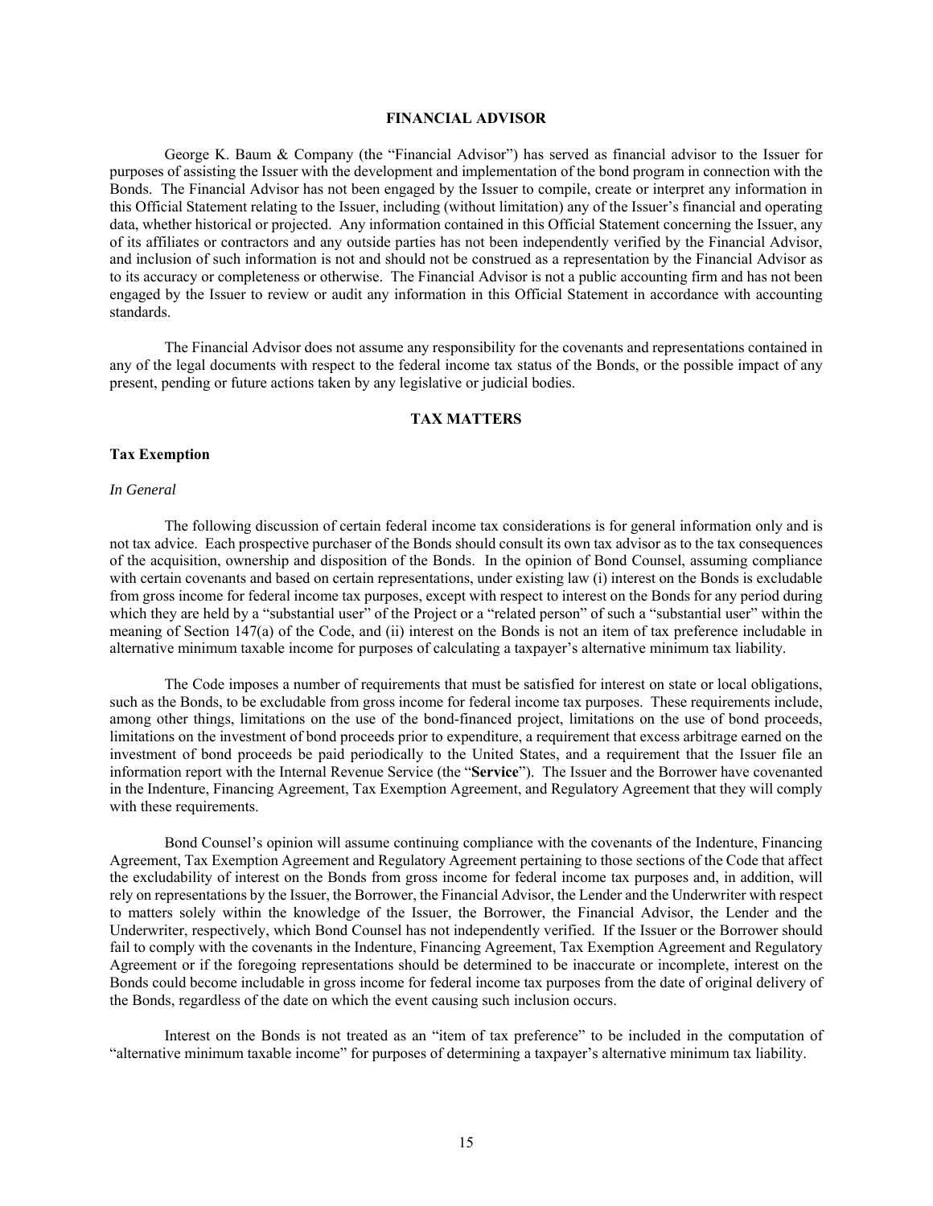## FINANCIAL ADVISOR

George K. Baum & Company (the "Financial Advisor") has served as financial advisor to the Issuer for purposes of assisting the Issuer with the development and implementation of the bond program in connection with the Bonds. The Financial Advisor has not been engaged by the Issuer to compile, create or interpret any information in this Official Statement relating to the Issuer, including (without limitation) any of the Issuer's financial and operating data, whether historical or projected. Any information contained in this Official Statement concerning the Issuer, any of its affiliates or contractors and any outside parties has not been independently verified by the Financial Advisor, and inclusion of such information is not and should not be construed as a representation by the Financial Advisor as to its accuracy or completeness or otherwise. The Financial Advisor is not a public accounting firm and has not been engaged by the Issuer to review or audit any information in this Official Statement in accordance with accounting standards.

The Financial Advisor does not assume any responsibility for the covenants and representations contained in any of the legal documents with respect to the federal income tax status of the Bonds, or the possible impact of any present, pending or future actions taken by any legislative or judicial bodies.

## TAX MATTERS

### Tax Exemption

*In General*

The following discussion of certain federal income tax considerations is for general information only and is not tax advice. Each prospective purchaser of the Bonds should consult its own tax advisor as to the tax consequences of the acquisition, ownership and disposition of the Bonds. In the opinion of Bond Counsel, assuming compliance with certain covenants and based on certain representations, under existing law (i) interest on the Bonds is excludable from gross income for federal income tax purposes, except with respect to interest on the Bonds for any period during which they are held by a "substantial user" of the Project or a "related person" of such a "substantial user" within the meaning of Section 147(a) of the Code, and (ii) interest on the Bonds is not an item of tax preference includable in alternative minimum taxable income for purposes of calculating a taxpayer's alternative minimum tax liability.

The Code imposes a number of requirements that must be satisfied for interest on state or local obligations, such as the Bonds, to be excludable from gross income for federal income tax purposes. These requirements include, among other things, limitations on the use of the bond-financed project, limitations on the use of bond proceeds, limitations on the investment of bond proceeds prior to expenditure, a requirement that excess arbitrage earned on the investment of bond proceeds be paid periodically to the United States, and a requirement that the Issuer file an information report with the Internal Revenue Service (the "**Service**"). The Issuer and the Borrower have covenanted in the Indenture, Financing Agreement, Tax Exemption Agreement, and Regulatory Agreement that they will comply with these requirements.

Bond Counsel's opinion will assume continuing compliance with the covenants of the Indenture, Financing Agreement, Tax Exemption Agreement and Regulatory Agreement pertaining to those sections of the Code that affect the excludability of interest on the Bonds from gross income for federal income tax purposes and, in addition, will rely on representations by the Issuer, the Borrower, the Financial Advisor, the Lender and the Underwriter with respect to matters solely within the knowledge of the Issuer, the Borrower, the Financial Advisor, the Lender and the Underwriter, respectively, which Bond Counsel has not independently verified. If the Issuer or the Borrower should fail to comply with the covenants in the Indenture, Financing Agreement, Tax Exemption Agreement and Regulatory Agreement or if the foregoing representations should be determined to be inaccurate or incomplete, interest on the Bonds could become includable in gross income for federal income tax purposes from the date of original delivery of the Bonds, regardless of the date on which the event causing such inclusion occurs.

Interest on the Bonds is not treated as an "item of tax preference" to be included in the computation of "alternative minimum taxable income" for purposes of determining a taxpayer's alternative minimum tax liability.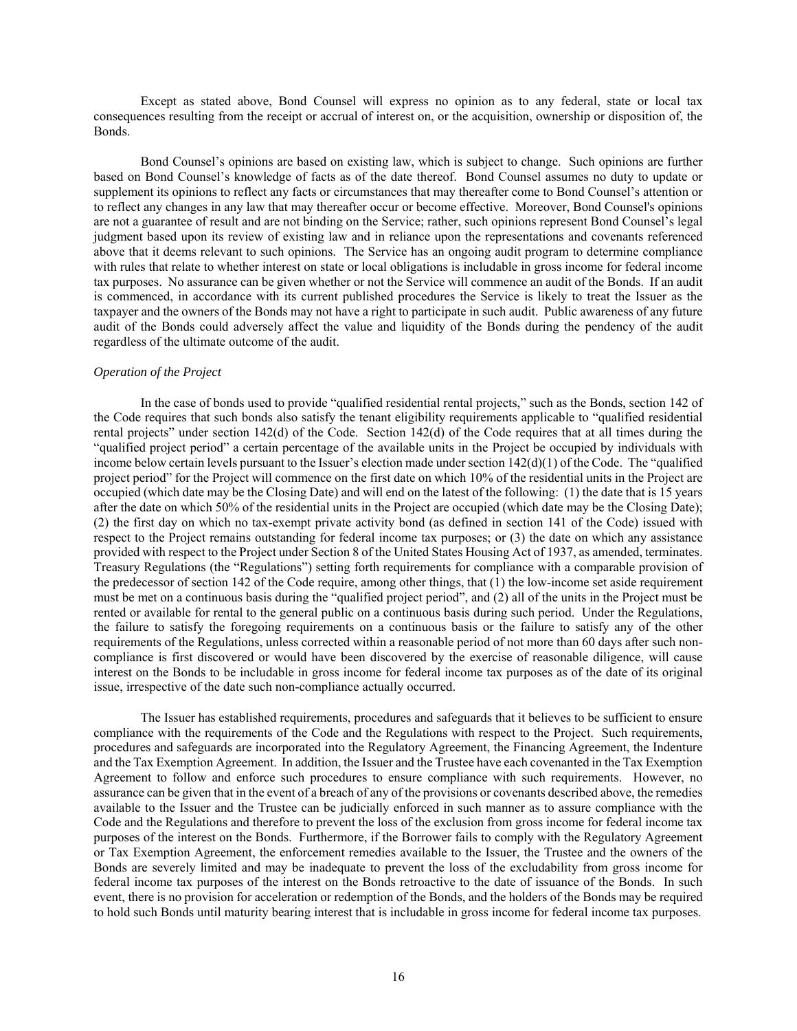Except as stated above, Bond Counsel will express no opinion as to any federal, state or local tax consequences resulting from the receipt or accrual of interest on, or the acquisition, ownership or disposition of, the Bonds.

Bond Counsel's opinions are based on existing law, which is subject to change. Such opinions are further based on Bond Counsel's knowledge of facts as of the date thereof. Bond Counsel assumes no duty to update or supplement its opinions to reflect any facts or circumstances that may thereafter come to Bond Counsel's attention or to reflect any changes in any law that may thereafter occur or become effective. Moreover, Bond Counsel's opinions are not a guarantee of result and are not binding on the Service; rather, such opinions represent Bond Counsel's legal judgment based upon its review of existing law and in reliance upon the representations and covenants referenced above that it deems relevant to such opinions. The Service has an ongoing audit program to determine compliance with rules that relate to whether interest on state or local obligations is includable in gross income for federal income tax purposes. No assurance can be given whether or not the Service will commence an audit of the Bonds. If an audit is commenced, in accordance with its current published procedures the Service is likely to treat the Issuer as the taxpayer and the owners of the Bonds may not have a right to participate in such audit. Public awareness of any future audit of the Bonds could adversely affect the value and liquidity of the Bonds during the pendency of the audit regardless of the ultimate outcome of the audit.

*Operation of the Project*

In the case of bonds used to provide "qualified residential rental projects," such as the Bonds, section 142 of the Code requires that such bonds also satisfy the tenant eligibility requirements applicable to "qualified residential rental projects" under section 142(d) of the Code. Section 142(d) of the Code requires that at all times during the "qualified project period" a certain percentage of the available units in the Project be occupied by individuals with income below certain levels pursuant to the Issuer's election made under section 142(d)(1) of the Code. The "qualified project period" for the Project will commence on the first date on which 10% of the residential units in the Project are occupied (which date may be the Closing Date) and will end on the latest of the following: (1) the date that is 15 years after the date on which 50% of the residential units in the Project are occupied (which date may be the Closing Date); (2) the first day on which no tax-exempt private activity bond (as defined in section 141 of the Code) issued with respect to the Project remains outstanding for federal income tax purposes; or (3) the date on which any assistance provided with respect to the Project under Section 8 of the United States Housing Act of 1937, as amended, terminates. Treasury Regulations (the "Regulations") setting forth requirements for compliance with a comparable provision of the predecessor of section 142 of the Code require, among other things, that (1) the low-income set aside requirement must be met on a continuous basis during the "qualified project period", and (2) all of the units in the Project must be rented or available for rental to the general public on a continuous basis during such period. Under the Regulations, the failure to satisfy the foregoing requirements on a continuous basis or the failure to satisfy any of the other requirements of the Regulations, unless corrected within a reasonable period of not more than 60 days after such non-compliance is first discovered or would have been discovered by the exercise of reasonable diligence, will cause interest on the Bonds to be includable in gross income for federal income tax purposes as of the date of its original issue, irrespective of the date such non-compliance actually occurred.

The Issuer has established requirements, procedures and safeguards that it believes to be sufficient to ensure compliance with the requirements of the Code and the Regulations with respect to the Project. Such requirements, procedures and safeguards are incorporated into the Regulatory Agreement, the Financing Agreement, the Indenture and the Tax Exemption Agreement. In addition, the Issuer and the Trustee have each covenanted in the Tax Exemption Agreement to follow and enforce such procedures to ensure compliance with such requirements. However, no assurance can be given that in the event of a breach of any of the provisions or covenants described above, the remedies available to the Issuer and the Trustee can be judicially enforced in such manner as to assure compliance with the Code and the Regulations and therefore to prevent the loss of the exclusion from gross income for federal income tax purposes of the interest on the Bonds. Furthermore, if the Borrower fails to comply with the Regulatory Agreement or Tax Exemption Agreement, the enforcement remedies available to the Issuer, the Trustee and the owners of the Bonds are severely limited and may be inadequate to prevent the loss of the excludability from gross income for federal income tax purposes of the interest on the Bonds retroactive to the date of issuance of the Bonds. In such event, there is no provision for acceleration or redemption of the Bonds, and the holders of the Bonds may be required to hold such Bonds until maturity bearing interest that is includable in gross income for federal income tax purposes.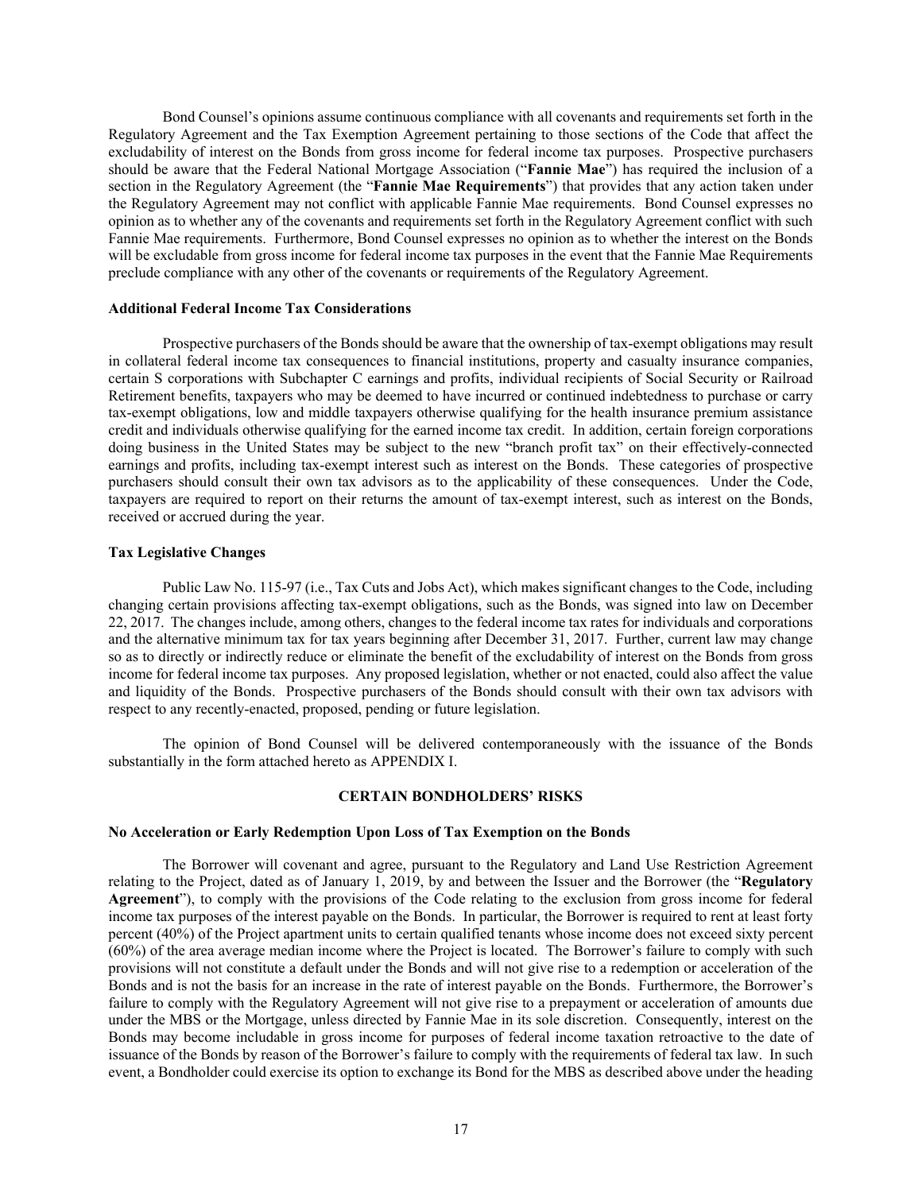Bond Counsel's opinions assume continuous compliance with all covenants and requirements set forth in the Regulatory Agreement and the Tax Exemption Agreement pertaining to those sections of the Code that affect the excludability of interest on the Bonds from gross income for federal income tax purposes. Prospective purchasers should be aware that the Federal National Mortgage Association ("**Fannie Mae**") has required the inclusion of a section in the Regulatory Agreement (the "**Fannie Mae Requirements**") that provides that any action taken under the Regulatory Agreement may not conflict with applicable Fannie Mae requirements. Bond Counsel expresses no opinion as to whether any of the covenants and requirements set forth in the Regulatory Agreement conflict with such Fannie Mae requirements. Furthermore, Bond Counsel expresses no opinion as to whether the interest on the Bonds will be excludable from gross income for federal income tax purposes in the event that the Fannie Mae Requirements preclude compliance with any other of the covenants or requirements of the Regulatory Agreement.

**Additional Federal Income Tax Considerations**

Prospective purchasers of the Bonds should be aware that the ownership of tax-exempt obligations may result in collateral federal income tax consequences to financial institutions, property and casualty insurance companies, certain S corporations with Subchapter C earnings and profits, individual recipients of Social Security or Railroad Retirement benefits, taxpayers who may be deemed to have incurred or continued indebtedness to purchase or carry tax-exempt obligations, low and middle taxpayers otherwise qualifying for the health insurance premium assistance credit and individuals otherwise qualifying for the earned income tax credit. In addition, certain foreign corporations doing business in the United States may be subject to the new "branch profit tax" on their effectively-connected earnings and profits, including tax-exempt interest such as interest on the Bonds. These categories of prospective purchasers should consult their own tax advisors as to the applicability of these consequences. Under the Code, taxpayers are required to report on their returns the amount of tax-exempt interest, such as interest on the Bonds, received or accrued during the year.

**Tax Legislative Changes**

Public Law No. 115-97 (i.e., Tax Cuts and Jobs Act), which makes significant changes to the Code, including changing certain provisions affecting tax-exempt obligations, such as the Bonds, was signed into law on December 22, 2017. The changes include, among others, changes to the federal income tax rates for individuals and corporations and the alternative minimum tax for tax years beginning after December 31, 2017. Further, current law may change so as to directly or indirectly reduce or eliminate the benefit of the excludability of interest on the Bonds from gross income for federal income tax purposes. Any proposed legislation, whether or not enacted, could also affect the value and liquidity of the Bonds. Prospective purchasers of the Bonds should consult with their own tax advisors with respect to any recently-enacted, proposed, pending or future legislation.

The opinion of Bond Counsel will be delivered contemporaneously with the issuance of the Bonds substantially in the form attached hereto as APPENDIX I.

## CERTAIN BONDHOLDERS' RISKS

**No Acceleration or Early Redemption Upon Loss of Tax Exemption on the Bonds**

The Borrower will covenant and agree, pursuant to the Regulatory and Land Use Restriction Agreement relating to the Project, dated as of January 1, 2019, by and between the Issuer and the Borrower (the "**Regulatory Agreement**"), to comply with the provisions of the Code relating to the exclusion from gross income for federal income tax purposes of the interest payable on the Bonds. In particular, the Borrower is required to rent at least forty percent (40%) of the Project apartment units to certain qualified tenants whose income does not exceed sixty percent (60%) of the area average median income where the Project is located. The Borrower's failure to comply with such provisions will not constitute a default under the Bonds and will not give rise to a redemption or acceleration of the Bonds and is not the basis for an increase in the rate of interest payable on the Bonds. Furthermore, the Borrower's failure to comply with the Regulatory Agreement will not give rise to a prepayment or acceleration of amounts due under the MBS or the Mortgage, unless directed by Fannie Mae in its sole discretion. Consequently, interest on the Bonds may become includable in gross income for purposes of federal income taxation retroactive to the date of issuance of the Bonds by reason of the Borrower's failure to comply with the requirements of federal tax law. In such event, a Bondholder could exercise its option to exchange its Bond for the MBS as described above under the heading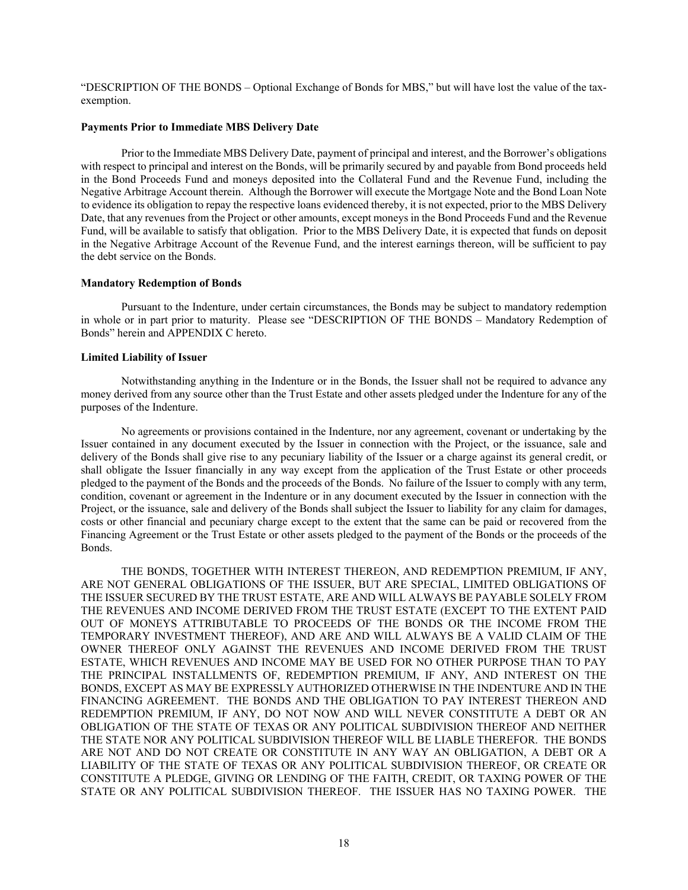"DESCRIPTION OF THE BONDS – Optional Exchange of Bonds for MBS," but will have lost the value of the tax-exemption.

**Payments Prior to Immediate MBS Delivery Date**

Prior to the Immediate MBS Delivery Date, payment of principal and interest, and the Borrower's obligations with respect to principal and interest on the Bonds, will be primarily secured by and payable from Bond proceeds held in the Bond Proceeds Fund and moneys deposited into the Collateral Fund and the Revenue Fund, including the Negative Arbitrage Account therein. Although the Borrower will execute the Mortgage Note and the Bond Loan Note to evidence its obligation to repay the respective loans evidenced thereby, it is not expected, prior to the MBS Delivery Date, that any revenues from the Project or other amounts, except moneys in the Bond Proceeds Fund and the Revenue Fund, will be available to satisfy that obligation. Prior to the MBS Delivery Date, it is expected that funds on deposit in the Negative Arbitrage Account of the Revenue Fund, and the interest earnings thereon, will be sufficient to pay the debt service on the Bonds.

**Mandatory Redemption of Bonds**

Pursuant to the Indenture, under certain circumstances, the Bonds may be subject to mandatory redemption in whole or in part prior to maturity. Please see "DESCRIPTION OF THE BONDS – Mandatory Redemption of Bonds" herein and APPENDIX C hereto.

**Limited Liability of Issuer**

Notwithstanding anything in the Indenture or in the Bonds, the Issuer shall not be required to advance any money derived from any source other than the Trust Estate and other assets pledged under the Indenture for any of the purposes of the Indenture.

No agreements or provisions contained in the Indenture, nor any agreement, covenant or undertaking by the Issuer contained in any document executed by the Issuer in connection with the Project, or the issuance, sale and delivery of the Bonds shall give rise to any pecuniary liability of the Issuer or a charge against its general credit, or shall obligate the Issuer financially in any way except from the application of the Trust Estate or other proceeds pledged to the payment of the Bonds and the proceeds of the Bonds. No failure of the Issuer to comply with any term, condition, covenant or agreement in the Indenture or in any document executed by the Issuer in connection with the Project, or the issuance, sale and delivery of the Bonds shall subject the Issuer to liability for any claim for damages, costs or other financial and pecuniary charge except to the extent that the same can be paid or recovered from the Financing Agreement or the Trust Estate or other assets pledged to the payment of the Bonds or the proceeds of the Bonds.

THE BONDS, TOGETHER WITH INTEREST THEREON, AND REDEMPTION PREMIUM, IF ANY, ARE NOT GENERAL OBLIGATIONS OF THE ISSUER, BUT ARE SPECIAL, LIMITED OBLIGATIONS OF THE ISSUER SECURED BY THE TRUST ESTATE, ARE AND WILL ALWAYS BE PAYABLE SOLELY FROM THE REVENUES AND INCOME DERIVED FROM THE TRUST ESTATE (EXCEPT TO THE EXTENT PAID OUT OF MONEYS ATTRIBUTABLE TO PROCEEDS OF THE BONDS OR THE INCOME FROM THE TEMPORARY INVESTMENT THEREOF), AND ARE AND WILL ALWAYS BE A VALID CLAIM OF THE OWNER THEREOF ONLY AGAINST THE REVENUES AND INCOME DERIVED FROM THE TRUST ESTATE, WHICH REVENUES AND INCOME MAY BE USED FOR NO OTHER PURPOSE THAN TO PAY THE PRINCIPAL INSTALLMENTS OF, REDEMPTION PREMIUM, IF ANY, AND INTEREST ON THE BONDS, EXCEPT AS MAY BE EXPRESSLY AUTHORIZED OTHERWISE IN THE INDENTURE AND IN THE FINANCING AGREEMENT. THE BONDS AND THE OBLIGATION TO PAY INTEREST THEREON AND REDEMPTION PREMIUM, IF ANY, DO NOT NOW AND WILL NEVER CONSTITUTE A DEBT OR AN OBLIGATION OF THE STATE OF TEXAS OR ANY POLITICAL SUBDIVISION THEREOF AND NEITHER THE STATE NOR ANY POLITICAL SUBDIVISION THEREOF WILL BE LIABLE THEREFOR. THE BONDS ARE NOT AND DO NOT CREATE OR CONSTITUTE IN ANY WAY AN OBLIGATION, A DEBT OR A LIABILITY OF THE STATE OF TEXAS OR ANY POLITICAL SUBDIVISION THEREOF, OR CREATE OR CONSTITUTE A PLEDGE, GIVING OR LENDING OF THE FAITH, CREDIT, OR TAXING POWER OF THE STATE OR ANY POLITICAL SUBDIVISION THEREOF. THE ISSUER HAS NO TAXING POWER. THE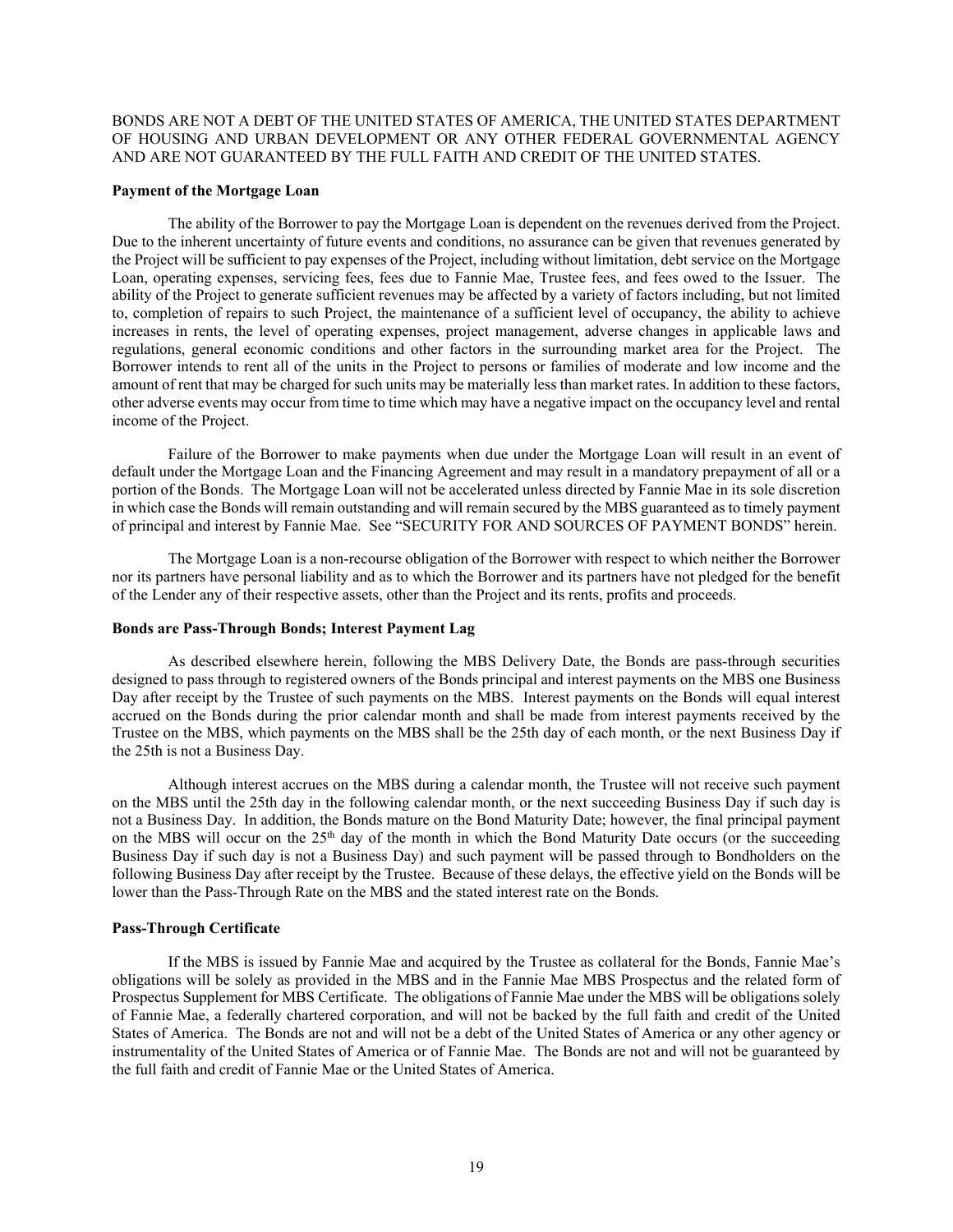BONDS ARE NOT A DEBT OF THE UNITED STATES OF AMERICA, THE UNITED STATES DEPARTMENT OF HOUSING AND URBAN DEVELOPMENT OR ANY OTHER FEDERAL GOVERNMENTAL AGENCY AND ARE NOT GUARANTEED BY THE FULL FAITH AND CREDIT OF THE UNITED STATES.

**Payment of the Mortgage Loan**

The ability of the Borrower to pay the Mortgage Loan is dependent on the revenues derived from the Project. Due to the inherent uncertainty of future events and conditions, no assurance can be given that revenues generated by the Project will be sufficient to pay expenses of the Project, including without limitation, debt service on the Mortgage Loan, operating expenses, servicing fees, fees due to Fannie Mae, Trustee fees, and fees owed to the Issuer. The ability of the Project to generate sufficient revenues may be affected by a variety of factors including, but not limited to, completion of repairs to such Project, the maintenance of a sufficient level of occupancy, the ability to achieve increases in rents, the level of operating expenses, project management, adverse changes in applicable laws and regulations, general economic conditions and other factors in the surrounding market area for the Project. The Borrower intends to rent all of the units in the Project to persons or families of moderate and low income and the amount of rent that may be charged for such units may be materially less than market rates. In addition to these factors, other adverse events may occur from time to time which may have a negative impact on the occupancy level and rental income of the Project.

Failure of the Borrower to make payments when due under the Mortgage Loan will result in an event of default under the Mortgage Loan and the Financing Agreement and may result in a mandatory prepayment of all or a portion of the Bonds. The Mortgage Loan will not be accelerated unless directed by Fannie Mae in its sole discretion in which case the Bonds will remain outstanding and will remain secured by the MBS guaranteed as to timely payment of principal and interest by Fannie Mae. See "SECURITY FOR AND SOUCES OF PAYMENT BONDS" herein.

The Mortgage Loan is a non-recourse obligation of the Borrower with respect to which neither the Borrower nor its partners have personal liability and as to which the Borrower and its partners have not pledged for the benefit of the Lender any of their respective assets, other than the Project and its rents, profits and proceeds.

**Bonds are Pass-Through Bonds; Interest Payment Lag**

As described elsewhere herein, following the MBS Delivery Date, the Bonds are pass-through securities designed to pass through to registered owners of the Bonds principal and interest payments on the MBS one Business Day after receipt by the Trustee of such payments on the MBS. Interest payments on the Bonds will equal interest accrued on the Bonds during the prior calendar month and shall be made from interest payments received by the Trustee on the MBS, which payments on the MBS shall be the 25th day of each month, or the next Business Day if the 25th is not a Business Day.

Although interest accrues on the MBS during a calendar month, the Trustee will not receive such payment on the MBS until the 25th day in the following calendar month, or the next succeeding Business Day if such day is not a Business Day. In addition, the Bonds mature on the Bond Maturity Date; however, the final principal payment on the MBS will occur on the 25th day of the month in which the Bond Maturity Date occurs (or the succeeding Business Day if such day is not a Business Day) and such payment will be passed through to Bondholders on the following Business Day after receipt by the Trustee. Because of these delays, the effective yield on the Bonds will be lower than the Pass-Through Rate on the MBS and the stated interest rate on the Bonds.

**Pass-Through Certificate**

If the MBS is issued by Fannie Mae and acquired by the Trustee as collateral for the Bonds, Fannie Mae's obligations will be solely as provided in the MBS and in the Fannie Mae MBS Prospectus and the related form of Prospectus Supplement for MBS Certificate. The obligations of Fannie Mae under the MBS will be obligations solely of Fannie Mae, a federally chartered corporation, and will not be backed by the full faith and credit of the United States of America. The Bonds are not and will not be a debt of the United States of America or any other agency or instrumentality of the United States of America or of Fannie Mae. The Bonds are not and will not be guaranteed by the full faith and credit of Fannie Mae or the United States of America.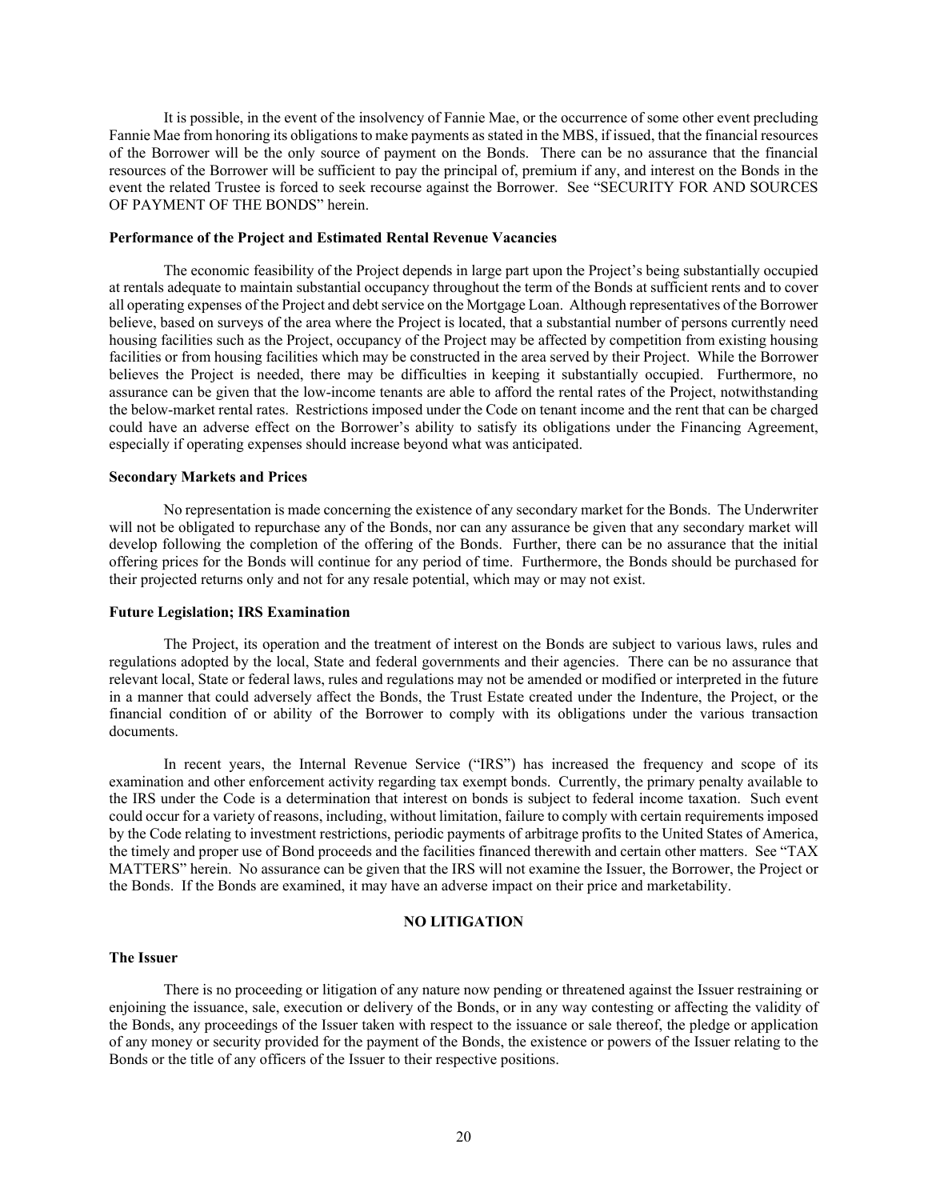It is possible, in the event of the insolvency of Fannie Mae, or the occurrence of some other event precluding Fannie Mae from honoring its obligations to make payments as stated in the MBS, if issued, that the financial resources of the Borrower will be the only source of payment on the Bonds. There can be no assurance that the financial resources of the Borrower will be sufficient to pay the principal of, premium if any, and interest on the Bonds in the event the related Trustee is forced to seek recourse against the Borrower. See "SECURITY FOR AND SOURCES OF PAYMENT OF THE BONDS" herein.

**Performance of the Project and Estimated Rental Revenue Vacancies**

The economic feasibility of the Project depends in large part upon the Project's being substantially occupied at rentals adequate to maintain substantial occupancy throughout the term of the Bonds at sufficient rents and to cover all operating expenses of the Project and debt service on the Mortgage Loan. Although representatives of the Borrower believe, based on surveys of the area where the Project is located, that a substantial number of persons currently need housing facilities such as the Project, occupancy of the Project may be affected by competition from existing housing facilities or from housing facilities which may be constructed in the area served by their Project. While the Borrower believes the Project is needed, there may be difficulties in keeping it substantially occupied. Furthermore, no assurance can be given that the low-income tenants are able to afford the rental rates of the Project, notwithstanding the below-market rental rates. Restrictions imposed under the Code on tenant income and the rent that can be charged could have an adverse effect on the Borrower's ability to satisfy its obligations under the Financing Agreement, especially if operating expenses should increase beyond what was anticipated.

**Secondary Markets and Prices**

No representation is made concerning the existence of any secondary market for the Bonds. The Underwriter will not be obligated to repurchase any of the Bonds, nor can any assurance be given that any secondary market will develop following the completion of the offering of the Bonds. Further, there can be no assurance that the initial offering prices for the Bonds will continue for any period of time. Furthermore, the Bonds should be purchased for their projected returns only and not for any resale potential, which may or may not exist.

**Future Legislation; IRS Examination**

The Project, its operation and the treatment of interest on the Bonds are subject to various laws, rules and regulations adopted by the local, State and federal governments and their agencies. There can be no assurance that relevant local, State or federal laws, rules and regulations may not be amended or modified or interpreted in the future in a manner that could adversely affect the Bonds, the Trust Estate created under the Indenture, the Project, or the financial condition of or ability of the Borrower to comply with its obligations under the various transaction documents.

In recent years, the Internal Revenue Service ("IRS") has increased the frequency and scope of its examination and other enforcement activity regarding tax exempt bonds. Currently, the primary penalty available to the IRS under the Code is a determination that interest on bonds is subject to federal income taxation. Such event could occur for a variety of reasons, including, without limitation, failure to comply with certain requirements imposed by the Code relating to investment restrictions, periodic payments of arbitrage profits to the United States of America, the timely and proper use of Bond proceeds and the facilities financed therewith and certain other matters. See "TAX MATTERS" herein. No assurance can be given that the IRS will not examine the Issuer, the Borrower, the Project or the Bonds. If the Bonds are examined, it may have an adverse impact on their price and marketability.

## NO LITIGATION

**The Issuer**

There is no proceeding or litigation of any nature now pending or threatened against the Issuer restraining or enjoining the issuance, sale, execution or delivery of the Bonds, or in any way contesting or affecting the validity of the Bonds, any proceedings of the Issuer taken with respect to the issuance or sale thereof, the pledge or application of any money or security provided for the payment of the Bonds, the existence or powers of the Issuer relating to the Bonds or the title of any officers of the Issuer to their respective positions.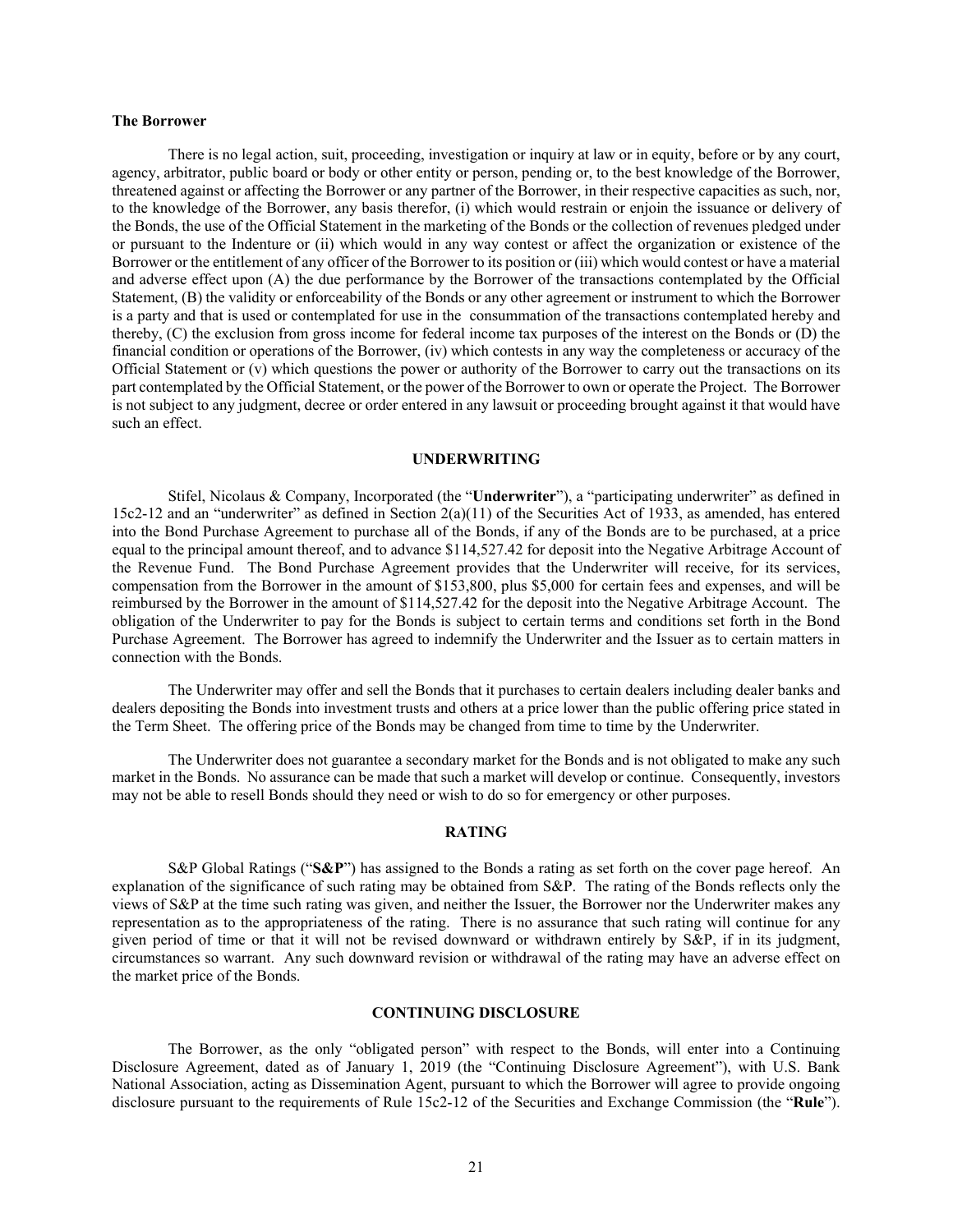**The Borrower**

There is no legal action, suit, proceeding, investigation or inquiry at law or in equity, before or by any court, agency, arbitrator, public board or body or other entity or person, pending or, to the best knowledge of the Borrower, threatened against or affecting the Borrower or any partner of the Borrower, in their respective capacities as such, nor, to the knowledge of the Borrower, any basis therefor, (i) which would restrain or enjoin the issuance or delivery of the Bonds, the use of the Official Statement in the marketing of the Bonds or the collection of revenues pledged under or pursuant to the Indenture or (ii) which would in any way contest or affect the organization or existence of the Borrower or the entitlement of any officer of the Borrower to its position or (iii) which would contest or have a material and adverse effect upon (A) the due performance by the Borrower of the transactions contemplated by the Official Statement, (B) the validity or enforceability of the Bonds or any other agreement or instrument to which the Borrower is a party and that is used or contemplated for use in the consummation of the transactions contemplated hereby and thereby, (C) the exclusion from gross income for federal income tax purposes of the interest on the Bonds or (D) the financial condition or operations of the Borrower, (iv) which contests in any way the completeness or accuracy of the Official Statement or (v) which questions the power or authority of the Borrower to carry out the transactions on its part contemplated by the Official Statement, or the power of the Borrower to own or operate the Project. The Borrower is not subject to any judgment, decree or order entered in any lawsuit or proceeding brought against it that would have such an effect.

## UNDERWRITING

Stifel, Nicolaus & Company, Incorporated (the "**Underwriter**"), a "participating underwriter" as defined in 15c2-12 and an "underwriter" as defined in Section 2(a)(11) of the Securities Act of 1933, as amended, has entered into the Bond Purchase Agreement to purchase all of the Bonds, if any of the Bonds are to be purchased, at a price equal to the principal amount thereof, and to advance $114,527.42 for deposit into the Negative Arbitrage Account of the Revenue Fund. The Bond Purchase Agreement provides that the Underwriter will receive, for its services, compensation from the Borrower in the amount of $153,800, plus $5,000 for certain fees and expenses, and will be reimbursed by the Borrower in the amount of $114,527.42 for the deposit into the Negative Arbitrage Account. The obligation of the Underwriter to pay for the Bonds is subject to certain terms and conditions set forth in the Bond Purchase Agreement. The Borrower has agreed to indemnify the Underwriter and the Issuer as to certain matters in connection with the Bonds.

The Underwriter may offer and sell the Bonds that it purchases to certain dealers including dealer banks and dealers depositing the Bonds into investment trusts and others at a price lower than the public offering price stated in the Term Sheet. The offering price of the Bonds may be changed from time to time by the Underwriter.

The Underwriter does not guarantee a secondary market for the Bonds and is not obligated to make any such market in the Bonds. No assurance can be made that such a market will develop or continue. Consequently, investors may not be able to resell Bonds should they need or wish to do so for emergency or other purposes.

## RATING

S&P Global Ratings ("**S&P**") has assigned to the Bonds a rating as set forth on the cover page hereof. An explanation of the significance of such rating may be obtained from S&P. The rating of the Bonds reflects only the views of S&P at the time such rating was given, and neither the Issuer, the Borrower nor the Underwriter makes any representation as to the appropriateness of the rating. There is no assurance that such rating will continue for any given period of time or that it will not be revised downward or withdrawn entirely by S&P, if in its judgment, circumstances so warrant. Any such downward revision or withdrawal of the rating may have an adverse effect on the market price of the Bonds.

## CONTINUING DISCLOSURE

The Borrower, as the only "obligated person" with respect to the Bonds, will enter into a Continuing Disclosure Agreement, dated as of January 1, 2019 (the "Continuing Disclosure Agreement"), with U.S. Bank National Association, acting as Dissemination Agent, pursuant to which the Borrower will agree to provide ongoing disclosure pursuant to the requirements of Rule 15c2-12 of the Securities and Exchange Commission (the "**Rule**").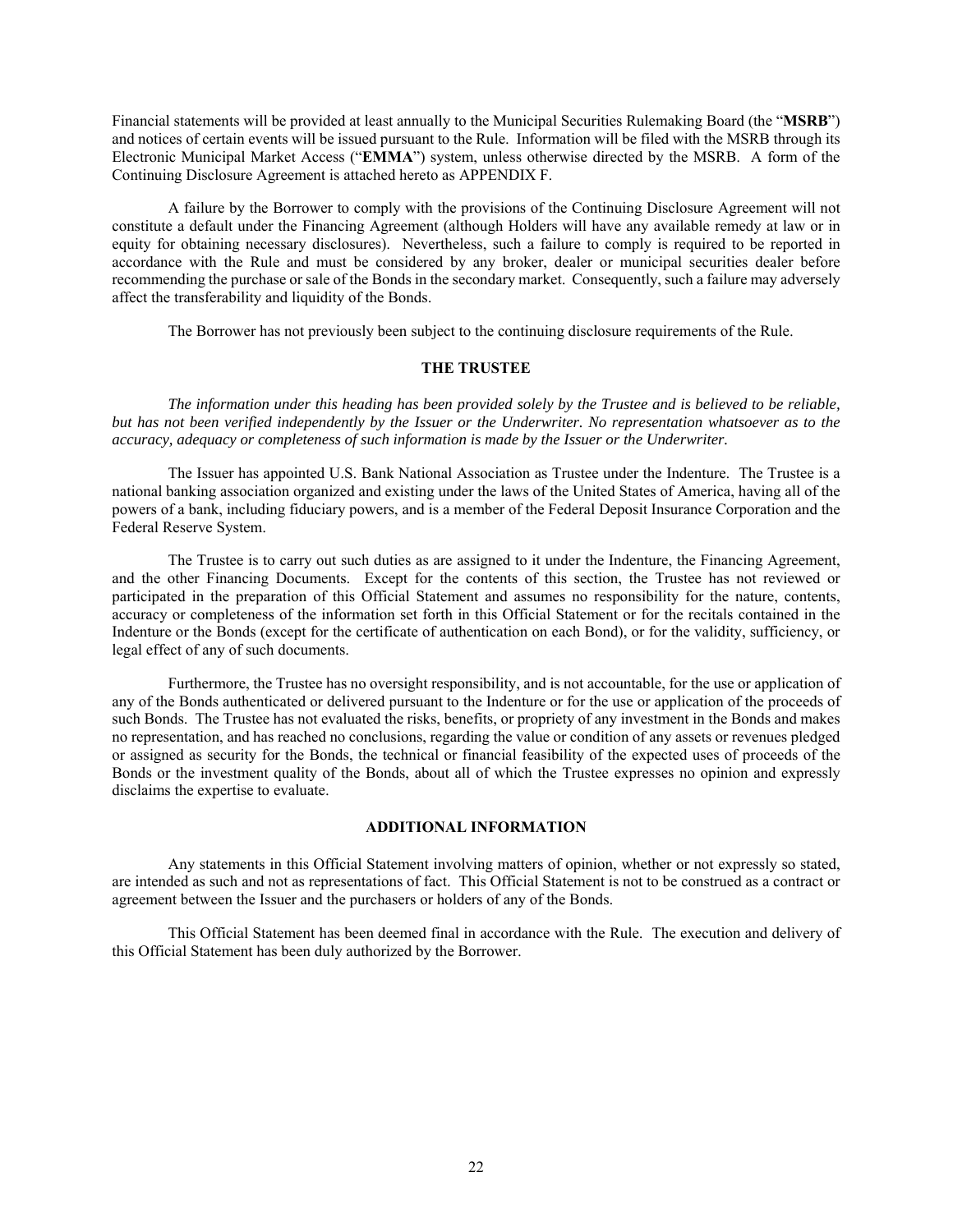Financial statements will be provided at least annually to the Municipal Securities Rulemaking Board (the "**MSRB**") and notices of certain events will be issued pursuant to the Rule. Information will be filed with the MSRB through its Electronic Municipal Market Access ("**EMMA**") system, unless otherwise directed by the MSRB. A form of the Continuing Disclosure Agreement is attached hereto as APPENDIX F.

A failure by the Borrower to comply with the provisions of the Continuing Disclosure Agreement will not constitute a default under the Financing Agreement (although Holders will have any available remedy at law or in equity for obtaining necessary disclosures). Nevertheless, such a failure to comply is required to be reported in accordance with the Rule and must be considered by any broker, dealer or municipal securities dealer before recommending the purchase or sale of the Bonds in the secondary market. Consequently, such a failure may adversely affect the transferability and liquidity of the Bonds.

The Borrower has not previously been subject to the continuing disclosure requirements of the Rule.

## THE TRUSTEE

*The information under this heading has been provided solely by the Trustee and is believed to be reliable, but has not been verified independently by the Issuer or the Underwriter. No representation whatsoever as to the accuracy, adequacy or completeness of such information is made by the Issuer or the Underwriter.*

The Issuer has appointed U.S. Bank National Association as Trustee under the Indenture. The Trustee is a national banking association organized and existing under the laws of the United States of America, having all of the powers of a bank, including fiduciary powers, and is a member of the Federal Deposit Insurance Corporation and the Federal Reserve System.

The Trustee is to carry out such duties as are assigned to it under the Indenture, the Financing Agreement, and the other Financing Documents. Except for the contents of this section, the Trustee has not reviewed or participated in the preparation of this Official Statement and assumes no responsibility for the nature, contents, accuracy or completeness of the information set forth in this Official Statement or for the recitals contained in the Indenture or the Bonds (except for the certificate of authentication on each Bond), or for the validity, sufficiency, or legal effect of any of such documents.

Furthermore, the Trustee has no oversight responsibility, and is not accountable, for the use or application of any of the Bonds authenticated or delivered pursuant to the Indenture or for the use or application of the proceeds of such Bonds. The Trustee has not evaluated the risks, benefits, or propriety of any investment in the Bonds and makes no representation, and has reached no conclusions, regarding the value or condition of any assets or revenues pledged or assigned as security for the Bonds, the technical or financial feasibility of the expected uses of proceeds of the Bonds or the investment quality of the Bonds, about all of which the Trustee expresses no opinion and expressly disclaims the expertise to evaluate.

## ADDITIONAL INFORMATION

Any statements in this Official Statement involving matters of opinion, whether or not expressly so stated, are intended as such and not as representations of fact. This Official Statement is not to be construed as a contract or agreement between the Issuer and the purchasers or holders of any of the Bonds.

This Official Statement has been deemed final in accordance with the Rule. The execution and delivery of this Official Statement has been duly authorized by the Borrower.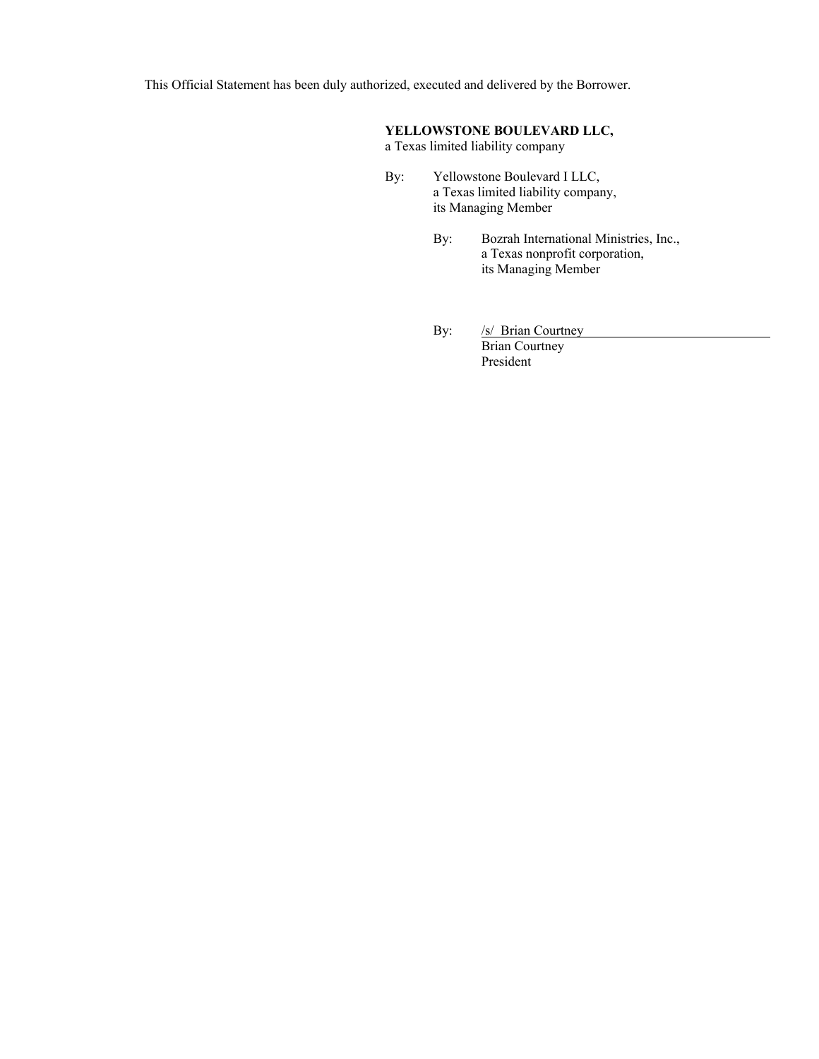This Official Statement has been duly authorized, executed and delivered by the Borrower.

**YELLOWSTONE BOULEVARD LLC,**
a Texas limited liability company

By: Yellowstone Boulevard I LLC,
a Texas limited liability company,
its Managing Member

By: Bozrah International Ministries, Inc.,
a Texas nonprofit corporation,
its Managing Member

By: /s/ Brian Courtney
Brian Courtney
President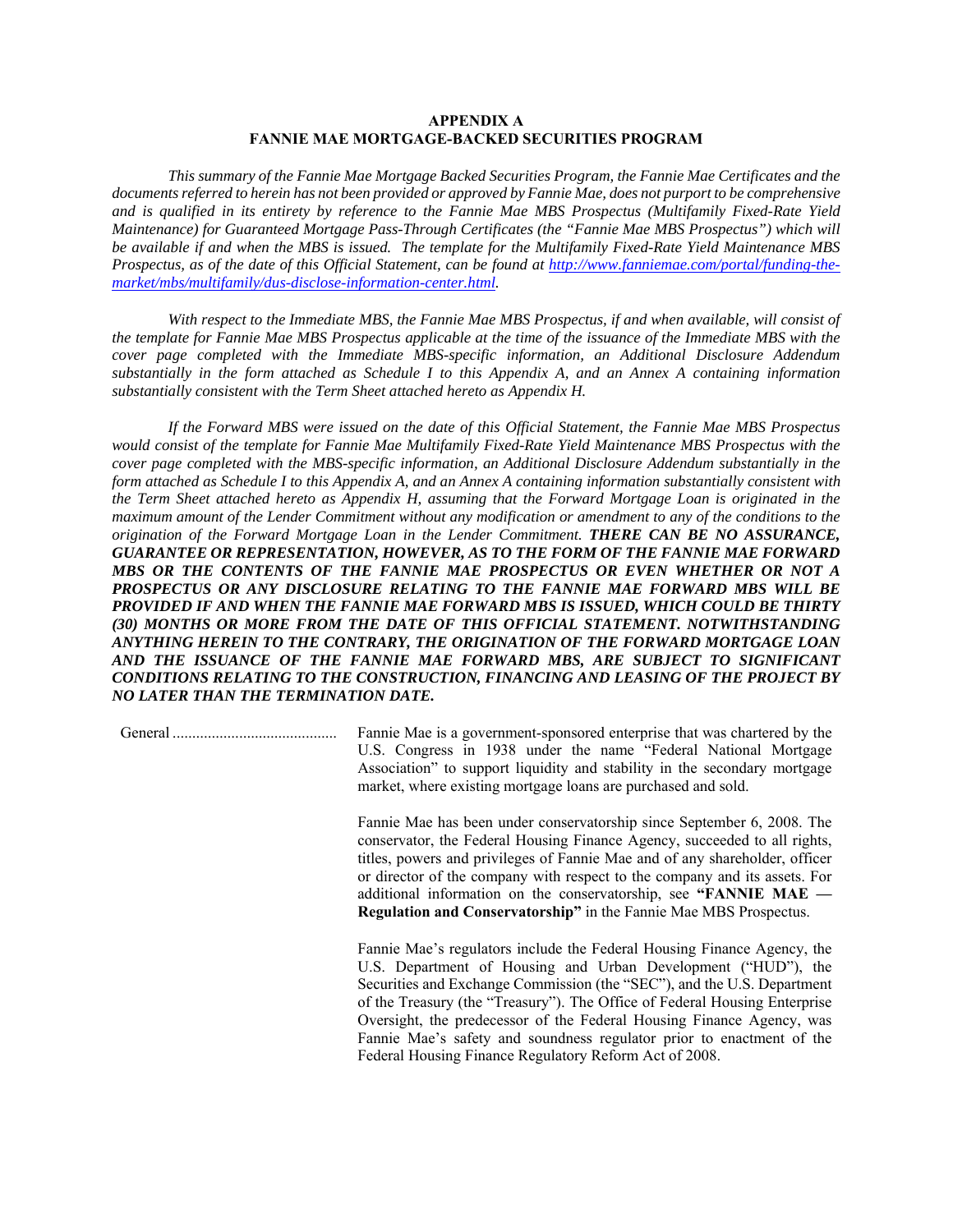## APPENDIX A
## FANNIE MAE MORTGAGE-BACKED SECURITIES PROGRAM

*This summary of the Fannie Mae Mortgage Backed Securities Program, the Fannie Mae Certificates and the documents referred to herein has not been provided or approved by Fannie Mae, does not purport to be comprehensive and is qualified in its entirety by reference to the Fannie Mae MBS Prospectus (Multifamily Fixed-Rate Yield Maintenance) for Guaranteed Mortgage Pass-Through Certificates (the "Fannie Mae MBS Prospectus") which will be available if and when the MBS is issued. The template for the Multifamily Fixed-Rate Yield Maintenance MBS Prospectus, as of the date of this Official Statement, can be found at http://www.fanniemae.com/portal/funding-the-market/mbs/multifamily/dus-disclose-information-center.html.*

*With respect to the Immediate MBS, the Fannie Mae MBS Prospectus, if and when available, will consist of the template for Fannie Mae MBS Prospectus applicable at the time of the issuance of the Immediate MBS with the cover page completed with the Immediate MBS-specific information, an Additional Disclosure Addendum substantially in the form attached as Schedule I to this Appendix A, and an Annex A containing information substantially consistent with the Term Sheet attached hereto as Appendix H.*

*If the Forward MBS were issued on the date of this Official Statement, the Fannie Mae MBS Prospectus would consist of the template for Fannie Mae Multifamily Fixed-Rate Yield Maintenance MBS Prospectus with the cover page completed with the MBS-specific information, an Additional Disclosure Addendum substantially in the form attached as Schedule I to this Appendix A, and an Annex A containing information substantially consistent with the Term Sheet attached hereto as Appendix H, assuming that the Forward Mortgage Loan is originated in the maximum amount of the Lender Commitment without any modification or amendment to any of the conditions to the origination of the Forward Mortgage Loan in the Lender Commitment.* ***THERE CAN BE NO ASSURANCE, GUARANTEE OR REPRESENTATION, HOWEVER, AS TO THE FORM OF THE FANNIE MAE FORWARD MBS OR THE CONTENTS OF THE FANNIE MAE PROSPECTUS OR EVEN WHETHER OR NOT A PROSPECTUS OR ANY DISCLOSURE RELATING TO THE FANNIE MAE FORWARD MBS WILL BE PROVIDED IF AND WHEN THE FANNIE MAE FORWARD MBS IS ISSUED, WHICH COULD BE THIRTY (30) MONTHS OR MORE FROM THE DATE OF THIS OFFICIAL STATEMENT. NOTWITHSTANDING ANYTHING HEREIN TO THE CONTRARY, THE ORIGINATION OF THE FORWARD MORTGAGE LOAN AND THE ISSUANCE OF THE FANNIE MAE FORWARD MBS, ARE SUBJECT TO SIGNIFICANT CONDITIONS RELATING TO THE CONSTRUCTION, FINANCING AND LEASING OF THE PROJECT BY NO LATER THAN THE TERMINATION DATE.***

General .......................................... Fannie Mae is a government-sponsored enterprise that was chartered by the U.S. Congress in 1938 under the name "Federal National Mortgage Association" to support liquidity and stability in the secondary mortgage market, where existing mortgage loans are purchased and sold.

Fannie Mae has been under conservatorship since September 6, 2008. The conservator, the Federal Housing Finance Agency, succeeded to all rights, titles, powers and privileges of Fannie Mae and of any shareholder, officer or director of the company with respect to the company and its assets. For additional information on the conservatorship, see **"FANNIE MAE — Regulation and Conservatorship"** in the Fannie Mae MBS Prospectus.

Fannie Mae's regulators include the Federal Housing Finance Agency, the U.S. Department of Housing and Urban Development ("HUD"), the Securities and Exchange Commission (the "SEC"), and the U.S. Department of the Treasury (the "Treasury"). The Office of Federal Housing Enterprise Oversight, the predecessor of the Federal Housing Finance Agency, was Fannie Mae's safety and soundness regulator prior to enactment of the Federal Housing Finance Regulatory Reform Act of 2008.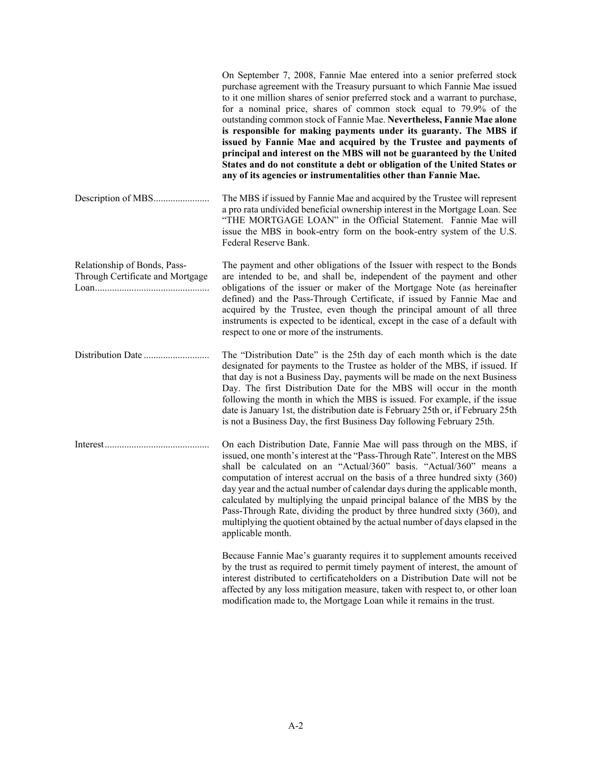On September 7, 2008, Fannie Mae entered into a senior preferred stock purchase agreement with the Treasury pursuant to which Fannie Mae issued to it one million shares of senior preferred stock and a warrant to purchase, for a nominal price, shares of common stock equal to 79.9% of the outstanding common stock of Fannie Mae. **Nevertheless, Fannie Mae alone is responsible for making payments under its guaranty. The MBS if issued by Fannie Mae and acquired by the Trustee and payments of principal and interest on the MBS will not be guaranteed by the United States and do not constitute a debt or obligation of the United States or any of its agencies or instrumentalities other than Fannie Mae.**

Description of MBS....................... The MBS if issued by Fannie Mae and acquired by the Trustee will represent a pro rata undivided beneficial ownership interest in the Mortgage Loan. See "THE MORTGAGE LOAN" in the Official Statement. Fannie Mae will issue the MBS in book-entry form on the book-entry system of the U.S. Federal Reserve Bank.

Relationship of Bonds, Pass-Through Certificate and Mortgage Loan............................................... The payment and other obligations of the Issuer with respect to the Bonds are intended to be, and shall be, independent of the payment and other obligations of the issuer or maker of the Mortgage Note (as hereinafter defined) and the Pass-Through Certificate, if issued by Fannie Mae and acquired by the Trustee, even though the principal amount of all three instruments is expected to be identical, except in the case of a default with respect to one or more of the instruments.

Distribution Date ........................... The "Distribution Date" is the 25th day of each month which is the date designated for payments to the Trustee as holder of the MBS, if issued. If that day is not a Business Day, payments will be made on the next Business Day. The first Distribution Date for the MBS will occur in the month following the month in which the MBS is issued. For example, if the issue date is January 1st, the distribution date is February 25th or, if February 25th is not a Business Day, the first Business Day following February 25th.

Interest........................................... On each Distribution Date, Fannie Mae will pass through on the MBS, if issued, one month's interest at the "Pass-Through Rate". Interest on the MBS shall be calculated on an "Actual/360" basis. "Actual/360" means a computation of interest accrual on the basis of a three hundred sixty (360) day year and the actual number of calendar days during the applicable month, calculated by multiplying the unpaid principal balance of the MBS by the Pass-Through Rate, dividing the product by three hundred sixty (360), and multiplying the quotient obtained by the actual number of days elapsed in the applicable month.

Because Fannie Mae's guaranty requires it to supplement amounts received by the trust as required to permit timely payment of interest, the amount of interest distributed to certificateholders on a Distribution Date will not be affected by any loss mitigation measure, taken with respect to, or other loan modification made to, the Mortgage Loan while it remains in the trust.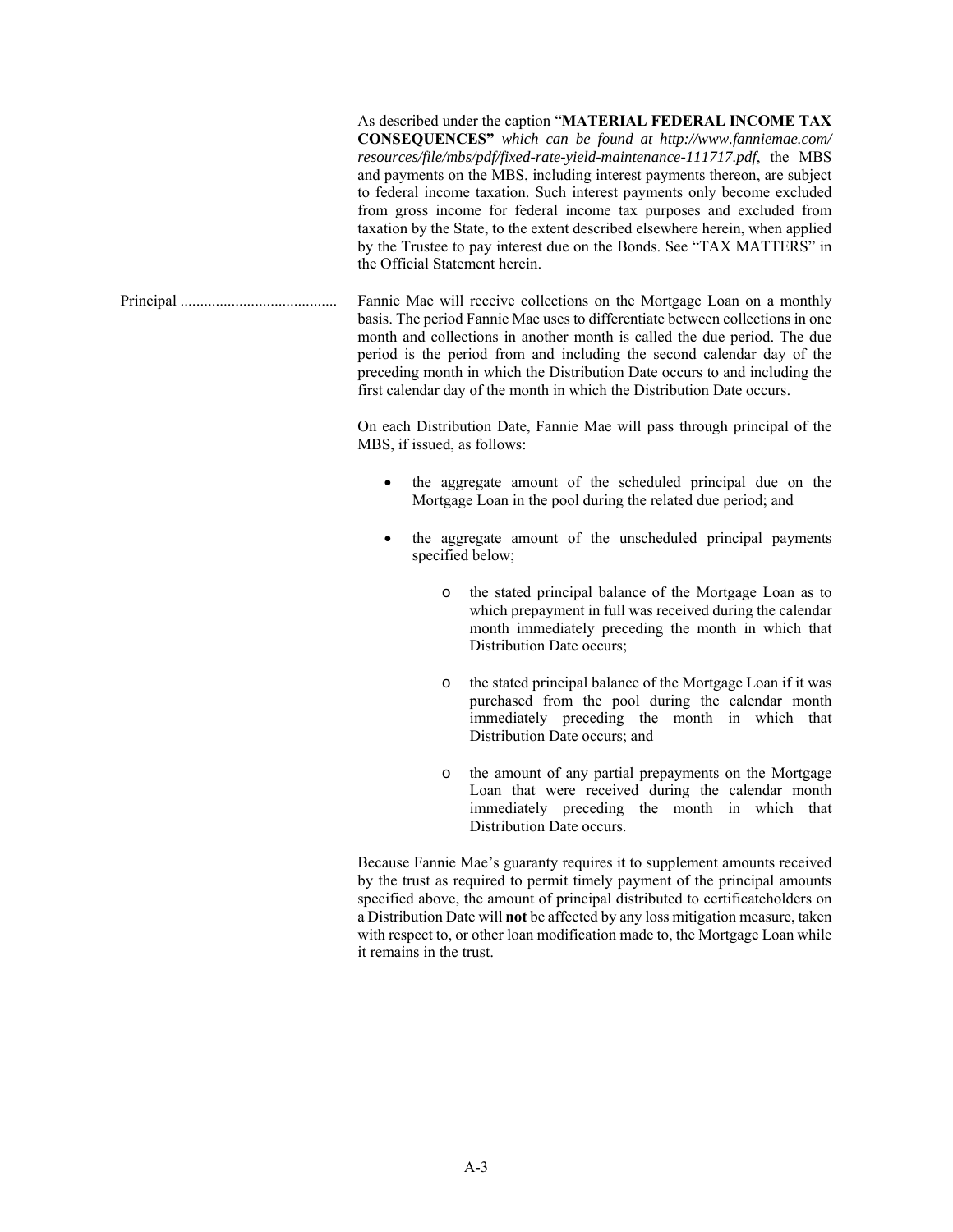As described under the caption "**MATERIAL FEDERAL INCOME TAX CONSEQUENCES"** *which can be found at http://www.fanniemae.com/resources/file/mbs/pdf/fixed-rate-yield-maintenance-111717.pdf*, the MBS and payments on the MBS, including interest payments thereon, are subject to federal income taxation. Such interest payments only become excluded from gross income for federal income tax purposes and excluded from taxation by the State, to the extent described elsewhere herein, when applied by the Trustee to pay interest due on the Bonds. See "TAX MATTERS" in the Official Statement herein.

Principal ........................................ Fannie Mae will receive collections on the Mortgage Loan on a monthly basis. The period Fannie Mae uses to differentiate between collections in one month and collections in another month is called the due period. The due period is the period from and including the second calendar day of the preceding month in which the Distribution Date occurs to and including the first calendar day of the month in which the Distribution Date occurs.

On each Distribution Date, Fannie Mae will pass through principal of the MBS, if issued, as follows:

- the aggregate amount of the scheduled principal due on the Mortgage Loan in the pool during the related due period; and
- the aggregate amount of the unscheduled principal payments specified below;
  - the stated principal balance of the Mortgage Loan as to which prepayment in full was received during the calendar month immediately preceding the month in which that Distribution Date occurs;
  - the stated principal balance of the Mortgage Loan if it was purchased from the pool during the calendar month immediately preceding the month in which that Distribution Date occurs; and
  - the amount of any partial prepayments on the Mortgage Loan that were received during the calendar month immediately preceding the month in which that Distribution Date occurs.

Because Fannie Mae's guaranty requires it to supplement amounts received by the trust as required to permit timely payment of the principal amounts specified above, the amount of principal distributed to certificateholders on a Distribution Date will **not** be affected by any loss mitigation measure, taken with respect to, or other loan modification made to, the Mortgage Loan while it remains in the trust.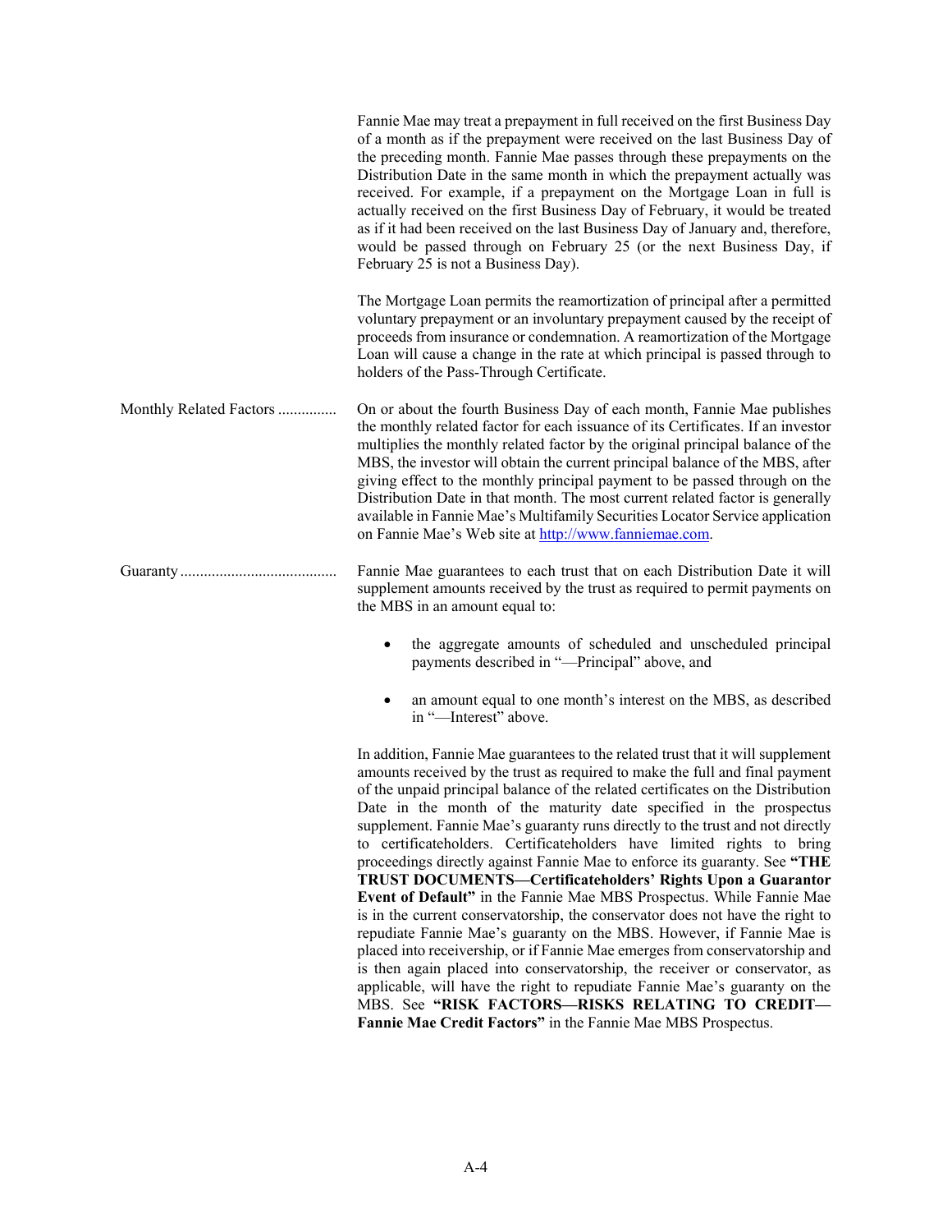Fannie Mae may treat a prepayment in full received on the first Business Day of a month as if the prepayment were received on the last Business Day of the preceding month. Fannie Mae passes through these prepayments on the Distribution Date in the same month in which the prepayment actually was received. For example, if a prepayment on the Mortgage Loan in full is actually received on the first Business Day of February, it would be treated as if it had been received on the last Business Day of January and, therefore, would be passed through on February 25 (or the next Business Day, if February 25 is not a Business Day).

The Mortgage Loan permits the reamortization of principal after a permitted voluntary prepayment or an involuntary prepayment caused by the receipt of proceeds from insurance or condemnation. A reamortization of the Mortgage Loan will cause a change in the rate at which principal is passed through to holders of the Pass-Through Certificate.

**Monthly Related Factors** ............... On or about the fourth Business Day of each month, Fannie Mae publishes the monthly related factor for each issuance of its Certificates. If an investor multiplies the monthly related factor by the original principal balance of the MBS, the investor will obtain the current principal balance of the MBS, after giving effect to the monthly principal payment to be passed through on the Distribution Date in that month. The most current related factor is generally available in Fannie Mae's Multifamily Securities Locator Service application on Fannie Mae's Web site at [http://www.fanniemae.com](http://www.fanniemae.com).

**Guaranty** ........................................ Fannie Mae guarantees to each trust that on each Distribution Date it will supplement amounts received by the trust as required to permit payments on the MBS in an amount equal to:

- the aggregate amounts of scheduled and unscheduled principal payments described in "—Principal" above, and
- an amount equal to one month's interest on the MBS, as described in "—Interest" above.

In addition, Fannie Mae guarantees to the related trust that it will supplement amounts received by the trust as required to make the full and final payment of the unpaid principal balance of the related certificates on the Distribution Date in the month of the maturity date specified in the prospectus supplement. Fannie Mae's guaranty runs directly to the trust and not directly to certificateholders. Certificateholders have limited rights to bring proceedings directly against Fannie Mae to enforce its guaranty. See **"THE TRUST DOCUMENTS—Certificateholders' Rights Upon a Guarantor Event of Default"** in the Fannie Mae MBS Prospectus. While Fannie Mae is in the current conservatorship, the conservator does not have the right to repudiate Fannie Mae's guaranty on the MBS. However, if Fannie Mae is placed into receivership, or if Fannie Mae emerges from conservatorship and is then again placed into conservatorship, the receiver or conservator, as applicable, will have the right to repudiate Fannie Mae's guaranty on the MBS. See **"RISK FACTORS—RISKS RELATING TO CREDIT—Fannie Mae Credit Factors"** in the Fannie Mae MBS Prospectus.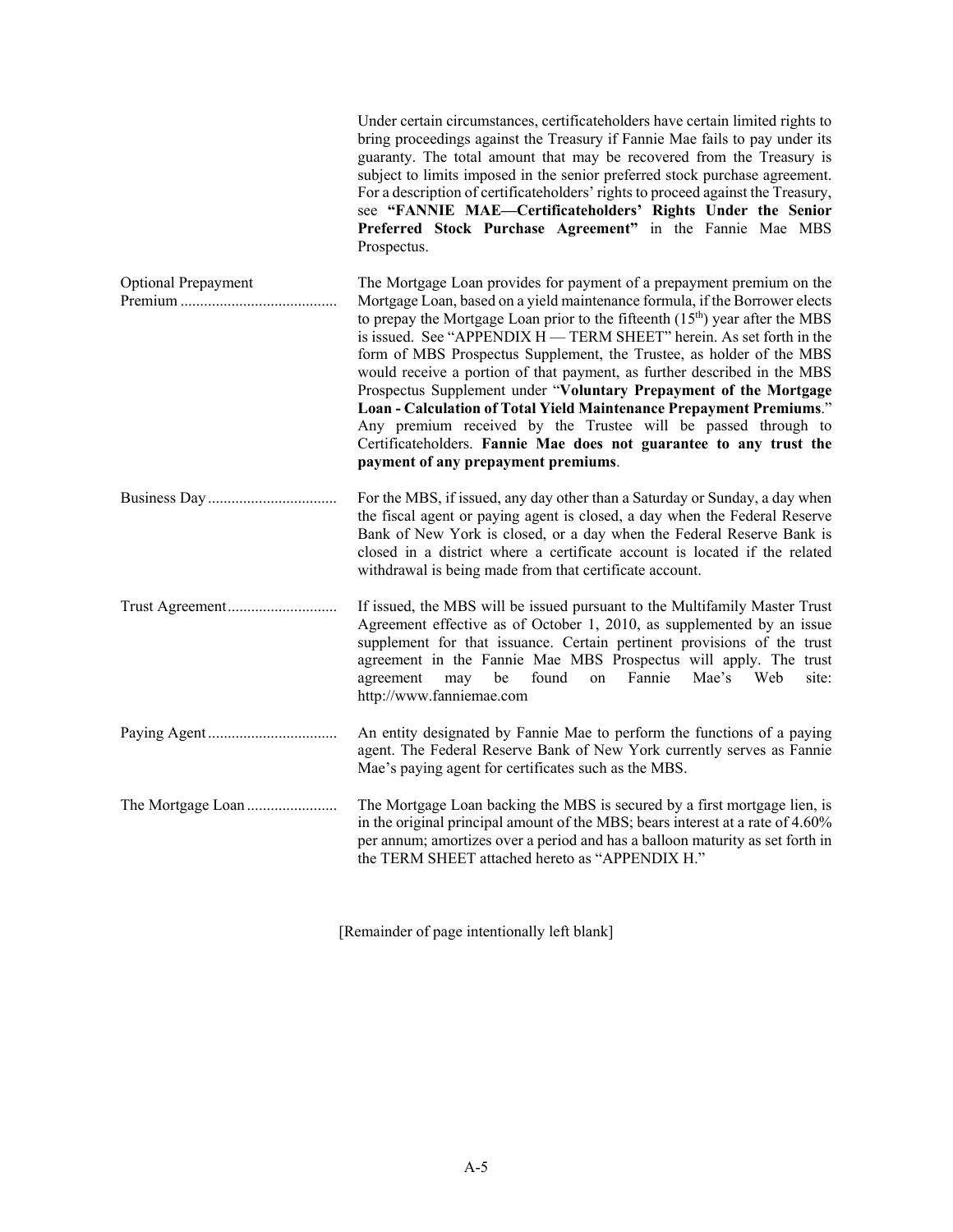| | |
|---|---|
| | Under certain circumstances, certificateholders have certain limited rights to bring proceedings against the Treasury if Fannie Mae fails to pay under its guaranty. The total amount that may be recovered from the Treasury is subject to limits imposed in the senior preferred stock purchase agreement. For a description of certificateholders' rights to proceed against the Treasury, see **"FANNIE MAE—Certificateholders' Rights Under the Senior Preferred Stock Purchase Agreement"** in the Fannie Mae MBS Prospectus. |
| Optional Prepayment Premium | The Mortgage Loan provides for payment of a prepayment premium on the Mortgage Loan, based on a yield maintenance formula, if the Borrower elects to prepay the Mortgage Loan prior to the fifteenth (15th) year after the MBS is issued. See "APPENDIX H — TERM SHEET" herein. As set forth in the form of MBS Prospectus Supplement, the Trustee, as holder of the MBS would receive a portion of that payment, as further described in the MBS Prospectus Supplement under "**Voluntary Prepayment of the Mortgage Loan - Calculation of Total Yield Maintenance Prepayment Premiums**." Any premium received by the Trustee will be passed through to Certificateholders. **Fannie Mae does not guarantee to any trust the payment of any prepayment premiums**. |
| Business Day | For the MBS, if issued, any day other than a Saturday or Sunday, a day when the fiscal agent or paying agent is closed, a day when the Federal Reserve Bank of New York is closed, or a day when the Federal Reserve Bank is closed in a district where a certificate account is located if the related withdrawal is being made from that certificate account. |
| Trust Agreement | If issued, the MBS will be issued pursuant to the Multifamily Master Trust Agreement effective as of October 1, 2010, as supplemented by an issue supplement for that issuance. Certain pertinent provisions of the trust agreement in the Fannie Mae MBS Prospectus will apply. The trust agreement may be found on Fannie Mae's Web site: http://www.fanniemae.com |
| Paying Agent | An entity designated by Fannie Mae to perform the functions of a paying agent. The Federal Reserve Bank of New York currently serves as Fannie Mae's paying agent for certificates such as the MBS. |
| The Mortgage Loan | The Mortgage Loan backing the MBS is secured by a first mortgage lien, is in the original principal amount of the MBS; bears interest at a rate of 4.60% per annum; amortizes over a period and has a balloon maturity as set forth in the TERM SHEET attached hereto as "APPENDIX H." |

[Remainder of page intentionally left blank]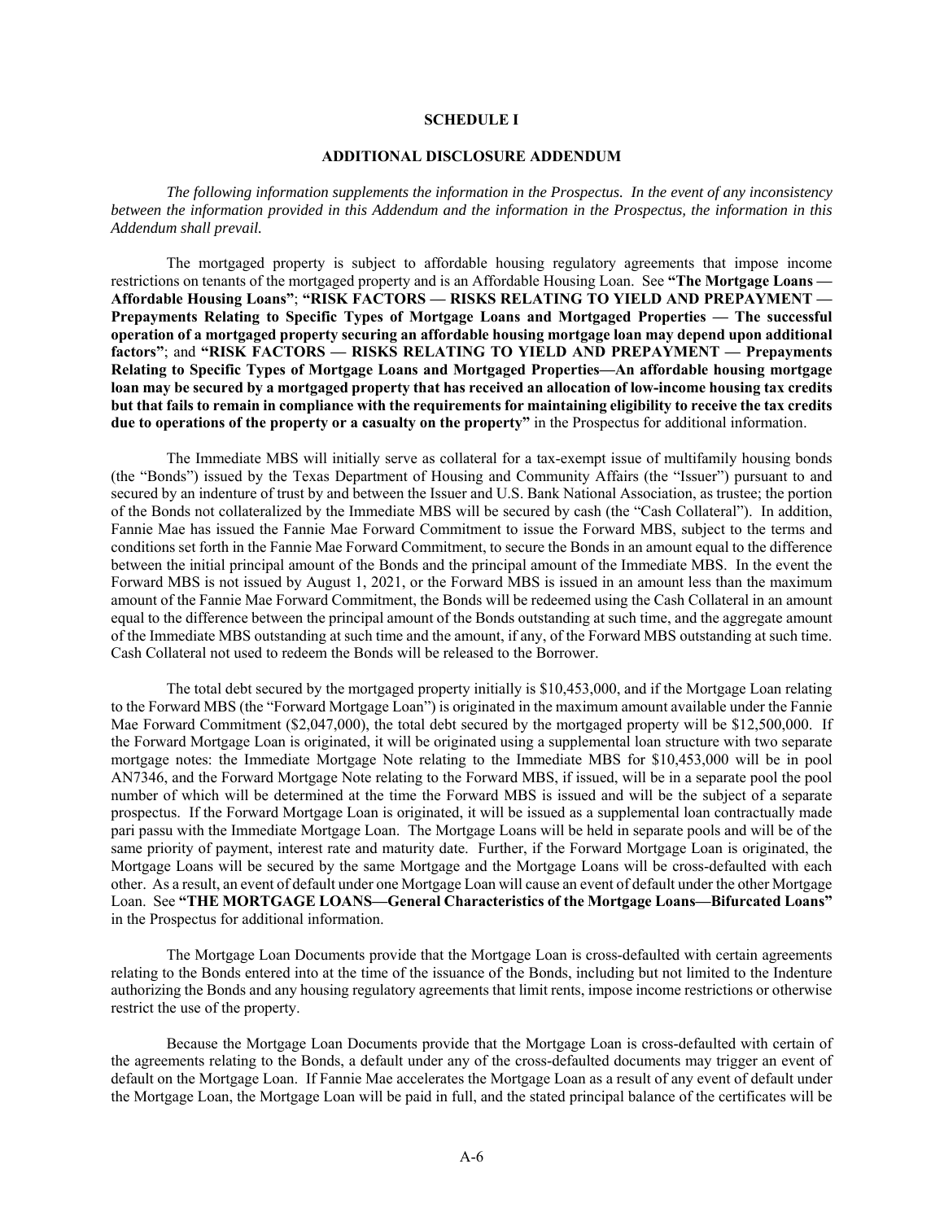## SCHEDULE I

## ADDITIONAL DISCLOSURE ADDENDUM

*The following information supplements the information in the Prospectus. In the event of any inconsistency between the information provided in this Addendum and the information in the Prospectus, the information in this Addendum shall prevail.*

The mortgaged property is subject to affordable housing regulatory agreements that impose income restrictions on tenants of the mortgaged property and is an Affordable Housing Loan. See **"The Mortgage Loans — Affordable Housing Loans"**; **"RISK FACTORS — RISKS RELATING TO YIELD AND PREPAYMENT — Prepayments Relating to Specific Types of Mortgage Loans and Mortgaged Properties — The successful operation of a mortgaged property securing an affordable housing mortgage loan may depend upon additional factors"**; and **"RISK FACTORS — RISKS RELATING TO YIELD AND PREPAYMENT — Prepayments Relating to Specific Types of Mortgage Loans and Mortgaged Properties—An affordable housing mortgage loan may be secured by a mortgaged property that has received an allocation of low-income housing tax credits but that fails to remain in compliance with the requirements for maintaining eligibility to receive the tax credits due to operations of the property or a casualty on the property"** in the Prospectus for additional information.

The Immediate MBS will initially serve as collateral for a tax-exempt issue of multifamily housing bonds (the "Bonds") issued by the Texas Department of Housing and Community Affairs (the "Issuer") pursuant to and secured by an indenture of trust by and between the Issuer and U.S. Bank National Association, as trustee; the portion of the Bonds not collateralized by the Immediate MBS will be secured by cash (the "Cash Collateral"). In addition, Fannie Mae has issued the Fannie Mae Forward Commitment to issue the Forward MBS, subject to the terms and conditions set forth in the Fannie Mae Forward Commitment, to secure the Bonds in an amount equal to the difference between the initial principal amount of the Bonds and the principal amount of the Immediate MBS. In the event the Forward MBS is not issued by August 1, 2021, or the Forward MBS is issued in an amount less than the maximum amount of the Fannie Mae Forward Commitment, the Bonds will be redeemed using the Cash Collateral in an amount equal to the difference between the principal amount of the Bonds outstanding at such time, and the aggregate amount of the Immediate MBS outstanding at such time and the amount, if any, of the Forward MBS outstanding at such time. Cash Collateral not used to redeem the Bonds will be released to the Borrower.

The total debt secured by the mortgaged property initially is $10,453,000, and if the Mortgage Loan relating to the Forward MBS (the "Forward Mortgage Loan") is originated in the maximum amount available under the Fannie Mae Forward Commitment ($2,047,000), the total debt secured by the mortgaged property will be $12,500,000. If the Forward Mortgage Loan is originated, it will be originated using a supplemental loan structure with two separate mortgage notes: the Immediate Mortgage Note relating to the Immediate MBS for $10,453,000 will be in pool AN7346, and the Forward Mortgage Note relating to the Forward MBS, if issued, will be in a separate pool the pool number of which will be determined at the time the Forward MBS is issued and will be the subject of a separate prospectus. If the Forward Mortgage Loan is originated, it will be issued as a supplemental loan contractually made pari passu with the Immediate Mortgage Loan. The Mortgage Loans will be held in separate pools and will be of the same priority of payment, interest rate and maturity date. Further, if the Forward Mortgage Loan is originated, the Mortgage Loans will be secured by the same Mortgage and the Mortgage Loans will be cross-defaulted with each other. As a result, an event of default under one Mortgage Loan will cause an event of default under the other Mortgage Loan. See **"THE MORTGAGE LOANS—General Characteristics of the Mortgage Loans—Bifurcated Loans"** in the Prospectus for additional information.

The Mortgage Loan Documents provide that the Mortgage Loan is cross-defaulted with certain agreements relating to the Bonds entered into at the time of the issuance of the Bonds, including but not limited to the Indenture authorizing the Bonds and any housing regulatory agreements that limit rents, impose income restrictions or otherwise restrict the use of the property.

Because the Mortgage Loan Documents provide that the Mortgage Loan is cross-defaulted with certain of the agreements relating to the Bonds, a default under any of the cross-defaulted documents may trigger an event of default on the Mortgage Loan. If Fannie Mae accelerates the Mortgage Loan as a result of any event of default under the Mortgage Loan, the Mortgage Loan will be paid in full, and the stated principal balance of the certificates will be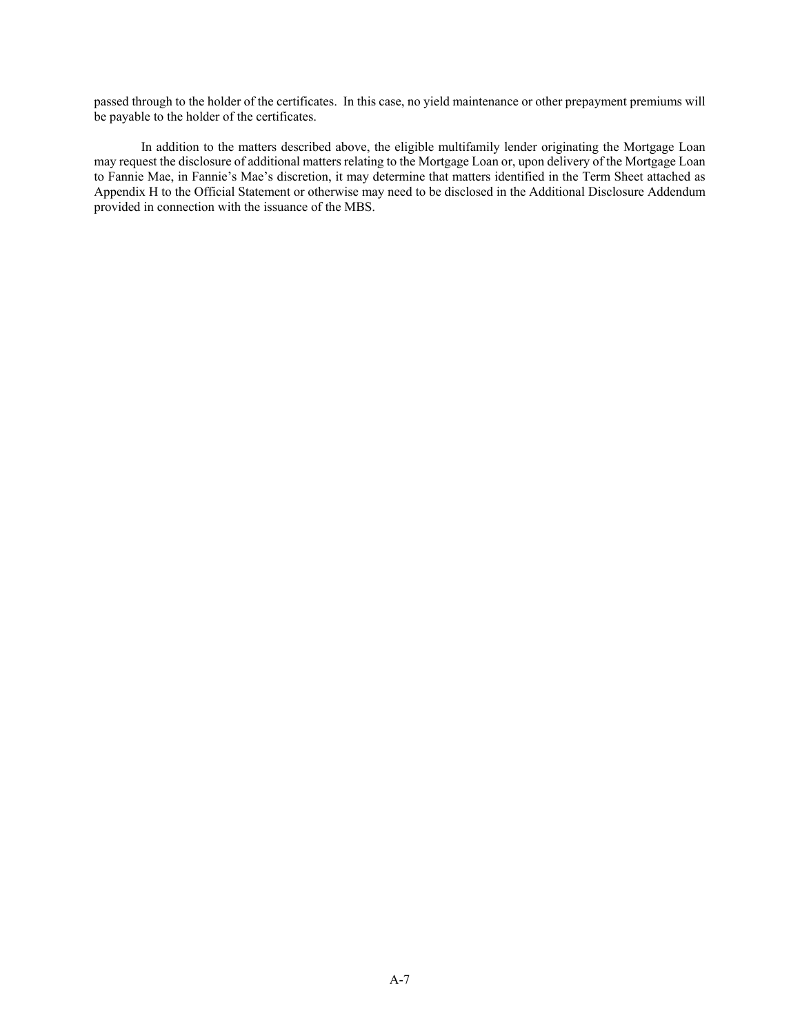passed through to the holder of the certificates. In this case, no yield maintenance or other prepayment premiums will be payable to the holder of the certificates.

In addition to the matters described above, the eligible multifamily lender originating the Mortgage Loan may request the disclosure of additional matters relating to the Mortgage Loan or, upon delivery of the Mortgage Loan to Fannie Mae, in Fannie's Mae's discretion, it may determine that matters identified in the Term Sheet attached as Appendix H to the Official Statement or otherwise may need to be disclosed in the Additional Disclosure Addendum provided in connection with the issuance of the MBS.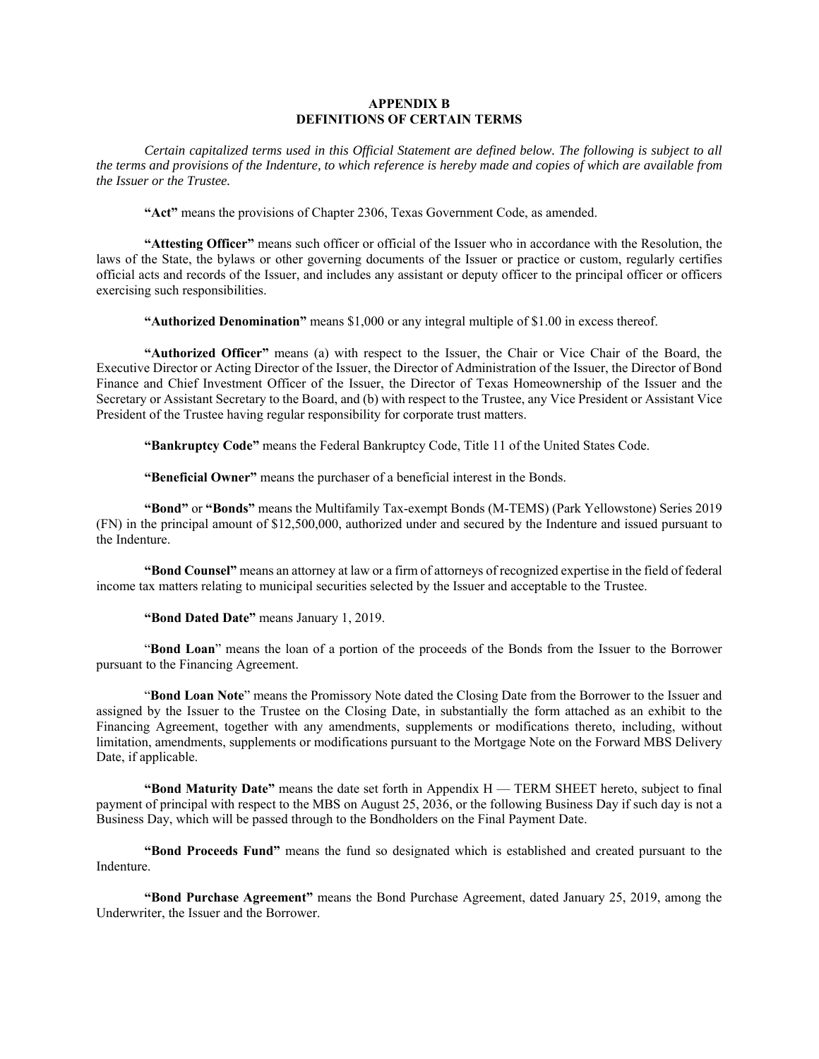# APPENDIX B
## DEFINITIONS OF CERTAIN TERMS

*Certain capitalized terms used in this Official Statement are defined below. The following is subject to all the terms and provisions of the Indenture, to which reference is hereby made and copies of which are available from the Issuer or the Trustee.*

**"Act"** means the provisions of Chapter 2306, Texas Government Code, as amended.

**"Attesting Officer"** means such officer or official of the Issuer who in accordance with the Resolution, the laws of the State, the bylaws or other governing documents of the Issuer or practice or custom, regularly certifies official acts and records of the Issuer, and includes any assistant or deputy officer to the principal officer or officers exercising such responsibilities.

**"Authorized Denomination"** means $1,000 or any integral multiple of $1.00 in excess thereof.

**"Authorized Officer"** means (a) with respect to the Issuer, the Chair or Vice Chair of the Board, the Executive Director or Acting Director of the Issuer, the Director of Administration of the Issuer, the Director of Bond Finance and Chief Investment Officer of the Issuer, the Director of Texas Homeownership of the Issuer and the Secretary or Assistant Secretary to the Board, and (b) with respect to the Trustee, any Vice President or Assistant Vice President of the Trustee having regular responsibility for corporate trust matters.

**"Bankruptcy Code"** means the Federal Bankruptcy Code, Title 11 of the United States Code.

**"Beneficial Owner"** means the purchaser of a beneficial interest in the Bonds.

**"Bond"** or **"Bonds"** means the Multifamily Tax-exempt Bonds (M-TEMS) (Park Yellowstone) Series 2019 (FN) in the principal amount of $12,500,000, authorized under and secured by the Indenture and issued pursuant to the Indenture.

**"Bond Counsel"** means an attorney at law or a firm of attorneys of recognized expertise in the field of federal income tax matters relating to municipal securities selected by the Issuer and acceptable to the Trustee.

**"Bond Dated Date"** means January 1, 2019.

"**Bond Loan**" means the loan of a portion of the proceeds of the Bonds from the Issuer to the Borrower pursuant to the Financing Agreement.

"**Bond Loan Note**" means the Promissory Note dated the Closing Date from the Borrower to the Issuer and assigned by the Issuer to the Trustee on the Closing Date, in substantially the form attached as an exhibit to the Financing Agreement, together with any amendments, supplements or modifications thereto, including, without limitation, amendments, supplements or modifications pursuant to the Mortgage Note on the Forward MBS Delivery Date, if applicable.

**"Bond Maturity Date"** means the date set forth in Appendix H — TERM SHEET hereto, subject to final payment of principal with respect to the MBS on August 25, 2036, or the following Business Day if such day is not a Business Day, which will be passed through to the Bondholders on the Final Payment Date.

**"Bond Proceeds Fund"** means the fund so designated which is established and created pursuant to the Indenture.

**"Bond Purchase Agreement"** means the Bond Purchase Agreement, dated January 25, 2019, among the Underwriter, the Issuer and the Borrower.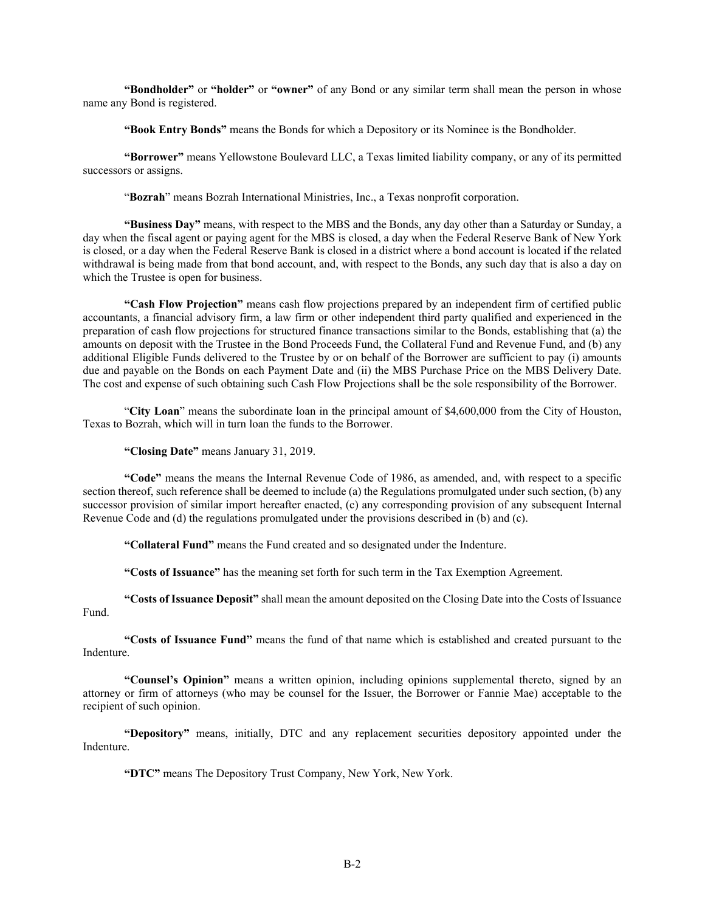**"Bondholder"** or **"holder"** or **"owner"** of any Bond or any similar term shall mean the person in whose name any Bond is registered.

**"Book Entry Bonds"** means the Bonds for which a Depository or its Nominee is the Bondholder.

**"Borrower"** means Yellowstone Boulevard LLC, a Texas limited liability company, or any of its permitted successors or assigns.

"**Bozrah**" means Bozrah International Ministries, Inc., a Texas nonprofit corporation.

**"Business Day"** means, with respect to the MBS and the Bonds, any day other than a Saturday or Sunday, a day when the fiscal agent or paying agent for the MBS is closed, a day when the Federal Reserve Bank of New York is closed, or a day when the Federal Reserve Bank is closed in a district where a bond account is located if the related withdrawal is being made from that bond account, and, with respect to the Bonds, any such day that is also a day on which the Trustee is open for business.

**"Cash Flow Projection"** means cash flow projections prepared by an independent firm of certified public accountants, a financial advisory firm, a law firm or other independent third party qualified and experienced in the preparation of cash flow projections for structured finance transactions similar to the Bonds, establishing that (a) the amounts on deposit with the Trustee in the Bond Proceeds Fund, the Collateral Fund and Revenue Fund, and (b) any additional Eligible Funds delivered to the Trustee by or on behalf of the Borrower are sufficient to pay (i) amounts due and payable on the Bonds on each Payment Date and (ii) the MBS Purchase Price on the MBS Delivery Date. The cost and expense of such obtaining such Cash Flow Projections shall be the sole responsibility of the Borrower.

"**City Loan**" means the subordinate loan in the principal amount of $4,600,000 from the City of Houston, Texas to Bozrah, which will in turn loan the funds to the Borrower.

**"Closing Date"** means January 31, 2019.

**"Code"** means the means the Internal Revenue Code of 1986, as amended, and, with respect to a specific section thereof, such reference shall be deemed to include (a) the Regulations promulgated under such section, (b) any successor provision of similar import hereafter enacted, (c) any corresponding provision of any subsequent Internal Revenue Code and (d) the regulations promulgated under the provisions described in (b) and (c).

**"Collateral Fund"** means the Fund created and so designated under the Indenture.

**"Costs of Issuance"** has the meaning set forth for such term in the Tax Exemption Agreement.

**"Costs of Issuance Deposit"** shall mean the amount deposited on the Closing Date into the Costs of Issuance Fund.

**"Costs of Issuance Fund"** means the fund of that name which is established and created pursuant to the Indenture.

**"Counsel's Opinion"** means a written opinion, including opinions supplemental thereto, signed by an attorney or firm of attorneys (who may be counsel for the Issuer, the Borrower or Fannie Mae) acceptable to the recipient of such opinion.

**"Depository"** means, initially, DTC and any replacement securities depository appointed under the Indenture.

**"DTC"** means The Depository Trust Company, New York, New York.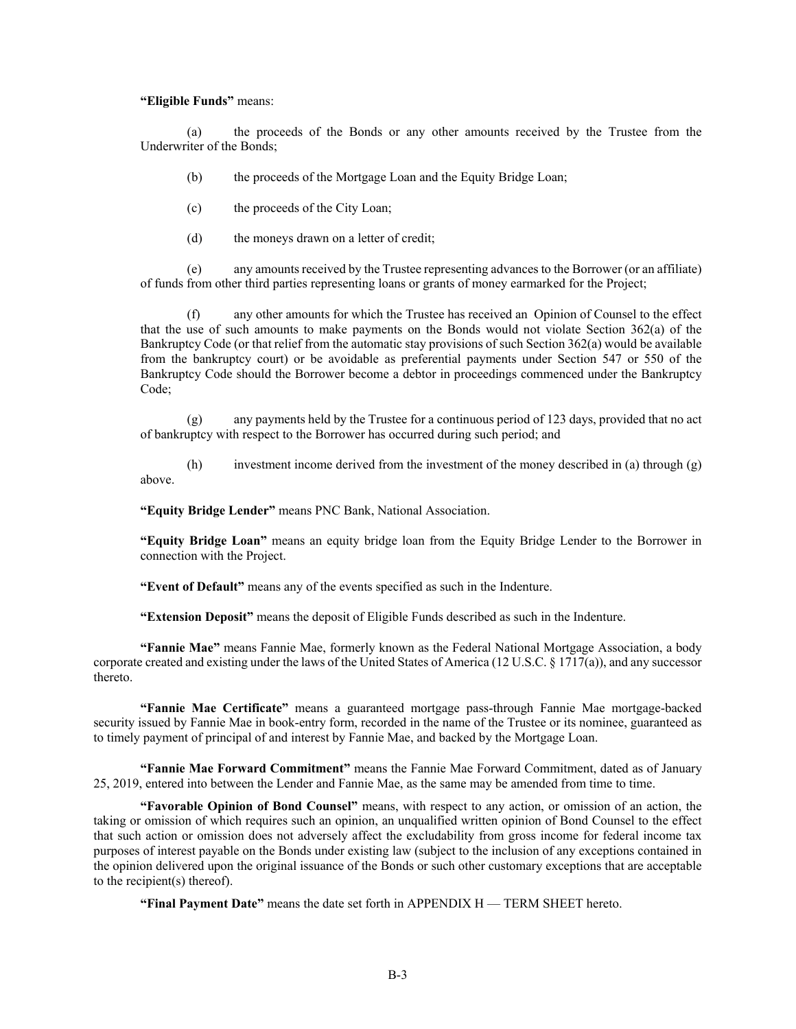**"Eligible Funds"** means:

(a) the proceeds of the Bonds or any other amounts received by the Trustee from the Underwriter of the Bonds;

(b) the proceeds of the Mortgage Loan and the Equity Bridge Loan;

(c) the proceeds of the City Loan;

(d) the moneys drawn on a letter of credit;

(e) any amounts received by the Trustee representing advances to the Borrower (or an affiliate) of funds from other third parties representing loans or grants of money earmarked for the Project;

(f) any other amounts for which the Trustee has received an Opinion of Counsel to the effect that the use of such amounts to make payments on the Bonds would not violate Section 362(a) of the Bankruptcy Code (or that relief from the automatic stay provisions of such Section 362(a) would be available from the bankruptcy court) or be avoidable as preferential payments under Section 547 or 550 of the Bankruptcy Code should the Borrower become a debtor in proceedings commenced under the Bankruptcy Code;

(g) any payments held by the Trustee for a continuous period of 123 days, provided that no act of bankruptcy with respect to the Borrower has occurred during such period; and

(h) investment income derived from the investment of the money described in (a) through (g) above.

**"Equity Bridge Lender"** means PNC Bank, National Association.

**"Equity Bridge Loan"** means an equity bridge loan from the Equity Bridge Lender to the Borrower in connection with the Project.

**"Event of Default"** means any of the events specified as such in the Indenture.

**"Extension Deposit"** means the deposit of Eligible Funds described as such in the Indenture.

**"Fannie Mae"** means Fannie Mae, formerly known as the Federal National Mortgage Association, a body corporate created and existing under the laws of the United States of America (12 U.S.C. § 1717(a)), and any successor thereto.

**"Fannie Mae Certificate"** means a guaranteed mortgage pass-through Fannie Mae mortgage-backed security issued by Fannie Mae in book-entry form, recorded in the name of the Trustee or its nominee, guaranteed as to timely payment of principal of and interest by Fannie Mae, and backed by the Mortgage Loan.

**"Fannie Mae Forward Commitment"** means the Fannie Mae Forward Commitment, dated as of January 25, 2019, entered into between the Lender and Fannie Mae, as the same may be amended from time to time.

**"Favorable Opinion of Bond Counsel"** means, with respect to any action, or omission of an action, the taking or omission of which requires such an opinion, an unqualified written opinion of Bond Counsel to the effect that such action or omission does not adversely affect the excludability from gross income for federal income tax purposes of interest payable on the Bonds under existing law (subject to the inclusion of any exceptions contained in the opinion delivered upon the original issuance of the Bonds or such other customary exceptions that are acceptable to the recipient(s) thereof).

**"Final Payment Date"** means the date set forth in APPENDIX H — TERM SHEET hereto.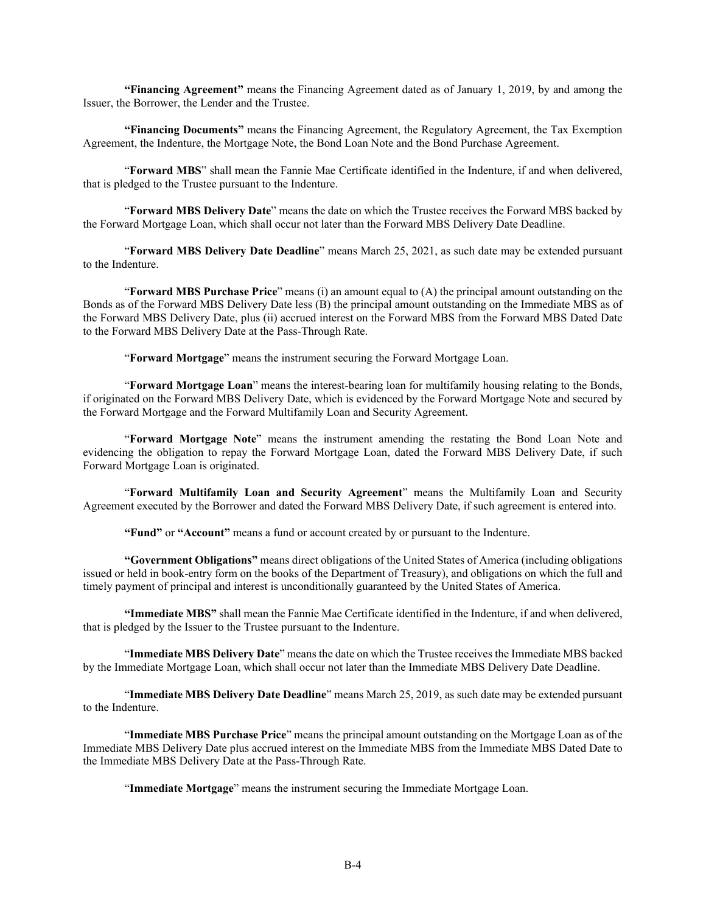**"Financing Agreement"** means the Financing Agreement dated as of January 1, 2019, by and among the Issuer, the Borrower, the Lender and the Trustee.

**"Financing Documents"** means the Financing Agreement, the Regulatory Agreement, the Tax Exemption Agreement, the Indenture, the Mortgage Note, the Bond Loan Note and the Bond Purchase Agreement.

"**Forward MBS**" shall mean the Fannie Mae Certificate identified in the Indenture, if and when delivered, that is pledged to the Trustee pursuant to the Indenture.

"**Forward MBS Delivery Date**" means the date on which the Trustee receives the Forward MBS backed by the Forward Mortgage Loan, which shall occur not later than the Forward MBS Delivery Date Deadline.

"**Forward MBS Delivery Date Deadline**" means March 25, 2021, as such date may be extended pursuant to the Indenture.

"**Forward MBS Purchase Price**" means (i) an amount equal to (A) the principal amount outstanding on the Bonds as of the Forward MBS Delivery Date less (B) the principal amount outstanding on the Immediate MBS as of the Forward MBS Delivery Date, plus (ii) accrued interest on the Forward MBS from the Forward MBS Dated Date to the Forward MBS Delivery Date at the Pass-Through Rate.

"**Forward Mortgage**" means the instrument securing the Forward Mortgage Loan.

"**Forward Mortgage Loan**" means the interest-bearing loan for multifamily housing relating to the Bonds, if originated on the Forward MBS Delivery Date, which is evidenced by the Forward Mortgage Note and secured by the Forward Mortgage and the Forward Multifamily Loan and Security Agreement.

"**Forward Mortgage Note**" means the instrument amending the restating the Bond Loan Note and evidencing the obligation to repay the Forward Mortgage Loan, dated the Forward MBS Delivery Date, if such Forward Mortgage Loan is originated.

"**Forward Multifamily Loan and Security Agreement**" means the Multifamily Loan and Security Agreement executed by the Borrower and dated the Forward MBS Delivery Date, if such agreement is entered into.

**"Fund"** or **"Account"** means a fund or account created by or pursuant to the Indenture.

**"Government Obligations"** means direct obligations of the United States of America (including obligations issued or held in book-entry form on the books of the Department of Treasury), and obligations on which the full and timely payment of principal and interest is unconditionally guaranteed by the United States of America.

**"Immediate MBS"** shall mean the Fannie Mae Certificate identified in the Indenture, if and when delivered, that is pledged by the Issuer to the Trustee pursuant to the Indenture.

"**Immediate MBS Delivery Date**" means the date on which the Trustee receives the Immediate MBS backed by the Immediate Mortgage Loan, which shall occur not later than the Immediate MBS Delivery Date Deadline.

"**Immediate MBS Delivery Date Deadline**" means March 25, 2019, as such date may be extended pursuant to the Indenture.

"**Immediate MBS Purchase Price**" means the principal amount outstanding on the Mortgage Loan as of the Immediate MBS Delivery Date plus accrued interest on the Immediate MBS from the Immediate MBS Dated Date to the Immediate MBS Delivery Date at the Pass-Through Rate.

"**Immediate Mortgage**" means the instrument securing the Immediate Mortgage Loan.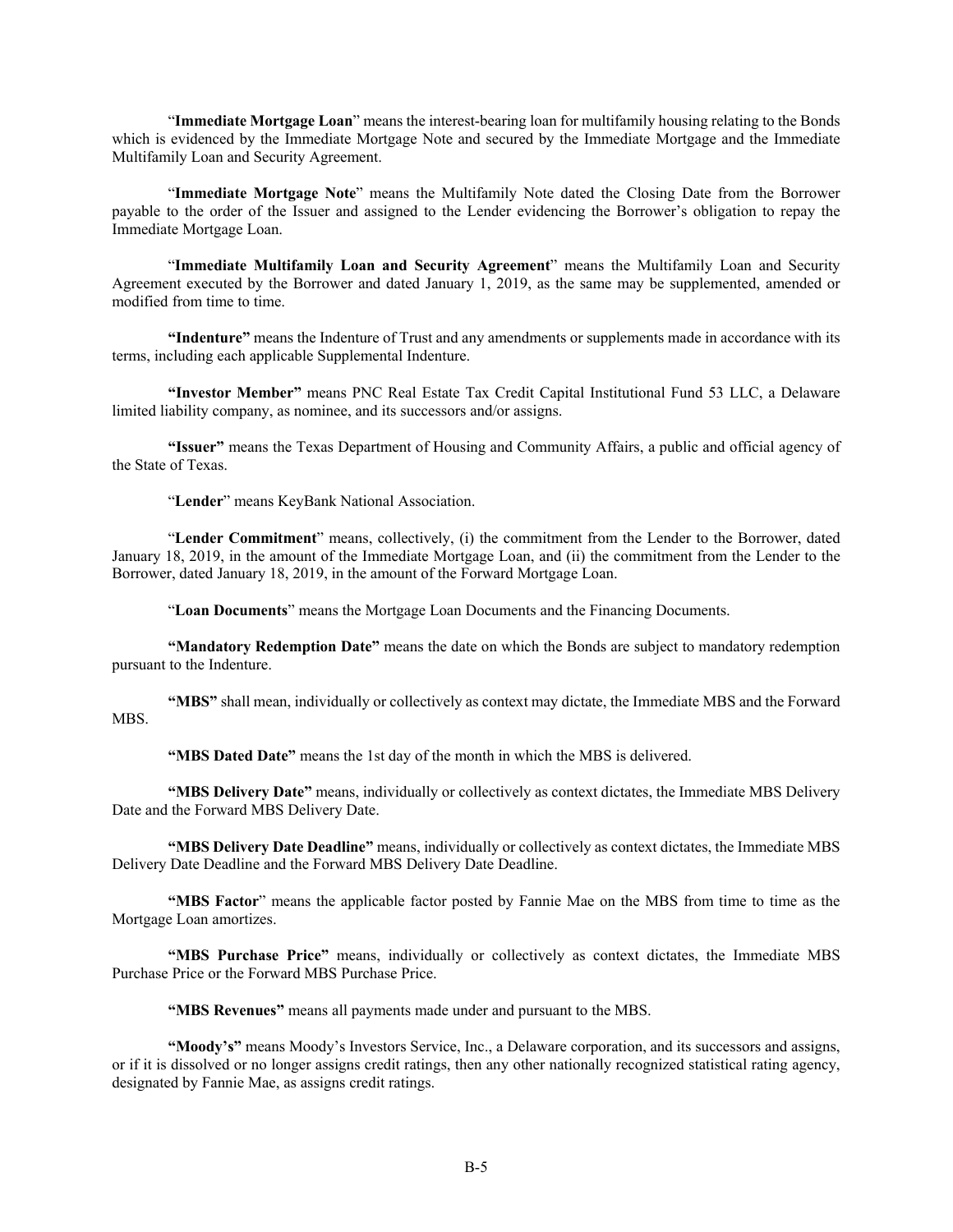"**Immediate Mortgage Loan**" means the interest-bearing loan for multifamily housing relating to the Bonds which is evidenced by the Immediate Mortgage Note and secured by the Immediate Mortgage and the Immediate Multifamily Loan and Security Agreement.

"**Immediate Mortgage Note**" means the Multifamily Note dated the Closing Date from the Borrower payable to the order of the Issuer and assigned to the Lender evidencing the Borrower's obligation to repay the Immediate Mortgage Loan.

"**Immediate Multifamily Loan and Security Agreement**" means the Multifamily Loan and Security Agreement executed by the Borrower and dated January 1, 2019, as the same may be supplemented, amended or modified from time to time.

**"Indenture"** means the Indenture of Trust and any amendments or supplements made in accordance with its terms, including each applicable Supplemental Indenture.

**"Investor Member"** means PNC Real Estate Tax Credit Capital Institutional Fund 53 LLC, a Delaware limited liability company, as nominee, and its successors and/or assigns.

**"Issuer"** means the Texas Department of Housing and Community Affairs, a public and official agency of the State of Texas.

"**Lender**" means KeyBank National Association.

"**Lender Commitment**" means, collectively, (i) the commitment from the Lender to the Borrower, dated January 18, 2019, in the amount of the Immediate Mortgage Loan, and (ii) the commitment from the Lender to the Borrower, dated January 18, 2019, in the amount of the Forward Mortgage Loan.

"**Loan Documents**" means the Mortgage Loan Documents and the Financing Documents.

**"Mandatory Redemption Date"** means the date on which the Bonds are subject to mandatory redemption pursuant to the Indenture.

**"MBS"** shall mean, individually or collectively as context may dictate, the Immediate MBS and the Forward MBS.

**"MBS Dated Date"** means the 1st day of the month in which the MBS is delivered.

**"MBS Delivery Date"** means, individually or collectively as context dictates, the Immediate MBS Delivery Date and the Forward MBS Delivery Date.

**"MBS Delivery Date Deadline"** means, individually or collectively as context dictates, the Immediate MBS Delivery Date Deadline and the Forward MBS Delivery Date Deadline.

**"MBS Factor**" means the applicable factor posted by Fannie Mae on the MBS from time to time as the Mortgage Loan amortizes.

**"MBS Purchase Price"** means, individually or collectively as context dictates, the Immediate MBS Purchase Price or the Forward MBS Purchase Price.

**"MBS Revenues"** means all payments made under and pursuant to the MBS.

**"Moody's"** means Moody's Investors Service, Inc., a Delaware corporation, and its successors and assigns, or if it is dissolved or no longer assigns credit ratings, then any other nationally recognized statistical rating agency, designated by Fannie Mae, as assigns credit ratings.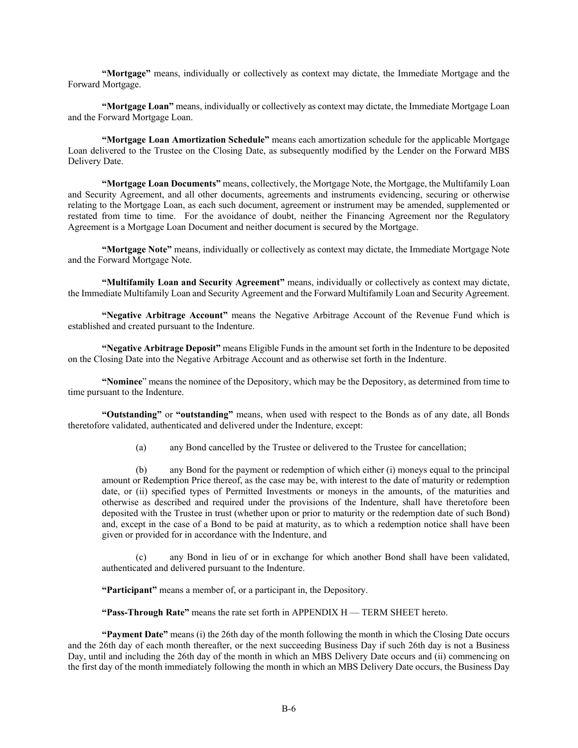**"Mortgage"** means, individually or collectively as context may dictate, the Immediate Mortgage and the Forward Mortgage.

**"Mortgage Loan"** means, individually or collectively as context may dictate, the Immediate Mortgage Loan and the Forward Mortgage Loan.

**"Mortgage Loan Amortization Schedule"** means each amortization schedule for the applicable Mortgage Loan delivered to the Trustee on the Closing Date, as subsequently modified by the Lender on the Forward MBS Delivery Date.

**"Mortgage Loan Documents"** means, collectively, the Mortgage Note, the Mortgage, the Multifamily Loan and Security Agreement, and all other documents, agreements and instruments evidencing, securing or otherwise relating to the Mortgage Loan, as each such document, agreement or instrument may be amended, supplemented or restated from time to time. For the avoidance of doubt, neither the Financing Agreement nor the Regulatory Agreement is a Mortgage Loan Document and neither document is secured by the Mortgage.

**"Mortgage Note"** means, individually or collectively as context may dictate, the Immediate Mortgage Note and the Forward Mortgage Note.

**"Multifamily Loan and Security Agreement"** means, individually or collectively as context may dictate, the Immediate Multifamily Loan and Security Agreement and the Forward Multifamily Loan and Security Agreement.

**"Negative Arbitrage Account"** means the Negative Arbitrage Account of the Revenue Fund which is established and created pursuant to the Indenture.

**"Negative Arbitrage Deposit"** means Eligible Funds in the amount set forth in the Indenture to be deposited on the Closing Date into the Negative Arbitrage Account and as otherwise set forth in the Indenture.

**"Nominee"** means the nominee of the Depository, which may be the Depository, as determined from time to time pursuant to the Indenture.

**"Outstanding"** or **"outstanding"** means, when used with respect to the Bonds as of any date, all Bonds theretofore validated, authenticated and delivered under the Indenture, except:

(a) any Bond cancelled by the Trustee or delivered to the Trustee for cancellation;

(b) any Bond for the payment or redemption of which either (i) moneys equal to the principal amount or Redemption Price thereof, as the case may be, with interest to the date of maturity or redemption date, or (ii) specified types of Permitted Investments or moneys in the amounts, of the maturities and otherwise as described and required under the provisions of the Indenture, shall have theretofore been deposited with the Trustee in trust (whether upon or prior to maturity or the redemption date of such Bond) and, except in the case of a Bond to be paid at maturity, as to which a redemption notice shall have been given or provided for in accordance with the Indenture, and

(c) any Bond in lieu of or in exchange for which another Bond shall have been validated, authenticated and delivered pursuant to the Indenture.

**"Participant"** means a member of, or a participant in, the Depository.

**"Pass-Through Rate"** means the rate set forth in APPENDIX H — TERM SHEET hereto.

**"Payment Date"** means (i) the 26th day of the month following the month in which the Closing Date occurs and the 26th day of each month thereafter, or the next succeeding Business Day if such 26th day is not a Business Day, until and including the 26th day of the month in which an MBS Delivery Date occurs and (ii) commencing on the first day of the month immediately following the month in which an MBS Delivery Date occurs, the Business Day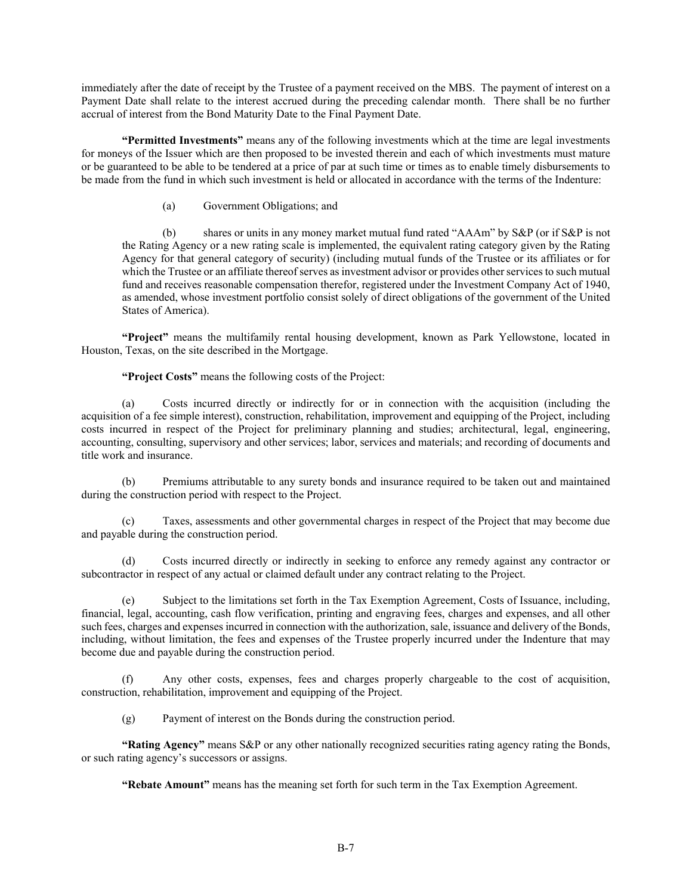immediately after the date of receipt by the Trustee of a payment received on the MBS. The payment of interest on a Payment Date shall relate to the interest accrued during the preceding calendar month. There shall be no further accrual of interest from the Bond Maturity Date to the Final Payment Date.

**"Permitted Investments"** means any of the following investments which at the time are legal investments for moneys of the Issuer which are then proposed to be invested therein and each of which investments must mature or be guaranteed to be able to be tendered at a price of par at such time or times as to enable timely disbursements to be made from the fund in which such investment is held or allocated in accordance with the terms of the Indenture:

(a) Government Obligations; and

(b) shares or units in any money market mutual fund rated "AAAm" by S&P (or if S&P is not the Rating Agency or a new rating scale is implemented, the equivalent rating category given by the Rating Agency for that general category of security) (including mutual funds of the Trustee or its affiliates or for which the Trustee or an affiliate thereof serves as investment advisor or provides other services to such mutual fund and receives reasonable compensation therefor, registered under the Investment Company Act of 1940, as amended, whose investment portfolio consist solely of direct obligations of the government of the United States of America).

**"Project"** means the multifamily rental housing development, known as Park Yellowstone, located in Houston, Texas, on the site described in the Mortgage.

**"Project Costs"** means the following costs of the Project:

(a) Costs incurred directly or indirectly for or in connection with the acquisition (including the acquisition of a fee simple interest), construction, rehabilitation, improvement and equipping of the Project, including costs incurred in respect of the Project for preliminary planning and studies; architectural, legal, engineering, accounting, consulting, supervisory and other services; labor, services and materials; and recording of documents and title work and insurance.

(b) Premiums attributable to any surety bonds and insurance required to be taken out and maintained during the construction period with respect to the Project.

(c) Taxes, assessments and other governmental charges in respect of the Project that may become due and payable during the construction period.

(d) Costs incurred directly or indirectly in seeking to enforce any remedy against any contractor or subcontractor in respect of any actual or claimed default under any contract relating to the Project.

(e) Subject to the limitations set forth in the Tax Exemption Agreement, Costs of Issuance, including, financial, legal, accounting, cash flow verification, printing and engraving fees, charges and expenses, and all other such fees, charges and expenses incurred in connection with the authorization, sale, issuance and delivery of the Bonds, including, without limitation, the fees and expenses of the Trustee properly incurred under the Indenture that may become due and payable during the construction period.

(f) Any other costs, expenses, fees and charges properly chargeable to the cost of acquisition, construction, rehabilitation, improvement and equipping of the Project.

(g) Payment of interest on the Bonds during the construction period.

**"Rating Agency"** means S&P or any other nationally recognized securities rating agency rating the Bonds, or such rating agency's successors or assigns.

**"Rebate Amount"** means has the meaning set forth for such term in the Tax Exemption Agreement.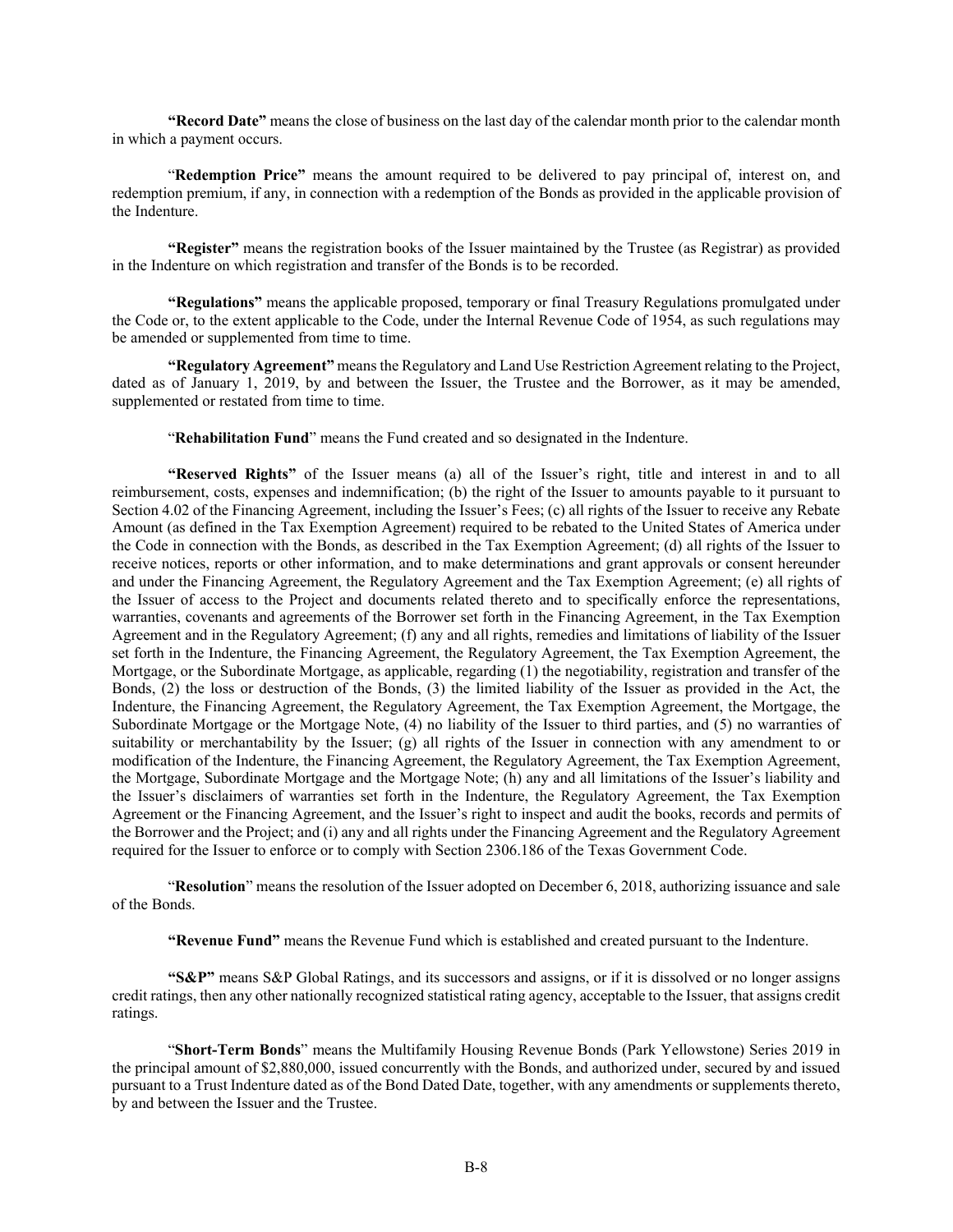**"Record Date"** means the close of business on the last day of the calendar month prior to the calendar month in which a payment occurs.

"**Redemption Price"** means the amount required to be delivered to pay principal of, interest on, and redemption premium, if any, in connection with a redemption of the Bonds as provided in the applicable provision of the Indenture.

**"Register"** means the registration books of the Issuer maintained by the Trustee (as Registrar) as provided in the Indenture on which registration and transfer of the Bonds is to be recorded.

**"Regulations"** means the applicable proposed, temporary or final Treasury Regulations promulgated under the Code or, to the extent applicable to the Code, under the Internal Revenue Code of 1954, as such regulations may be amended or supplemented from time to time.

**"Regulatory Agreement"** means the Regulatory and Land Use Restriction Agreement relating to the Project, dated as of January 1, 2019, by and between the Issuer, the Trustee and the Borrower, as it may be amended, supplemented or restated from time to time.

"**Rehabilitation Fund**" means the Fund created and so designated in the Indenture.

**"Reserved Rights"** of the Issuer means (a) all of the Issuer's right, title and interest in and to all reimbursement, costs, expenses and indemnification; (b) the right of the Issuer to amounts payable to it pursuant to Section 4.02 of the Financing Agreement, including the Issuer's Fees; (c) all rights of the Issuer to receive any Rebate Amount (as defined in the Tax Exemption Agreement) required to be rebated to the United States of America under the Code in connection with the Bonds, as described in the Tax Exemption Agreement; (d) all rights of the Issuer to receive notices, reports or other information, and to make determinations and grant approvals or consent hereunder and under the Financing Agreement, the Regulatory Agreement and the Tax Exemption Agreement; (e) all rights of the Issuer of access to the Project and documents related thereto and to specifically enforce the representations, warranties, covenants and agreements of the Borrower set forth in the Financing Agreement, in the Tax Exemption Agreement and in the Regulatory Agreement; (f) any and all rights, remedies and limitations of liability of the Issuer set forth in the Indenture, the Financing Agreement, the Regulatory Agreement, the Tax Exemption Agreement, the Mortgage, or the Subordinate Mortgage, as applicable, regarding (1) the negotiability, registration and transfer of the Bonds, (2) the loss or destruction of the Bonds, (3) the limited liability of the Issuer as provided in the Act, the Indenture, the Financing Agreement, the Regulatory Agreement, the Tax Exemption Agreement, the Mortgage, the Subordinate Mortgage or the Mortgage Note, (4) no liability of the Issuer to third parties, and (5) no warranties of suitability or merchantability by the Issuer; (g) all rights of the Issuer in connection with any amendment to or modification of the Indenture, the Financing Agreement, the Regulatory Agreement, the Tax Exemption Agreement, the Mortgage, Subordinate Mortgage and the Mortgage Note; (h) any and all limitations of the Issuer's liability and the Issuer's disclaimers of warranties set forth in the Indenture, the Regulatory Agreement, the Tax Exemption Agreement or the Financing Agreement, and the Issuer's right to inspect and audit the books, records and permits of the Borrower and the Project; and (i) any and all rights under the Financing Agreement and the Regulatory Agreement required for the Issuer to enforce or to comply with Section 2306.186 of the Texas Government Code.

"**Resolution**" means the resolution of the Issuer adopted on December 6, 2018, authorizing issuance and sale of the Bonds.

**"Revenue Fund"** means the Revenue Fund which is established and created pursuant to the Indenture.

**"S&P"** means S&P Global Ratings, and its successors and assigns, or if it is dissolved or no longer assigns credit ratings, then any other nationally recognized statistical rating agency, acceptable to the Issuer, that assigns credit ratings.

"**Short-Term Bonds**" means the Multifamily Housing Revenue Bonds (Park Yellowstone) Series 2019 in the principal amount of $2,880,000, issued concurrently with the Bonds, and authorized under, secured by and issued pursuant to a Trust Indenture dated as of the Bond Dated Date, together, with any amendments or supplements thereto, by and between the Issuer and the Trustee.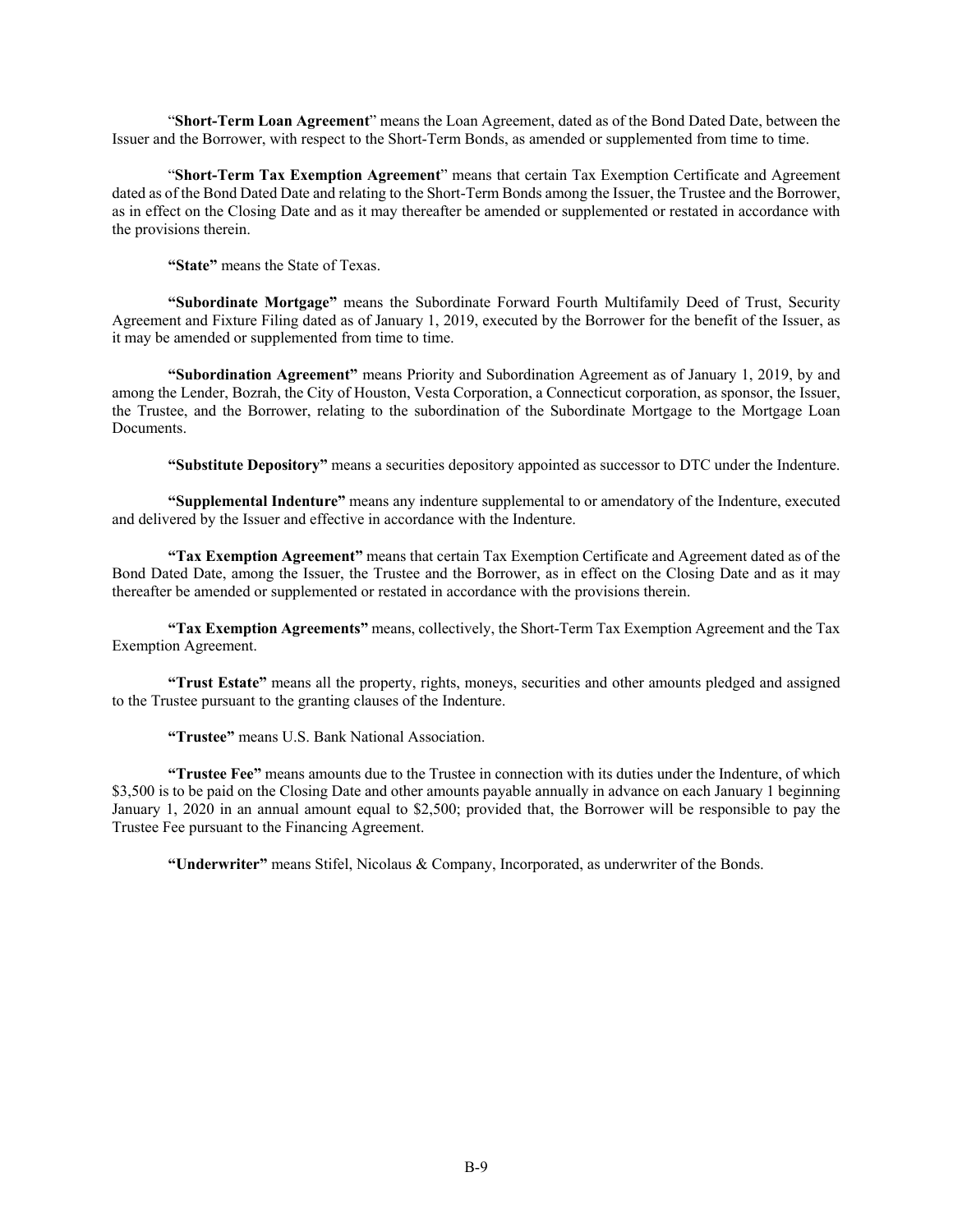"**Short-Term Loan Agreement**" means the Loan Agreement, dated as of the Bond Dated Date, between the Issuer and the Borrower, with respect to the Short-Term Bonds, as amended or supplemented from time to time.

"**Short-Term Tax Exemption Agreement**" means that certain Tax Exemption Certificate and Agreement dated as of the Bond Dated Date and relating to the Short-Term Bonds among the Issuer, the Trustee and the Borrower, as in effect on the Closing Date and as it may thereafter be amended or supplemented or restated in accordance with the provisions therein.

**"State"** means the State of Texas.

**"Subordinate Mortgage"** means the Subordinate Forward Fourth Multifamily Deed of Trust, Security Agreement and Fixture Filing dated as of January 1, 2019, executed by the Borrower for the benefit of the Issuer, as it may be amended or supplemented from time to time.

**"Subordination Agreement"** means Priority and Subordination Agreement as of January 1, 2019, by and among the Lender, Bozrah, the City of Houston, Vesta Corporation, a Connecticut corporation, as sponsor, the Issuer, the Trustee, and the Borrower, relating to the subordination of the Subordinate Mortgage to the Mortgage Loan Documents.

**"Substitute Depository"** means a securities depository appointed as successor to DTC under the Indenture.

**"Supplemental Indenture"** means any indenture supplemental to or amendatory of the Indenture, executed and delivered by the Issuer and effective in accordance with the Indenture.

**"Tax Exemption Agreement"** means that certain Tax Exemption Certificate and Agreement dated as of the Bond Dated Date, among the Issuer, the Trustee and the Borrower, as in effect on the Closing Date and as it may thereafter be amended or supplemented or restated in accordance with the provisions therein.

**"Tax Exemption Agreements"** means, collectively, the Short-Term Tax Exemption Agreement and the Tax Exemption Agreement.

**"Trust Estate"** means all the property, rights, moneys, securities and other amounts pledged and assigned to the Trustee pursuant to the granting clauses of the Indenture.

**"Trustee"** means U.S. Bank National Association.

**"Trustee Fee"** means amounts due to the Trustee in connection with its duties under the Indenture, of which $3,500 is to be paid on the Closing Date and other amounts payable annually in advance on each January 1 beginning January 1, 2020 in an annual amount equal to $2,500; provided that, the Borrower will be responsible to pay the Trustee Fee pursuant to the Financing Agreement.

**"Underwriter"** means Stifel, Nicolaus & Company, Incorporated, as underwriter of the Bonds.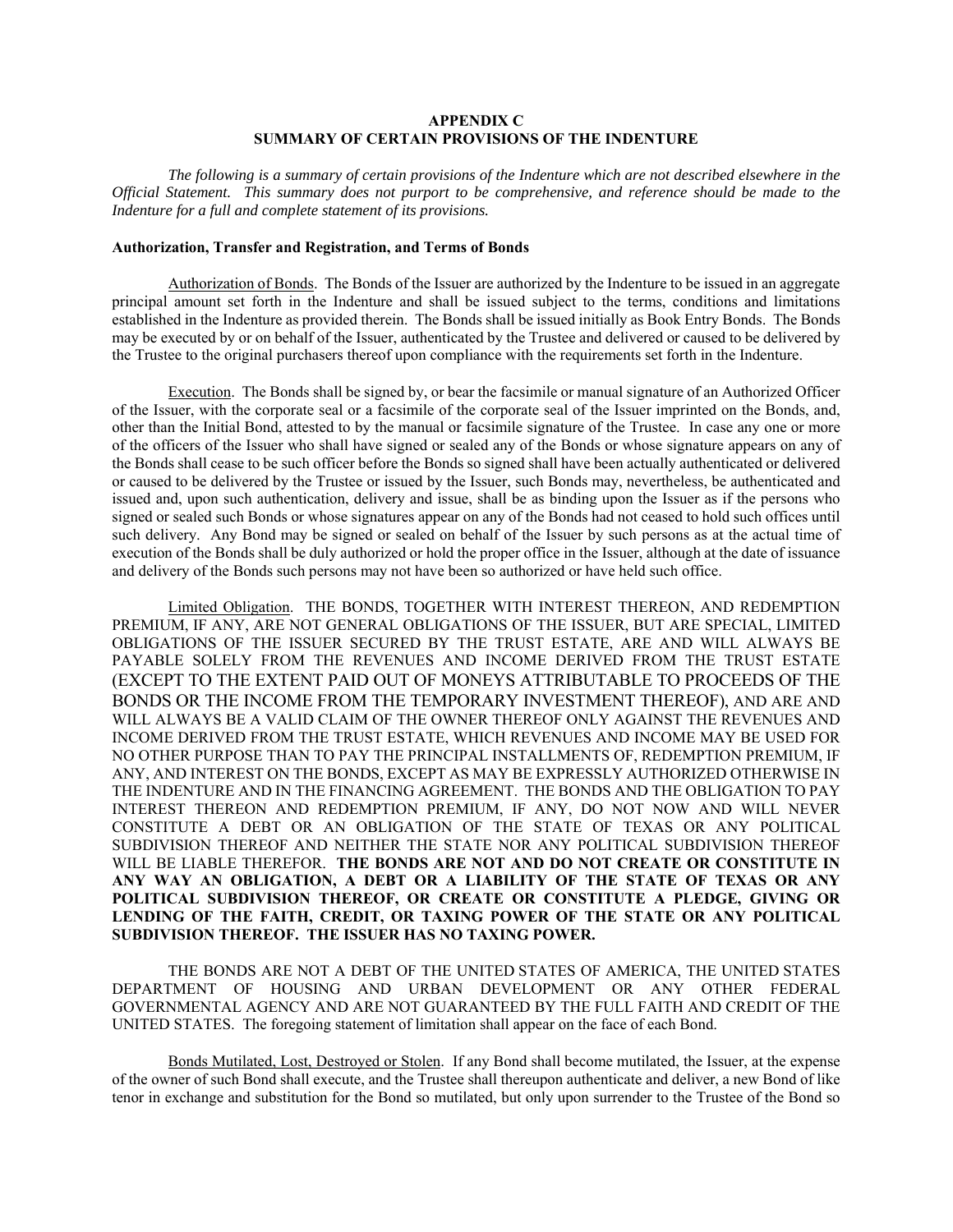## APPENDIX C
## SUMMARY OF CERTAIN PROVISIONS OF THE INDENTURE

*The following is a summary of certain provisions of the Indenture which are not described elsewhere in the Official Statement. This summary does not purport to be comprehensive, and reference should be made to the Indenture for a full and complete statement of its provisions.*

### Authorization, Transfer and Registration, and Terms of Bonds

Authorization of Bonds. The Bonds of the Issuer are authorized by the Indenture to be issued in an aggregate principal amount set forth in the Indenture and shall be issued subject to the terms, conditions and limitations established in the Indenture as provided therein. The Bonds shall be issued initially as Book Entry Bonds. The Bonds may be executed by or on behalf of the Issuer, authenticated by the Trustee and delivered or caused to be delivered by the Trustee to the original purchasers thereof upon compliance with the requirements set forth in the Indenture.

Execution. The Bonds shall be signed by, or bear the facsimile or manual signature of an Authorized Officer of the Issuer, with the corporate seal or a facsimile of the corporate seal of the Issuer imprinted on the Bonds, and, other than the Initial Bond, attested to by the manual or facsimile signature of the Trustee. In case any one or more of the officers of the Issuer who shall have signed or sealed any of the Bonds or whose signature appears on any of the Bonds shall cease to be such officer before the Bonds so signed shall have been actually authenticated or delivered or caused to be delivered by the Trustee or issued by the Issuer, such Bonds may, nevertheless, be authenticated and issued and, upon such authentication, delivery and issue, shall be as binding upon the Issuer as if the persons who signed or sealed such Bonds or whose signatures appear on any of the Bonds had not ceased to hold such offices until such delivery. Any Bond may be signed or sealed on behalf of the Issuer by such persons as at the actual time of execution of the Bonds shall be duly authorized or hold the proper office in the Issuer, although at the date of issuance and delivery of the Bonds such persons may not have been so authorized or have held such office.

Limited Obligation. THE BONDS, TOGETHER WITH INTEREST THEREON, AND REDEMPTION PREMIUM, IF ANY, ARE NOT GENERAL OBLIGATIONS OF THE ISSUER, BUT ARE SPECIAL, LIMITED OBLIGATIONS OF THE ISSUER SECURED BY THE TRUST ESTATE, ARE AND WILL ALWAYS BE PAYABLE SOLELY FROM THE REVENUES AND INCOME DERIVED FROM THE TRUST ESTATE (EXCEPT TO THE EXTENT PAID OUT OF MONEYS ATTRIBUTABLE TO PROCEEDS OF THE BONDS OR THE INCOME FROM THE TEMPORARY INVESTMENT THEREOF), AND ARE AND WILL ALWAYS BE A VALID CLAIM OF THE OWNER THEREOF ONLY AGAINST THE REVENUES AND INCOME DERIVED FROM THE TRUST ESTATE, WHICH REVENUES AND INCOME MAY BE USED FOR NO OTHER PURPOSE THAN TO PAY THE PRINCIPAL INSTALLMENTS OF, REDEMPTION PREMIUM, IF ANY, AND INTEREST ON THE BONDS, EXCEPT AS MAY BE EXPRESSLY AUTHORIZED OTHERWISE IN THE INDENTURE AND IN THE FINANCING AGREEMENT. THE BONDS AND THE OBLIGATION TO PAY INTEREST THEREON AND REDEMPTION PREMIUM, IF ANY, DO NOT NOW AND WILL NEVER CONSTITUTE A DEBT OR AN OBLIGATION OF THE STATE OF TEXAS OR ANY POLITICAL SUBDIVISION THEREOF AND NEITHER THE STATE NOR ANY POLITICAL SUBDIVISION THEREOF WILL BE LIABLE THEREFOR. **THE BONDS ARE NOT AND DO NOT CREATE OR CONSTITUTE IN ANY WAY AN OBLIGATION, A DEBT OR A LIABILITY OF THE STATE OF TEXAS OR ANY POLITICAL SUBDIVISION THEREOF, OR CREATE OR CONSTITUTE A PLEDGE, GIVING OR LENDING OF THE FAITH, CREDIT, OR TAXING POWER OF THE STATE OR ANY POLITICAL SUBDIVISION THEREOF. THE ISSUER HAS NO TAXING POWER.**

THE BONDS ARE NOT A DEBT OF THE UNITED STATES OF AMERICA, THE UNITED STATES DEPARTMENT OF HOUSING AND URBAN DEVELOPMENT OR ANY OTHER FEDERAL GOVERNMENTAL AGENCY AND ARE NOT GUARANTEED BY THE FULL FAITH AND CREDIT OF THE UNITED STATES. The foregoing statement of limitation shall appear on the face of each Bond.

Bonds Mutilated, Lost, Destroyed or Stolen. If any Bond shall become mutilated, the Issuer, at the expense of the owner of such Bond shall execute, and the Trustee shall thereupon authenticate and deliver, a new Bond of like tenor in exchange and substitution for the Bond so mutilated, but only upon surrender to the Trustee of the Bond so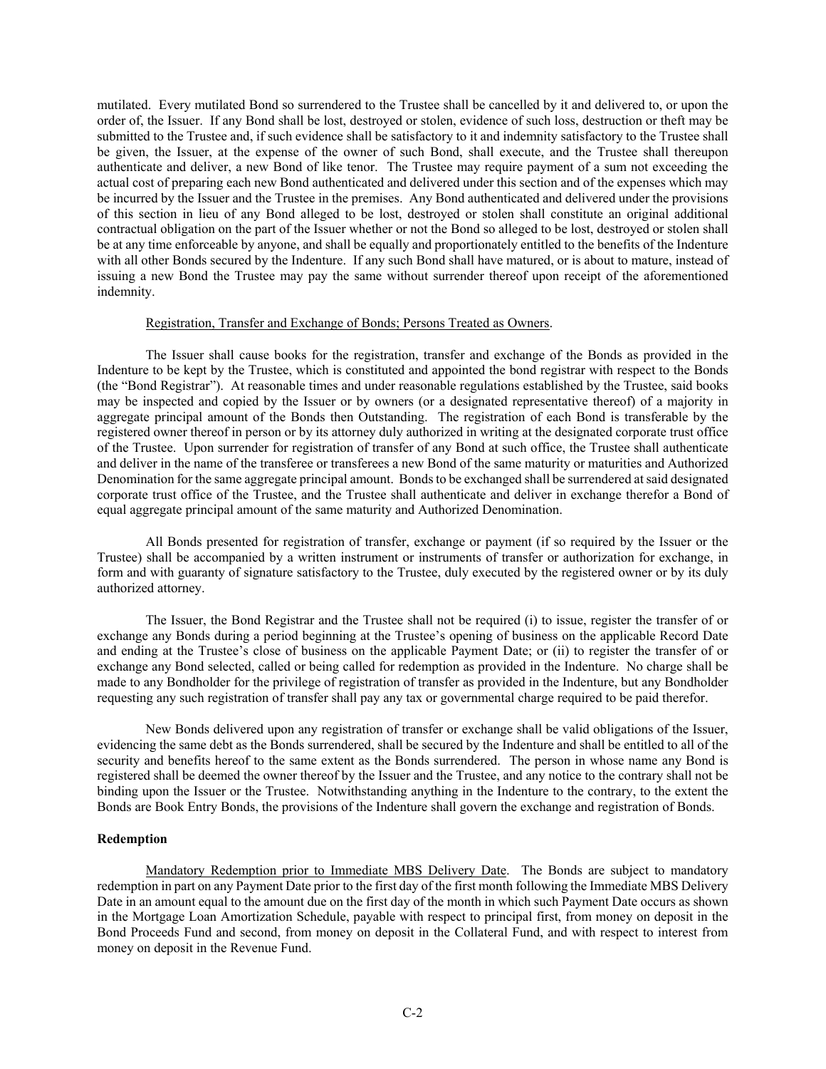mutilated. Every mutilated Bond so surrendered to the Trustee shall be cancelled by it and delivered to, or upon the order of, the Issuer. If any Bond shall be lost, destroyed or stolen, evidence of such loss, destruction or theft may be submitted to the Trustee and, if such evidence shall be satisfactory to it and indemnity satisfactory to the Trustee shall be given, the Issuer, at the expense of the owner of such Bond, shall execute, and the Trustee shall thereupon authenticate and deliver, a new Bond of like tenor. The Trustee may require payment of a sum not exceeding the actual cost of preparing each new Bond authenticated and delivered under this section and of the expenses which may be incurred by the Issuer and the Trustee in the premises. Any Bond authenticated and delivered under the provisions of this section in lieu of any Bond alleged to be lost, destroyed or stolen shall constitute an original additional contractual obligation on the part of the Issuer whether or not the Bond so alleged to be lost, destroyed or stolen shall be at any time enforceable by anyone, and shall be equally and proportionately entitled to the benefits of the Indenture with all other Bonds secured by the Indenture. If any such Bond shall have matured, or is about to mature, instead of issuing a new Bond the Trustee may pay the same without surrender thereof upon receipt of the aforementioned indemnity.

Registration, Transfer and Exchange of Bonds; Persons Treated as Owners.

The Issuer shall cause books for the registration, transfer and exchange of the Bonds as provided in the Indenture to be kept by the Trustee, which is constituted and appointed the bond registrar with respect to the Bonds (the "Bond Registrar"). At reasonable times and under reasonable regulations established by the Trustee, said books may be inspected and copied by the Issuer or by owners (or a designated representative thereof) of a majority in aggregate principal amount of the Bonds then Outstanding. The registration of each Bond is transferable by the registered owner thereof in person or by its attorney duly authorized in writing at the designated corporate trust office of the Trustee. Upon surrender for registration of transfer of any Bond at such office, the Trustee shall authenticate and deliver in the name of the transferee or transferees a new Bond of the same maturity or maturities and Authorized Denomination for the same aggregate principal amount. Bonds to be exchanged shall be surrendered at said designated corporate trust office of the Trustee, and the Trustee shall authenticate and deliver in exchange therefor a Bond of equal aggregate principal amount of the same maturity and Authorized Denomination.

All Bonds presented for registration of transfer, exchange or payment (if so required by the Issuer or the Trustee) shall be accompanied by a written instrument or instruments of transfer or authorization for exchange, in form and with guaranty of signature satisfactory to the Trustee, duly executed by the registered owner or by its duly authorized attorney.

The Issuer, the Bond Registrar and the Trustee shall not be required (i) to issue, register the transfer of or exchange any Bonds during a period beginning at the Trustee's opening of business on the applicable Record Date and ending at the Trustee's close of business on the applicable Payment Date; or (ii) to register the transfer of or exchange any Bond selected, called or being called for redemption as provided in the Indenture. No charge shall be made to any Bondholder for the privilege of registration of transfer as provided in the Indenture, but any Bondholder requesting any such registration of transfer shall pay any tax or governmental charge required to be paid therefor.

New Bonds delivered upon any registration of transfer or exchange shall be valid obligations of the Issuer, evidencing the same debt as the Bonds surrendered, shall be secured by the Indenture and shall be entitled to all of the security and benefits hereof to the same extent as the Bonds surrendered. The person in whose name any Bond is registered shall be deemed the owner thereof by the Issuer and the Trustee, and any notice to the contrary shall not be binding upon the Issuer or the Trustee. Notwithstanding anything in the Indenture to the contrary, to the extent the Bonds are Book Entry Bonds, the provisions of the Indenture shall govern the exchange and registration of Bonds.

**Redemption**

Mandatory Redemption prior to Immediate MBS Delivery Date. The Bonds are subject to mandatory redemption in part on any Payment Date prior to the first day of the first month following the Immediate MBS Delivery Date in an amount equal to the amount due on the first day of the month in which such Payment Date occurs as shown in the Mortgage Loan Amortization Schedule, payable with respect to principal first, from money on deposit in the Bond Proceeds Fund and second, from money on deposit in the Collateral Fund, and with respect to interest from money on deposit in the Revenue Fund.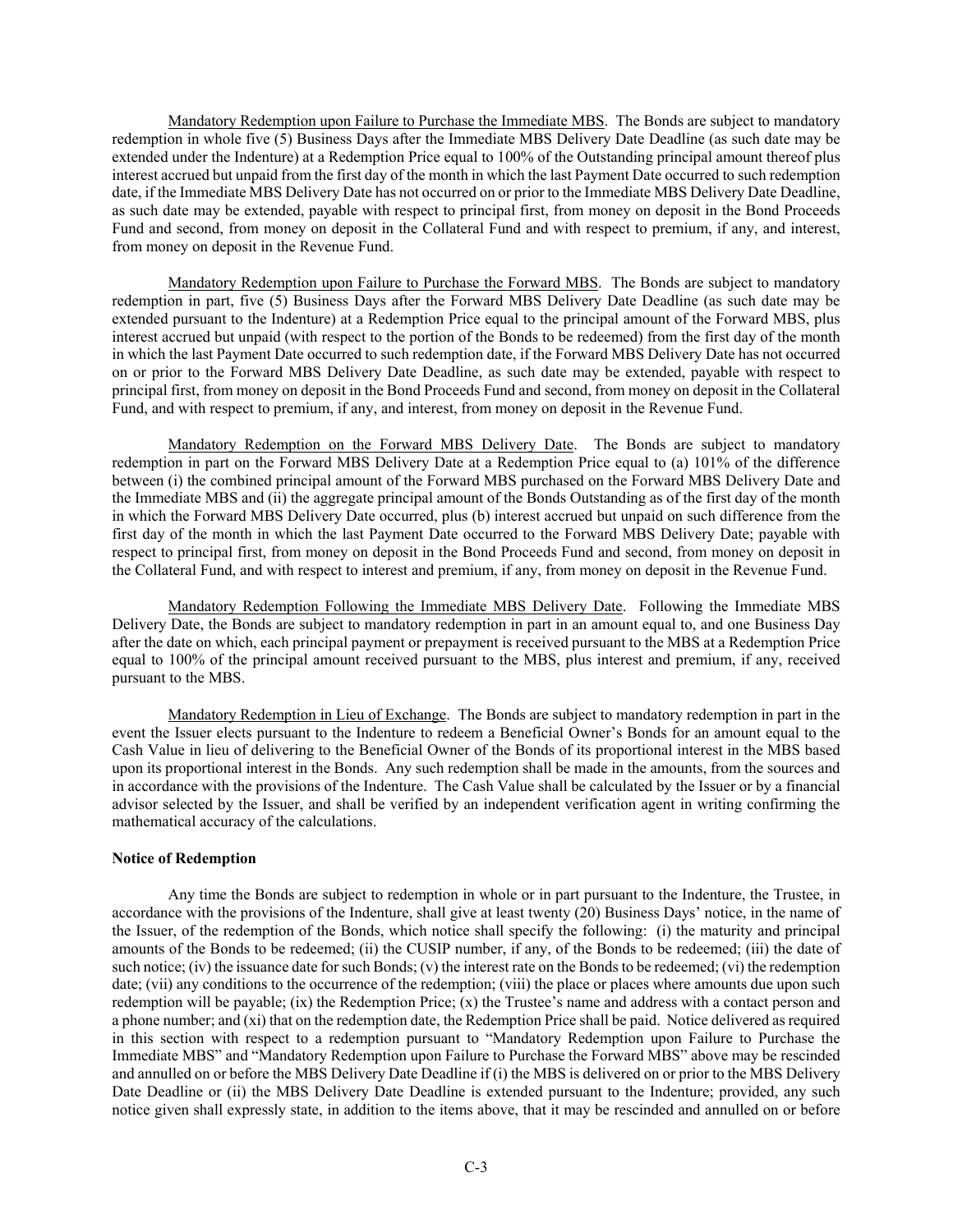Mandatory Redemption upon Failure to Purchase the Immediate MBS. The Bonds are subject to mandatory redemption in whole five (5) Business Days after the Immediate MBS Delivery Date Deadline (as such date may be extended under the Indenture) at a Redemption Price equal to 100% of the Outstanding principal amount thereof plus interest accrued but unpaid from the first day of the month in which the last Payment Date occurred to such redemption date, if the Immediate MBS Delivery Date has not occurred on or prior to the Immediate MBS Delivery Date Deadline, as such date may be extended, payable with respect to principal first, from money on deposit in the Bond Proceeds Fund and second, from money on deposit in the Collateral Fund and with respect to premium, if any, and interest, from money on deposit in the Revenue Fund.

Mandatory Redemption upon Failure to Purchase the Forward MBS. The Bonds are subject to mandatory redemption in part, five (5) Business Days after the Forward MBS Delivery Date Deadline (as such date may be extended pursuant to the Indenture) at a Redemption Price equal to the principal amount of the Forward MBS, plus interest accrued but unpaid (with respect to the portion of the Bonds to be redeemed) from the first day of the month in which the last Payment Date occurred to such redemption date, if the Forward MBS Delivery Date has not occurred on or prior to the Forward MBS Delivery Date Deadline, as such date may be extended, payable with respect to principal first, from money on deposit in the Bond Proceeds Fund and second, from money on deposit in the Collateral Fund, and with respect to premium, if any, and interest, from money on deposit in the Revenue Fund.

Mandatory Redemption on the Forward MBS Delivery Date. The Bonds are subject to mandatory redemption in part on the Forward MBS Delivery Date at a Redemption Price equal to (a) 101% of the difference between (i) the combined principal amount of the Forward MBS purchased on the Forward MBS Delivery Date and the Immediate MBS and (ii) the aggregate principal amount of the Bonds Outstanding as of the first day of the month in which the Forward MBS Delivery Date occurred, plus (b) interest accrued but unpaid on such difference from the first day of the month in which the last Payment Date occurred to the Forward MBS Delivery Date; payable with respect to principal first, from money on deposit in the Bond Proceeds Fund and second, from money on deposit in the Collateral Fund, and with respect to interest and premium, if any, from money on deposit in the Revenue Fund.

Mandatory Redemption Following the Immediate MBS Delivery Date. Following the Immediate MBS Delivery Date, the Bonds are subject to mandatory redemption in part in an amount equal to, and one Business Day after the date on which, each principal payment or prepayment is received pursuant to the MBS at a Redemption Price equal to 100% of the principal amount received pursuant to the MBS, plus interest and premium, if any, received pursuant to the MBS.

Mandatory Redemption in Lieu of Exchange. The Bonds are subject to mandatory redemption in part in the event the Issuer elects pursuant to the Indenture to redeem a Beneficial Owner's Bonds for an amount equal to the Cash Value in lieu of delivering to the Beneficial Owner of the Bonds of its proportional interest in the MBS based upon its proportional interest in the Bonds. Any such redemption shall be made in the amounts, from the sources and in accordance with the provisions of the Indenture. The Cash Value shall be calculated by the Issuer or by a financial advisor selected by the Issuer, and shall be verified by an independent verification agent in writing confirming the mathematical accuracy of the calculations.

**Notice of Redemption**

Any time the Bonds are subject to redemption in whole or in part pursuant to the Indenture, the Trustee, in accordance with the provisions of the Indenture, shall give at least twenty (20) Business Days' notice, in the name of the Issuer, of the redemption of the Bonds, which notice shall specify the following: (i) the maturity and principal amounts of the Bonds to be redeemed; (ii) the CUSIP number, if any, of the Bonds to be redeemed; (iii) the date of such notice; (iv) the issuance date for such Bonds; (v) the interest rate on the Bonds to be redeemed; (vi) the redemption date; (vii) any conditions to the occurrence of the redemption; (viii) the place or places where amounts due upon such redemption will be payable; (ix) the Redemption Price; (x) the Trustee's name and address with a contact person and a phone number; and (xi) that on the redemption date, the Redemption Price shall be paid. Notice delivered as required in this section with respect to a redemption pursuant to "Mandatory Redemption upon Failure to Purchase the Immediate MBS" and "Mandatory Redemption upon Failure to Purchase the Forward MBS" above may be rescinded and annulled on or before the MBS Delivery Date Deadline if (i) the MBS is delivered on or prior to the MBS Delivery Date Deadline or (ii) the MBS Delivery Date Deadline is extended pursuant to the Indenture; provided, any such notice given shall expressly state, in addition to the items above, that it may be rescinded and annulled on or before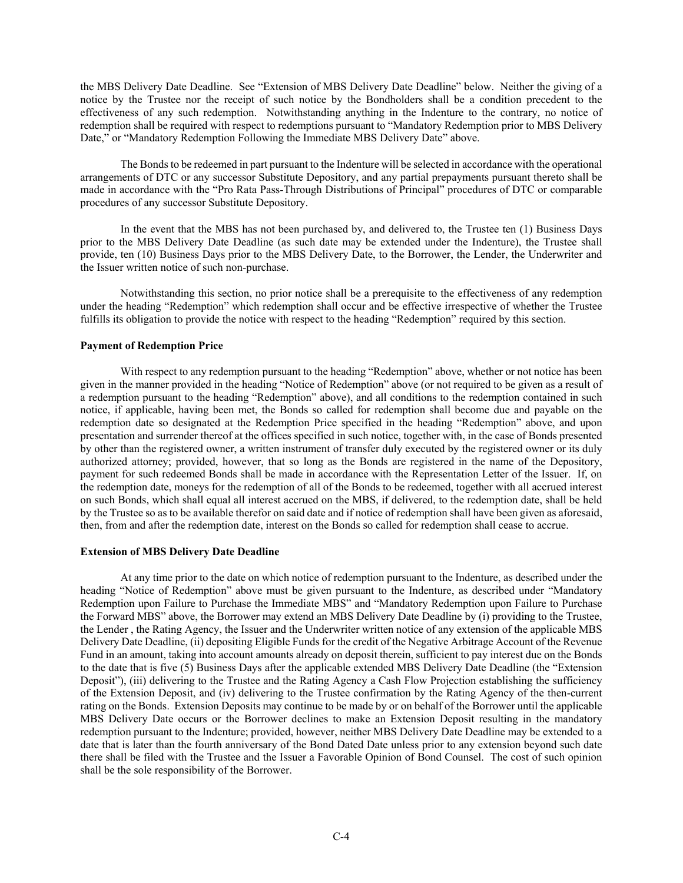the MBS Delivery Date Deadline. See "Extension of MBS Delivery Date Deadline" below. Neither the giving of a notice by the Trustee nor the receipt of such notice by the Bondholders shall be a condition precedent to the effectiveness of any such redemption. Notwithstanding anything in the Indenture to the contrary, no notice of redemption shall be required with respect to redemptions pursuant to "Mandatory Redemption prior to MBS Delivery Date," or "Mandatory Redemption Following the Immediate MBS Delivery Date" above.

The Bonds to be redeemed in part pursuant to the Indenture will be selected in accordance with the operational arrangements of DTC or any successor Substitute Depository, and any partial prepayments pursuant thereto shall be made in accordance with the "Pro Rata Pass-Through Distributions of Principal" procedures of DTC or comparable procedures of any successor Substitute Depository.

In the event that the MBS has not been purchased by, and delivered to, the Trustee ten (1) Business Days prior to the MBS Delivery Date Deadline (as such date may be extended under the Indenture), the Trustee shall provide, ten (10) Business Days prior to the MBS Delivery Date, to the Borrower, the Lender, the Underwriter and the Issuer written notice of such non-purchase.

Notwithstanding this section, no prior notice shall be a prerequisite to the effectiveness of any redemption under the heading "Redemption" which redemption shall occur and be effective irrespective of whether the Trustee fulfills its obligation to provide the notice with respect to the heading "Redemption" required by this section.

**Payment of Redemption Price**

With respect to any redemption pursuant to the heading "Redemption" above, whether or not notice has been given in the manner provided in the heading "Notice of Redemption" above (or not required to be given as a result of a redemption pursuant to the heading "Redemption" above), and all conditions to the redemption contained in such notice, if applicable, having been met, the Bonds so called for redemption shall become due and payable on the redemption date so designated at the Redemption Price specified in the heading "Redemption" above, and upon presentation and surrender thereof at the offices specified in such notice, together with, in the case of Bonds presented by other than the registered owner, a written instrument of transfer duly executed by the registered owner or its duly authorized attorney; provided, however, that so long as the Bonds are registered in the name of the Depository, payment for such redeemed Bonds shall be made in accordance with the Representation Letter of the Issuer. If, on the redemption date, moneys for the redemption of all of the Bonds to be redeemed, together with all accrued interest on such Bonds, which shall equal all interest accrued on the MBS, if delivered, to the redemption date, shall be held by the Trustee so as to be available therefor on said date and if notice of redemption shall have been given as aforesaid, then, from and after the redemption date, interest on the Bonds so called for redemption shall cease to accrue.

**Extension of MBS Delivery Date Deadline**

At any time prior to the date on which notice of redemption pursuant to the Indenture, as described under the heading "Notice of Redemption" above must be given pursuant to the Indenture, as described under "Mandatory Redemption upon Failure to Purchase the Immediate MBS" and "Mandatory Redemption upon Failure to Purchase the Forward MBS" above, the Borrower may extend an MBS Delivery Date Deadline by (i) providing to the Trustee, the Lender , the Rating Agency, the Issuer and the Underwriter written notice of any extension of the applicable MBS Delivery Date Deadline, (ii) depositing Eligible Funds for the credit of the Negative Arbitrage Account of the Revenue Fund in an amount, taking into account amounts already on deposit therein, sufficient to pay interest due on the Bonds to the date that is five (5) Business Days after the applicable extended MBS Delivery Date Deadline (the "Extension Deposit"), (iii) delivering to the Trustee and the Rating Agency a Cash Flow Projection establishing the sufficiency of the Extension Deposit, and (iv) delivering to the Trustee confirmation by the Rating Agency of the then-current rating on the Bonds. Extension Deposits may continue to be made by or on behalf of the Borrower until the applicable MBS Delivery Date occurs or the Borrower declines to make an Extension Deposit resulting in the mandatory redemption pursuant to the Indenture; provided, however, neither MBS Delivery Date Deadline may be extended to a date that is later than the fourth anniversary of the Bond Dated Date unless prior to any extension beyond such date there shall be filed with the Trustee and the Issuer a Favorable Opinion of Bond Counsel. The cost of such opinion shall be the sole responsibility of the Borrower.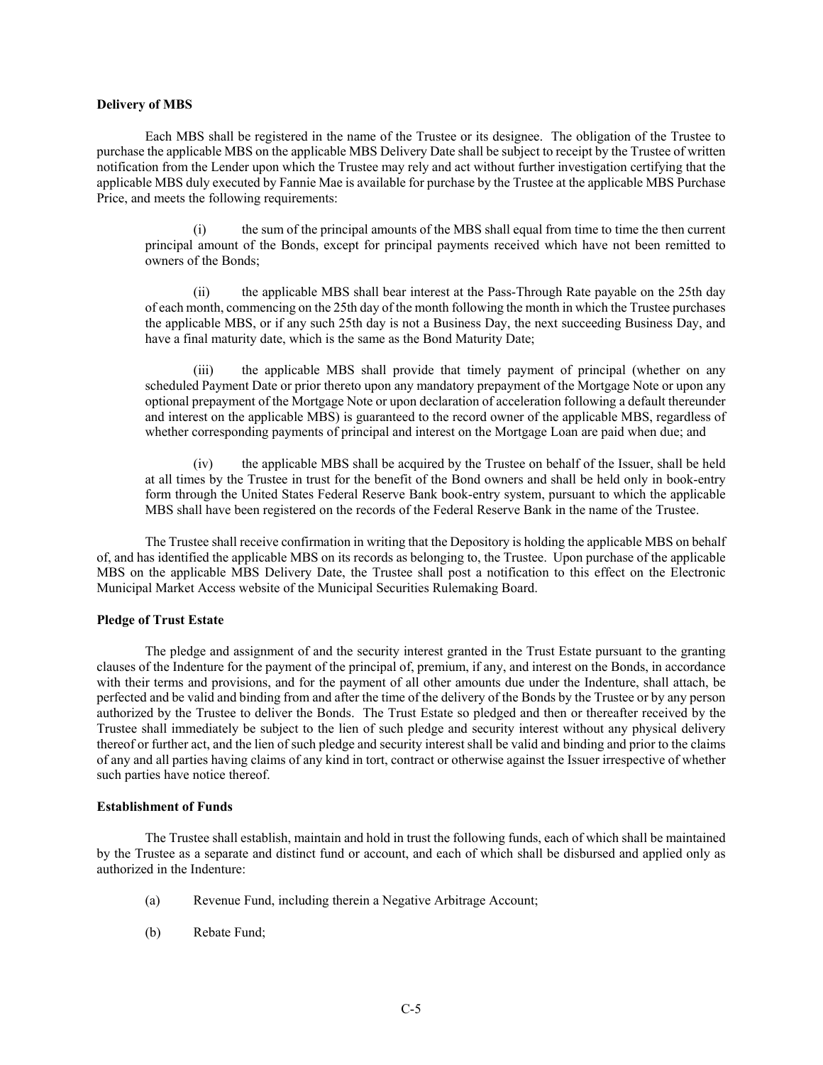**Delivery of MBS**

Each MBS shall be registered in the name of the Trustee or its designee. The obligation of the Trustee to purchase the applicable MBS on the applicable MBS Delivery Date shall be subject to receipt by the Trustee of written notification from the Lender upon which the Trustee may rely and act without further investigation certifying that the applicable MBS duly executed by Fannie Mae is available for purchase by the Trustee at the applicable MBS Purchase Price, and meets the following requirements:

(i) the sum of the principal amounts of the MBS shall equal from time to time the then current principal amount of the Bonds, except for principal payments received which have not been remitted to owners of the Bonds;

(ii) the applicable MBS shall bear interest at the Pass-Through Rate payable on the 25th day of each month, commencing on the 25th day of the month following the month in which the Trustee purchases the applicable MBS, or if any such 25th day is not a Business Day, the next succeeding Business Day, and have a final maturity date, which is the same as the Bond Maturity Date;

(iii) the applicable MBS shall provide that timely payment of principal (whether on any scheduled Payment Date or prior thereto upon any mandatory prepayment of the Mortgage Note or upon any optional prepayment of the Mortgage Note or upon declaration of acceleration following a default thereunder and interest on the applicable MBS) is guaranteed to the record owner of the applicable MBS, regardless of whether corresponding payments of principal and interest on the Mortgage Loan are paid when due; and

(iv) the applicable MBS shall be acquired by the Trustee on behalf of the Issuer, shall be held at all times by the Trustee in trust for the benefit of the Bond owners and shall be held only in book-entry form through the United States Federal Reserve Bank book-entry system, pursuant to which the applicable MBS shall have been registered on the records of the Federal Reserve Bank in the name of the Trustee.

The Trustee shall receive confirmation in writing that the Depository is holding the applicable MBS on behalf of, and has identified the applicable MBS on its records as belonging to, the Trustee. Upon purchase of the applicable MBS on the applicable MBS Delivery Date, the Trustee shall post a notification to this effect on the Electronic Municipal Market Access website of the Municipal Securities Rulemaking Board.

**Pledge of Trust Estate**

The pledge and assignment of and the security interest granted in the Trust Estate pursuant to the granting clauses of the Indenture for the payment of the principal of, premium, if any, and interest on the Bonds, in accordance with their terms and provisions, and for the payment of all other amounts due under the Indenture, shall attach, be perfected and be valid and binding from and after the time of the delivery of the Bonds by the Trustee or by any person authorized by the Trustee to deliver the Bonds. The Trust Estate so pledged and then or thereafter received by the Trustee shall immediately be subject to the lien of such pledge and security interest without any physical delivery thereof or further act, and the lien of such pledge and security interest shall be valid and binding and prior to the claims of any and all parties having claims of any kind in tort, contract or otherwise against the Issuer irrespective of whether such parties have notice thereof.

**Establishment of Funds**

The Trustee shall establish, maintain and hold in trust the following funds, each of which shall be maintained by the Trustee as a separate and distinct fund or account, and each of which shall be disbursed and applied only as authorized in the Indenture:

(a) Revenue Fund, including therein a Negative Arbitrage Account;

(b) Rebate Fund;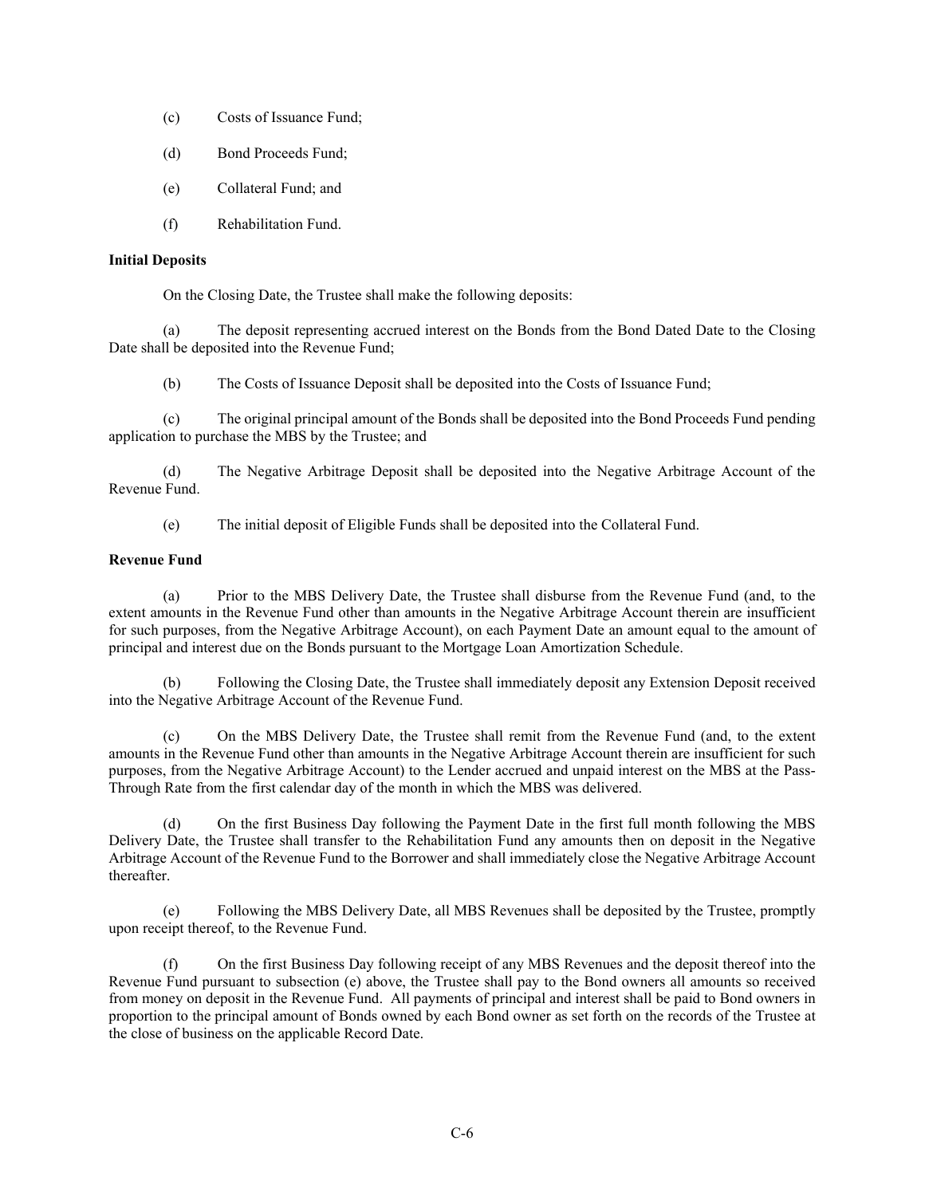(c) Costs of Issuance Fund;

(d) Bond Proceeds Fund;

(e) Collateral Fund; and

(f) Rehabilitation Fund.

**Initial Deposits**

On the Closing Date, the Trustee shall make the following deposits:

(a) The deposit representing accrued interest on the Bonds from the Bond Dated Date to the Closing Date shall be deposited into the Revenue Fund;

(b) The Costs of Issuance Deposit shall be deposited into the Costs of Issuance Fund;

(c) The original principal amount of the Bonds shall be deposited into the Bond Proceeds Fund pending application to purchase the MBS by the Trustee; and

(d) The Negative Arbitrage Deposit shall be deposited into the Negative Arbitrage Account of the Revenue Fund.

(e) The initial deposit of Eligible Funds shall be deposited into the Collateral Fund.

**Revenue Fund**

(a) Prior to the MBS Delivery Date, the Trustee shall disburse from the Revenue Fund (and, to the extent amounts in the Revenue Fund other than amounts in the Negative Arbitrage Account therein are insufficient for such purposes, from the Negative Arbitrage Account), on each Payment Date an amount equal to the amount of principal and interest due on the Bonds pursuant to the Mortgage Loan Amortization Schedule.

(b) Following the Closing Date, the Trustee shall immediately deposit any Extension Deposit received into the Negative Arbitrage Account of the Revenue Fund.

(c) On the MBS Delivery Date, the Trustee shall remit from the Revenue Fund (and, to the extent amounts in the Revenue Fund other than amounts in the Negative Arbitrage Account therein are insufficient for such purposes, from the Negative Arbitrage Account) to the Lender accrued and unpaid interest on the MBS at the Pass-Through Rate from the first calendar day of the month in which the MBS was delivered.

(d) On the first Business Day following the Payment Date in the first full month following the MBS Delivery Date, the Trustee shall transfer to the Rehabilitation Fund any amounts then on deposit in the Negative Arbitrage Account of the Revenue Fund to the Borrower and shall immediately close the Negative Arbitrage Account thereafter.

(e) Following the MBS Delivery Date, all MBS Revenues shall be deposited by the Trustee, promptly upon receipt thereof, to the Revenue Fund.

(f) On the first Business Day following receipt of any MBS Revenues and the deposit thereof into the Revenue Fund pursuant to subsection (e) above, the Trustee shall pay to the Bond owners all amounts so received from money on deposit in the Revenue Fund. All payments of principal and interest shall be paid to Bond owners in proportion to the principal amount of Bonds owned by each Bond owner as set forth on the records of the Trustee at the close of business on the applicable Record Date.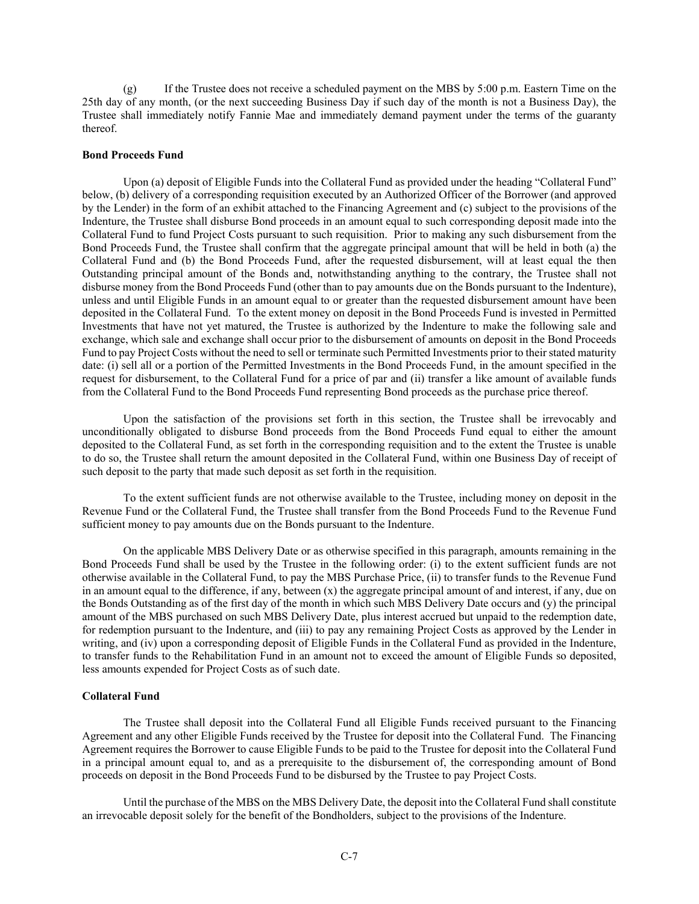(g) If the Trustee does not receive a scheduled payment on the MBS by 5:00 p.m. Eastern Time on the 25th day of any month, (or the next succeeding Business Day if such day of the month is not a Business Day), the Trustee shall immediately notify Fannie Mae and immediately demand payment under the terms of the guaranty thereof.

**Bond Proceeds Fund**

Upon (a) deposit of Eligible Funds into the Collateral Fund as provided under the heading "Collateral Fund" below, (b) delivery of a corresponding requisition executed by an Authorized Officer of the Borrower (and approved by the Lender) in the form of an exhibit attached to the Financing Agreement and (c) subject to the provisions of the Indenture, the Trustee shall disburse Bond proceeds in an amount equal to such corresponding deposit made into the Collateral Fund to fund Project Costs pursuant to such requisition. Prior to making any such disbursement from the Bond Proceeds Fund, the Trustee shall confirm that the aggregate principal amount that will be held in both (a) the Collateral Fund and (b) the Bond Proceeds Fund, after the requested disbursement, will at least equal the then Outstanding principal amount of the Bonds and, notwithstanding anything to the contrary, the Trustee shall not disburse money from the Bond Proceeds Fund (other than to pay amounts due on the Bonds pursuant to the Indenture), unless and until Eligible Funds in an amount equal to or greater than the requested disbursement amount have been deposited in the Collateral Fund. To the extent money on deposit in the Bond Proceeds Fund is invested in Permitted Investments that have not yet matured, the Trustee is authorized by the Indenture to make the following sale and exchange, which sale and exchange shall occur prior to the disbursement of amounts on deposit in the Bond Proceeds Fund to pay Project Costs without the need to sell or terminate such Permitted Investments prior to their stated maturity date: (i) sell all or a portion of the Permitted Investments in the Bond Proceeds Fund, in the amount specified in the request for disbursement, to the Collateral Fund for a price of par and (ii) transfer a like amount of available funds from the Collateral Fund to the Bond Proceeds Fund representing Bond proceeds as the purchase price thereof.

Upon the satisfaction of the provisions set forth in this section, the Trustee shall be irrevocably and unconditionally obligated to disburse Bond proceeds from the Bond Proceeds Fund equal to either the amount deposited to the Collateral Fund, as set forth in the corresponding requisition and to the extent the Trustee is unable to do so, the Trustee shall return the amount deposited in the Collateral Fund, within one Business Day of receipt of such deposit to the party that made such deposit as set forth in the requisition.

To the extent sufficient funds are not otherwise available to the Trustee, including money on deposit in the Revenue Fund or the Collateral Fund, the Trustee shall transfer from the Bond Proceeds Fund to the Revenue Fund sufficient money to pay amounts due on the Bonds pursuant to the Indenture.

On the applicable MBS Delivery Date or as otherwise specified in this paragraph, amounts remaining in the Bond Proceeds Fund shall be used by the Trustee in the following order: (i) to the extent sufficient funds are not otherwise available in the Collateral Fund, to pay the MBS Purchase Price, (ii) to transfer funds to the Revenue Fund in an amount equal to the difference, if any, between (x) the aggregate principal amount of and interest, if any, due on the Bonds Outstanding as of the first day of the month in which such MBS Delivery Date occurs and (y) the principal amount of the MBS purchased on such MBS Delivery Date, plus interest accrued but unpaid to the redemption date, for redemption pursuant to the Indenture, and (iii) to pay any remaining Project Costs as approved by the Lender in writing, and (iv) upon a corresponding deposit of Eligible Funds in the Collateral Fund as provided in the Indenture, to transfer funds to the Rehabilitation Fund in an amount not to exceed the amount of Eligible Funds so deposited, less amounts expended for Project Costs as of such date.

**Collateral Fund**

The Trustee shall deposit into the Collateral Fund all Eligible Funds received pursuant to the Financing Agreement and any other Eligible Funds received by the Trustee for deposit into the Collateral Fund. The Financing Agreement requires the Borrower to cause Eligible Funds to be paid to the Trustee for deposit into the Collateral Fund in a principal amount equal to, and as a prerequisite to the disbursement of, the corresponding amount of Bond proceeds on deposit in the Bond Proceeds Fund to be disbursed by the Trustee to pay Project Costs.

Until the purchase of the MBS on the MBS Delivery Date, the deposit into the Collateral Fund shall constitute an irrevocable deposit solely for the benefit of the Bondholders, subject to the provisions of the Indenture.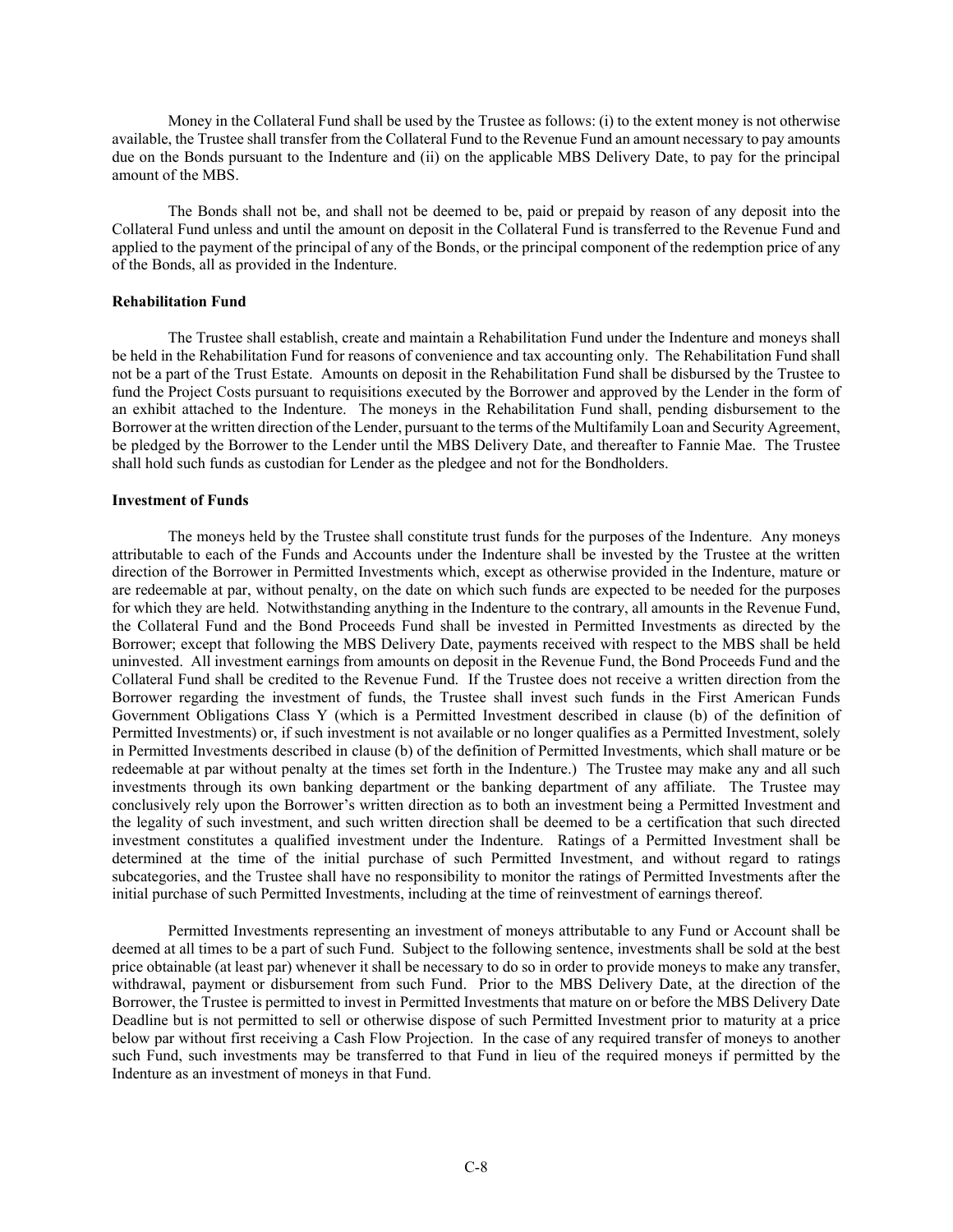Money in the Collateral Fund shall be used by the Trustee as follows: (i) to the extent money is not otherwise available, the Trustee shall transfer from the Collateral Fund to the Revenue Fund an amount necessary to pay amounts due on the Bonds pursuant to the Indenture and (ii) on the applicable MBS Delivery Date, to pay for the principal amount of the MBS.

The Bonds shall not be, and shall not be deemed to be, paid or prepaid by reason of any deposit into the Collateral Fund unless and until the amount on deposit in the Collateral Fund is transferred to the Revenue Fund and applied to the payment of the principal of any of the Bonds, or the principal component of the redemption price of any of the Bonds, all as provided in the Indenture.

**Rehabilitation Fund**

The Trustee shall establish, create and maintain a Rehabilitation Fund under the Indenture and moneys shall be held in the Rehabilitation Fund for reasons of convenience and tax accounting only. The Rehabilitation Fund shall not be a part of the Trust Estate. Amounts on deposit in the Rehabilitation Fund shall be disbursed by the Trustee to fund the Project Costs pursuant to requisitions executed by the Borrower and approved by the Lender in the form of an exhibit attached to the Indenture. The moneys in the Rehabilitation Fund shall, pending disbursement to the Borrower at the written direction of the Lender, pursuant to the terms of the Multifamily Loan and Security Agreement, be pledged by the Borrower to the Lender until the MBS Delivery Date, and thereafter to Fannie Mae. The Trustee shall hold such funds as custodian for Lender as the pledgee and not for the Bondholders.

**Investment of Funds**

The moneys held by the Trustee shall constitute trust funds for the purposes of the Indenture. Any moneys attributable to each of the Funds and Accounts under the Indenture shall be invested by the Trustee at the written direction of the Borrower in Permitted Investments which, except as otherwise provided in the Indenture, mature or are redeemable at par, without penalty, on the date on which such funds are expected to be needed for the purposes for which they are held. Notwithstanding anything in the Indenture to the contrary, all amounts in the Revenue Fund, the Collateral Fund and the Bond Proceeds Fund shall be invested in Permitted Investments as directed by the Borrower; except that following the MBS Delivery Date, payments received with respect to the MBS shall be held uninvested. All investment earnings from amounts on deposit in the Revenue Fund, the Bond Proceeds Fund and the Collateral Fund shall be credited to the Revenue Fund. If the Trustee does not receive a written direction from the Borrower regarding the investment of funds, the Trustee shall invest such funds in the First American Funds Government Obligations Class Y (which is a Permitted Investment described in clause (b) of the definition of Permitted Investments) or, if such investment is not available or no longer qualifies as a Permitted Investment, solely in Permitted Investments described in clause (b) of the definition of Permitted Investments, which shall mature or be redeemable at par without penalty at the times set forth in the Indenture.) The Trustee may make any and all such investments through its own banking department or the banking department of any affiliate. The Trustee may conclusively rely upon the Borrower's written direction as to both an investment being a Permitted Investment and the legality of such investment, and such written direction shall be deemed to be a certification that such directed investment constitutes a qualified investment under the Indenture. Ratings of a Permitted Investment shall be determined at the time of the initial purchase of such Permitted Investment, and without regard to ratings subcategories, and the Trustee shall have no responsibility to monitor the ratings of Permitted Investments after the initial purchase of such Permitted Investments, including at the time of reinvestment of earnings thereof.

Permitted Investments representing an investment of moneys attributable to any Fund or Account shall be deemed at all times to be a part of such Fund. Subject to the following sentence, investments shall be sold at the best price obtainable (at least par) whenever it shall be necessary to do so in order to provide moneys to make any transfer, withdrawal, payment or disbursement from such Fund. Prior to the MBS Delivery Date, at the direction of the Borrower, the Trustee is permitted to invest in Permitted Investments that mature on or before the MBS Delivery Date Deadline but is not permitted to sell or otherwise dispose of such Permitted Investment prior to maturity at a price below par without first receiving a Cash Flow Projection. In the case of any required transfer of moneys to another such Fund, such investments may be transferred to that Fund in lieu of the required moneys if permitted by the Indenture as an investment of moneys in that Fund.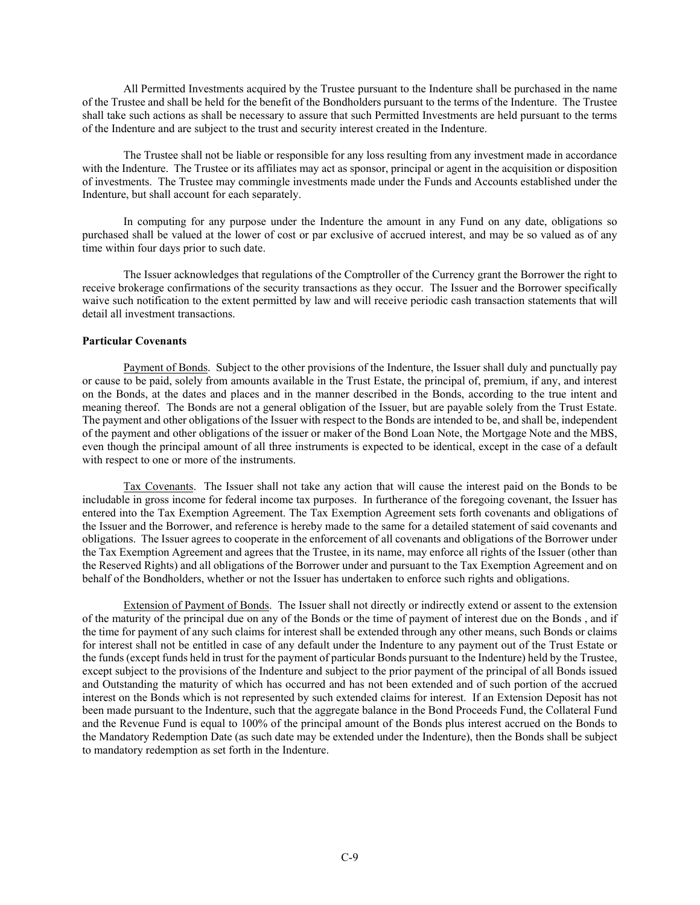All Permitted Investments acquired by the Trustee pursuant to the Indenture shall be purchased in the name of the Trustee and shall be held for the benefit of the Bondholders pursuant to the terms of the Indenture. The Trustee shall take such actions as shall be necessary to assure that such Permitted Investments are held pursuant to the terms of the Indenture and are subject to the trust and security interest created in the Indenture.

The Trustee shall not be liable or responsible for any loss resulting from any investment made in accordance with the Indenture. The Trustee or its affiliates may act as sponsor, principal or agent in the acquisition or disposition of investments. The Trustee may commingle investments made under the Funds and Accounts established under the Indenture, but shall account for each separately.

In computing for any purpose under the Indenture the amount in any Fund on any date, obligations so purchased shall be valued at the lower of cost or par exclusive of accrued interest, and may be so valued as of any time within four days prior to such date.

The Issuer acknowledges that regulations of the Comptroller of the Currency grant the Borrower the right to receive brokerage confirmations of the security transactions as they occur. The Issuer and the Borrower specifically waive such notification to the extent permitted by law and will receive periodic cash transaction statements that will detail all investment transactions.

**Particular Covenants**

Payment of Bonds. Subject to the other provisions of the Indenture, the Issuer shall duly and punctually pay or cause to be paid, solely from amounts available in the Trust Estate, the principal of, premium, if any, and interest on the Bonds, at the dates and places and in the manner described in the Bonds, according to the true intent and meaning thereof. The Bonds are not a general obligation of the Issuer, but are payable solely from the Trust Estate. The payment and other obligations of the Issuer with respect to the Bonds are intended to be, and shall be, independent of the payment and other obligations of the issuer or maker of the Bond Loan Note, the Mortgage Note and the MBS, even though the principal amount of all three instruments is expected to be identical, except in the case of a default with respect to one or more of the instruments.

Tax Covenants. The Issuer shall not take any action that will cause the interest paid on the Bonds to be includable in gross income for federal income tax purposes. In furtherance of the foregoing covenant, the Issuer has entered into the Tax Exemption Agreement. The Tax Exemption Agreement sets forth covenants and obligations of the Issuer and the Borrower, and reference is hereby made to the same for a detailed statement of said covenants and obligations. The Issuer agrees to cooperate in the enforcement of all covenants and obligations of the Borrower under the Tax Exemption Agreement and agrees that the Trustee, in its name, may enforce all rights of the Issuer (other than the Reserved Rights) and all obligations of the Borrower under and pursuant to the Tax Exemption Agreement and on behalf of the Bondholders, whether or not the Issuer has undertaken to enforce such rights and obligations.

Extension of Payment of Bonds. The Issuer shall not directly or indirectly extend or assent to the extension of the maturity of the principal due on any of the Bonds or the time of payment of interest due on the Bonds , and if the time for payment of any such claims for interest shall be extended through any other means, such Bonds or claims for interest shall not be entitled in case of any default under the Indenture to any payment out of the Trust Estate or the funds (except funds held in trust for the payment of particular Bonds pursuant to the Indenture) held by the Trustee, except subject to the provisions of the Indenture and subject to the prior payment of the principal of all Bonds issued and Outstanding the maturity of which has occurred and has not been extended and of such portion of the accrued interest on the Bonds which is not represented by such extended claims for interest. If an Extension Deposit has not been made pursuant to the Indenture, such that the aggregate balance in the Bond Proceeds Fund, the Collateral Fund and the Revenue Fund is equal to 100% of the principal amount of the Bonds plus interest accrued on the Bonds to the Mandatory Redemption Date (as such date may be extended under the Indenture), then the Bonds shall be subject to mandatory redemption as set forth in the Indenture.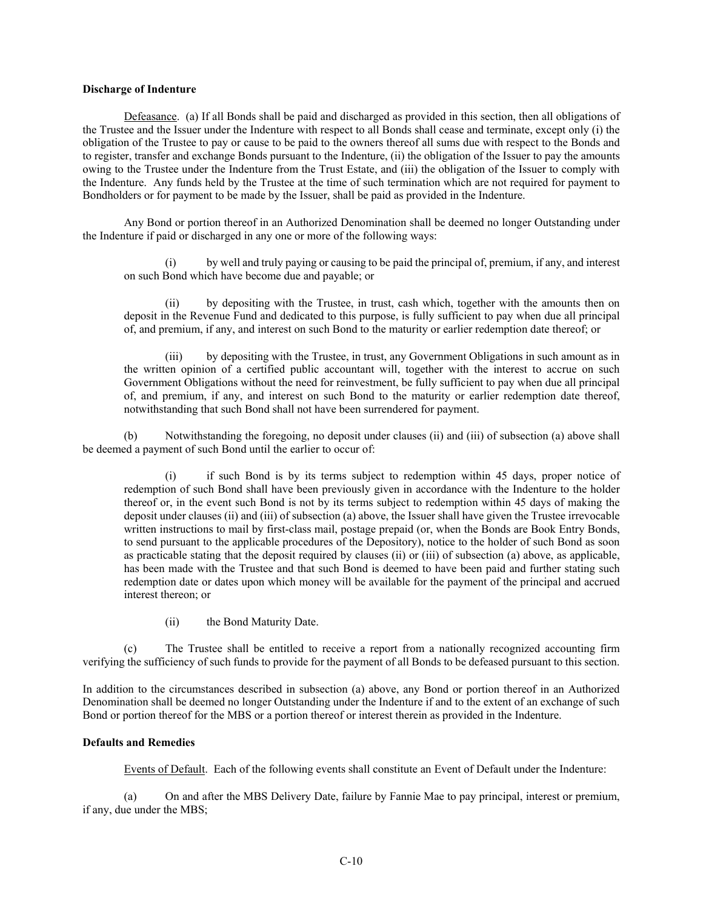**Discharge of Indenture**

Defeasance. (a) If all Bonds shall be paid and discharged as provided in this section, then all obligations of the Trustee and the Issuer under the Indenture with respect to all Bonds shall cease and terminate, except only (i) the obligation of the Trustee to pay or cause to be paid to the owners thereof all sums due with respect to the Bonds and to register, transfer and exchange Bonds pursuant to the Indenture, (ii) the obligation of the Issuer to pay the amounts owing to the Trustee under the Indenture from the Trust Estate, and (iii) the obligation of the Issuer to comply with the Indenture. Any funds held by the Trustee at the time of such termination which are not required for payment to Bondholders or for payment to be made by the Issuer, shall be paid as provided in the Indenture.

Any Bond or portion thereof in an Authorized Denomination shall be deemed no longer Outstanding under the Indenture if paid or discharged in any one or more of the following ways:

(i) by well and truly paying or causing to be paid the principal of, premium, if any, and interest on such Bond which have become due and payable; or

(ii) by depositing with the Trustee, in trust, cash which, together with the amounts then on deposit in the Revenue Fund and dedicated to this purpose, is fully sufficient to pay when due all principal of, and premium, if any, and interest on such Bond to the maturity or earlier redemption date thereof; or

(iii) by depositing with the Trustee, in trust, any Government Obligations in such amount as in the written opinion of a certified public accountant will, together with the interest to accrue on such Government Obligations without the need for reinvestment, be fully sufficient to pay when due all principal of, and premium, if any, and interest on such Bond to the maturity or earlier redemption date thereof, notwithstanding that such Bond shall not have been surrendered for payment.

(b) Notwithstanding the foregoing, no deposit under clauses (ii) and (iii) of subsection (a) above shall be deemed a payment of such Bond until the earlier to occur of:

(i) if such Bond is by its terms subject to redemption within 45 days, proper notice of redemption of such Bond shall have been previously given in accordance with the Indenture to the holder thereof or, in the event such Bond is not by its terms subject to redemption within 45 days of making the deposit under clauses (ii) and (iii) of subsection (a) above, the Issuer shall have given the Trustee irrevocable written instructions to mail by first-class mail, postage prepaid (or, when the Bonds are Book Entry Bonds, to send pursuant to the applicable procedures of the Depository), notice to the holder of such Bond as soon as practicable stating that the deposit required by clauses (ii) or (iii) of subsection (a) above, as applicable, has been made with the Trustee and that such Bond is deemed to have been paid and further stating such redemption date or dates upon which money will be available for the payment of the principal and accrued interest thereon; or

(ii) the Bond Maturity Date.

(c) The Trustee shall be entitled to receive a report from a nationally recognized accounting firm verifying the sufficiency of such funds to provide for the payment of all Bonds to be defeased pursuant to this section.

In addition to the circumstances described in subsection (a) above, any Bond or portion thereof in an Authorized Denomination shall be deemed no longer Outstanding under the Indenture if and to the extent of an exchange of such Bond or portion thereof for the MBS or a portion thereof or interest therein as provided in the Indenture.

**Defaults and Remedies**

Events of Default. Each of the following events shall constitute an Event of Default under the Indenture:

(a) On and after the MBS Delivery Date, failure by Fannie Mae to pay principal, interest or premium, if any, due under the MBS;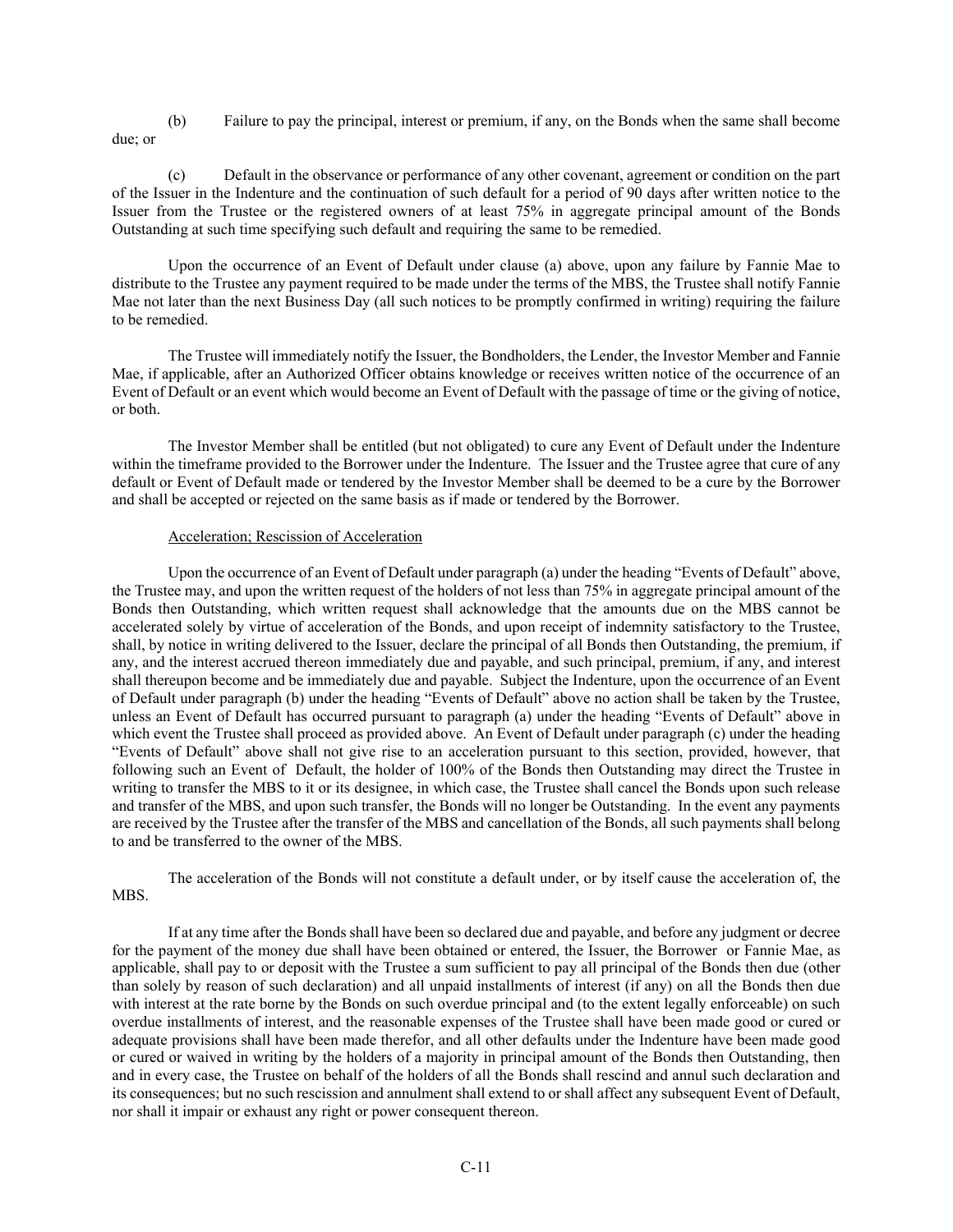(b) Failure to pay the principal, interest or premium, if any, on the Bonds when the same shall become due; or

(c) Default in the observance or performance of any other covenant, agreement or condition on the part of the Issuer in the Indenture and the continuation of such default for a period of 90 days after written notice to the Issuer from the Trustee or the registered owners of at least 75% in aggregate principal amount of the Bonds Outstanding at such time specifying such default and requiring the same to be remedied.

Upon the occurrence of an Event of Default under clause (a) above, upon any failure by Fannie Mae to distribute to the Trustee any payment required to be made under the terms of the MBS, the Trustee shall notify Fannie Mae not later than the next Business Day (all such notices to be promptly confirmed in writing) requiring the failure to be remedied.

The Trustee will immediately notify the Issuer, the Bondholders, the Lender, the Investor Member and Fannie Mae, if applicable, after an Authorized Officer obtains knowledge or receives written notice of the occurrence of an Event of Default or an event which would become an Event of Default with the passage of time or the giving of notice, or both.

The Investor Member shall be entitled (but not obligated) to cure any Event of Default under the Indenture within the timeframe provided to the Borrower under the Indenture. The Issuer and the Trustee agree that cure of any default or Event of Default made or tendered by the Investor Member shall be deemed to be a cure by the Borrower and shall be accepted or rejected on the same basis as if made or tendered by the Borrower.

Acceleration; Rescission of Acceleration

Upon the occurrence of an Event of Default under paragraph (a) under the heading "Events of Default" above, the Trustee may, and upon the written request of the holders of not less than 75% in aggregate principal amount of the Bonds then Outstanding, which written request shall acknowledge that the amounts due on the MBS cannot be accelerated solely by virtue of acceleration of the Bonds, and upon receipt of indemnity satisfactory to the Trustee, shall, by notice in writing delivered to the Issuer, declare the principal of all Bonds then Outstanding, the premium, if any, and the interest accrued thereon immediately due and payable, and such principal, premium, if any, and interest shall thereupon become and be immediately due and payable. Subject the Indenture, upon the occurrence of an Event of Default under paragraph (b) under the heading "Events of Default" above no action shall be taken by the Trustee, unless an Event of Default has occurred pursuant to paragraph (a) under the heading "Events of Default" above in which event the Trustee shall proceed as provided above. An Event of Default under paragraph (c) under the heading "Events of Default" above shall not give rise to an acceleration pursuant to this section, provided, however, that following such an Event of Default, the holder of 100% of the Bonds then Outstanding may direct the Trustee in writing to transfer the MBS to it or its designee, in which case, the Trustee shall cancel the Bonds upon such release and transfer of the MBS, and upon such transfer, the Bonds will no longer be Outstanding. In the event any payments are received by the Trustee after the transfer of the MBS and cancellation of the Bonds, all such payments shall belong to and be transferred to the owner of the MBS.

The acceleration of the Bonds will not constitute a default under, or by itself cause the acceleration of, the MBS.

If at any time after the Bonds shall have been so declared due and payable, and before any judgment or decree for the payment of the money due shall have been obtained or entered, the Issuer, the Borrower or Fannie Mae, as applicable, shall pay to or deposit with the Trustee a sum sufficient to pay all principal of the Bonds then due (other than solely by reason of such declaration) and all unpaid installments of interest (if any) on all the Bonds then due with interest at the rate borne by the Bonds on such overdue principal and (to the extent legally enforceable) on such overdue installments of interest, and the reasonable expenses of the Trustee shall have been made good or cured or adequate provisions shall have been made therefor, and all other defaults under the Indenture have been made good or cured or waived in writing by the holders of a majority in principal amount of the Bonds then Outstanding, then and in every case, the Trustee on behalf of the holders of all the Bonds shall rescind and annul such declaration and its consequences; but no such rescission and annulment shall extend to or shall affect any subsequent Event of Default, nor shall it impair or exhaust any right or power consequent thereon.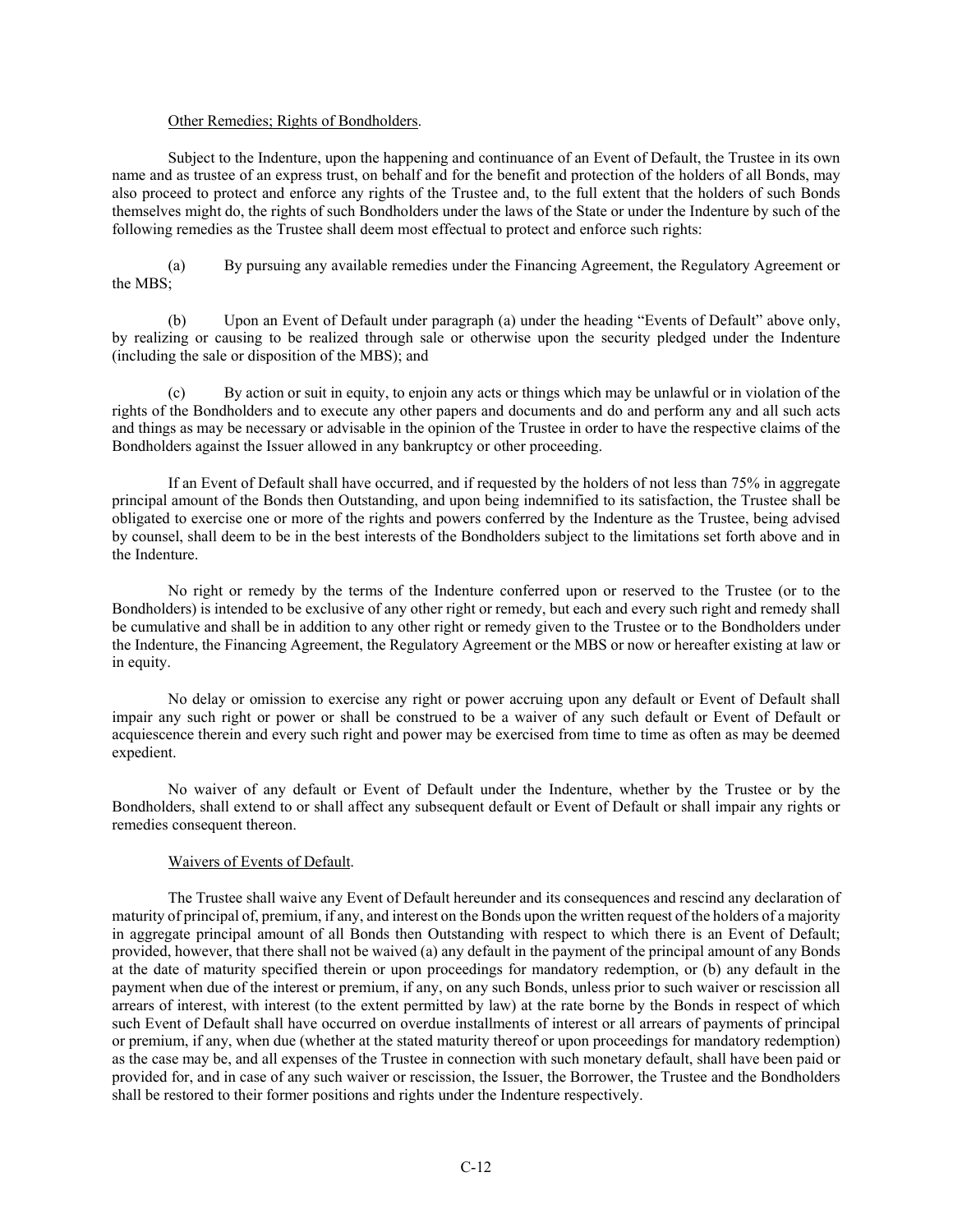Other Remedies; Rights of Bondholders.

Subject to the Indenture, upon the happening and continuance of an Event of Default, the Trustee in its own name and as trustee of an express trust, on behalf and for the benefit and protection of the holders of all Bonds, may also proceed to protect and enforce any rights of the Trustee and, to the full extent that the holders of such Bonds themselves might do, the rights of such Bondholders under the laws of the State or under the Indenture by such of the following remedies as the Trustee shall deem most effectual to protect and enforce such rights:

(a) By pursuing any available remedies under the Financing Agreement, the Regulatory Agreement or the MBS;

(b) Upon an Event of Default under paragraph (a) under the heading "Events of Default" above only, by realizing or causing to be realized through sale or otherwise upon the security pledged under the Indenture (including the sale or disposition of the MBS); and

(c) By action or suit in equity, to enjoin any acts or things which may be unlawful or in violation of the rights of the Bondholders and to execute any other papers and documents and do and perform any and all such acts and things as may be necessary or advisable in the opinion of the Trustee in order to have the respective claims of the Bondholders against the Issuer allowed in any bankruptcy or other proceeding.

If an Event of Default shall have occurred, and if requested by the holders of not less than 75% in aggregate principal amount of the Bonds then Outstanding, and upon being indemnified to its satisfaction, the Trustee shall be obligated to exercise one or more of the rights and powers conferred by the Indenture as the Trustee, being advised by counsel, shall deem to be in the best interests of the Bondholders subject to the limitations set forth above and in the Indenture.

No right or remedy by the terms of the Indenture conferred upon or reserved to the Trustee (or to the Bondholders) is intended to be exclusive of any other right or remedy, but each and every such right and remedy shall be cumulative and shall be in addition to any other right or remedy given to the Trustee or to the Bondholders under the Indenture, the Financing Agreement, the Regulatory Agreement or the MBS or now or hereafter existing at law or in equity.

No delay or omission to exercise any right or power accruing upon any default or Event of Default shall impair any such right or power or shall be construed to be a waiver of any such default or Event of Default or acquiescence therein and every such right and power may be exercised from time to time as often as may be deemed expedient.

No waiver of any default or Event of Default under the Indenture, whether by the Trustee or by the Bondholders, shall extend to or shall affect any subsequent default or Event of Default or shall impair any rights or remedies consequent thereon.

Waivers of Events of Default.

The Trustee shall waive any Event of Default hereunder and its consequences and rescind any declaration of maturity of principal of, premium, if any, and interest on the Bonds upon the written request of the holders of a majority in aggregate principal amount of all Bonds then Outstanding with respect to which there is an Event of Default; provided, however, that there shall not be waived (a) any default in the payment of the principal amount of any Bonds at the date of maturity specified therein or upon proceedings for mandatory redemption, or (b) any default in the payment when due of the interest or premium, if any, on any such Bonds, unless prior to such waiver or rescission all arrears of interest, with interest (to the extent permitted by law) at the rate borne by the Bonds in respect of which such Event of Default shall have occurred on overdue installments of interest or all arrears of payments of principal or premium, if any, when due (whether at the stated maturity thereof or upon proceedings for mandatory redemption) as the case may be, and all expenses of the Trustee in connection with such monetary default, shall have been paid or provided for, and in case of any such waiver or rescission, the Issuer, the Borrower, the Trustee and the Bondholders shall be restored to their former positions and rights under the Indenture respectively.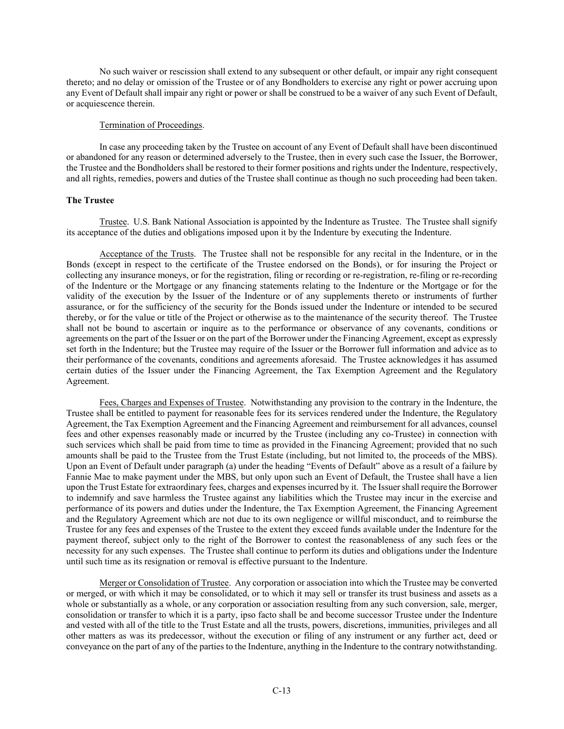No such waiver or rescission shall extend to any subsequent or other default, or impair any right consequent thereto; and no delay or omission of the Trustee or of any Bondholders to exercise any right or power accruing upon any Event of Default shall impair any right or power or shall be construed to be a waiver of any such Event of Default, or acquiescence therein.

Termination of Proceedings.

In case any proceeding taken by the Trustee on account of any Event of Default shall have been discontinued or abandoned for any reason or determined adversely to the Trustee, then in every such case the Issuer, the Borrower, the Trustee and the Bondholders shall be restored to their former positions and rights under the Indenture, respectively, and all rights, remedies, powers and duties of the Trustee shall continue as though no such proceeding had been taken.

**The Trustee**

Trustee. U.S. Bank National Association is appointed by the Indenture as Trustee. The Trustee shall signify its acceptance of the duties and obligations imposed upon it by the Indenture by executing the Indenture.

Acceptance of the Trusts. The Trustee shall not be responsible for any recital in the Indenture, or in the Bonds (except in respect to the certificate of the Trustee endorsed on the Bonds), or for insuring the Project or collecting any insurance moneys, or for the registration, filing or recording or re-registration, re-filing or re-recording of the Indenture or the Mortgage or any financing statements relating to the Indenture or the Mortgage or for the validity of the execution by the Issuer of the Indenture or of any supplements thereto or instruments of further assurance, or for the sufficiency of the security for the Bonds issued under the Indenture or intended to be secured thereby, or for the value or title of the Project or otherwise as to the maintenance of the security thereof. The Trustee shall not be bound to ascertain or inquire as to the performance or observance of any covenants, conditions or agreements on the part of the Issuer or on the part of the Borrower under the Financing Agreement, except as expressly set forth in the Indenture; but the Trustee may require of the Issuer or the Borrower full information and advice as to their performance of the covenants, conditions and agreements aforesaid. The Trustee acknowledges it has assumed certain duties of the Issuer under the Financing Agreement, the Tax Exemption Agreement and the Regulatory Agreement.

Fees, Charges and Expenses of Trustee. Notwithstanding any provision to the contrary in the Indenture, the Trustee shall be entitled to payment for reasonable fees for its services rendered under the Indenture, the Regulatory Agreement, the Tax Exemption Agreement and the Financing Agreement and reimbursement for all advances, counsel fees and other expenses reasonably made or incurred by the Trustee (including any co-Trustee) in connection with such services which shall be paid from time to time as provided in the Financing Agreement; provided that no such amounts shall be paid to the Trustee from the Trust Estate (including, but not limited to, the proceeds of the MBS). Upon an Event of Default under paragraph (a) under the heading "Events of Default" above as a result of a failure by Fannie Mae to make payment under the MBS, but only upon such an Event of Default, the Trustee shall have a lien upon the Trust Estate for extraordinary fees, charges and expenses incurred by it. The Issuer shall require the Borrower to indemnify and save harmless the Trustee against any liabilities which the Trustee may incur in the exercise and performance of its powers and duties under the Indenture, the Tax Exemption Agreement, the Financing Agreement and the Regulatory Agreement which are not due to its own negligence or willful misconduct, and to reimburse the Trustee for any fees and expenses of the Trustee to the extent they exceed funds available under the Indenture for the payment thereof, subject only to the right of the Borrower to contest the reasonableness of any such fees or the necessity for any such expenses. The Trustee shall continue to perform its duties and obligations under the Indenture until such time as its resignation or removal is effective pursuant to the Indenture.

Merger or Consolidation of Trustee. Any corporation or association into which the Trustee may be converted or merged, or with which it may be consolidated, or to which it may sell or transfer its trust business and assets as a whole or substantially as a whole, or any corporation or association resulting from any such conversion, sale, merger, consolidation or transfer to which it is a party, ipso facto shall be and become successor Trustee under the Indenture and vested with all of the title to the Trust Estate and all the trusts, powers, discretions, immunities, privileges and all other matters as was its predecessor, without the execution or filing of any instrument or any further act, deed or conveyance on the part of any of the parties to the Indenture, anything in the Indenture to the contrary notwithstanding.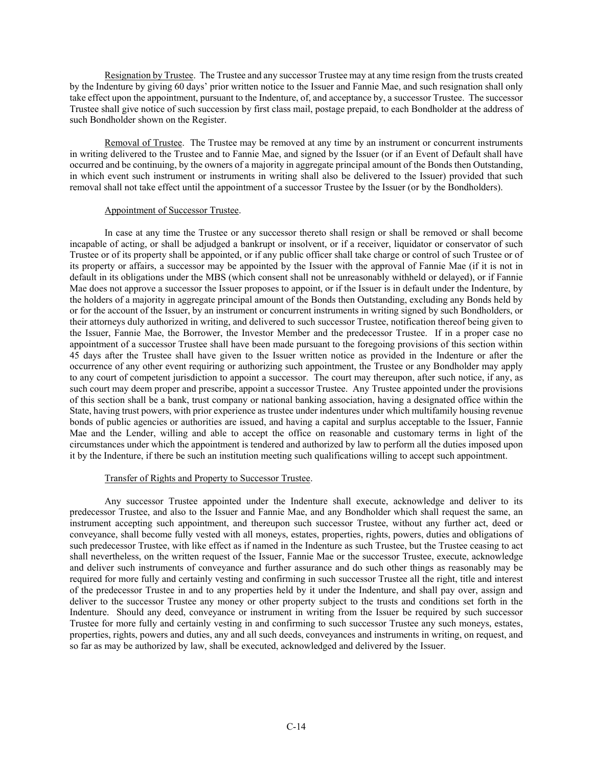Resignation by Trustee. The Trustee and any successor Trustee may at any time resign from the trusts created by the Indenture by giving 60 days' prior written notice to the Issuer and Fannie Mae, and such resignation shall only take effect upon the appointment, pursuant to the Indenture, of, and acceptance by, a successor Trustee. The successor Trustee shall give notice of such succession by first class mail, postage prepaid, to each Bondholder at the address of such Bondholder shown on the Register.

Removal of Trustee. The Trustee may be removed at any time by an instrument or concurrent instruments in writing delivered to the Trustee and to Fannie Mae, and signed by the Issuer (or if an Event of Default shall have occurred and be continuing, by the owners of a majority in aggregate principal amount of the Bonds then Outstanding, in which event such instrument or instruments in writing shall also be delivered to the Issuer) provided that such removal shall not take effect until the appointment of a successor Trustee by the Issuer (or by the Bondholders).

Appointment of Successor Trustee.

In case at any time the Trustee or any successor thereto shall resign or shall be removed or shall become incapable of acting, or shall be adjudged a bankrupt or insolvent, or if a receiver, liquidator or conservator of such Trustee or of its property shall be appointed, or if any public officer shall take charge or control of such Trustee or of its property or affairs, a successor may be appointed by the Issuer with the approval of Fannie Mae (if it is not in default in its obligations under the MBS (which consent shall not be unreasonably withheld or delayed), or if Fannie Mae does not approve a successor the Issuer proposes to appoint, or if the Issuer is in default under the Indenture, by the holders of a majority in aggregate principal amount of the Bonds then Outstanding, excluding any Bonds held by or for the account of the Issuer, by an instrument or concurrent instruments in writing signed by such Bondholders, or their attorneys duly authorized in writing, and delivered to such successor Trustee, notification thereof being given to the Issuer, Fannie Mae, the Borrower, the Investor Member and the predecessor Trustee. If in a proper case no appointment of a successor Trustee shall have been made pursuant to the foregoing provisions of this section within 45 days after the Trustee shall have given to the Issuer written notice as provided in the Indenture or after the occurrence of any other event requiring or authorizing such appointment, the Trustee or any Bondholder may apply to any court of competent jurisdiction to appoint a successor. The court may thereupon, after such notice, if any, as such court may deem proper and prescribe, appoint a successor Trustee. Any Trustee appointed under the provisions of this section shall be a bank, trust company or national banking association, having a designated office within the State, having trust powers, with prior experience as trustee under indentures under which multifamily housing revenue bonds of public agencies or authorities are issued, and having a capital and surplus acceptable to the Issuer, Fannie Mae and the Lender, willing and able to accept the office on reasonable and customary terms in light of the circumstances under which the appointment is tendered and authorized by law to perform all the duties imposed upon it by the Indenture, if there be such an institution meeting such qualifications willing to accept such appointment.

Transfer of Rights and Property to Successor Trustee.

Any successor Trustee appointed under the Indenture shall execute, acknowledge and deliver to its predecessor Trustee, and also to the Issuer and Fannie Mae, and any Bondholder which shall request the same, an instrument accepting such appointment, and thereupon such successor Trustee, without any further act, deed or conveyance, shall become fully vested with all moneys, estates, properties, rights, powers, duties and obligations of such predecessor Trustee, with like effect as if named in the Indenture as such Trustee, but the Trustee ceasing to act shall nevertheless, on the written request of the Issuer, Fannie Mae or the successor Trustee, execute, acknowledge and deliver such instruments of conveyance and further assurance and do such other things as reasonably may be required for more fully and certainly vesting and confirming in such successor Trustee all the right, title and interest of the predecessor Trustee in and to any properties held by it under the Indenture, and shall pay over, assign and deliver to the successor Trustee any money or other property subject to the trusts and conditions set forth in the Indenture. Should any deed, conveyance or instrument in writing from the Issuer be required by such successor Trustee for more fully and certainly vesting in and confirming to such successor Trustee any such moneys, estates, properties, rights, powers and duties, any and all such deeds, conveyances and instruments in writing, on request, and so far as may be authorized by law, shall be executed, acknowledged and delivered by the Issuer.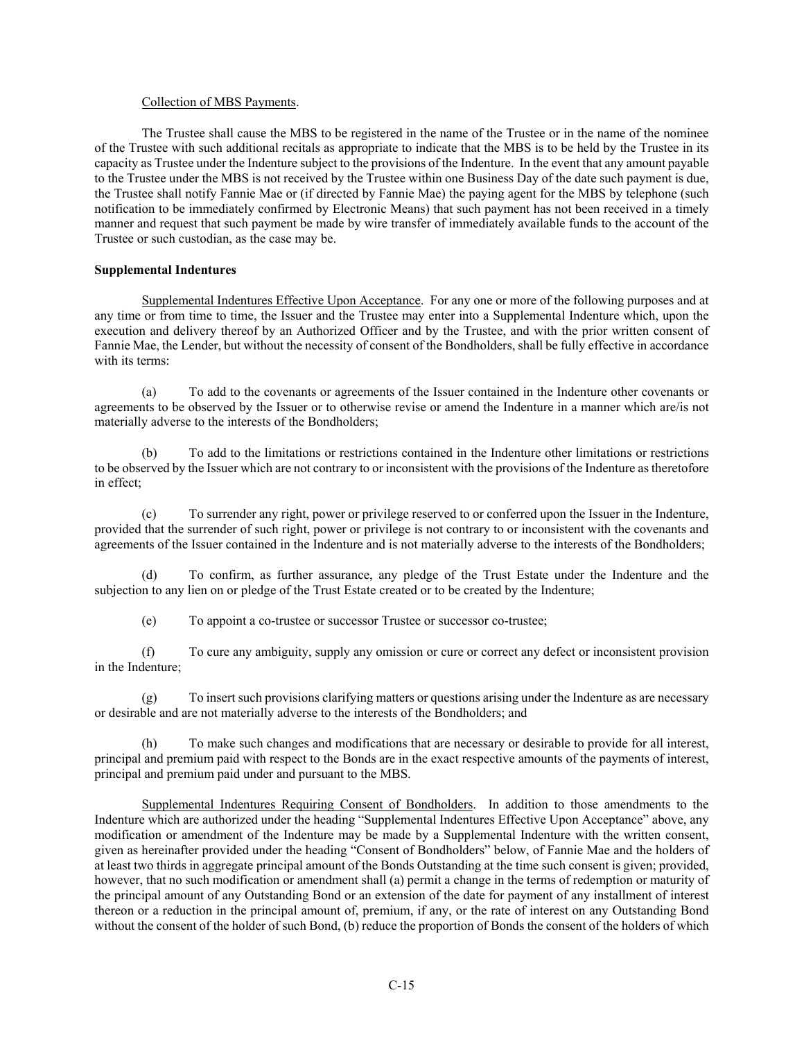Collection of MBS Payments.

The Trustee shall cause the MBS to be registered in the name of the Trustee or in the name of the nominee of the Trustee with such additional recitals as appropriate to indicate that the MBS is to be held by the Trustee in its capacity as Trustee under the Indenture subject to the provisions of the Indenture. In the event that any amount payable to the Trustee under the MBS is not received by the Trustee within one Business Day of the date such payment is due, the Trustee shall notify Fannie Mae or (if directed by Fannie Mae) the paying agent for the MBS by telephone (such notification to be immediately confirmed by Electronic Means) that such payment has not been received in a timely manner and request that such payment be made by wire transfer of immediately available funds to the account of the Trustee or such custodian, as the case may be.

**Supplemental Indentures**

Supplemental Indentures Effective Upon Acceptance. For any one or more of the following purposes and at any time or from time to time, the Issuer and the Trustee may enter into a Supplemental Indenture which, upon the execution and delivery thereof by an Authorized Officer and by the Trustee, and with the prior written consent of Fannie Mae, the Lender, but without the necessity of consent of the Bondholders, shall be fully effective in accordance with its terms:

(a) To add to the covenants or agreements of the Issuer contained in the Indenture other covenants or agreements to be observed by the Issuer or to otherwise revise or amend the Indenture in a manner which are/is not materially adverse to the interests of the Bondholders;

(b) To add to the limitations or restrictions contained in the Indenture other limitations or restrictions to be observed by the Issuer which are not contrary to or inconsistent with the provisions of the Indenture as theretofore in effect;

(c) To surrender any right, power or privilege reserved to or conferred upon the Issuer in the Indenture, provided that the surrender of such right, power or privilege is not contrary to or inconsistent with the covenants and agreements of the Issuer contained in the Indenture and is not materially adverse to the interests of the Bondholders;

(d) To confirm, as further assurance, any pledge of the Trust Estate under the Indenture and the subjection to any lien on or pledge of the Trust Estate created or to be created by the Indenture;

(e) To appoint a co-trustee or successor Trustee or successor co-trustee;

(f) To cure any ambiguity, supply any omission or cure or correct any defect or inconsistent provision in the Indenture;

(g) To insert such provisions clarifying matters or questions arising under the Indenture as are necessary or desirable and are not materially adverse to the interests of the Bondholders; and

(h) To make such changes and modifications that are necessary or desirable to provide for all interest, principal and premium paid with respect to the Bonds are in the exact respective amounts of the payments of interest, principal and premium paid under and pursuant to the MBS.

Supplemental Indentures Requiring Consent of Bondholders. In addition to those amendments to the Indenture which are authorized under the heading "Supplemental Indentures Effective Upon Acceptance" above, any modification or amendment of the Indenture may be made by a Supplemental Indenture with the written consent, given as hereinafter provided under the heading "Consent of Bondholders" below, of Fannie Mae and the holders of at least two thirds in aggregate principal amount of the Bonds Outstanding at the time such consent is given; provided, however, that no such modification or amendment shall (a) permit a change in the terms of redemption or maturity of the principal amount of any Outstanding Bond or an extension of the date for payment of any installment of interest thereon or a reduction in the principal amount of, premium, if any, or the rate of interest on any Outstanding Bond without the consent of the holder of such Bond, (b) reduce the proportion of Bonds the consent of the holders of which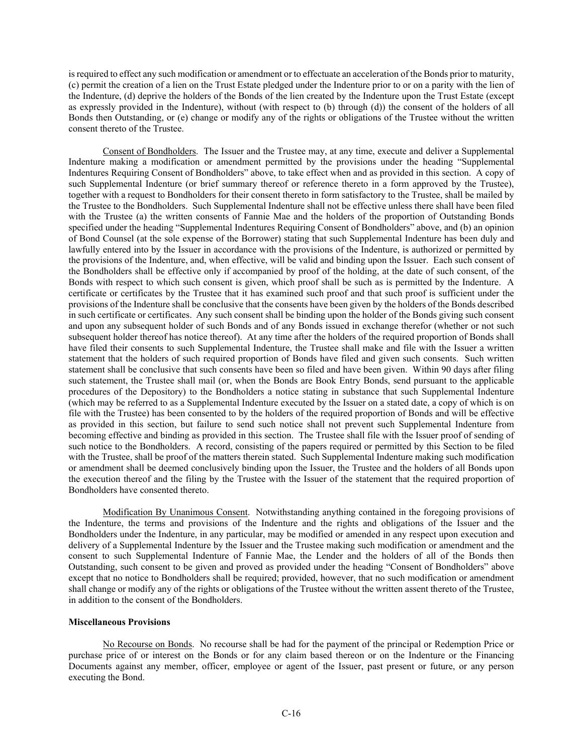is required to effect any such modification or amendment or to effectuate an acceleration of the Bonds prior to maturity, (c) permit the creation of a lien on the Trust Estate pledged under the Indenture prior to or on a parity with the lien of the Indenture, (d) deprive the holders of the Bonds of the lien created by the Indenture upon the Trust Estate (except as expressly provided in the Indenture), without (with respect to (b) through (d)) the consent of the holders of all Bonds then Outstanding, or (e) change or modify any of the rights or obligations of the Trustee without the written consent thereto of the Trustee.

Consent of Bondholders. The Issuer and the Trustee may, at any time, execute and deliver a Supplemental Indenture making a modification or amendment permitted by the provisions under the heading "Supplemental Indentures Requiring Consent of Bondholders" above, to take effect when and as provided in this section. A copy of such Supplemental Indenture (or brief summary thereof or reference thereto in a form approved by the Trustee), together with a request to Bondholders for their consent thereto in form satisfactory to the Trustee, shall be mailed by the Trustee to the Bondholders. Such Supplemental Indenture shall not be effective unless there shall have been filed with the Trustee (a) the written consents of Fannie Mae and the holders of the proportion of Outstanding Bonds specified under the heading "Supplemental Indentures Requiring Consent of Bondholders" above, and (b) an opinion of Bond Counsel (at the sole expense of the Borrower) stating that such Supplemental Indenture has been duly and lawfully entered into by the Issuer in accordance with the provisions of the Indenture, is authorized or permitted by the provisions of the Indenture, and, when effective, will be valid and binding upon the Issuer. Each such consent of the Bondholders shall be effective only if accompanied by proof of the holding, at the date of such consent, of the Bonds with respect to which such consent is given, which proof shall be such as is permitted by the Indenture. A certificate or certificates by the Trustee that it has examined such proof and that such proof is sufficient under the provisions of the Indenture shall be conclusive that the consents have been given by the holders of the Bonds described in such certificate or certificates. Any such consent shall be binding upon the holder of the Bonds giving such consent and upon any subsequent holder of such Bonds and of any Bonds issued in exchange therefor (whether or not such subsequent holder thereof has notice thereof). At any time after the holders of the required proportion of Bonds shall have filed their consents to such Supplemental Indenture, the Trustee shall make and file with the Issuer a written statement that the holders of such required proportion of Bonds have filed and given such consents. Such written statement shall be conclusive that such consents have been so filed and have been given. Within 90 days after filing such statement, the Trustee shall mail (or, when the Bonds are Book Entry Bonds, send pursuant to the applicable procedures of the Depository) to the Bondholders a notice stating in substance that such Supplemental Indenture (which may be referred to as a Supplemental Indenture executed by the Issuer on a stated date, a copy of which is on file with the Trustee) has been consented to by the holders of the required proportion of Bonds and will be effective as provided in this section, but failure to send such notice shall not prevent such Supplemental Indenture from becoming effective and binding as provided in this section. The Trustee shall file with the Issuer proof of sending of such notice to the Bondholders. A record, consisting of the papers required or permitted by this Section to be filed with the Trustee, shall be proof of the matters therein stated. Such Supplemental Indenture making such modification or amendment shall be deemed conclusively binding upon the Issuer, the Trustee and the holders of all Bonds upon the execution thereof and the filing by the Trustee with the Issuer of the statement that the required proportion of Bondholders have consented thereto.

Modification By Unanimous Consent. Notwithstanding anything contained in the foregoing provisions of the Indenture, the terms and provisions of the Indenture and the rights and obligations of the Issuer and the Bondholders under the Indenture, in any particular, may be modified or amended in any respect upon execution and delivery of a Supplemental Indenture by the Issuer and the Trustee making such modification or amendment and the consent to such Supplemental Indenture of Fannie Mae, the Lender and the holders of all of the Bonds then Outstanding, such consent to be given and proved as provided under the heading "Consent of Bondholders" above except that no notice to Bondholders shall be required; provided, however, that no such modification or amendment shall change or modify any of the rights or obligations of the Trustee without the written assent thereto of the Trustee, in addition to the consent of the Bondholders.

**Miscellaneous Provisions**

No Recourse on Bonds. No recourse shall be had for the payment of the principal or Redemption Price or purchase price of or interest on the Bonds or for any claim based thereon or on the Indenture or the Financing Documents against any member, officer, employee or agent of the Issuer, past present or future, or any person executing the Bond.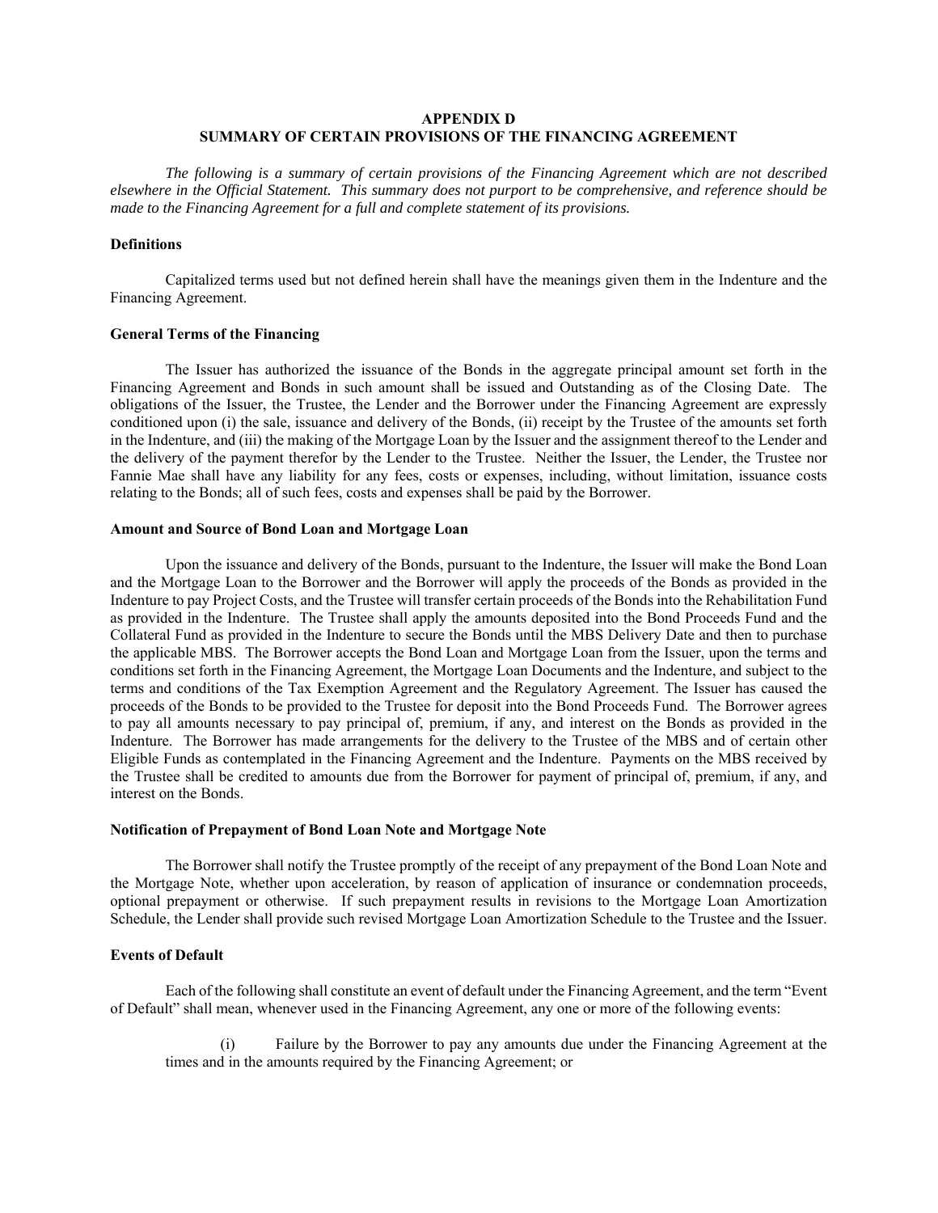# APPENDIX D
# SUMMARY OF CERTAIN PROVISIONS OF THE FINANCING AGREEMENT

*The following is a summary of certain provisions of the Financing Agreement which are not described elsewhere in the Official Statement. This summary does not purport to be comprehensive, and reference should be made to the Financing Agreement for a full and complete statement of its provisions.*

### Definitions

Capitalized terms used but not defined herein shall have the meanings given them in the Indenture and the Financing Agreement.

### General Terms of the Financing

The Issuer has authorized the issuance of the Bonds in the aggregate principal amount set forth in the Financing Agreement and Bonds in such amount shall be issued and Outstanding as of the Closing Date. The obligations of the Issuer, the Trustee, the Lender and the Borrower under the Financing Agreement are expressly conditioned upon (i) the sale, issuance and delivery of the Bonds, (ii) receipt by the Trustee of the amounts set forth in the Indenture, and (iii) the making of the Mortgage Loan by the Issuer and the assignment thereof to the Lender and the delivery of the payment therefor by the Lender to the Trustee. Neither the Issuer, the Lender, the Trustee nor Fannie Mae shall have any liability for any fees, costs or expenses, including, without limitation, issuance costs relating to the Bonds; all of such fees, costs and expenses shall be paid by the Borrower.

### Amount and Source of Bond Loan and Mortgage Loan

Upon the issuance and delivery of the Bonds, pursuant to the Indenture, the Issuer will make the Bond Loan and the Mortgage Loan to the Borrower and the Borrower will apply the proceeds of the Bonds as provided in the Indenture to pay Project Costs, and the Trustee will transfer certain proceeds of the Bonds into the Rehabilitation Fund as provided in the Indenture. The Trustee shall apply the amounts deposited into the Bond Proceeds Fund and the Collateral Fund as provided in the Indenture to secure the Bonds until the MBS Delivery Date and then to purchase the applicable MBS. The Borrower accepts the Bond Loan and Mortgage Loan from the Issuer, upon the terms and conditions set forth in the Financing Agreement, the Mortgage Loan Documents and the Indenture, and subject to the terms and conditions of the Tax Exemption Agreement and the Regulatory Agreement. The Issuer has caused the proceeds of the Bonds to be provided to the Trustee for deposit into the Bond Proceeds Fund. The Borrower agrees to pay all amounts necessary to pay principal of, premium, if any, and interest on the Bonds as provided in the Indenture. The Borrower has made arrangements for the delivery to the Trustee of the MBS and of certain other Eligible Funds as contemplated in the Financing Agreement and the Indenture. Payments on the MBS received by the Trustee shall be credited to amounts due from the Borrower for payment of principal of, premium, if any, and interest on the Bonds.

### Notification of Prepayment of Bond Loan Note and Mortgage Note

The Borrower shall notify the Trustee promptly of the receipt of any prepayment of the Bond Loan Note and the Mortgage Note, whether upon acceleration, by reason of application of insurance or condemnation proceeds, optional prepayment or otherwise. If such prepayment results in revisions to the Mortgage Loan Amortization Schedule, the Lender shall provide such revised Mortgage Loan Amortization Schedule to the Trustee and the Issuer.

### Events of Default

Each of the following shall constitute an event of default under the Financing Agreement, and the term "Event of Default" shall mean, whenever used in the Financing Agreement, any one or more of the following events:

(i) Failure by the Borrower to pay any amounts due under the Financing Agreement at the times and in the amounts required by the Financing Agreement; or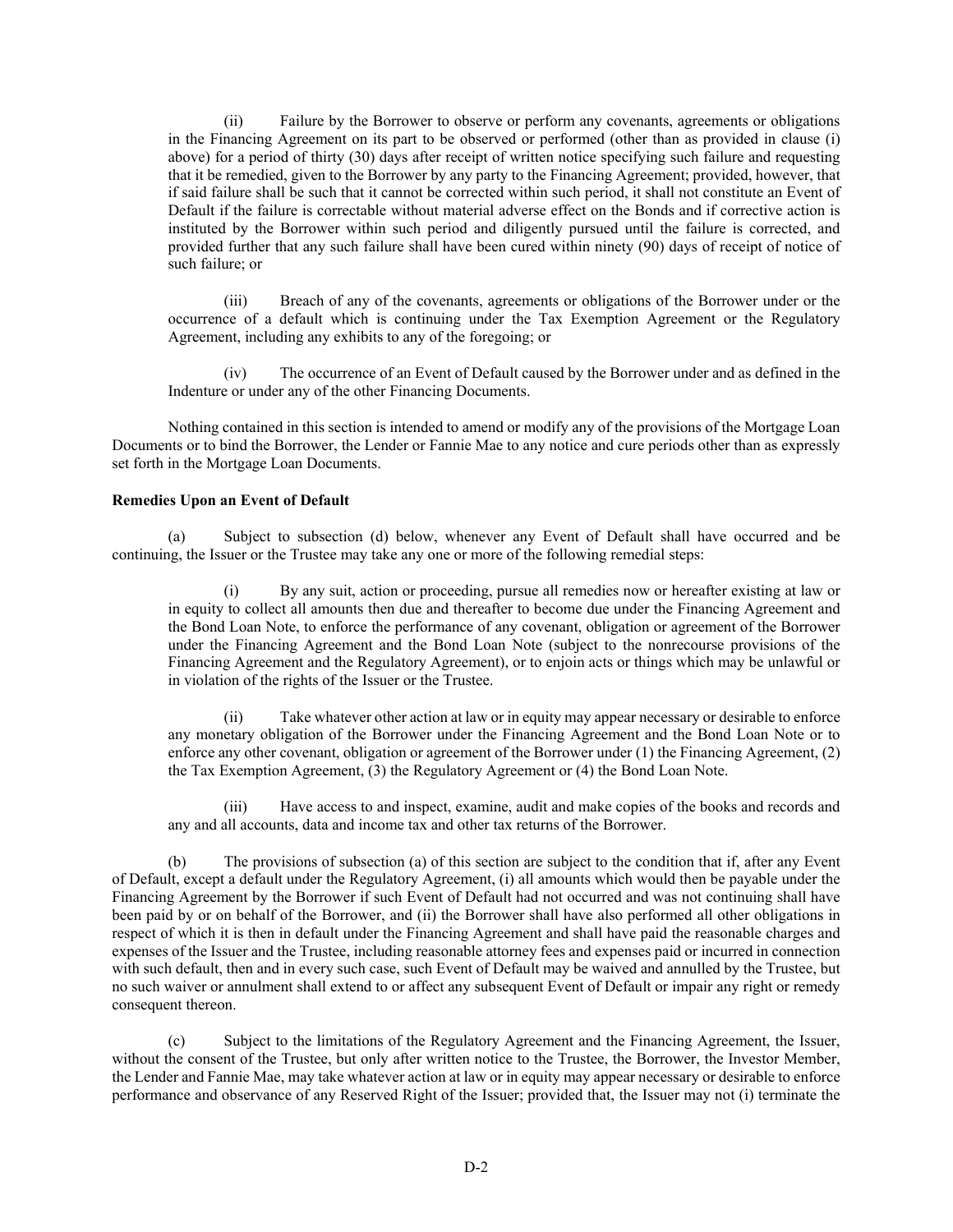(ii) Failure by the Borrower to observe or perform any covenants, agreements or obligations in the Financing Agreement on its part to be observed or performed (other than as provided in clause (i) above) for a period of thirty (30) days after receipt of written notice specifying such failure and requesting that it be remedied, given to the Borrower by any party to the Financing Agreement; provided, however, that if said failure shall be such that it cannot be corrected within such period, it shall not constitute an Event of Default if the failure is correctable without material adverse effect on the Bonds and if corrective action is instituted by the Borrower within such period and diligently pursued until the failure is corrected, and provided further that any such failure shall have been cured within ninety (90) days of receipt of notice of such failure; or

(iii) Breach of any of the covenants, agreements or obligations of the Borrower under or the occurrence of a default which is continuing under the Tax Exemption Agreement or the Regulatory Agreement, including any exhibits to any of the foregoing; or

(iv) The occurrence of an Event of Default caused by the Borrower under and as defined in the Indenture or under any of the other Financing Documents.

Nothing contained in this section is intended to amend or modify any of the provisions of the Mortgage Loan Documents or to bind the Borrower, the Lender or Fannie Mae to any notice and cure periods other than as expressly set forth in the Mortgage Loan Documents.

**Remedies Upon an Event of Default**

(a) Subject to subsection (d) below, whenever any Event of Default shall have occurred and be continuing, the Issuer or the Trustee may take any one or more of the following remedial steps:

(i) By any suit, action or proceeding, pursue all remedies now or hereafter existing at law or in equity to collect all amounts then due and thereafter to become due under the Financing Agreement and the Bond Loan Note, to enforce the performance of any covenant, obligation or agreement of the Borrower under the Financing Agreement and the Bond Loan Note (subject to the nonrecourse provisions of the Financing Agreement and the Regulatory Agreement), or to enjoin acts or things which may be unlawful or in violation of the rights of the Issuer or the Trustee.

(ii) Take whatever other action at law or in equity may appear necessary or desirable to enforce any monetary obligation of the Borrower under the Financing Agreement and the Bond Loan Note or to enforce any other covenant, obligation or agreement of the Borrower under (1) the Financing Agreement, (2) the Tax Exemption Agreement, (3) the Regulatory Agreement or (4) the Bond Loan Note.

(iii) Have access to and inspect, examine, audit and make copies of the books and records and any and all accounts, data and income tax and other tax returns of the Borrower.

(b) The provisions of subsection (a) of this section are subject to the condition that if, after any Event of Default, except a default under the Regulatory Agreement, (i) all amounts which would then be payable under the Financing Agreement by the Borrower if such Event of Default had not occurred and was not continuing shall have been paid by or on behalf of the Borrower, and (ii) the Borrower shall have also performed all other obligations in respect of which it is then in default under the Financing Agreement and shall have paid the reasonable charges and expenses of the Issuer and the Trustee, including reasonable attorney fees and expenses paid or incurred in connection with such default, then and in every such case, such Event of Default may be waived and annulled by the Trustee, but no such waiver or annulment shall extend to or affect any subsequent Event of Default or impair any right or remedy consequent thereon.

(c) Subject to the limitations of the Regulatory Agreement and the Financing Agreement, the Issuer, without the consent of the Trustee, but only after written notice to the Trustee, the Borrower, the Investor Member, the Lender and Fannie Mae, may take whatever action at law or in equity may appear necessary or desirable to enforce performance and observance of any Reserved Right of the Issuer; provided that, the Issuer may not (i) terminate the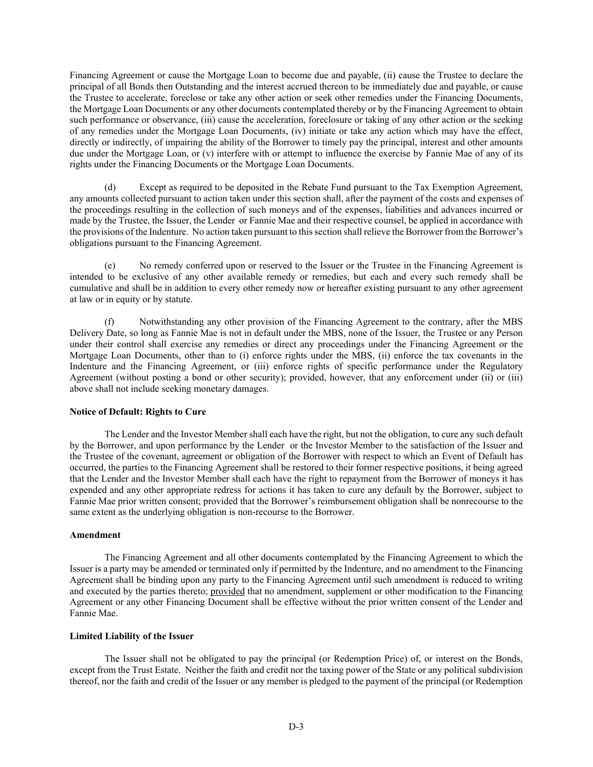Financing Agreement or cause the Mortgage Loan to become due and payable, (ii) cause the Trustee to declare the principal of all Bonds then Outstanding and the interest accrued thereon to be immediately due and payable, or cause the Trustee to accelerate, foreclose or take any other action or seek other remedies under the Financing Documents, the Mortgage Loan Documents or any other documents contemplated thereby or by the Financing Agreement to obtain such performance or observance, (iii) cause the acceleration, foreclosure or taking of any other action or the seeking of any remedies under the Mortgage Loan Documents, (iv) initiate or take any action which may have the effect, directly or indirectly, of impairing the ability of the Borrower to timely pay the principal, interest and other amounts due under the Mortgage Loan, or (v) interfere with or attempt to influence the exercise by Fannie Mae of any of its rights under the Financing Documents or the Mortgage Loan Documents.

(d) Except as required to be deposited in the Rebate Fund pursuant to the Tax Exemption Agreement, any amounts collected pursuant to action taken under this section shall, after the payment of the costs and expenses of the proceedings resulting in the collection of such moneys and of the expenses, liabilities and advances incurred or made by the Trustee, the Issuer, the Lender or Fannie Mae and their respective counsel, be applied in accordance with the provisions of the Indenture. No action taken pursuant to this section shall relieve the Borrower from the Borrower's obligations pursuant to the Financing Agreement.

(e) No remedy conferred upon or reserved to the Issuer or the Trustee in the Financing Agreement is intended to be exclusive of any other available remedy or remedies, but each and every such remedy shall be cumulative and shall be in addition to every other remedy now or hereafter existing pursuant to any other agreement at law or in equity or by statute.

(f) Notwithstanding any other provision of the Financing Agreement to the contrary, after the MBS Delivery Date, so long as Fannie Mae is not in default under the MBS, none of the Issuer, the Trustee or any Person under their control shall exercise any remedies or direct any proceedings under the Financing Agreement or the Mortgage Loan Documents, other than to (i) enforce rights under the MBS, (ii) enforce the tax covenants in the Indenture and the Financing Agreement, or (iii) enforce rights of specific performance under the Regulatory Agreement (without posting a bond or other security); provided, however, that any enforcement under (ii) or (iii) above shall not include seeking monetary damages.

**Notice of Default: Rights to Cure**

The Lender and the Investor Member shall each have the right, but not the obligation, to cure any such default by the Borrower, and upon performance by the Lender or the Investor Member to the satisfaction of the Issuer and the Trustee of the covenant, agreement or obligation of the Borrower with respect to which an Event of Default has occurred, the parties to the Financing Agreement shall be restored to their former respective positions, it being agreed that the Lender and the Investor Member shall each have the right to repayment from the Borrower of moneys it has expended and any other appropriate redress for actions it has taken to cure any default by the Borrower, subject to Fannie Mae prior written consent; provided that the Borrower's reimbursement obligation shall be nonrecourse to the same extent as the underlying obligation is non-recourse to the Borrower.

**Amendment**

The Financing Agreement and all other documents contemplated by the Financing Agreement to which the Issuer is a party may be amended or terminated only if permitted by the Indenture, and no amendment to the Financing Agreement shall be binding upon any party to the Financing Agreement until such amendment is reduced to writing and executed by the parties thereto; provided that no amendment, supplement or other modification to the Financing Agreement or any other Financing Document shall be effective without the prior written consent of the Lender and Fannie Mae.

**Limited Liability of the Issuer**

The Issuer shall not be obligated to pay the principal (or Redemption Price) of, or interest on the Bonds, except from the Trust Estate. Neither the faith and credit nor the taxing power of the State or any political subdivision thereof, nor the faith and credit of the Issuer or any member is pledged to the payment of the principal (or Redemption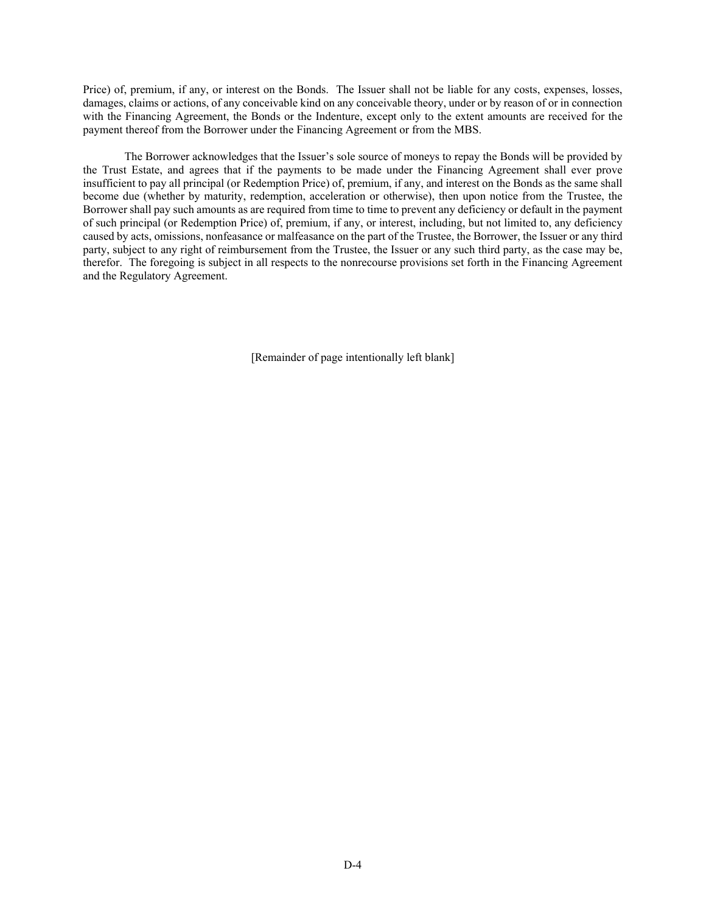Price) of, premium, if any, or interest on the Bonds. The Issuer shall not be liable for any costs, expenses, losses, damages, claims or actions, of any conceivable kind on any conceivable theory, under or by reason of or in connection with the Financing Agreement, the Bonds or the Indenture, except only to the extent amounts are received for the payment thereof from the Borrower under the Financing Agreement or from the MBS.

The Borrower acknowledges that the Issuer's sole source of moneys to repay the Bonds will be provided by the Trust Estate, and agrees that if the payments to be made under the Financing Agreement shall ever prove insufficient to pay all principal (or Redemption Price) of, premium, if any, and interest on the Bonds as the same shall become due (whether by maturity, redemption, acceleration or otherwise), then upon notice from the Trustee, the Borrower shall pay such amounts as are required from time to time to prevent any deficiency or default in the payment of such principal (or Redemption Price) of, premium, if any, or interest, including, but not limited to, any deficiency caused by acts, omissions, nonfeasance or malfeasance on the part of the Trustee, the Borrower, the Issuer or any third party, subject to any right of reimbursement from the Trustee, the Issuer or any such third party, as the case may be, therefor. The foregoing is subject in all respects to the nonrecourse provisions set forth in the Financing Agreement and the Regulatory Agreement.

[Remainder of page intentionally left blank]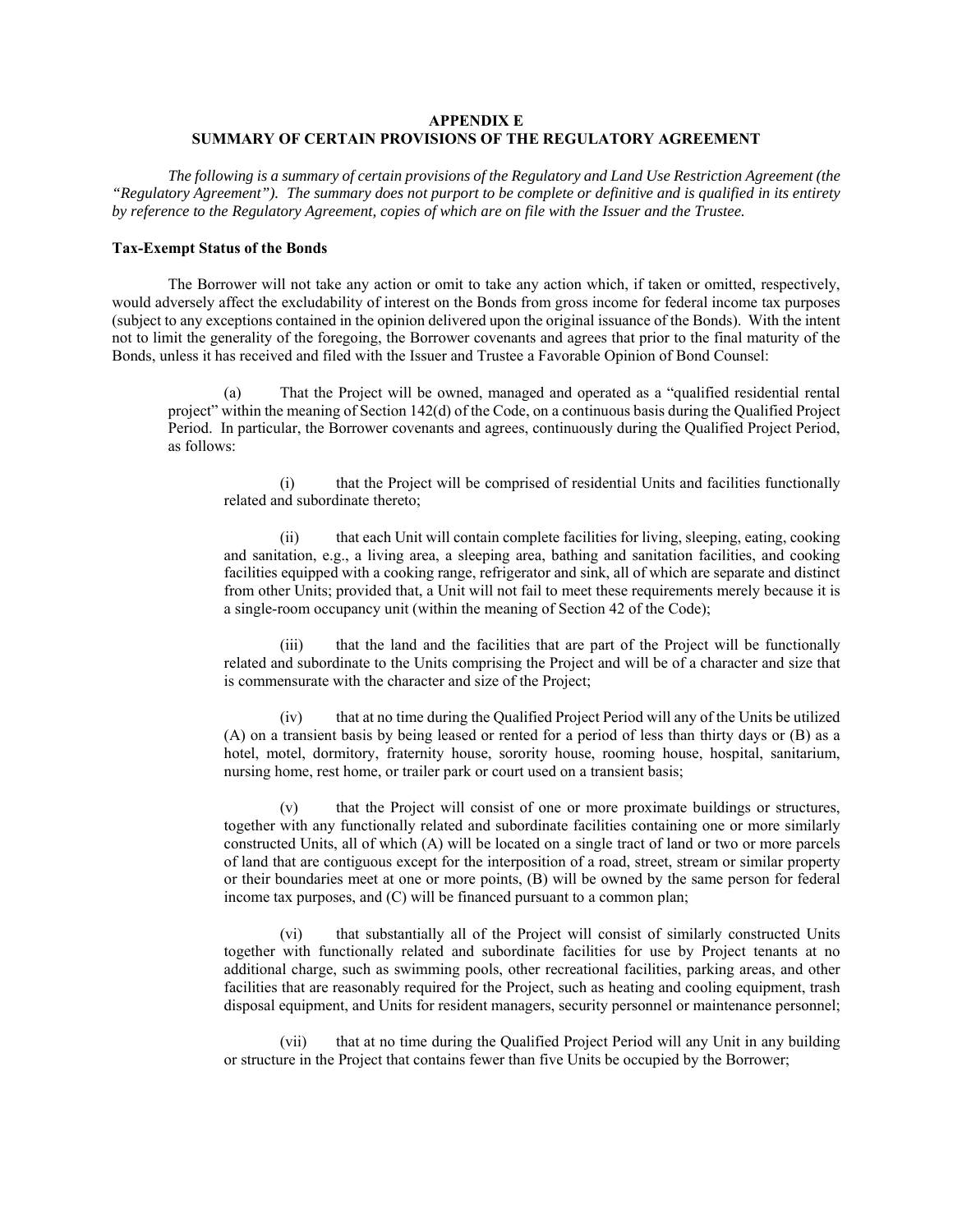## APPENDIX E
## SUMMARY OF CERTAIN PROVISIONS OF THE REGULATORY AGREEMENT

*The following is a summary of certain provisions of the Regulatory and Land Use Restriction Agreement (the "Regulatory Agreement"). The summary does not purport to be complete or definitive and is qualified in its entirety by reference to the Regulatory Agreement, copies of which are on file with the Issuer and the Trustee.*

**Tax-Exempt Status of the Bonds**

The Borrower will not take any action or omit to take any action which, if taken or omitted, respectively, would adversely affect the excludability of interest on the Bonds from gross income for federal income tax purposes (subject to any exceptions contained in the opinion delivered upon the original issuance of the Bonds). With the intent not to limit the generality of the foregoing, the Borrower covenants and agrees that prior to the final maturity of the Bonds, unless it has received and filed with the Issuer and Trustee a Favorable Opinion of Bond Counsel:

(a) That the Project will be owned, managed and operated as a "qualified residential rental project" within the meaning of Section 142(d) of the Code, on a continuous basis during the Qualified Project Period. In particular, the Borrower covenants and agrees, continuously during the Qualified Project Period, as follows:

(i) that the Project will be comprised of residential Units and facilities functionally related and subordinate thereto;

(ii) that each Unit will contain complete facilities for living, sleeping, eating, cooking and sanitation, e.g., a living area, a sleeping area, bathing and sanitation facilities, and cooking facilities equipped with a cooking range, refrigerator and sink, all of which are separate and distinct from other Units; provided that, a Unit will not fail to meet these requirements merely because it is a single-room occupancy unit (within the meaning of Section 42 of the Code);

(iii) that the land and the facilities that are part of the Project will be functionally related and subordinate to the Units comprising the Project and will be of a character and size that is commensurate with the character and size of the Project;

(iv) that at no time during the Qualified Project Period will any of the Units be utilized (A) on a transient basis by being leased or rented for a period of less than thirty days or (B) as a hotel, motel, dormitory, fraternity house, sorority house, rooming house, hospital, sanitarium, nursing home, rest home, or trailer park or court used on a transient basis;

(v) that the Project will consist of one or more proximate buildings or structures, together with any functionally related and subordinate facilities containing one or more similarly constructed Units, all of which (A) will be located on a single tract of land or two or more parcels of land that are contiguous except for the interposition of a road, street, stream or similar property or their boundaries meet at one or more points, (B) will be owned by the same person for federal income tax purposes, and (C) will be financed pursuant to a common plan;

(vi) that substantially all of the Project will consist of similarly constructed Units together with functionally related and subordinate facilities for use by Project tenants at no additional charge, such as swimming pools, other recreational facilities, parking areas, and other facilities that are reasonably required for the Project, such as heating and cooling equipment, trash disposal equipment, and Units for resident managers, security personnel or maintenance personnel;

(vii) that at no time during the Qualified Project Period will any Unit in any building or structure in the Project that contains fewer than five Units be occupied by the Borrower;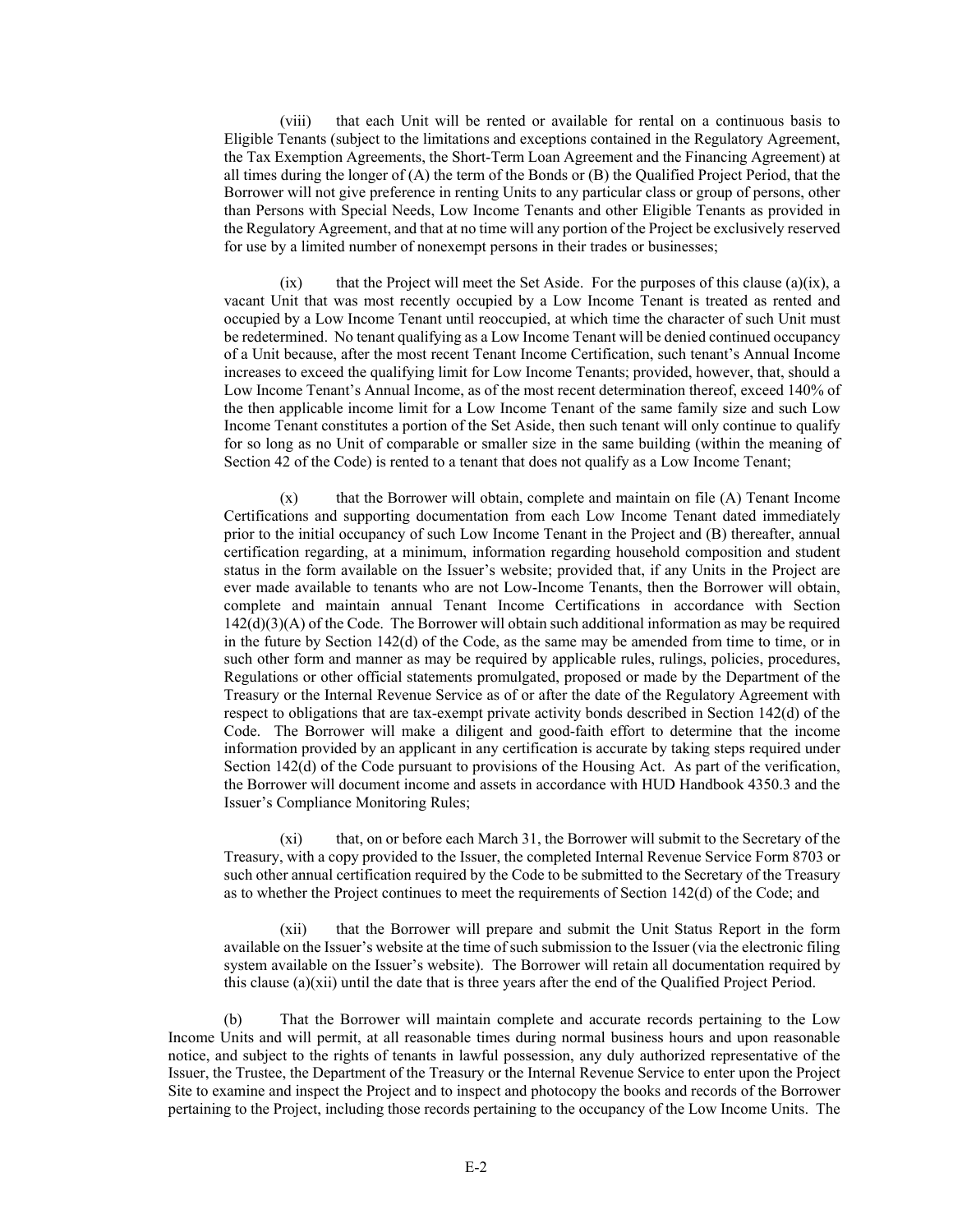(viii) that each Unit will be rented or available for rental on a continuous basis to Eligible Tenants (subject to the limitations and exceptions contained in the Regulatory Agreement, the Tax Exemption Agreements, the Short-Term Loan Agreement and the Financing Agreement) at all times during the longer of (A) the term of the Bonds or (B) the Qualified Project Period, that the Borrower will not give preference in renting Units to any particular class or group of persons, other than Persons with Special Needs, Low Income Tenants and other Eligible Tenants as provided in the Regulatory Agreement, and that at no time will any portion of the Project be exclusively reserved for use by a limited number of nonexempt persons in their trades or businesses;

(ix) that the Project will meet the Set Aside. For the purposes of this clause (a)(ix), a vacant Unit that was most recently occupied by a Low Income Tenant is treated as rented and occupied by a Low Income Tenant until reoccupied, at which time the character of such Unit must be redetermined. No tenant qualifying as a Low Income Tenant will be denied continued occupancy of a Unit because, after the most recent Tenant Income Certification, such tenant's Annual Income increases to exceed the qualifying limit for Low Income Tenants; provided, however, that, should a Low Income Tenant's Annual Income, as of the most recent determination thereof, exceed 140% of the then applicable income limit for a Low Income Tenant of the same family size and such Low Income Tenant constitutes a portion of the Set Aside, then such tenant will only continue to qualify for so long as no Unit of comparable or smaller size in the same building (within the meaning of Section 42 of the Code) is rented to a tenant that does not qualify as a Low Income Tenant;

(x) that the Borrower will obtain, complete and maintain on file (A) Tenant Income Certifications and supporting documentation from each Low Income Tenant dated immediately prior to the initial occupancy of such Low Income Tenant in the Project and (B) thereafter, annual certification regarding, at a minimum, information regarding household composition and student status in the form available on the Issuer's website; provided that, if any Units in the Project are ever made available to tenants who are not Low-Income Tenants, then the Borrower will obtain, complete and maintain annual Tenant Income Certifications in accordance with Section 142(d)(3)(A) of the Code. The Borrower will obtain such additional information as may be required in the future by Section 142(d) of the Code, as the same may be amended from time to time, or in such other form and manner as may be required by applicable rules, rulings, policies, procedures, Regulations or other official statements promulgated, proposed or made by the Department of the Treasury or the Internal Revenue Service as of or after the date of the Regulatory Agreement with respect to obligations that are tax-exempt private activity bonds described in Section 142(d) of the Code. The Borrower will make a diligent and good-faith effort to determine that the income information provided by an applicant in any certification is accurate by taking steps required under Section 142(d) of the Code pursuant to provisions of the Housing Act. As part of the verification, the Borrower will document income and assets in accordance with HUD Handbook 4350.3 and the Issuer's Compliance Monitoring Rules;

(xi) that, on or before each March 31, the Borrower will submit to the Secretary of the Treasury, with a copy provided to the Issuer, the completed Internal Revenue Service Form 8703 or such other annual certification required by the Code to be submitted to the Secretary of the Treasury as to whether the Project continues to meet the requirements of Section 142(d) of the Code; and

(xii) that the Borrower will prepare and submit the Unit Status Report in the form available on the Issuer's website at the time of such submission to the Issuer (via the electronic filing system available on the Issuer's website). The Borrower will retain all documentation required by this clause (a)(xii) until the date that is three years after the end of the Qualified Project Period.

(b) That the Borrower will maintain complete and accurate records pertaining to the Low Income Units and will permit, at all reasonable times during normal business hours and upon reasonable notice, and subject to the rights of tenants in lawful possession, any duly authorized representative of the Issuer, the Trustee, the Department of the Treasury or the Internal Revenue Service to enter upon the Project Site to examine and inspect the Project and to inspect and photocopy the books and records of the Borrower pertaining to the Project, including those records pertaining to the occupancy of the Low Income Units. The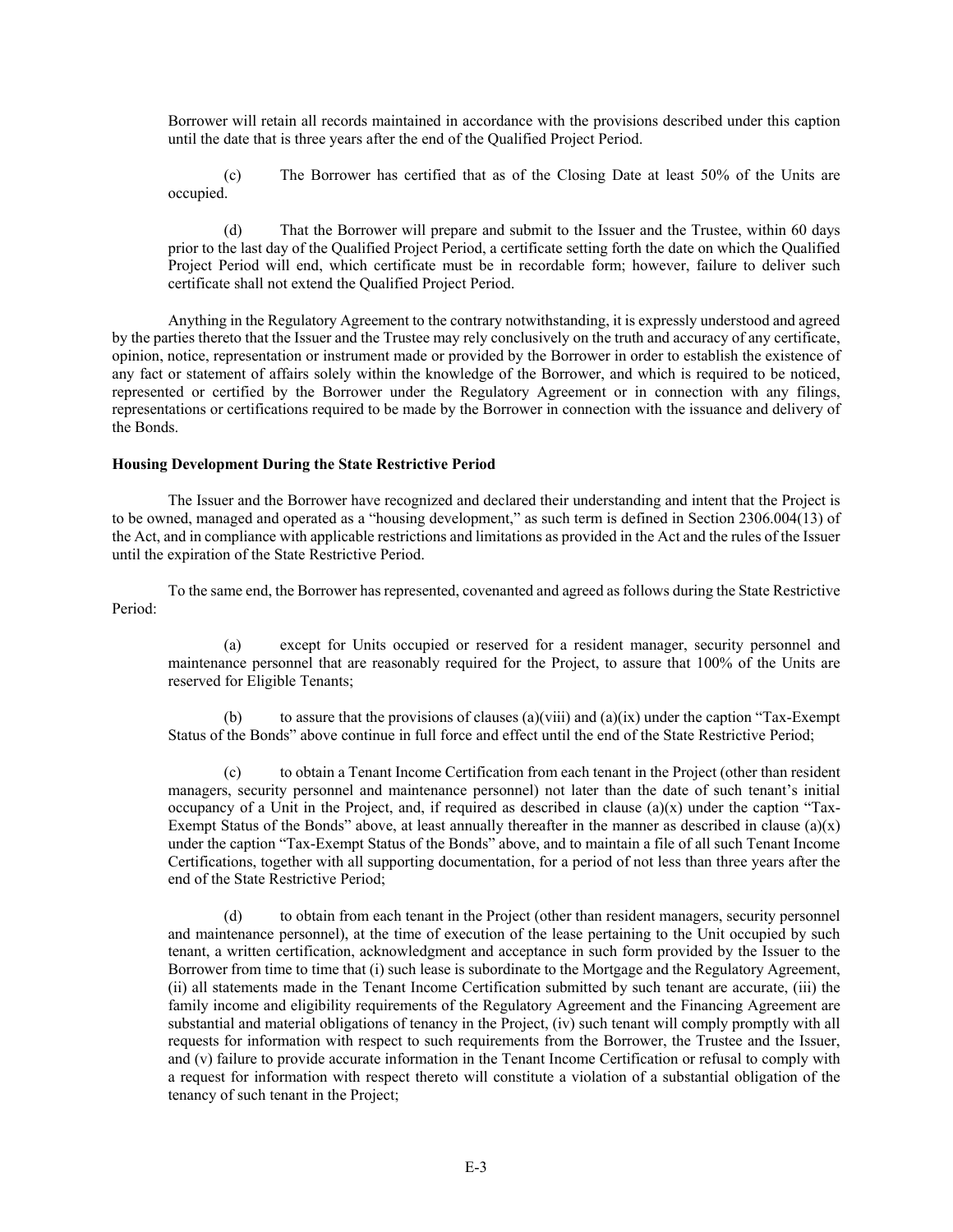Borrower will retain all records maintained in accordance with the provisions described under this caption until the date that is three years after the end of the Qualified Project Period.

(c) The Borrower has certified that as of the Closing Date at least 50% of the Units are occupied.

(d) That the Borrower will prepare and submit to the Issuer and the Trustee, within 60 days prior to the last day of the Qualified Project Period, a certificate setting forth the date on which the Qualified Project Period will end, which certificate must be in recordable form; however, failure to deliver such certificate shall not extend the Qualified Project Period.

Anything in the Regulatory Agreement to the contrary notwithstanding, it is expressly understood and agreed by the parties thereto that the Issuer and the Trustee may rely conclusively on the truth and accuracy of any certificate, opinion, notice, representation or instrument made or provided by the Borrower in order to establish the existence of any fact or statement of affairs solely within the knowledge of the Borrower, and which is required to be noticed, represented or certified by the Borrower under the Regulatory Agreement or in connection with any filings, representations or certifications required to be made by the Borrower in connection with the issuance and delivery of the Bonds.

**Housing Development During the State Restrictive Period**

The Issuer and the Borrower have recognized and declared their understanding and intent that the Project is to be owned, managed and operated as a "housing development," as such term is defined in Section 2306.004(13) of the Act, and in compliance with applicable restrictions and limitations as provided in the Act and the rules of the Issuer until the expiration of the State Restrictive Period.

To the same end, the Borrower has represented, covenanted and agreed as follows during the State Restrictive Period:

(a) except for Units occupied or reserved for a resident manager, security personnel and maintenance personnel that are reasonably required for the Project, to assure that 100% of the Units are reserved for Eligible Tenants;

(b) to assure that the provisions of clauses (a)(viii) and (a)(ix) under the caption "Tax-Exempt Status of the Bonds" above continue in full force and effect until the end of the State Restrictive Period;

(c) to obtain a Tenant Income Certification from each tenant in the Project (other than resident managers, security personnel and maintenance personnel) not later than the date of such tenant's initial occupancy of a Unit in the Project, and, if required as described in clause (a)(x) under the caption "Tax-Exempt Status of the Bonds" above, at least annually thereafter in the manner as described in clause (a)(x) under the caption "Tax-Exempt Status of the Bonds" above, and to maintain a file of all such Tenant Income Certifications, together with all supporting documentation, for a period of not less than three years after the end of the State Restrictive Period;

(d) to obtain from each tenant in the Project (other than resident managers, security personnel and maintenance personnel), at the time of execution of the lease pertaining to the Unit occupied by such tenant, a written certification, acknowledgment and acceptance in such form provided by the Issuer to the Borrower from time to time that (i) such lease is subordinate to the Mortgage and the Regulatory Agreement, (ii) all statements made in the Tenant Income Certification submitted by such tenant are accurate, (iii) the family income and eligibility requirements of the Regulatory Agreement and the Financing Agreement are substantial and material obligations of tenancy in the Project, (iv) such tenant will comply promptly with all requests for information with respect to such requirements from the Borrower, the Trustee and the Issuer, and (v) failure to provide accurate information in the Tenant Income Certification or refusal to comply with a request for information with respect thereto will constitute a violation of a substantial obligation of the tenancy of such tenant in the Project;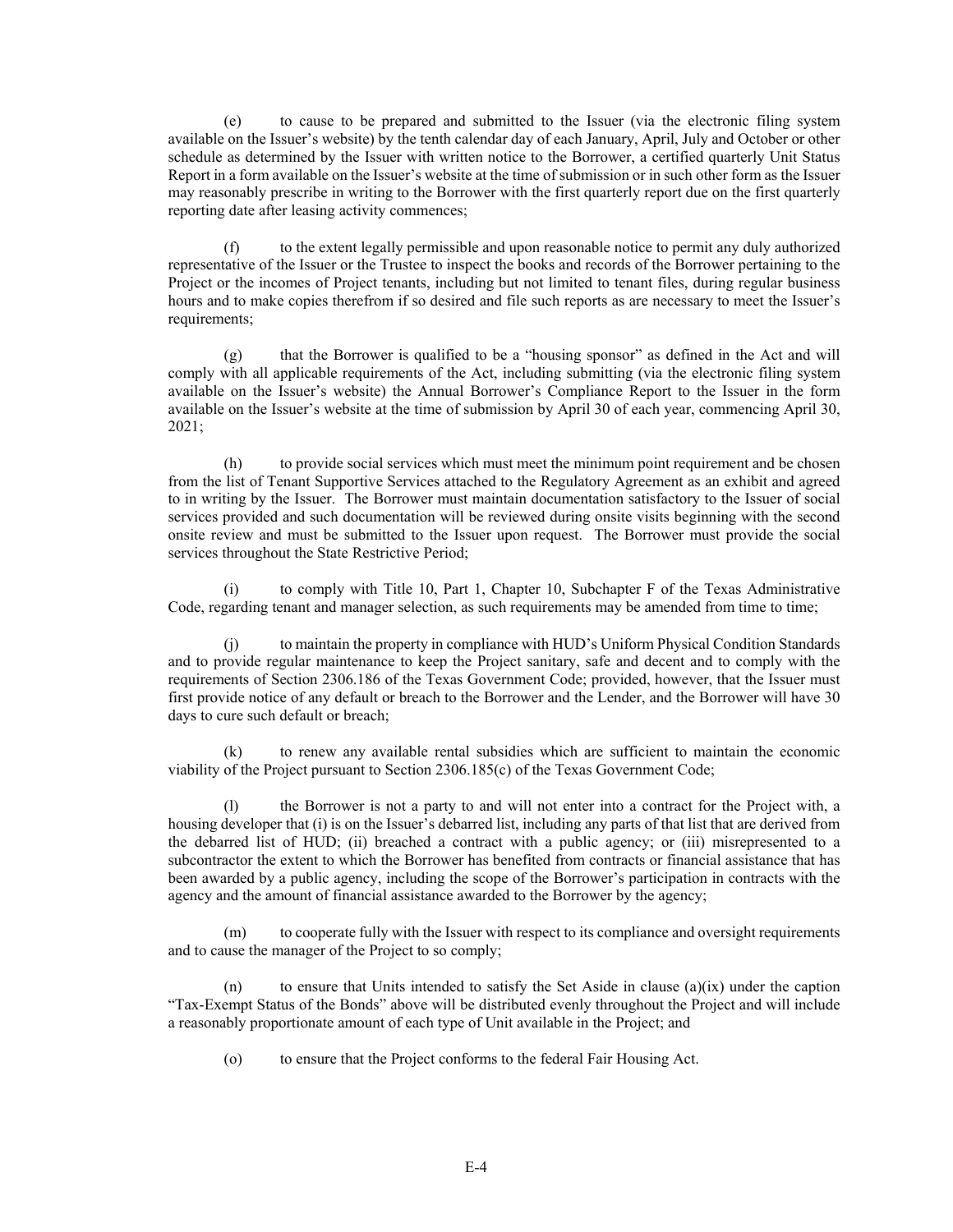(e) to cause to be prepared and submitted to the Issuer (via the electronic filing system available on the Issuer's website) by the tenth calendar day of each January, April, July and October or other schedule as determined by the Issuer with written notice to the Borrower, a certified quarterly Unit Status Report in a form available on the Issuer's website at the time of submission or in such other form as the Issuer may reasonably prescribe in writing to the Borrower with the first quarterly report due on the first quarterly reporting date after leasing activity commences;

(f) to the extent legally permissible and upon reasonable notice to permit any duly authorized representative of the Issuer or the Trustee to inspect the books and records of the Borrower pertaining to the Project or the incomes of Project tenants, including but not limited to tenant files, during regular business hours and to make copies therefrom if so desired and file such reports as are necessary to meet the Issuer's requirements;

(g) that the Borrower is qualified to be a "housing sponsor" as defined in the Act and will comply with all applicable requirements of the Act, including submitting (via the electronic filing system available on the Issuer's website) the Annual Borrower's Compliance Report to the Issuer in the form available on the Issuer's website at the time of submission by April 30 of each year, commencing April 30, 2021;

(h) to provide social services which must meet the minimum point requirement and be chosen from the list of Tenant Supportive Services attached to the Regulatory Agreement as an exhibit and agreed to in writing by the Issuer. The Borrower must maintain documentation satisfactory to the Issuer of social services provided and such documentation will be reviewed during onsite visits beginning with the second onsite review and must be submitted to the Issuer upon request. The Borrower must provide the social services throughout the State Restrictive Period;

(i) to comply with Title 10, Part 1, Chapter 10, Subchapter F of the Texas Administrative Code, regarding tenant and manager selection, as such requirements may be amended from time to time;

(j) to maintain the property in compliance with HUD's Uniform Physical Condition Standards and to provide regular maintenance to keep the Project sanitary, safe and decent and to comply with the requirements of Section 2306.186 of the Texas Government Code; provided, however, that the Issuer must first provide notice of any default or breach to the Borrower and the Lender, and the Borrower will have 30 days to cure such default or breach;

(k) to renew any available rental subsidies which are sufficient to maintain the economic viability of the Project pursuant to Section 2306.185(c) of the Texas Government Code;

(l) the Borrower is not a party to and will not enter into a contract for the Project with, a housing developer that (i) is on the Issuer's debarred list, including any parts of that list that are derived from the debarred list of HUD; (ii) breached a contract with a public agency; or (iii) misrepresented to a subcontractor the extent to which the Borrower has benefited from contracts or financial assistance that has been awarded by a public agency, including the scope of the Borrower's participation in contracts with the agency and the amount of financial assistance awarded to the Borrower by the agency;

(m) to cooperate fully with the Issuer with respect to its compliance and oversight requirements and to cause the manager of the Project to so comply;

(n) to ensure that Units intended to satisfy the Set Aside in clause (a)(ix) under the caption "Tax-Exempt Status of the Bonds" above will be distributed evenly throughout the Project and will include a reasonably proportionate amount of each type of Unit available in the Project; and

(o) to ensure that the Project conforms to the federal Fair Housing Act.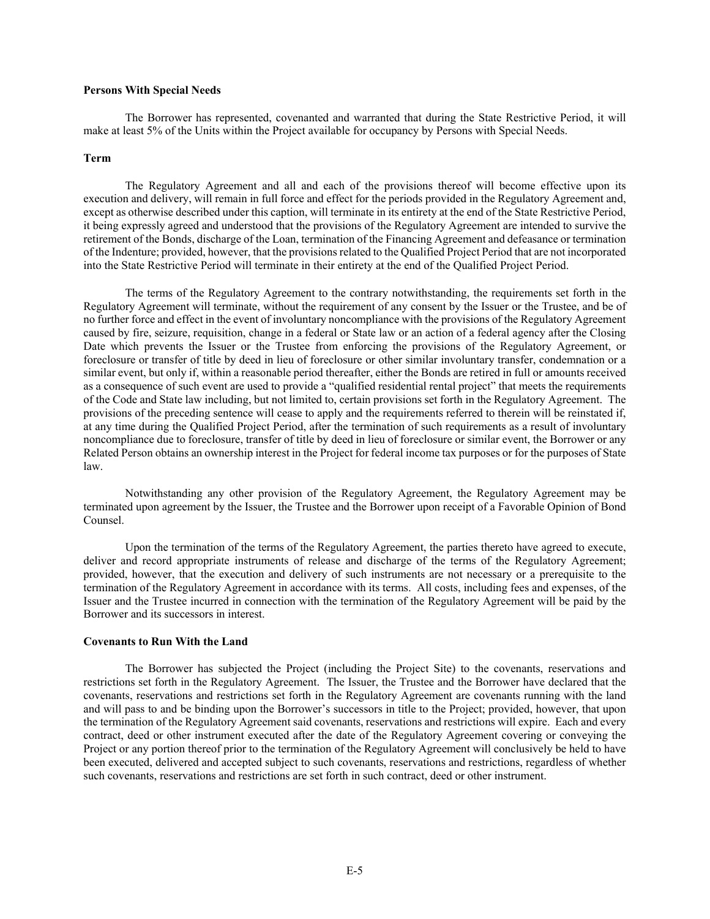**Persons With Special Needs**

The Borrower has represented, covenanted and warranted that during the State Restrictive Period, it will make at least 5% of the Units within the Project available for occupancy by Persons with Special Needs.

**Term**

The Regulatory Agreement and all and each of the provisions thereof will become effective upon its execution and delivery, will remain in full force and effect for the periods provided in the Regulatory Agreement and, except as otherwise described under this caption, will terminate in its entirety at the end of the State Restrictive Period, it being expressly agreed and understood that the provisions of the Regulatory Agreement are intended to survive the retirement of the Bonds, discharge of the Loan, termination of the Financing Agreement and defeasance or termination of the Indenture; provided, however, that the provisions related to the Qualified Project Period that are not incorporated into the State Restrictive Period will terminate in their entirety at the end of the Qualified Project Period.

The terms of the Regulatory Agreement to the contrary notwithstanding, the requirements set forth in the Regulatory Agreement will terminate, without the requirement of any consent by the Issuer or the Trustee, and be of no further force and effect in the event of involuntary noncompliance with the provisions of the Regulatory Agreement caused by fire, seizure, requisition, change in a federal or State law or an action of a federal agency after the Closing Date which prevents the Issuer or the Trustee from enforcing the provisions of the Regulatory Agreement, or foreclosure or transfer of title by deed in lieu of foreclosure or other similar involuntary transfer, condemnation or a similar event, but only if, within a reasonable period thereafter, either the Bonds are retired in full or amounts received as a consequence of such event are used to provide a "qualified residential rental project" that meets the requirements of the Code and State law including, but not limited to, certain provisions set forth in the Regulatory Agreement. The provisions of the preceding sentence will cease to apply and the requirements referred to therein will be reinstated if, at any time during the Qualified Project Period, after the termination of such requirements as a result of involuntary noncompliance due to foreclosure, transfer of title by deed in lieu of foreclosure or similar event, the Borrower or any Related Person obtains an ownership interest in the Project for federal income tax purposes or for the purposes of State law.

Notwithstanding any other provision of the Regulatory Agreement, the Regulatory Agreement may be terminated upon agreement by the Issuer, the Trustee and the Borrower upon receipt of a Favorable Opinion of Bond Counsel.

Upon the termination of the terms of the Regulatory Agreement, the parties thereto have agreed to execute, deliver and record appropriate instruments of release and discharge of the terms of the Regulatory Agreement; provided, however, that the execution and delivery of such instruments are not necessary or a prerequisite to the termination of the Regulatory Agreement in accordance with its terms. All costs, including fees and expenses, of the Issuer and the Trustee incurred in connection with the termination of the Regulatory Agreement will be paid by the Borrower and its successors in interest.

**Covenants to Run With the Land**

The Borrower has subjected the Project (including the Project Site) to the covenants, reservations and restrictions set forth in the Regulatory Agreement. The Issuer, the Trustee and the Borrower have declared that the covenants, reservations and restrictions set forth in the Regulatory Agreement are covenants running with the land and will pass to and be binding upon the Borrower's successors in title to the Project; provided, however, that upon the termination of the Regulatory Agreement said covenants, reservations and restrictions will expire. Each and every contract, deed or other instrument executed after the date of the Regulatory Agreement covering or conveying the Project or any portion thereof prior to the termination of the Regulatory Agreement will conclusively be held to have been executed, delivered and accepted subject to such covenants, reservations and restrictions, regardless of whether such covenants, reservations and restrictions are set forth in such contract, deed or other instrument.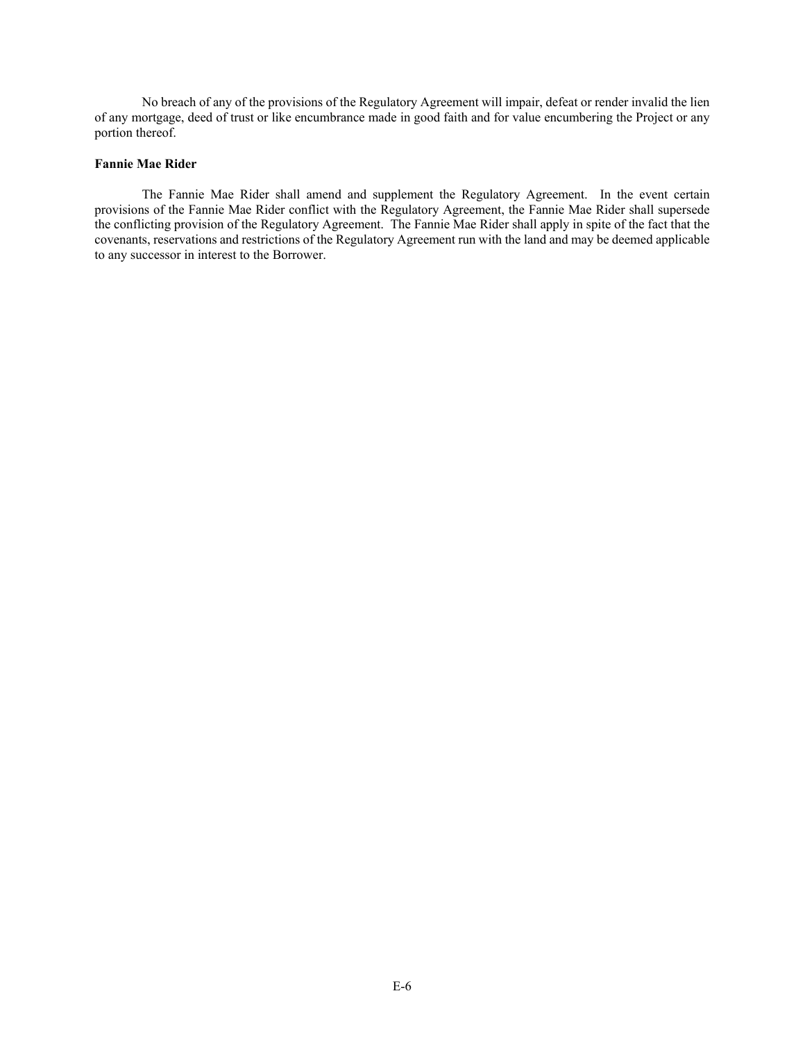No breach of any of the provisions of the Regulatory Agreement will impair, defeat or render invalid the lien of any mortgage, deed of trust or like encumbrance made in good faith and for value encumbering the Project or any portion thereof.

**Fannie Mae Rider**

The Fannie Mae Rider shall amend and supplement the Regulatory Agreement. In the event certain provisions of the Fannie Mae Rider conflict with the Regulatory Agreement, the Fannie Mae Rider shall supersede the conflicting provision of the Regulatory Agreement. The Fannie Mae Rider shall apply in spite of the fact that the covenants, reservations and restrictions of the Regulatory Agreement run with the land and may be deemed applicable to any successor in interest to the Borrower.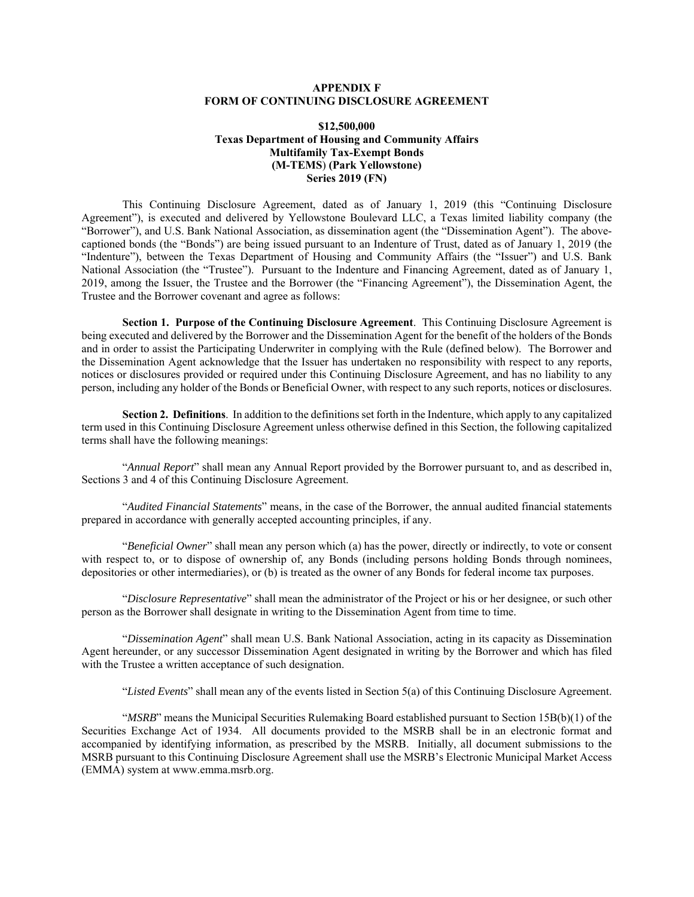# APPENDIX F
# FORM OF CONTINUING DISCLOSURE AGREEMENT

**$12,500,000**
**Texas Department of Housing and Community Affairs**
**Multifamily Tax-Exempt Bonds**
**(M-TEMS) (Park Yellowstone)**
**Series 2019 (FN)**

This Continuing Disclosure Agreement, dated as of January 1, 2019 (this "Continuing Disclosure Agreement"), is executed and delivered by Yellowstone Boulevard LLC, a Texas limited liability company (the "Borrower"), and U.S. Bank National Association, as dissemination agent (the "Dissemination Agent"). The above-captioned bonds (the "Bonds") are being issued pursuant to an Indenture of Trust, dated as of January 1, 2019 (the "Indenture"), between the Texas Department of Housing and Community Affairs (the "Issuer") and U.S. Bank National Association (the "Trustee"). Pursuant to the Indenture and Financing Agreement, dated as of January 1, 2019, among the Issuer, the Trustee and the Borrower (the "Financing Agreement"), the Dissemination Agent, the Trustee and the Borrower covenant and agree as follows:

**Section 1. Purpose of the Continuing Disclosure Agreement**. This Continuing Disclosure Agreement is being executed and delivered by the Borrower and the Dissemination Agent for the benefit of the holders of the Bonds and in order to assist the Participating Underwriter in complying with the Rule (defined below). The Borrower and the Dissemination Agent acknowledge that the Issuer has undertaken no responsibility with respect to any reports, notices or disclosures provided or required under this Continuing Disclosure Agreement, and has no liability to any person, including any holder of the Bonds or Beneficial Owner, with respect to any such reports, notices or disclosures.

**Section 2. Definitions**. In addition to the definitions set forth in the Indenture, which apply to any capitalized term used in this Continuing Disclosure Agreement unless otherwise defined in this Section, the following capitalized terms shall have the following meanings:

"*Annual Report*" shall mean any Annual Report provided by the Borrower pursuant to, and as described in, Sections 3 and 4 of this Continuing Disclosure Agreement.

"*Audited Financial Statements*" means, in the case of the Borrower, the annual audited financial statements prepared in accordance with generally accepted accounting principles, if any.

"*Beneficial Owner*" shall mean any person which (a) has the power, directly or indirectly, to vote or consent with respect to, or to dispose of ownership of, any Bonds (including persons holding Bonds through nominees, depositories or other intermediaries), or (b) is treated as the owner of any Bonds for federal income tax purposes.

"*Disclosure Representative*" shall mean the administrator of the Project or his or her designee, or such other person as the Borrower shall designate in writing to the Dissemination Agent from time to time.

"*Dissemination Agent*" shall mean U.S. Bank National Association, acting in its capacity as Dissemination Agent hereunder, or any successor Dissemination Agent designated in writing by the Borrower and which has filed with the Trustee a written acceptance of such designation.

"*Listed Events*" shall mean any of the events listed in Section 5(a) of this Continuing Disclosure Agreement.

"*MSRB*" means the Municipal Securities Rulemaking Board established pursuant to Section 15B(b)(1) of the Securities Exchange Act of 1934. All documents provided to the MSRB shall be in an electronic format and accompanied by identifying information, as prescribed by the MSRB. Initially, all document submissions to the MSRB pursuant to this Continuing Disclosure Agreement shall use the MSRB's Electronic Municipal Market Access (EMMA) system at www.emma.msrb.org.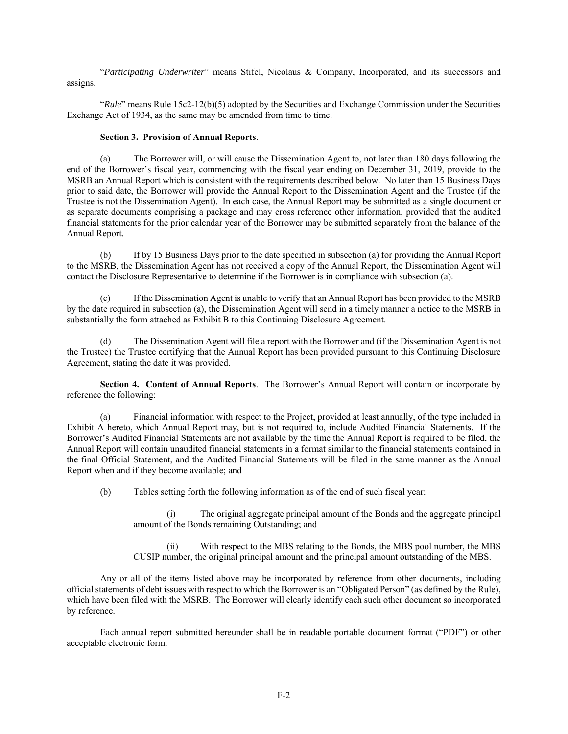"*Participating Underwriter*" means Stifel, Nicolaus & Company, Incorporated, and its successors and assigns.

"*Rule*" means Rule 15c2-12(b)(5) adopted by the Securities and Exchange Commission under the Securities Exchange Act of 1934, as the same may be amended from time to time.

**Section 3. Provision of Annual Reports**.

(a) The Borrower will, or will cause the Dissemination Agent to, not later than 180 days following the end of the Borrower's fiscal year, commencing with the fiscal year ending on December 31, 2019, provide to the MSRB an Annual Report which is consistent with the requirements described below. No later than 15 Business Days prior to said date, the Borrower will provide the Annual Report to the Dissemination Agent and the Trustee (if the Trustee is not the Dissemination Agent). In each case, the Annual Report may be submitted as a single document or as separate documents comprising a package and may cross reference other information, provided that the audited financial statements for the prior calendar year of the Borrower may be submitted separately from the balance of the Annual Report.

(b) If by 15 Business Days prior to the date specified in subsection (a) for providing the Annual Report to the MSRB, the Dissemination Agent has not received a copy of the Annual Report, the Dissemination Agent will contact the Disclosure Representative to determine if the Borrower is in compliance with subsection (a).

(c) If the Dissemination Agent is unable to verify that an Annual Report has been provided to the MSRB by the date required in subsection (a), the Dissemination Agent will send in a timely manner a notice to the MSRB in substantially the form attached as Exhibit B to this Continuing Disclosure Agreement.

(d) The Dissemination Agent will file a report with the Borrower and (if the Dissemination Agent is not the Trustee) the Trustee certifying that the Annual Report has been provided pursuant to this Continuing Disclosure Agreement, stating the date it was provided.

**Section 4. Content of Annual Reports**. The Borrower's Annual Report will contain or incorporate by reference the following:

(a) Financial information with respect to the Project, provided at least annually, of the type included in Exhibit A hereto, which Annual Report may, but is not required to, include Audited Financial Statements. If the Borrower's Audited Financial Statements are not available by the time the Annual Report is required to be filed, the Annual Report will contain unaudited financial statements in a format similar to the financial statements contained in the final Official Statement, and the Audited Financial Statements will be filed in the same manner as the Annual Report when and if they become available; and

(b) Tables setting forth the following information as of the end of such fiscal year:

(i) The original aggregate principal amount of the Bonds and the aggregate principal amount of the Bonds remaining Outstanding; and

(ii) With respect to the MBS relating to the Bonds, the MBS pool number, the MBS CUSIP number, the original principal amount and the principal amount outstanding of the MBS.

Any or all of the items listed above may be incorporated by reference from other documents, including official statements of debt issues with respect to which the Borrower is an "Obligated Person" (as defined by the Rule), which have been filed with the MSRB. The Borrower will clearly identify each such other document so incorporated by reference.

Each annual report submitted hereunder shall be in readable portable document format ("PDF") or other acceptable electronic form.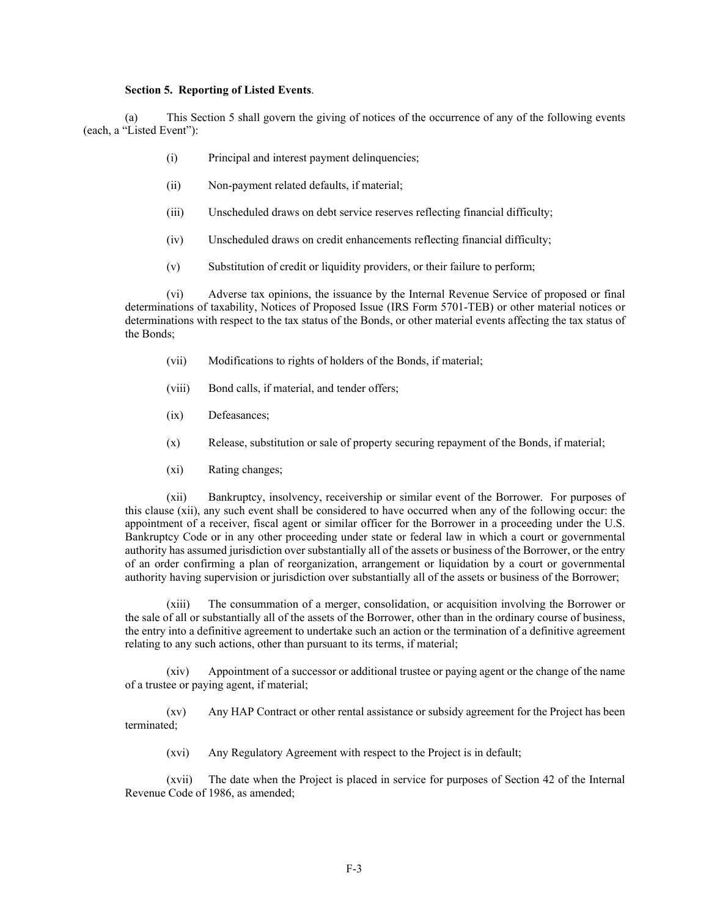**Section 5. Reporting of Listed Events**.

(a) This Section 5 shall govern the giving of notices of the occurrence of any of the following events (each, a "Listed Event"):

(i) Principal and interest payment delinquencies;

(ii) Non-payment related defaults, if material;

(iii) Unscheduled draws on debt service reserves reflecting financial difficulty;

(iv) Unscheduled draws on credit enhancements reflecting financial difficulty;

(v) Substitution of credit or liquidity providers, or their failure to perform;

(vi) Adverse tax opinions, the issuance by the Internal Revenue Service of proposed or final determinations of taxability, Notices of Proposed Issue (IRS Form 5701-TEB) or other material notices or determinations with respect to the tax status of the Bonds, or other material events affecting the tax status of the Bonds;

(vii) Modifications to rights of holders of the Bonds, if material;

(viii) Bond calls, if material, and tender offers;

(ix) Defeasances;

(x) Release, substitution or sale of property securing repayment of the Bonds, if material;

(xi) Rating changes;

(xii) Bankruptcy, insolvency, receivership or similar event of the Borrower. For purposes of this clause (xii), any such event shall be considered to have occurred when any of the following occur: the appointment of a receiver, fiscal agent or similar officer for the Borrower in a proceeding under the U.S. Bankruptcy Code or in any other proceeding under state or federal law in which a court or governmental authority has assumed jurisdiction over substantially all of the assets or business of the Borrower, or the entry of an order confirming a plan of reorganization, arrangement or liquidation by a court or governmental authority having supervision or jurisdiction over substantially all of the assets or business of the Borrower;

(xiii) The consummation of a merger, consolidation, or acquisition involving the Borrower or the sale of all or substantially all of the assets of the Borrower, other than in the ordinary course of business, the entry into a definitive agreement to undertake such an action or the termination of a definitive agreement relating to any such actions, other than pursuant to its terms, if material;

(xiv) Appointment of a successor or additional trustee or paying agent or the change of the name of a trustee or paying agent, if material;

(xv) Any HAP Contract or other rental assistance or subsidy agreement for the Project has been terminated;

(xvi) Any Regulatory Agreement with respect to the Project is in default;

(xvii) The date when the Project is placed in service for purposes of Section 42 of the Internal Revenue Code of 1986, as amended;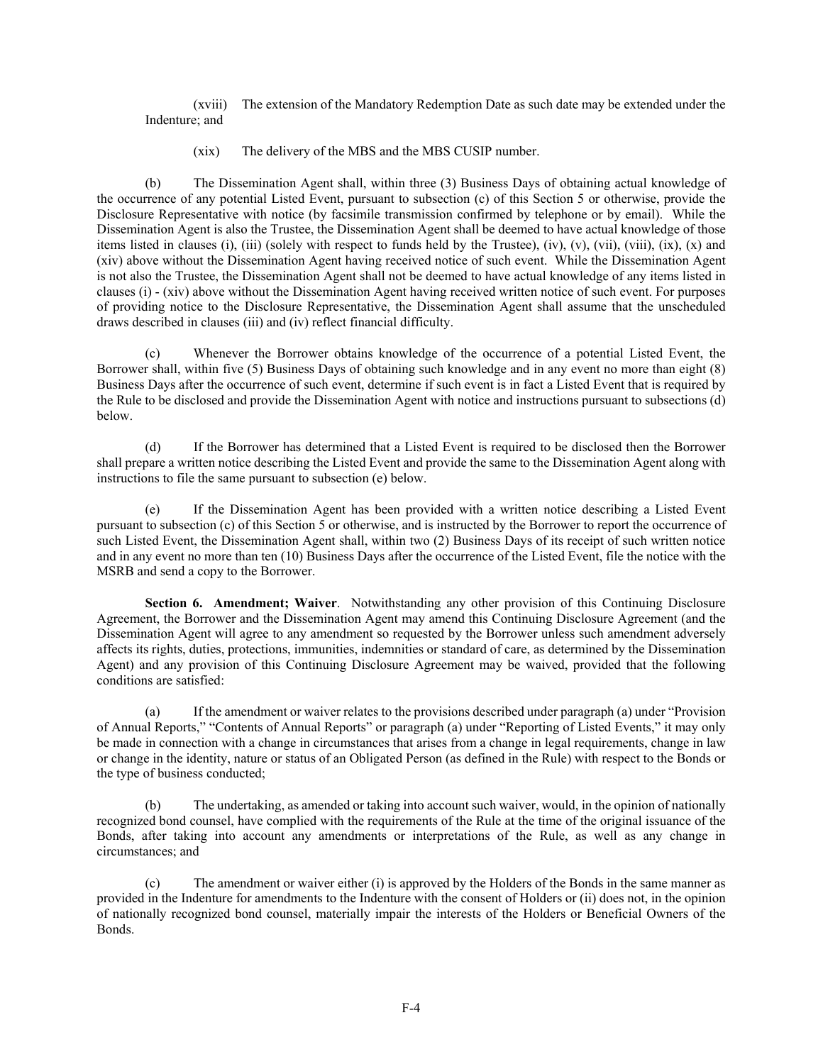(xviii) The extension of the Mandatory Redemption Date as such date may be extended under the Indenture; and

(xix) The delivery of the MBS and the MBS CUSIP number.

(b) The Dissemination Agent shall, within three (3) Business Days of obtaining actual knowledge of the occurrence of any potential Listed Event, pursuant to subsection (c) of this Section 5 or otherwise, provide the Disclosure Representative with notice (by facsimile transmission confirmed by telephone or by email). While the Dissemination Agent is also the Trustee, the Dissemination Agent shall be deemed to have actual knowledge of those items listed in clauses (i), (iii) (solely with respect to funds held by the Trustee), (iv), (v), (vii), (viii), (ix), (x) and (xiv) above without the Dissemination Agent having received notice of such event. While the Dissemination Agent is not also the Trustee, the Dissemination Agent shall not be deemed to have actual knowledge of any items listed in clauses (i) - (xiv) above without the Dissemination Agent having received written notice of such event. For purposes of providing notice to the Disclosure Representative, the Dissemination Agent shall assume that the unscheduled draws described in clauses (iii) and (iv) reflect financial difficulty.

(c) Whenever the Borrower obtains knowledge of the occurrence of a potential Listed Event, the Borrower shall, within five (5) Business Days of obtaining such knowledge and in any event no more than eight (8) Business Days after the occurrence of such event, determine if such event is in fact a Listed Event that is required by the Rule to be disclosed and provide the Dissemination Agent with notice and instructions pursuant to subsections (d) below.

(d) If the Borrower has determined that a Listed Event is required to be disclosed then the Borrower shall prepare a written notice describing the Listed Event and provide the same to the Dissemination Agent along with instructions to file the same pursuant to subsection (e) below.

(e) If the Dissemination Agent has been provided with a written notice describing a Listed Event pursuant to subsection (c) of this Section 5 or otherwise, and is instructed by the Borrower to report the occurrence of such Listed Event, the Dissemination Agent shall, within two (2) Business Days of its receipt of such written notice and in any event no more than ten (10) Business Days after the occurrence of the Listed Event, file the notice with the MSRB and send a copy to the Borrower.

**Section 6. Amendment; Waiver**. Notwithstanding any other provision of this Continuing Disclosure Agreement, the Borrower and the Dissemination Agent may amend this Continuing Disclosure Agreement (and the Dissemination Agent will agree to any amendment so requested by the Borrower unless such amendment adversely affects its rights, duties, protections, immunities, indemnities or standard of care, as determined by the Dissemination Agent) and any provision of this Continuing Disclosure Agreement may be waived, provided that the following conditions are satisfied:

(a) If the amendment or waiver relates to the provisions described under paragraph (a) under "Provision of Annual Reports," "Contents of Annual Reports" or paragraph (a) under "Reporting of Listed Events," it may only be made in connection with a change in circumstances that arises from a change in legal requirements, change in law or change in the identity, nature or status of an Obligated Person (as defined in the Rule) with respect to the Bonds or the type of business conducted;

(b) The undertaking, as amended or taking into account such waiver, would, in the opinion of nationally recognized bond counsel, have complied with the requirements of the Rule at the time of the original issuance of the Bonds, after taking into account any amendments or interpretations of the Rule, as well as any change in circumstances; and

(c) The amendment or waiver either (i) is approved by the Holders of the Bonds in the same manner as provided in the Indenture for amendments to the Indenture with the consent of Holders or (ii) does not, in the opinion of nationally recognized bond counsel, materially impair the interests of the Holders or Beneficial Owners of the Bonds.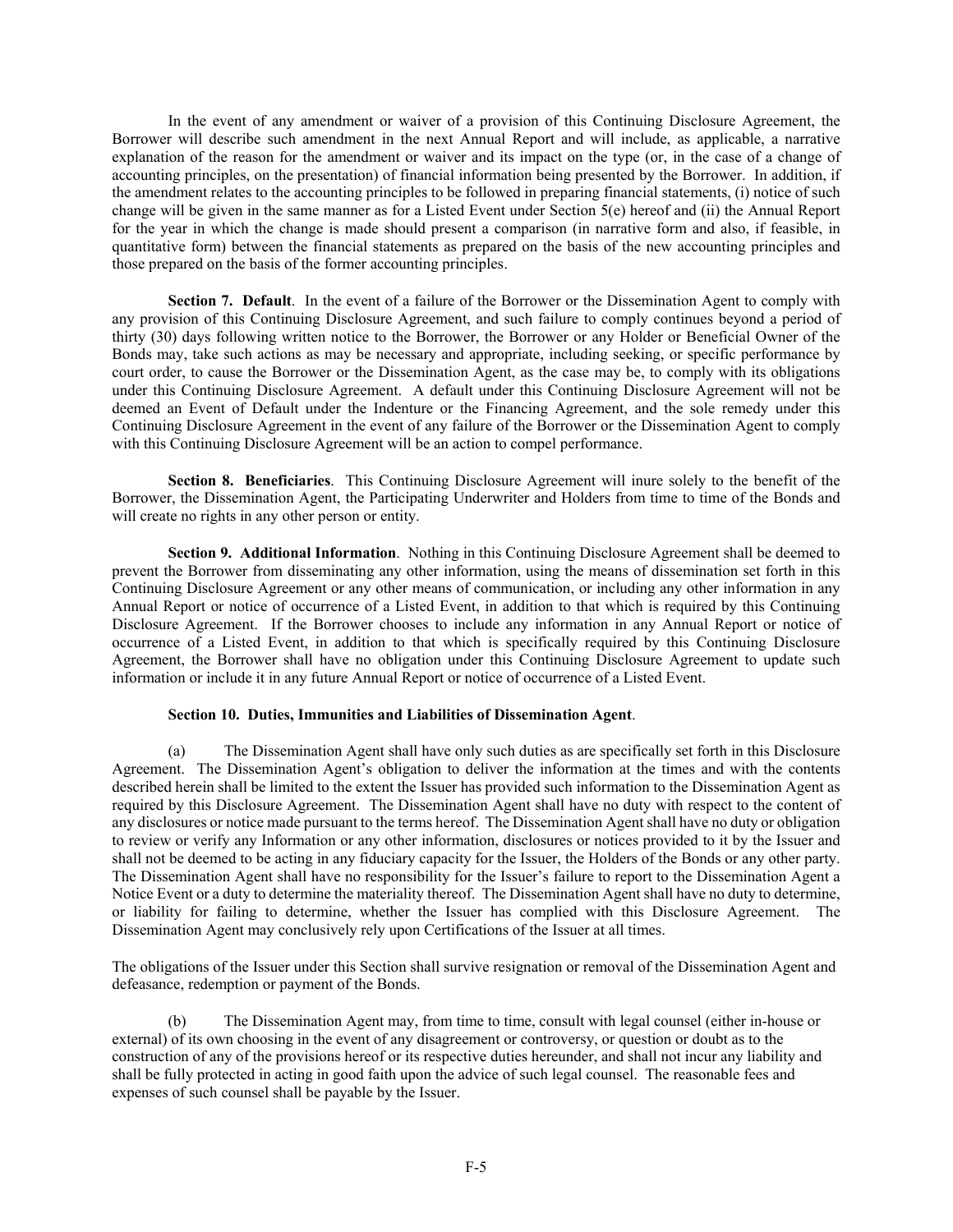In the event of any amendment or waiver of a provision of this Continuing Disclosure Agreement, the Borrower will describe such amendment in the next Annual Report and will include, as applicable, a narrative explanation of the reason for the amendment or waiver and its impact on the type (or, in the case of a change of accounting principles, on the presentation) of financial information being presented by the Borrower. In addition, if the amendment relates to the accounting principles to be followed in preparing financial statements, (i) notice of such change will be given in the same manner as for a Listed Event under Section 5(e) hereof and (ii) the Annual Report for the year in which the change is made should present a comparison (in narrative form and also, if feasible, in quantitative form) between the financial statements as prepared on the basis of the new accounting principles and those prepared on the basis of the former accounting principles.

**Section 7. Default**. In the event of a failure of the Borrower or the Dissemination Agent to comply with any provision of this Continuing Disclosure Agreement, and such failure to comply continues beyond a period of thirty (30) days following written notice to the Borrower, the Borrower or any Holder or Beneficial Owner of the Bonds may, take such actions as may be necessary and appropriate, including seeking, or specific performance by court order, to cause the Borrower or the Dissemination Agent, as the case may be, to comply with its obligations under this Continuing Disclosure Agreement. A default under this Continuing Disclosure Agreement will not be deemed an Event of Default under the Indenture or the Financing Agreement, and the sole remedy under this Continuing Disclosure Agreement in the event of any failure of the Borrower or the Dissemination Agent to comply with this Continuing Disclosure Agreement will be an action to compel performance.

**Section 8. Beneficiaries**. This Continuing Disclosure Agreement will inure solely to the benefit of the Borrower, the Dissemination Agent, the Participating Underwriter and Holders from time to time of the Bonds and will create no rights in any other person or entity.

**Section 9. Additional Information**. Nothing in this Continuing Disclosure Agreement shall be deemed to prevent the Borrower from disseminating any other information, using the means of dissemination set forth in this Continuing Disclosure Agreement or any other means of communication, or including any other information in any Annual Report or notice of occurrence of a Listed Event, in addition to that which is required by this Continuing Disclosure Agreement. If the Borrower chooses to include any information in any Annual Report or notice of occurrence of a Listed Event, in addition to that which is specifically required by this Continuing Disclosure Agreement, the Borrower shall have no obligation under this Continuing Disclosure Agreement to update such information or include it in any future Annual Report or notice of occurrence of a Listed Event.

**Section 10. Duties, Immunities and Liabilities of Dissemination Agent**.

(a) The Dissemination Agent shall have only such duties as are specifically set forth in this Disclosure Agreement. The Dissemination Agent's obligation to deliver the information at the times and with the contents described herein shall be limited to the extent the Issuer has provided such information to the Dissemination Agent as required by this Disclosure Agreement. The Dissemination Agent shall have no duty with respect to the content of any disclosures or notice made pursuant to the terms hereof. The Dissemination Agent shall have no duty or obligation to review or verify any Information or any other information, disclosures or notices provided to it by the Issuer and shall not be deemed to be acting in any fiduciary capacity for the Issuer, the Holders of the Bonds or any other party. The Dissemination Agent shall have no responsibility for the Issuer's failure to report to the Dissemination Agent a Notice Event or a duty to determine the materiality thereof. The Dissemination Agent shall have no duty to determine, or liability for failing to determine, whether the Issuer has complied with this Disclosure Agreement. The Dissemination Agent may conclusively rely upon Certifications of the Issuer at all times.

The obligations of the Issuer under this Section shall survive resignation or removal of the Dissemination Agent and defeasance, redemption or payment of the Bonds.

(b) The Dissemination Agent may, from time to time, consult with legal counsel (either in-house or external) of its own choosing in the event of any disagreement or controversy, or question or doubt as to the construction of any of the provisions hereof or its respective duties hereunder, and shall not incur any liability and shall be fully protected in acting in good faith upon the advice of such legal counsel. The reasonable fees and expenses of such counsel shall be payable by the Issuer.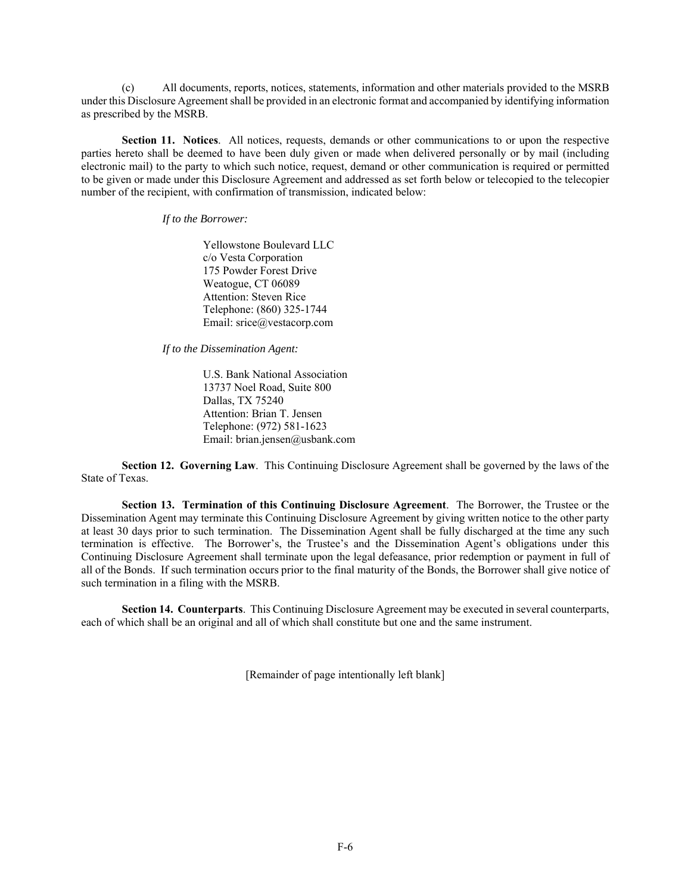(c) All documents, reports, notices, statements, information and other materials provided to the MSRB under this Disclosure Agreement shall be provided in an electronic format and accompanied by identifying information as prescribed by the MSRB.

**Section 11. Notices**. All notices, requests, demands or other communications to or upon the respective parties hereto shall be deemed to have been duly given or made when delivered personally or by mail (including electronic mail) to the party to which such notice, request, demand or other communication is required or permitted to be given or made under this Disclosure Agreement and addressed as set forth below or telecopied to the telecopier number of the recipient, with confirmation of transmission, indicated below:

*If to the Borrower:*

Yellowstone Boulevard LLC
c/o Vesta Corporation
175 Powder Forest Drive
Weatogue, CT 06089
Attention: Steven Rice
Telephone: (860) 325-1744
Email: srice@vestacorp.com

*If to the Dissemination Agent:*

U.S. Bank National Association
13737 Noel Road, Suite 800
Dallas, TX 75240
Attention: Brian T. Jensen
Telephone: (972) 581-1623
Email: brian.jensen@usbank.com

**Section 12. Governing Law**. This Continuing Disclosure Agreement shall be governed by the laws of the State of Texas.

**Section 13. Termination of this Continuing Disclosure Agreement**. The Borrower, the Trustee or the Dissemination Agent may terminate this Continuing Disclosure Agreement by giving written notice to the other party at least 30 days prior to such termination. The Dissemination Agent shall be fully discharged at the time any such termination is effective. The Borrower's, the Trustee's and the Dissemination Agent's obligations under this Continuing Disclosure Agreement shall terminate upon the legal defeasance, prior redemption or payment in full of all of the Bonds. If such termination occurs prior to the final maturity of the Bonds, the Borrower shall give notice of such termination in a filing with the MSRB.

**Section 14. Counterparts**. This Continuing Disclosure Agreement may be executed in several counterparts, each of which shall be an original and all of which shall constitute but one and the same instrument.

[Remainder of page intentionally left blank]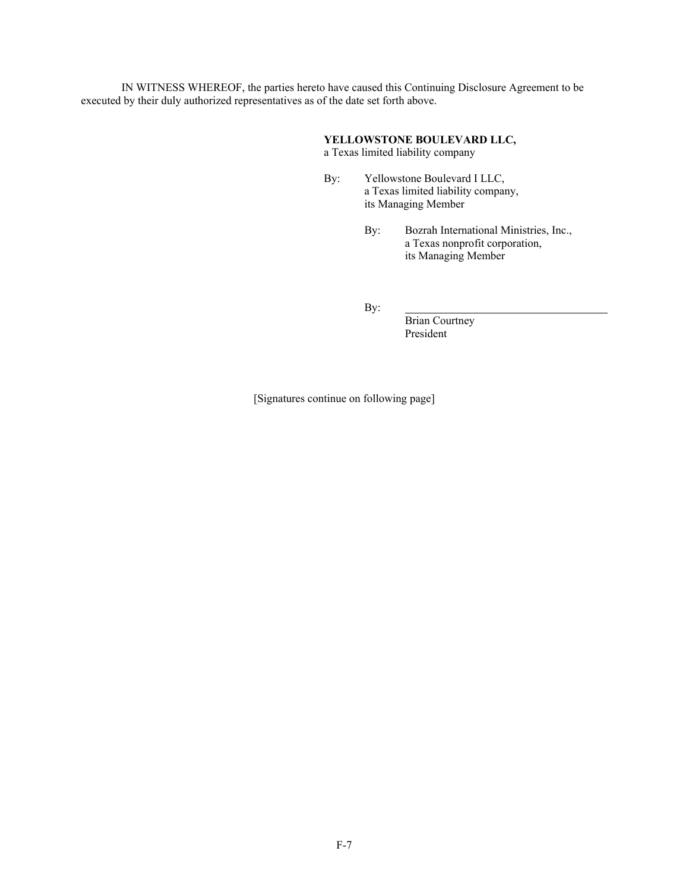IN WITNESS WHEREOF, the parties hereto have caused this Continuing Disclosure Agreement to be executed by their duly authorized representatives as of the date set forth above.

**YELLOWSTONE BOULEVARD LLC,**
a Texas limited liability company

By: Yellowstone Boulevard I LLC,
a Texas limited liability company,
its Managing Member

By: Bozrah International Ministries, Inc.,
a Texas nonprofit corporation,
its Managing Member

By: \_\_\_\_\_\_\_\_\_\_\_\_\_\_\_\_\_\_\_\_\_\_\_\_\_\_\_\_\_\_\_\_\_\_\_\_
Brian Courtney
President

[Signatures continue on following page]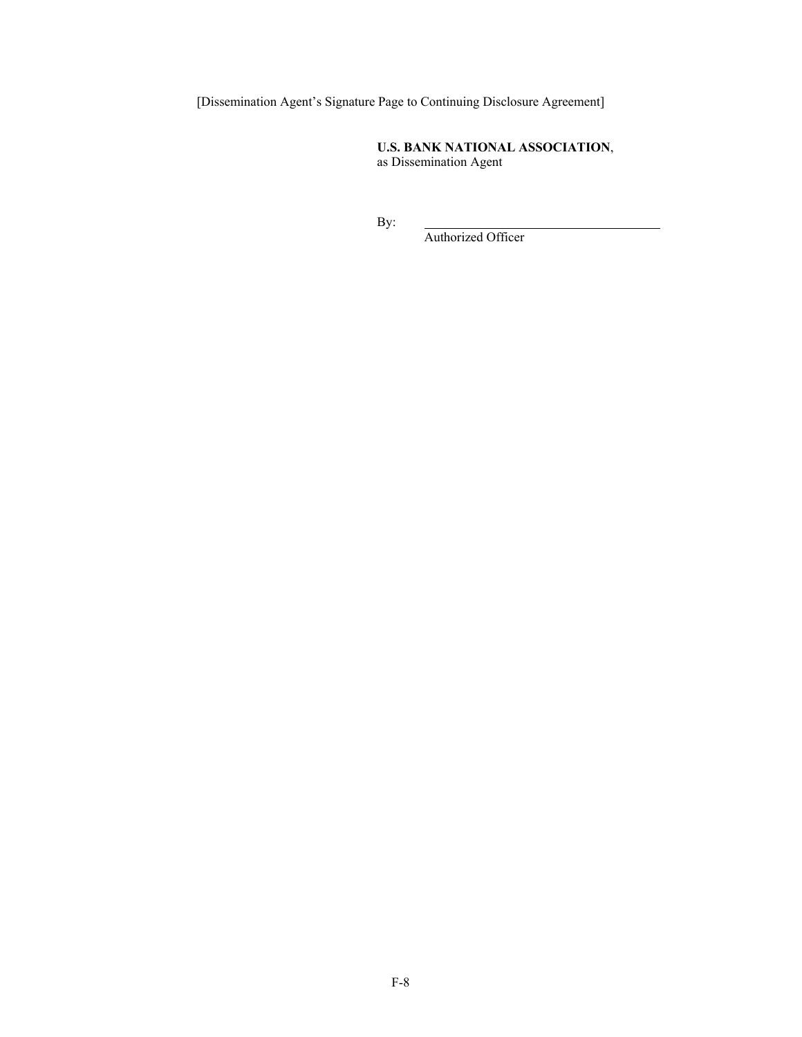[Dissemination Agent's Signature Page to Continuing Disclosure Agreement]

**U.S. BANK NATIONAL ASSOCIATION**,
as Dissemination Agent

By: ____________________________________
Authorized Officer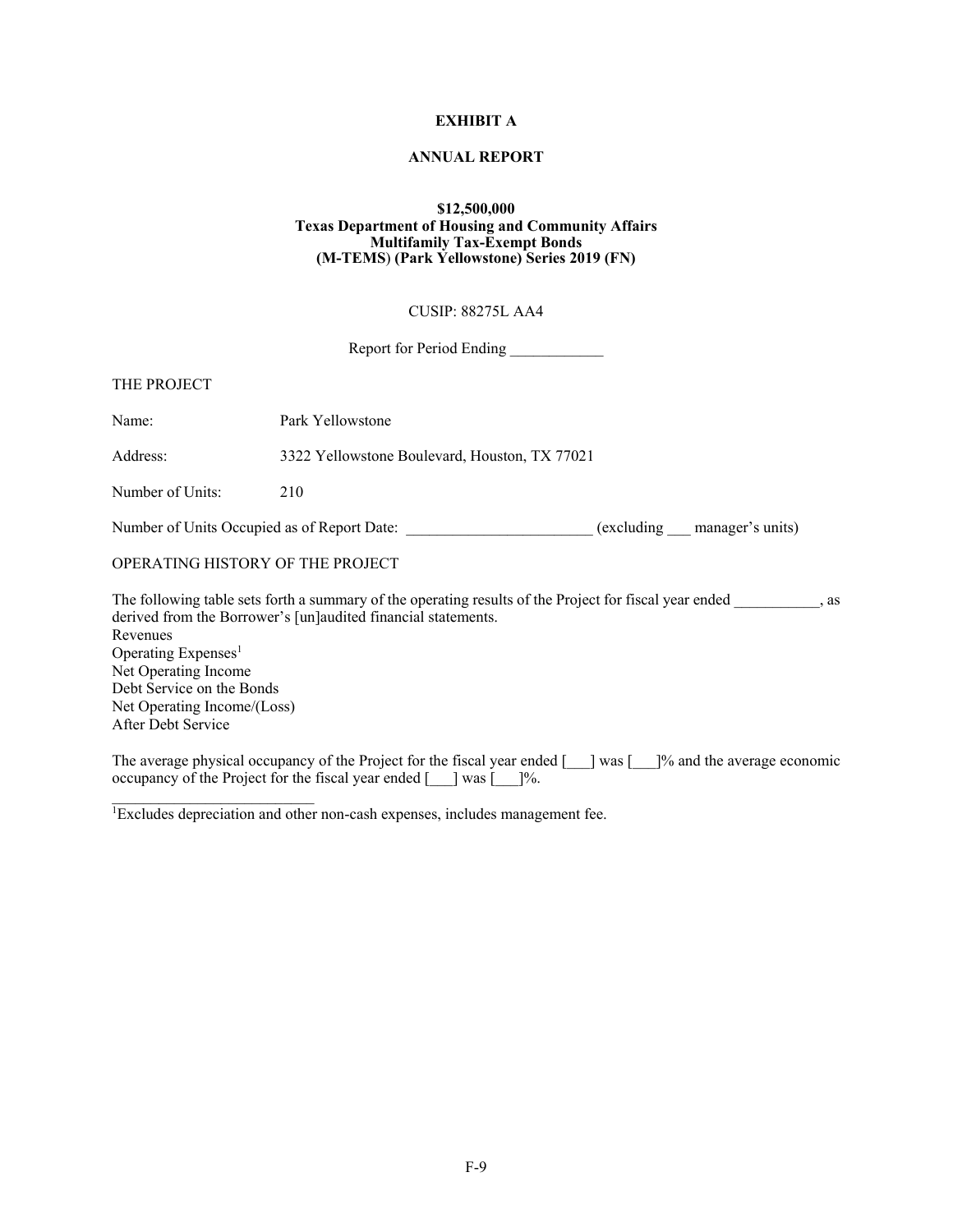**EXHIBIT A**

**ANNUAL REPORT**

**$12,500,000**
**Texas Department of Housing and Community Affairs**
**Multifamily Tax-Exempt Bonds**
**(M-TEMS) (Park Yellowstone) Series 2019 (FN)**

CUSIP: 88275L AA4

Report for Period Ending ____________

THE PROJECT

Name: Park Yellowstone

Address: 3322 Yellowstone Boulevard, Houston, TX 77021

Number of Units: 210

Number of Units Occupied as of Report Date: ________________________ (excluding ___ manager's units)

OPERATING HISTORY OF THE PROJECT

The following table sets forth a summary of the operating results of the Project for fiscal year ended ___________, as derived from the Borrower's [un]audited financial statements.

Revenues
Operating Expenses[1]
Net Operating Income
Debt Service on the Bonds
Net Operating Income/(Loss)
After Debt Service

The average physical occupancy of the Project for the fiscal year ended [___] was [___]% and the average economic occupancy of the Project for the fiscal year ended [___] was [___]%.

___________________________

[1]Excludes depreciation and other non-cash expenses, includes management fee.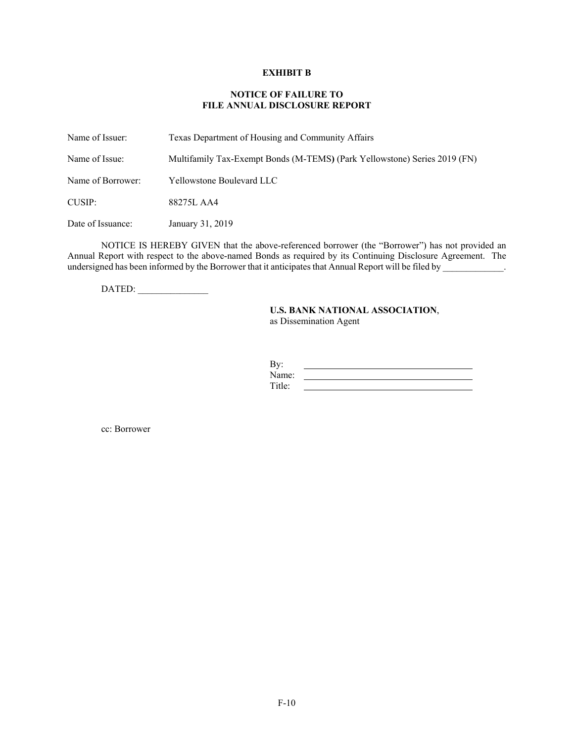**EXHIBIT B**

**NOTICE OF FAILURE TO FILE ANNUAL DISCLOSURE REPORT**

| | |
|---|---|
| Name of Issuer: | Texas Department of Housing and Community Affairs |
| Name of Issue: | Multifamily Tax-Exempt Bonds (M-TEMS) (Park Yellowstone) Series 2019 (FN) |
| Name of Borrower: | Yellowstone Boulevard LLC |
| CUSIP: | 88275L AA4 |
| Date of Issuance: | January 31, 2019 |

NOTICE IS HEREBY GIVEN that the above-referenced borrower (the "Borrower") has not provided an Annual Report with respect to the above-named Bonds as required by its Continuing Disclosure Agreement. The undersigned has been informed by the Borrower that it anticipates that Annual Report will be filed by _____________.

DATED: _______________

**U.S. BANK NATIONAL ASSOCIATION**,
as Dissemination Agent

By: ____________________________________
Name: ____________________________________
Title: ____________________________________

cc: Borrower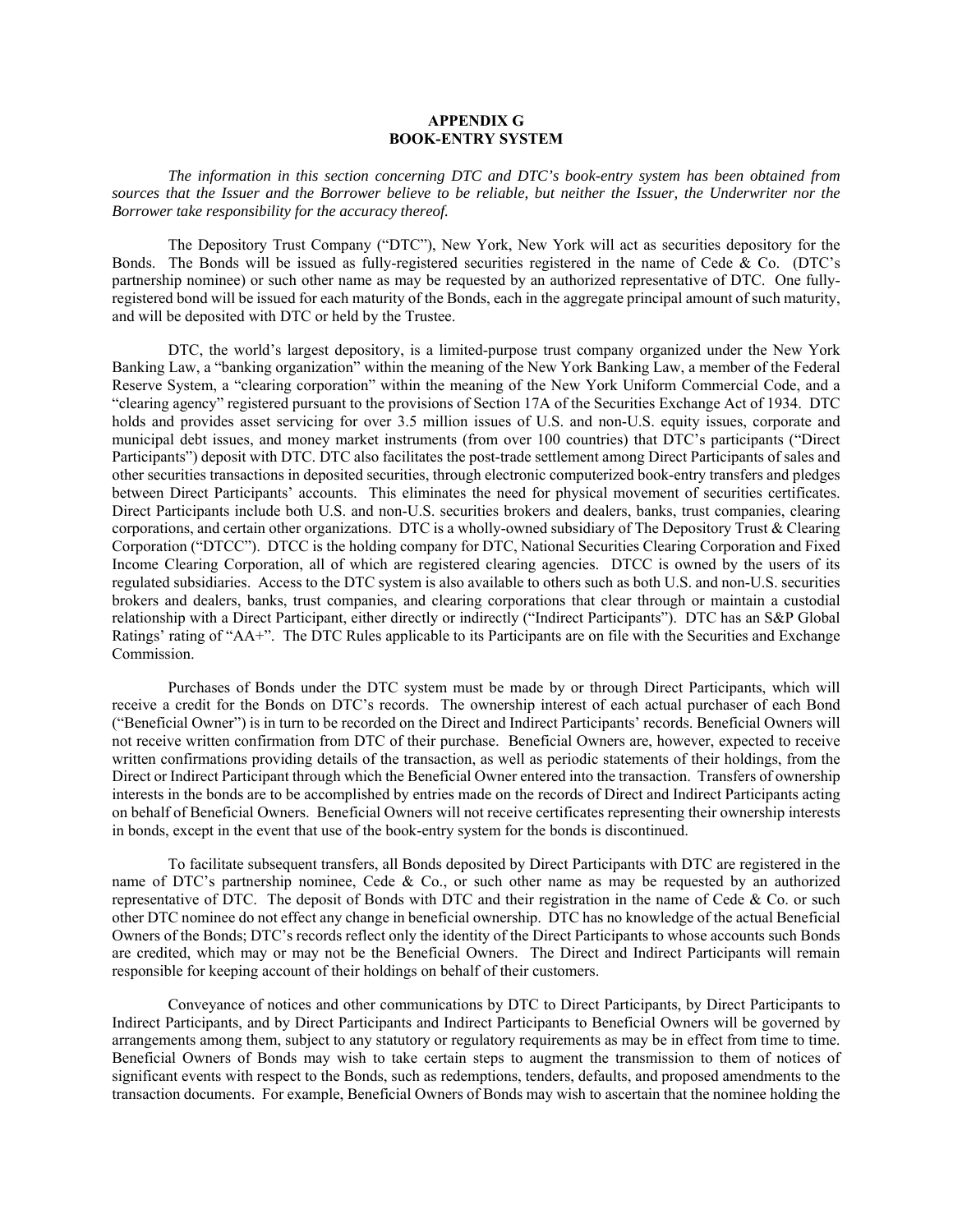# APPENDIX G
# BOOK-ENTRY SYSTEM

*The information in this section concerning DTC and DTC's book-entry system has been obtained from sources that the Issuer and the Borrower believe to be reliable, but neither the Issuer, the Underwriter nor the Borrower take responsibility for the accuracy thereof.*

The Depository Trust Company ("DTC"), New York, New York will act as securities depository for the Bonds. The Bonds will be issued as fully-registered securities registered in the name of Cede & Co. (DTC's partnership nominee) or such other name as may be requested by an authorized representative of DTC. One fully-registered bond will be issued for each maturity of the Bonds, each in the aggregate principal amount of such maturity, and will be deposited with DTC or held by the Trustee.

DTC, the world's largest depository, is a limited-purpose trust company organized under the New York Banking Law, a "banking organization" within the meaning of the New York Banking Law, a member of the Federal Reserve System, a "clearing corporation" within the meaning of the New York Uniform Commercial Code, and a "clearing agency" registered pursuant to the provisions of Section 17A of the Securities Exchange Act of 1934. DTC holds and provides asset servicing for over 3.5 million issues of U.S. and non-U.S. equity issues, corporate and municipal debt issues, and money market instruments (from over 100 countries) that DTC's participants ("Direct Participants") deposit with DTC. DTC also facilitates the post-trade settlement among Direct Participants of sales and other securities transactions in deposited securities, through electronic computerized book-entry transfers and pledges between Direct Participants' accounts. This eliminates the need for physical movement of securities certificates. Direct Participants include both U.S. and non-U.S. securities brokers and dealers, banks, trust companies, clearing corporations, and certain other organizations. DTC is a wholly-owned subsidiary of The Depository Trust & Clearing Corporation ("DTCC"). DTCC is the holding company for DTC, National Securities Clearing Corporation and Fixed Income Clearing Corporation, all of which are registered clearing agencies. DTCC is owned by the users of its regulated subsidiaries. Access to the DTC system is also available to others such as both U.S. and non-U.S. securities brokers and dealers, banks, trust companies, and clearing corporations that clear through or maintain a custodial relationship with a Direct Participant, either directly or indirectly ("Indirect Participants"). DTC has an S&P Global Ratings' rating of "AA+". The DTC Rules applicable to its Participants are on file with the Securities and Exchange Commission.

Purchases of Bonds under the DTC system must be made by or through Direct Participants, which will receive a credit for the Bonds on DTC's records. The ownership interest of each actual purchaser of each Bond ("Beneficial Owner") is in turn to be recorded on the Direct and Indirect Participants' records. Beneficial Owners will not receive written confirmation from DTC of their purchase. Beneficial Owners are, however, expected to receive written confirmations providing details of the transaction, as well as periodic statements of their holdings, from the Direct or Indirect Participant through which the Beneficial Owner entered into the transaction. Transfers of ownership interests in the bonds are to be accomplished by entries made on the records of Direct and Indirect Participants acting on behalf of Beneficial Owners. Beneficial Owners will not receive certificates representing their ownership interests in bonds, except in the event that use of the book-entry system for the bonds is discontinued.

To facilitate subsequent transfers, all Bonds deposited by Direct Participants with DTC are registered in the name of DTC's partnership nominee, Cede & Co., or such other name as may be requested by an authorized representative of DTC. The deposit of Bonds with DTC and their registration in the name of Cede & Co. or such other DTC nominee do not effect any change in beneficial ownership. DTC has no knowledge of the actual Beneficial Owners of the Bonds; DTC's records reflect only the identity of the Direct Participants to whose accounts such Bonds are credited, which may or may not be the Beneficial Owners. The Direct and Indirect Participants will remain responsible for keeping account of their holdings on behalf of their customers.

Conveyance of notices and other communications by DTC to Direct Participants, by Direct Participants to Indirect Participants, and by Direct Participants and Indirect Participants to Beneficial Owners will be governed by arrangements among them, subject to any statutory or regulatory requirements as may be in effect from time to time. Beneficial Owners of Bonds may wish to take certain steps to augment the transmission to them of notices of significant events with respect to the Bonds, such as redemptions, tenders, defaults, and proposed amendments to the transaction documents. For example, Beneficial Owners of Bonds may wish to ascertain that the nominee holding the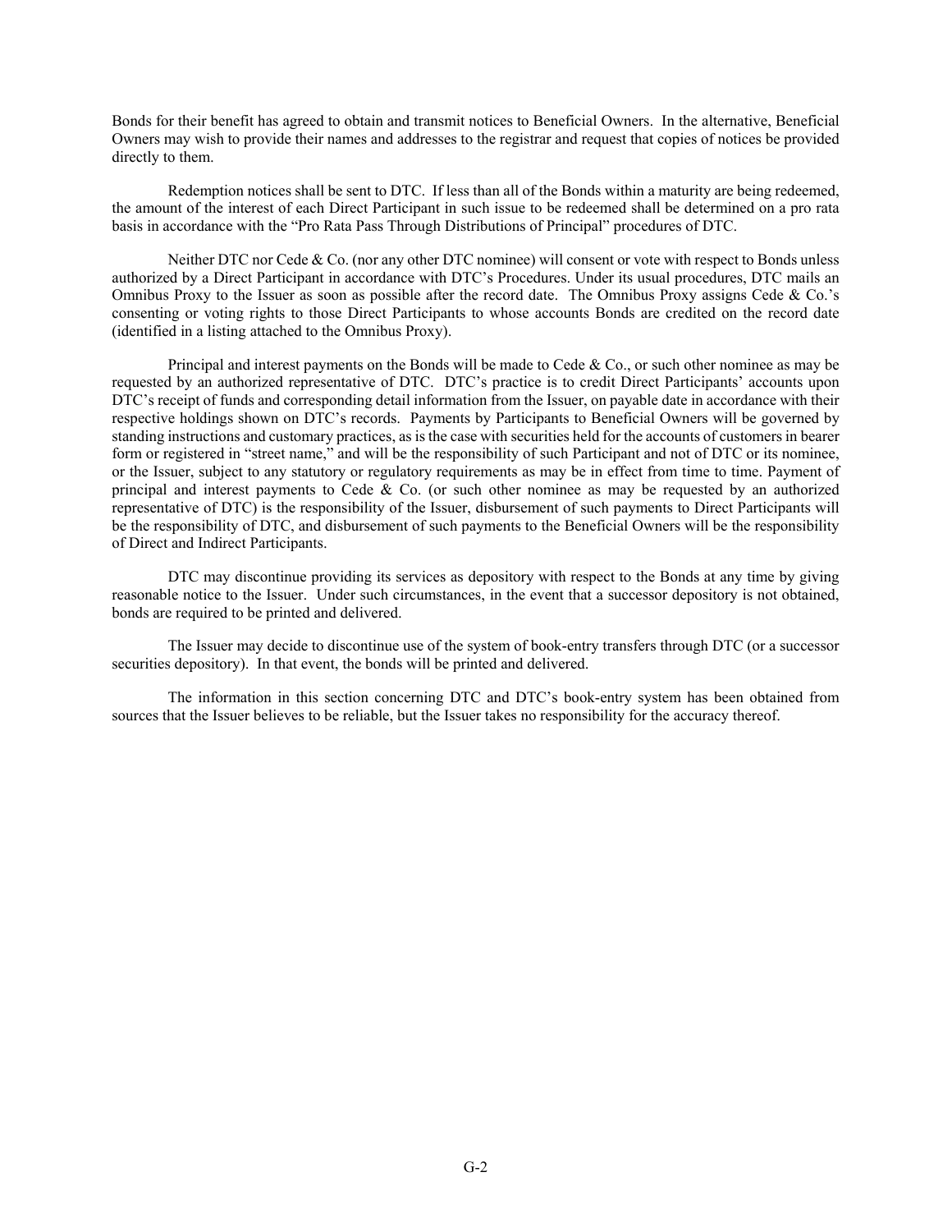Bonds for their benefit has agreed to obtain and transmit notices to Beneficial Owners. In the alternative, Beneficial Owners may wish to provide their names and addresses to the registrar and request that copies of notices be provided directly to them.

Redemption notices shall be sent to DTC. If less than all of the Bonds within a maturity are being redeemed, the amount of the interest of each Direct Participant in such issue to be redeemed shall be determined on a pro rata basis in accordance with the "Pro Rata Pass Through Distributions of Principal" procedures of DTC.

Neither DTC nor Cede & Co. (nor any other DTC nominee) will consent or vote with respect to Bonds unless authorized by a Direct Participant in accordance with DTC's Procedures. Under its usual procedures, DTC mails an Omnibus Proxy to the Issuer as soon as possible after the record date. The Omnibus Proxy assigns Cede & Co.'s consenting or voting rights to those Direct Participants to whose accounts Bonds are credited on the record date (identified in a listing attached to the Omnibus Proxy).

Principal and interest payments on the Bonds will be made to Cede & Co., or such other nominee as may be requested by an authorized representative of DTC. DTC's practice is to credit Direct Participants' accounts upon DTC's receipt of funds and corresponding detail information from the Issuer, on payable date in accordance with their respective holdings shown on DTC's records. Payments by Participants to Beneficial Owners will be governed by standing instructions and customary practices, as is the case with securities held for the accounts of customers in bearer form or registered in "street name," and will be the responsibility of such Participant and not of DTC or its nominee, or the Issuer, subject to any statutory or regulatory requirements as may be in effect from time to time. Payment of principal and interest payments to Cede & Co. (or such other nominee as may be requested by an authorized representative of DTC) is the responsibility of the Issuer, disbursement of such payments to Direct Participants will be the responsibility of DTC, and disbursement of such payments to the Beneficial Owners will be the responsibility of Direct and Indirect Participants.

DTC may discontinue providing its services as depository with respect to the Bonds at any time by giving reasonable notice to the Issuer. Under such circumstances, in the event that a successor depository is not obtained, bonds are required to be printed and delivered.

The Issuer may decide to discontinue use of the system of book-entry transfers through DTC (or a successor securities depository). In that event, the bonds will be printed and delivered.

The information in this section concerning DTC and DTC's book-entry system has been obtained from sources that the Issuer believes to be reliable, but the Issuer takes no responsibility for the accuracy thereof.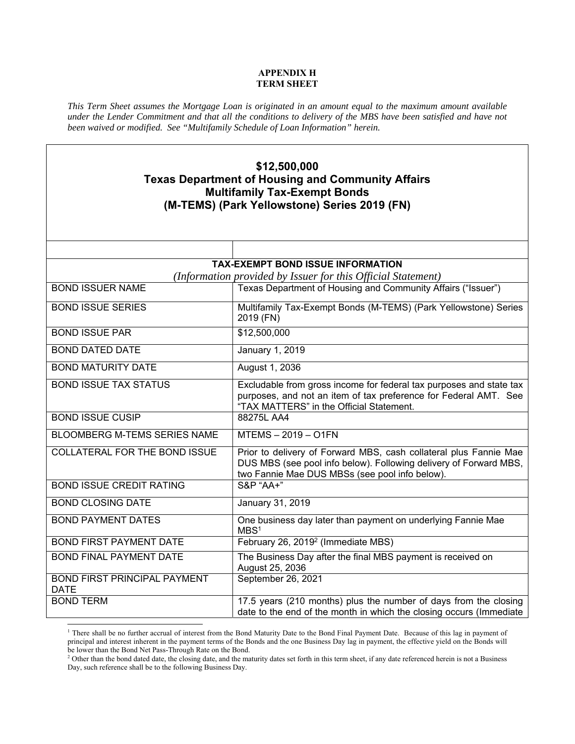**APPENDIX H**
**TERM SHEET**

*This Term Sheet assumes the Mortgage Loan is originated in an amount equal to the maximum amount available under the Lender Commitment and that all the conditions to delivery of the MBS have been satisfied and have not been waived or modified. See "Multifamily Schedule of Loan Information" herein.*

## $12,500,000
## Texas Department of Housing and Community Affairs
## Multifamily Tax-Exempt Bonds
## (M-TEMS) (Park Yellowstone) Series 2019 (FN)

| | |
|---|---|
| **TAX-EXEMPT BOND ISSUE INFORMATION** *(Information provided by Issuer for this Official Statement)* | |
| BOND ISSUER NAME | Texas Department of Housing and Community Affairs ("Issuer") |
| BOND ISSUE SERIES | Multifamily Tax-Exempt Bonds (M-TEMS) (Park Yellowstone) Series 2019 (FN) |
| BOND ISSUE PAR | $12,500,000 |
| BOND DATED DATE | January 1, 2019 |
| BOND MATURITY DATE | August 1, 2036 |
| BOND ISSUE TAX STATUS | Excludable from gross income for federal tax purposes and state tax purposes, and not an item of tax preference for Federal AMT. See "TAX MATTERS" in the Official Statement. |
| BOND ISSUE CUSIP | 88275L AA4 |
| BLOOMBERG M-TEMS SERIES NAME | MTEMS – 2019 – O1FN |
| COLLATERAL FOR THE BOND ISSUE | Prior to delivery of Forward MBS, cash collateral plus Fannie Mae DUS MBS (see pool info below). Following delivery of Forward MBS, two Fannie Mae DUS MBSs (see pool info below). |
| BOND ISSUE CREDIT RATING | S&P "AA+" |
| BOND CLOSING DATE | January 31, 2019 |
| BOND PAYMENT DATES | One business day later than payment on underlying Fannie Mae MBS[1] |
| BOND FIRST PAYMENT DATE | February 26, 2019[2] (Immediate MBS) |
| BOND FINAL PAYMENT DATE | The Business Day after the final MBS payment is received on August 25, 2036 |
| BOND FIRST PRINCIPAL PAYMENT DATE | September 26, 2021 |
| BOND TERM | 17.5 years (210 months) plus the number of days from the closing date to the end of the month in which the closing occurs (Immediate |

[1] There shall be no further accrual of interest from the Bond Maturity Date to the Bond Final Payment Date. Because of this lag in payment of principal and interest inherent in the payment terms of the Bonds and the one Business Day lag in payment, the effective yield on the Bonds will be lower than the Bond Net Pass-Through Rate on the Bond.

[2] Other than the bond dated date, the closing date, and the maturity dates set forth in this term sheet, if any date referenced herein is not a Business Day, such reference shall be to the following Business Day.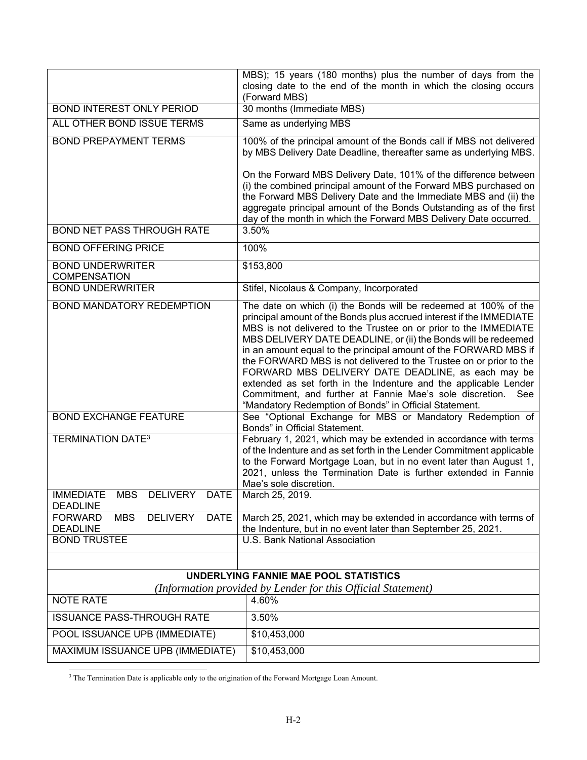| | |
|---|---|
| | MBS); 15 years (180 months) plus the number of days from the closing date to the end of the month in which the closing occurs (Forward MBS) |
| BOND INTEREST ONLY PERIOD | 30 months (Immediate MBS) |
| ALL OTHER BOND ISSUE TERMS | Same as underlying MBS |
| BOND PREPAYMENT TERMS | 100% of the principal amount of the Bonds call if MBS not delivered by MBS Delivery Date Deadline, thereafter same as underlying MBS.<br><br>On the Forward MBS Delivery Date, 101% of the difference between (i) the combined principal amount of the Forward MBS purchased on the Forward MBS Delivery Date and the Immediate MBS and (ii) the aggregate principal amount of the Bonds Outstanding as of the first day of the month in which the Forward MBS Delivery Date occurred. |
| BOND NET PASS THROUGH RATE | 3.50% |
| BOND OFFERING PRICE | 100% |
| BOND UNDERWRITER COMPENSATION | $153,800 |
| BOND UNDERWRITER | Stifel, Nicolaus & Company, Incorporated |
| BOND MANDATORY REDEMPTION | The date on which (i) the Bonds will be redeemed at 100% of the principal amount of the Bonds plus accrued interest if the IMMEDIATE MBS is not delivered to the Trustee on or prior to the IMMEDIATE MBS DELIVERY DATE DEADLINE, or (ii) the Bonds will be redeemed in an amount equal to the principal amount of the FORWARD MBS if the FORWARD MBS is not delivered to the Trustee on or prior to the FORWARD MBS DELIVERY DATE DEADLINE, as each may be extended as set forth in the Indenture and the applicable Lender Commitment, and further at Fannie Mae's sole discretion. See "Mandatory Redemption of Bonds" in Official Statement. |
| BOND EXCHANGE FEATURE | See "Optional Exchange for MBS or Mandatory Redemption of Bonds" in Official Statement. |
| TERMINATION DATE[3] | February 1, 2021, which may be extended in accordance with terms of the Indenture and as set forth in the Lender Commitment applicable to the Forward Mortgage Loan, but in no event later than August 1, 2021, unless the Termination Date is further extended in Fannie Mae's sole discretion. |
| IMMEDIATE MBS DELIVERY DATE DEADLINE | March 25, 2019. |
| FORWARD MBS DELIVERY DATE DEADLINE | March 25, 2021, which may be extended in accordance with terms of the Indenture, but in no event later than September 25, 2021. |
| BOND TRUSTEE | U.S. Bank National Association |
| | |

**UNDERLYING FANNIE MAE POOL STATISTICS**

*(Information provided by Lender for this Official Statement)*

| | |
|---|---|
| NOTE RATE | 4.60% |
| ISSUANCE PASS-THROUGH RATE | 3.50% |
| POOL ISSUANCE UPB (IMMEDIATE) | $10,453,000 |
| MAXIMUM ISSUANCE UPB (IMMEDIATE) | $10,453,000 |

[3] The Termination Date is applicable only to the origination of the Forward Mortgage Loan Amount.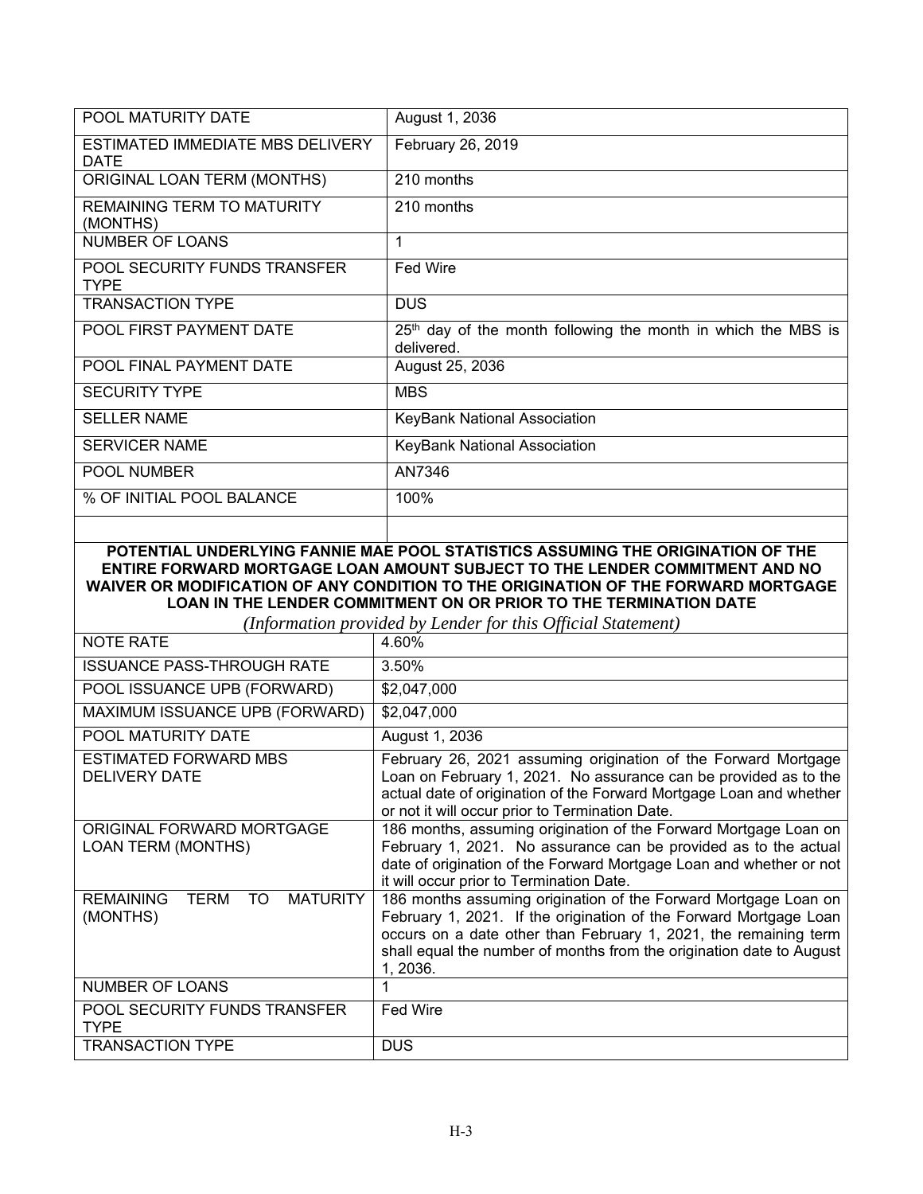| | |
|---|---|
| POOL MATURITY DATE | August 1, 2036 |
| ESTIMATED IMMEDIATE MBS DELIVERY DATE | February 26, 2019 |
| ORIGINAL LOAN TERM (MONTHS) | 210 months |
| REMAINING TERM TO MATURITY (MONTHS) | 210 months |
| NUMBER OF LOANS | 1 |
| POOL SECURITY FUNDS TRANSFER TYPE | Fed Wire |
| TRANSACTION TYPE | DUS |
| POOL FIRST PAYMENT DATE | 25th day of the month following the month in which the MBS is delivered. |
| POOL FINAL PAYMENT DATE | August 25, 2036 |
| SECURITY TYPE | MBS |
| SELLER NAME | KeyBank National Association |
| SERVICER NAME | KeyBank National Association |
| POOL NUMBER | AN7346 |
| % OF INITIAL POOL BALANCE | 100% |
| | |

**POTENTIAL UNDERLYING FANNIE MAE POOL STATISTICS ASSUMING THE ORIGINATION OF THE ENTIRE FORWARD MORTGAGE LOAN AMOUNT SUBJECT TO THE LENDER COMMITMENT AND NO WAIVER OR MODIFICATION OF ANY CONDITION TO THE ORIGINATION OF THE FORWARD MORTGAGE LOAN IN THE LENDER COMMITMENT ON OR PRIOR TO THE TERMINATION DATE**

*(Information provided by Lender for this Official Statement)*

| | |
|---|---|
| NOTE RATE | 4.60% |
| ISSUANCE PASS-THROUGH RATE | 3.50% |
| POOL ISSUANCE UPB (FORWARD) | $2,047,000 |
| MAXIMUM ISSUANCE UPB (FORWARD) | $2,047,000 |
| POOL MATURITY DATE | August 1, 2036 |
| ESTIMATED FORWARD MBS DELIVERY DATE | February 26, 2021 assuming origination of the Forward Mortgage Loan on February 1, 2021. No assurance can be provided as to the actual date of origination of the Forward Mortgage Loan and whether or not it will occur prior to Termination Date. |
| ORIGINAL FORWARD MORTGAGE LOAN TERM (MONTHS) | 186 months, assuming origination of the Forward Mortgage Loan on February 1, 2021. No assurance can be provided as to the actual date of origination of the Forward Mortgage Loan and whether or not it will occur prior to Termination Date. |
| REMAINING TERM TO MATURITY (MONTHS) | 186 months assuming origination of the Forward Mortgage Loan on February 1, 2021. If the origination of the Forward Mortgage Loan occurs on a date other than February 1, 2021, the remaining term shall equal the number of months from the origination date to August 1, 2036. |
| NUMBER OF LOANS | 1 |
| POOL SECURITY FUNDS TRANSFER TYPE | Fed Wire |
| TRANSACTION TYPE | DUS |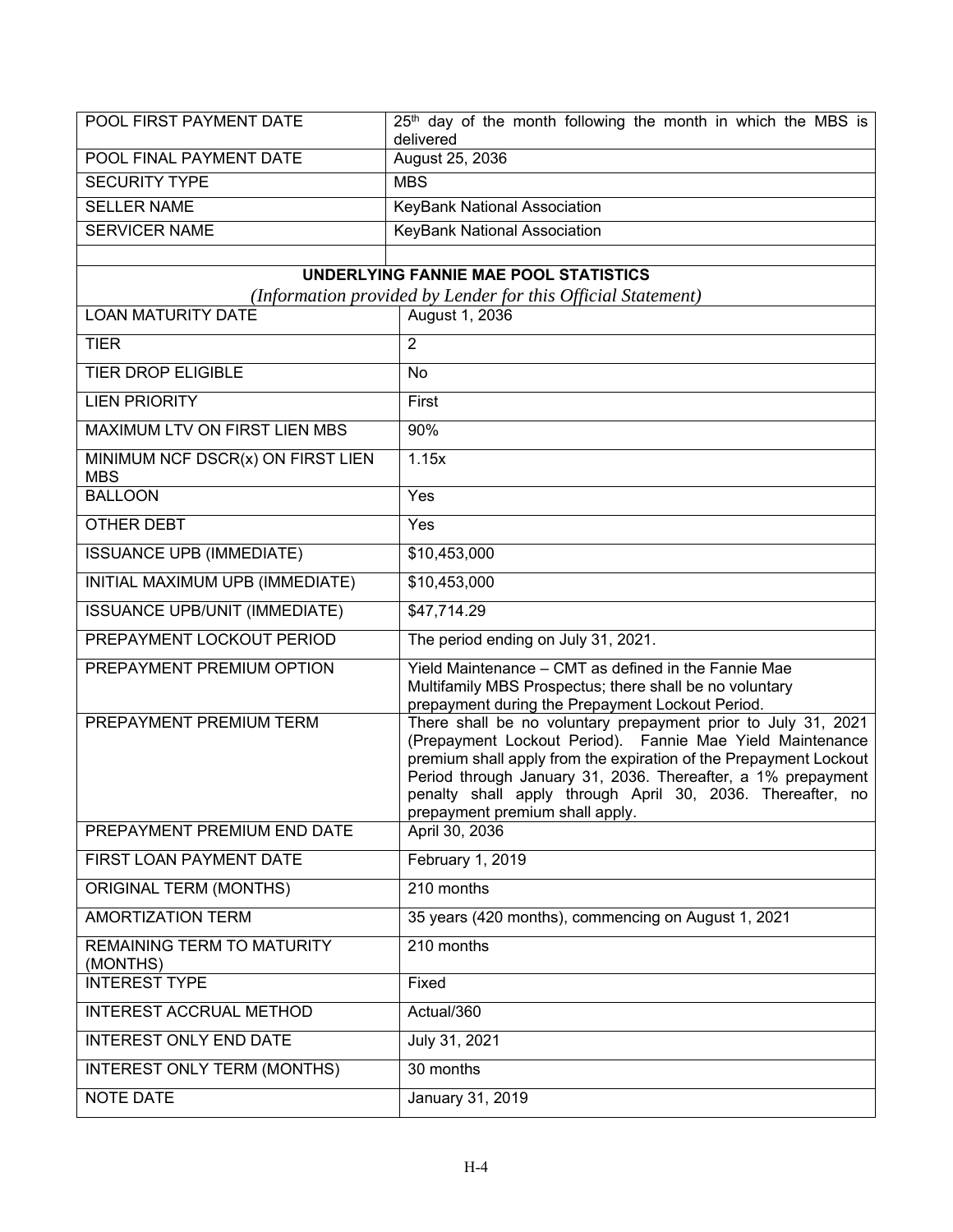| | |
|---|---|
| POOL FIRST PAYMENT DATE | 25th day of the month following the month in which the MBS is delivered |
| POOL FINAL PAYMENT DATE | August 25, 2036 |
| SECURITY TYPE | MBS |
| SELLER NAME | KeyBank National Association |
| SERVICER NAME | KeyBank National Association |
| | |

| **UNDERLYING FANNIE MAE POOL STATISTICS** *(Information provided by Lender for this Official Statement)* | |
|---|---|
| LOAN MATURITY DATE | August 1, 2036 |
| TIER | 2 |
| TIER DROP ELIGIBLE | No |
| LIEN PRIORITY | First |
| MAXIMUM LTV ON FIRST LIEN MBS | 90% |
| MINIMUM NCF DSCR(x) ON FIRST LIEN MBS | 1.15x |
| BALLOON | Yes |
| OTHER DEBT | Yes |
| ISSUANCE UPB (IMMEDIATE) | $10,453,000 |
| INITIAL MAXIMUM UPB (IMMEDIATE) | $10,453,000 |
| ISSUANCE UPB/UNIT (IMMEDIATE) | $47,714.29 |
| PREPAYMENT LOCKOUT PERIOD | The period ending on July 31, 2021. |
| PREPAYMENT PREMIUM OPTION | Yield Maintenance – CMT as defined in the Fannie Mae Multifamily MBS Prospectus; there shall be no voluntary prepayment during the Prepayment Lockout Period. |
| PREPAYMENT PREMIUM TERM | There shall be no voluntary prepayment prior to July 31, 2021 (Prepayment Lockout Period). Fannie Mae Yield Maintenance premium shall apply from the expiration of the Prepayment Lockout Period through January 31, 2036. Thereafter, a 1% prepayment penalty shall apply through April 30, 2036. Thereafter, no prepayment premium shall apply. |
| PREPAYMENT PREMIUM END DATE | April 30, 2036 |
| FIRST LOAN PAYMENT DATE | February 1, 2019 |
| ORIGINAL TERM (MONTHS) | 210 months |
| AMORTIZATION TERM | 35 years (420 months), commencing on August 1, 2021 |
| REMAINING TERM TO MATURITY (MONTHS) | 210 months |
| INTEREST TYPE | Fixed |
| INTEREST ACCRUAL METHOD | Actual/360 |
| INTEREST ONLY END DATE | July 31, 2021 |
| INTEREST ONLY TERM (MONTHS) | 30 months |
| NOTE DATE | January 31, 2019 |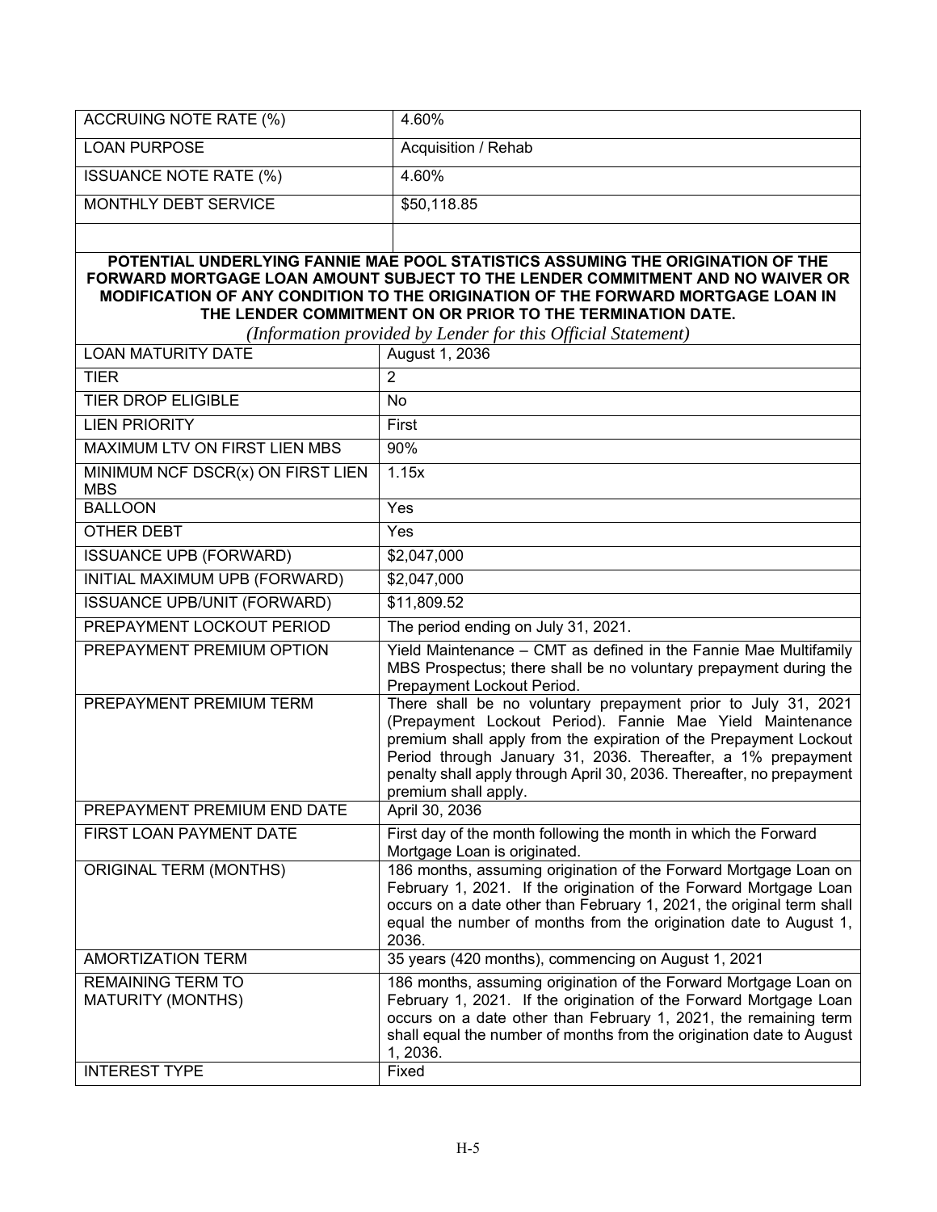| | |
|---|---|
| ACCRUING NOTE RATE (%) | 4.60% |
| LOAN PURPOSE | Acquisition / Rehab |
| ISSUANCE NOTE RATE (%) | 4.60% |
| MONTHLY DEBT SERVICE | $50,118.85 |
| | |

**POTENTIAL UNDERLYING FANNIE MAE POOL STATISTICS ASSUMING THE ORIGINATION OF THE FORWARD MORTGAGE LOAN AMOUNT SUBJECT TO THE LENDER COMMITMENT AND NO WAIVER OR MODIFICATION OF ANY CONDITION TO THE ORIGINATION OF THE FORWARD MORTGAGE LOAN IN THE LENDER COMMITMENT ON OR PRIOR TO THE TERMINATION DATE.**

*(Information provided by Lender for this Official Statement)*

| | |
|---|---|
| LOAN MATURITY DATE | August 1, 2036 |
| TIER | 2 |
| TIER DROP ELIGIBLE | No |
| LIEN PRIORITY | First |
| MAXIMUM LTV ON FIRST LIEN MBS | 90% |
| MINIMUM NCF DSCR(x) ON FIRST LIEN MBS | 1.15x |
| BALLOON | Yes |
| OTHER DEBT | Yes |
| ISSUANCE UPB (FORWARD) | $2,047,000 |
| INITIAL MAXIMUM UPB (FORWARD) | $2,047,000 |
| ISSUANCE UPB/UNIT (FORWARD) | $11,809.52 |
| PREPAYMENT LOCKOUT PERIOD | The period ending on July 31, 2021. |
| PREPAYMENT PREMIUM OPTION | Yield Maintenance – CMT as defined in the Fannie Mae Multifamily MBS Prospectus; there shall be no voluntary prepayment during the Prepayment Lockout Period. |
| PREPAYMENT PREMIUM TERM | There shall be no voluntary prepayment prior to July 31, 2021 (Prepayment Lockout Period). Fannie Mae Yield Maintenance premium shall apply from the expiration of the Prepayment Lockout Period through January 31, 2036. Thereafter, a 1% prepayment penalty shall apply through April 30, 2036. Thereafter, no prepayment premium shall apply. |
| PREPAYMENT PREMIUM END DATE | April 30, 2036 |
| FIRST LOAN PAYMENT DATE | First day of the month following the month in which the Forward Mortgage Loan is originated. |
| ORIGINAL TERM (MONTHS) | 186 months, assuming origination of the Forward Mortgage Loan on February 1, 2021. If the origination of the Forward Mortgage Loan occurs on a date other than February 1, 2021, the original term shall equal the number of months from the origination date to August 1, 2036. |
| AMORTIZATION TERM | 35 years (420 months), commencing on August 1, 2021 |
| REMAINING TERM TO MATURITY (MONTHS) | 186 months, assuming origination of the Forward Mortgage Loan on February 1, 2021. If the origination of the Forward Mortgage Loan occurs on a date other than February 1, 2021, the remaining term shall equal the number of months from the origination date to August 1, 2036. |
| INTEREST TYPE | Fixed |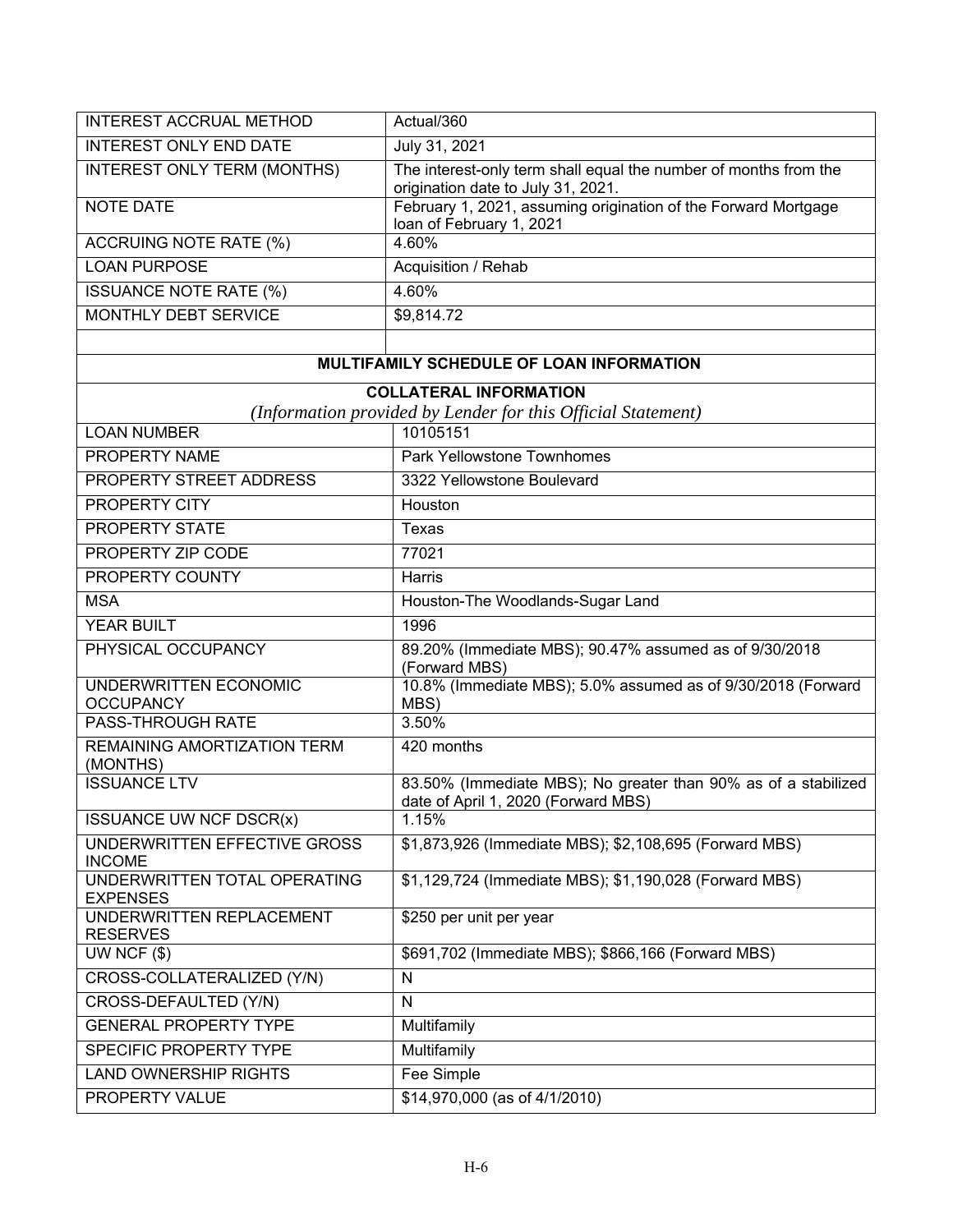| | |
|---|---|
| INTEREST ACCRUAL METHOD | Actual/360 |
| INTEREST ONLY END DATE | July 31, 2021 |
| INTEREST ONLY TERM (MONTHS) | The interest-only term shall equal the number of months from the origination date to July 31, 2021. |
| NOTE DATE | February 1, 2021, assuming origination of the Forward Mortgage loan of February 1, 2021 |
| ACCRUING NOTE RATE (%) | 4.60% |
| LOAN PURPOSE | Acquisition / Rehab |
| ISSUANCE NOTE RATE (%) | 4.60% |
| MONTHLY DEBT SERVICE | $9,814.72 |
| | |

| **MULTIFAMILY SCHEDULE OF LOAN INFORMATION** | |
|---|---|
| **COLLATERAL INFORMATION** *(Information provided by Lender for this Official Statement)* | |
| LOAN NUMBER | 10105151 |
| PROPERTY NAME | Park Yellowstone Townhomes |
| PROPERTY STREET ADDRESS | 3322 Yellowstone Boulevard |
| PROPERTY CITY | Houston |
| PROPERTY STATE | Texas |
| PROPERTY ZIP CODE | 77021 |
| PROPERTY COUNTY | Harris |
| MSA | Houston-The Woodlands-Sugar Land |
| YEAR BUILT | 1996 |
| PHYSICAL OCCUPANCY | 89.20% (Immediate MBS); 90.47% assumed as of 9/30/2018 (Forward MBS) |
| UNDERWRITTEN ECONOMIC OCCUPANCY | 10.8% (Immediate MBS); 5.0% assumed as of 9/30/2018 (Forward MBS) |
| PASS-THROUGH RATE | 3.50% |
| REMAINING AMORTIZATION TERM (MONTHS) | 420 months |
| ISSUANCE LTV | 83.50% (Immediate MBS); No greater than 90% as of a stabilized date of April 1, 2020 (Forward MBS) |
| ISSUANCE UW NCF DSCR(x) | 1.15% |
| UNDERWRITTEN EFFECTIVE GROSS INCOME | $1,873,926 (Immediate MBS); $2,108,695 (Forward MBS) |
| UNDERWRITTEN TOTAL OPERATING EXPENSES | $1,129,724 (Immediate MBS); $1,190,028 (Forward MBS) |
| UNDERWRITTEN REPLACEMENT RESERVES | $250 per unit per year |
| UW NCF ($) | $691,702 (Immediate MBS); $866,166 (Forward MBS) |
| CROSS-COLLATERALIZED (Y/N) | N |
| CROSS-DEFAULTED (Y/N) | N |
| GENERAL PROPERTY TYPE | Multifamily |
| SPECIFIC PROPERTY TYPE | Multifamily |
| LAND OWNERSHIP RIGHTS | Fee Simple |
| PROPERTY VALUE | $14,970,000 (as of 4/1/2010) |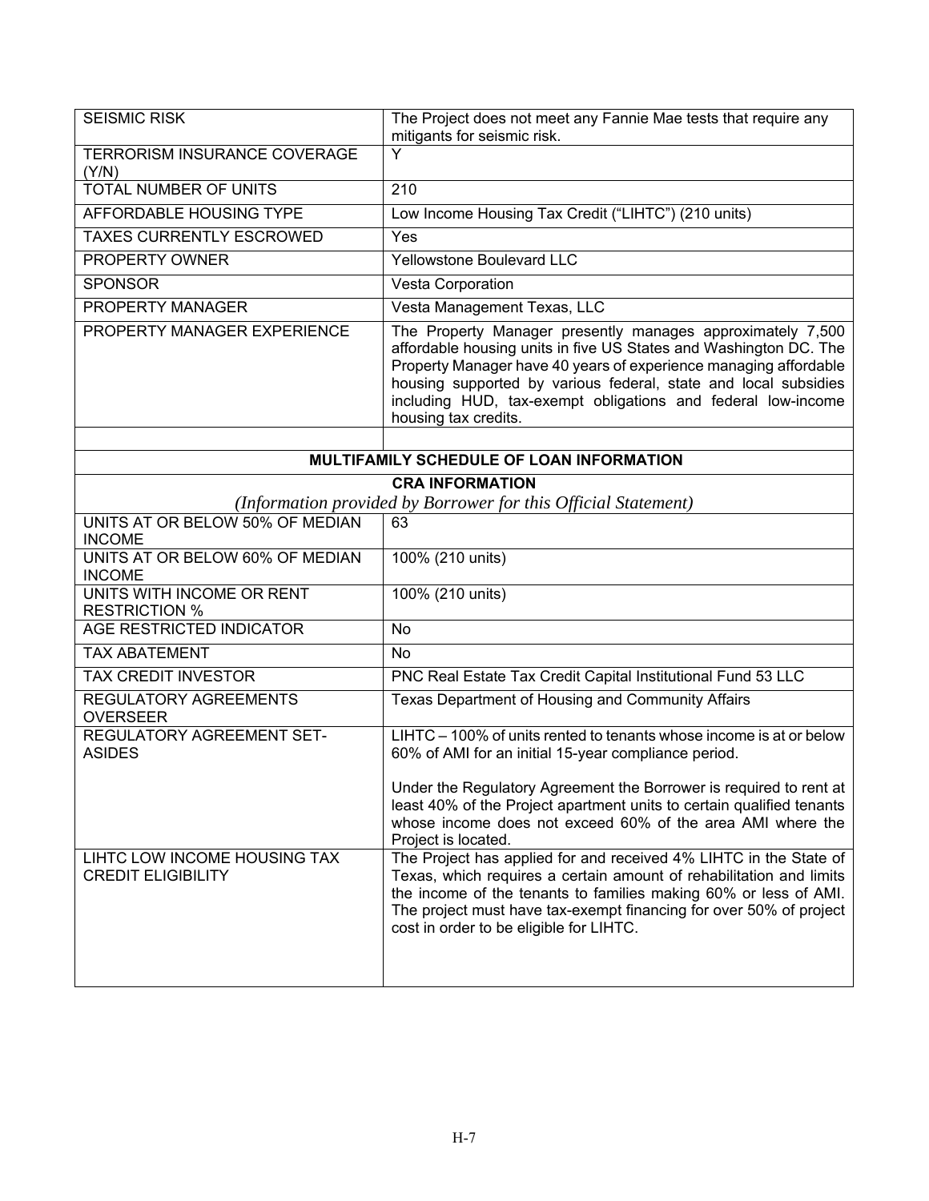| | |
|---|---|
| SEISMIC RISK | The Project does not meet any Fannie Mae tests that require any mitigants for seismic risk. |
| TERRORISM INSURANCE COVERAGE (Y/N) | Y |
| TOTAL NUMBER OF UNITS | 210 |
| AFFORDABLE HOUSING TYPE | Low Income Housing Tax Credit ("LIHTC") (210 units) |
| TAXES CURRENTLY ESCROWED | Yes |
| PROPERTY OWNER | Yellowstone Boulevard LLC |
| SPONSOR | Vesta Corporation |
| PROPERTY MANAGER | Vesta Management Texas, LLC |
| PROPERTY MANAGER EXPERIENCE | The Property Manager presently manages approximately 7,500 affordable housing units in five US States and Washington DC. The Property Manager have 40 years of experience managing affordable housing supported by various federal, state and local subsidies including HUD, tax-exempt obligations and federal low-income housing tax credits. |
| | |

| **MULTIFAMILY SCHEDULE OF LOAN INFORMATION** | |
|---|---|
| **CRA INFORMATION** *(Information provided by Borrower for this Official Statement)* | |
| UNITS AT OR BELOW 50% OF MEDIAN INCOME | 63 |
| UNITS AT OR BELOW 60% OF MEDIAN INCOME | 100% (210 units) |
| UNITS WITH INCOME OR RENT RESTRICTION % | 100% (210 units) |
| AGE RESTRICTED INDICATOR | No |
| TAX ABATEMENT | No |
| TAX CREDIT INVESTOR | PNC Real Estate Tax Credit Capital Institutional Fund 53 LLC |
| REGULATORY AGREEMENTS OVERSEER | Texas Department of Housing and Community Affairs |
| REGULATORY AGREEMENT SET-ASIDES | LIHTC – 100% of units rented to tenants whose income is at or below 60% of AMI for an initial 15-year compliance period.<br><br>Under the Regulatory Agreement the Borrower is required to rent at least 40% of the Project apartment units to certain qualified tenants whose income does not exceed 60% of the area AMI where the Project is located. |
| LIHTC LOW INCOME HOUSING TAX CREDIT ELIGIBILITY | The Project has applied for and received 4% LIHTC in the State of Texas, which requires a certain amount of rehabilitation and limits the income of the tenants to families making 60% or less of AMI. The project must have tax-exempt financing for over 50% of project cost in order to be eligible for LIHTC. |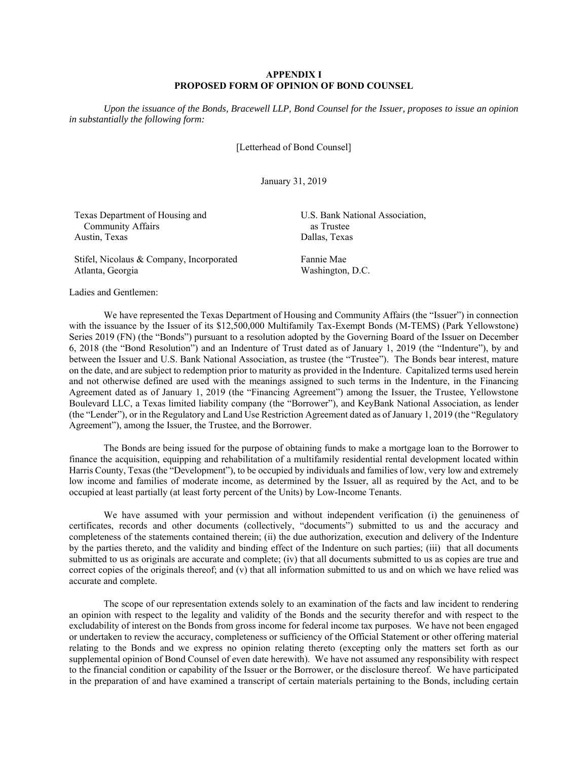# APPENDIX I
## PROPOSED FORM OF OPINION OF BOND COUNSEL

*Upon the issuance of the Bonds, Bracewell LLP, Bond Counsel for the Issuer, proposes to issue an opinion in substantially the following form:*

[Letterhead of Bond Counsel]

January 31, 2019

Texas Department of Housing and Community Affairs
Austin, Texas

U.S. Bank National Association, as Trustee
Dallas, Texas

Stifel, Nicolaus & Company, Incorporated
Atlanta, Georgia

Fannie Mae
Washington, D.C.

Ladies and Gentlemen:

We have represented the Texas Department of Housing and Community Affairs (the "Issuer") in connection with the issuance by the Issuer of its $12,500,000 Multifamily Tax-Exempt Bonds (M-TEMS) (Park Yellowstone) Series 2019 (FN) (the "Bonds") pursuant to a resolution adopted by the Governing Board of the Issuer on December 6, 2018 (the "Bond Resolution") and an Indenture of Trust dated as of January 1, 2019 (the "Indenture"), by and between the Issuer and U.S. Bank National Association, as trustee (the "Trustee"). The Bonds bear interest, mature on the date, and are subject to redemption prior to maturity as provided in the Indenture. Capitalized terms used herein and not otherwise defined are used with the meanings assigned to such terms in the Indenture, in the Financing Agreement dated as of January 1, 2019 (the "Financing Agreement") among the Issuer, the Trustee, Yellowstone Boulevard LLC, a Texas limited liability company (the "Borrower"), and KeyBank National Association, as lender (the "Lender"), or in the Regulatory and Land Use Restriction Agreement dated as of January 1, 2019 (the "Regulatory Agreement"), among the Issuer, the Trustee, and the Borrower.

The Bonds are being issued for the purpose of obtaining funds to make a mortgage loan to the Borrower to finance the acquisition, equipping and rehabilitation of a multifamily residential rental development located within Harris County, Texas (the "Development"), to be occupied by individuals and families of low, very low and extremely low income and families of moderate income, as determined by the Issuer, all as required by the Act, and to be occupied at least partially (at least forty percent of the Units) by Low-Income Tenants.

We have assumed with your permission and without independent verification (i) the genuineness of certificates, records and other documents (collectively, "documents") submitted to us and the accuracy and completeness of the statements contained therein; (ii) the due authorization, execution and delivery of the Indenture by the parties thereto, and the validity and binding effect of the Indenture on such parties; (iii) that all documents submitted to us as originals are accurate and complete; (iv) that all documents submitted to us as copies are true and correct copies of the originals thereof; and (v) that all information submitted to us and on which we have relied was accurate and complete.

The scope of our representation extends solely to an examination of the facts and law incident to rendering an opinion with respect to the legality and validity of the Bonds and the security therefor and with respect to the excludability of interest on the Bonds from gross income for federal income tax purposes. We have not been engaged or undertaken to review the accuracy, completeness or sufficiency of the Official Statement or other offering material relating to the Bonds and we express no opinion relating thereto (excepting only the matters set forth as our supplemental opinion of Bond Counsel of even date herewith). We have not assumed any responsibility with respect to the financial condition or capability of the Issuer or the Borrower, or the disclosure thereof. We have participated in the preparation of and have examined a transcript of certain materials pertaining to the Bonds, including certain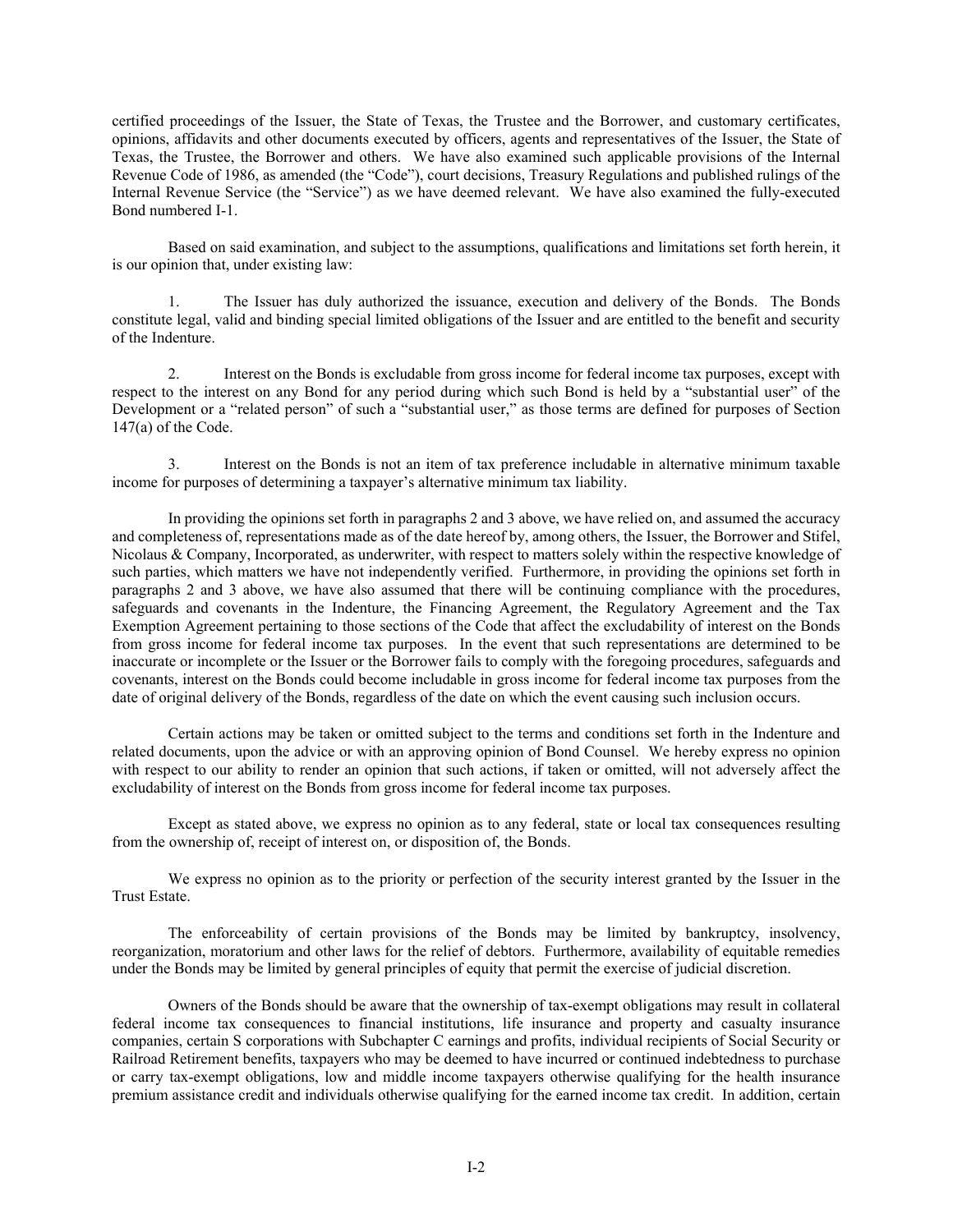certified proceedings of the Issuer, the State of Texas, the Trustee and the Borrower, and customary certificates, opinions, affidavits and other documents executed by officers, agents and representatives of the Issuer, the State of Texas, the Trustee, the Borrower and others. We have also examined such applicable provisions of the Internal Revenue Code of 1986, as amended (the "Code"), court decisions, Treasury Regulations and published rulings of the Internal Revenue Service (the "Service") as we have deemed relevant. We have also examined the fully-executed Bond numbered I-1.

Based on said examination, and subject to the assumptions, qualifications and limitations set forth herein, it is our opinion that, under existing law:

1. The Issuer has duly authorized the issuance, execution and delivery of the Bonds. The Bonds constitute legal, valid and binding special limited obligations of the Issuer and are entitled to the benefit and security of the Indenture.

2. Interest on the Bonds is excludable from gross income for federal income tax purposes, except with respect to the interest on any Bond for any period during which such Bond is held by a "substantial user" of the Development or a "related person" of such a "substantial user," as those terms are defined for purposes of Section 147(a) of the Code.

3. Interest on the Bonds is not an item of tax preference includable in alternative minimum taxable income for purposes of determining a taxpayer's alternative minimum tax liability.

In providing the opinions set forth in paragraphs 2 and 3 above, we have relied on, and assumed the accuracy and completeness of, representations made as of the date hereof by, among others, the Issuer, the Borrower and Stifel, Nicolaus & Company, Incorporated, as underwriter, with respect to matters solely within the respective knowledge of such parties, which matters we have not independently verified. Furthermore, in providing the opinions set forth in paragraphs 2 and 3 above, we have also assumed that there will be continuing compliance with the procedures, safeguards and covenants in the Indenture, the Financing Agreement, the Regulatory Agreement and the Tax Exemption Agreement pertaining to those sections of the Code that affect the excludability of interest on the Bonds from gross income for federal income tax purposes. In the event that such representations are determined to be inaccurate or incomplete or the Issuer or the Borrower fails to comply with the foregoing procedures, safeguards and covenants, interest on the Bonds could become includable in gross income for federal income tax purposes from the date of original delivery of the Bonds, regardless of the date on which the event causing such inclusion occurs.

Certain actions may be taken or omitted subject to the terms and conditions set forth in the Indenture and related documents, upon the advice or with an approving opinion of Bond Counsel. We hereby express no opinion with respect to our ability to render an opinion that such actions, if taken or omitted, will not adversely affect the excludability of interest on the Bonds from gross income for federal income tax purposes.

Except as stated above, we express no opinion as to any federal, state or local tax consequences resulting from the ownership of, receipt of interest on, or disposition of, the Bonds.

We express no opinion as to the priority or perfection of the security interest granted by the Issuer in the Trust Estate.

The enforceability of certain provisions of the Bonds may be limited by bankruptcy, insolvency, reorganization, moratorium and other laws for the relief of debtors. Furthermore, availability of equitable remedies under the Bonds may be limited by general principles of equity that permit the exercise of judicial discretion.

Owners of the Bonds should be aware that the ownership of tax-exempt obligations may result in collateral federal income tax consequences to financial institutions, life insurance and property and casualty insurance companies, certain S corporations with Subchapter C earnings and profits, individual recipients of Social Security or Railroad Retirement benefits, taxpayers who may be deemed to have incurred or continued indebtedness to purchase or carry tax-exempt obligations, low and middle income taxpayers otherwise qualifying for the health insurance premium assistance credit and individuals otherwise qualifying for the earned income tax credit. In addition, certain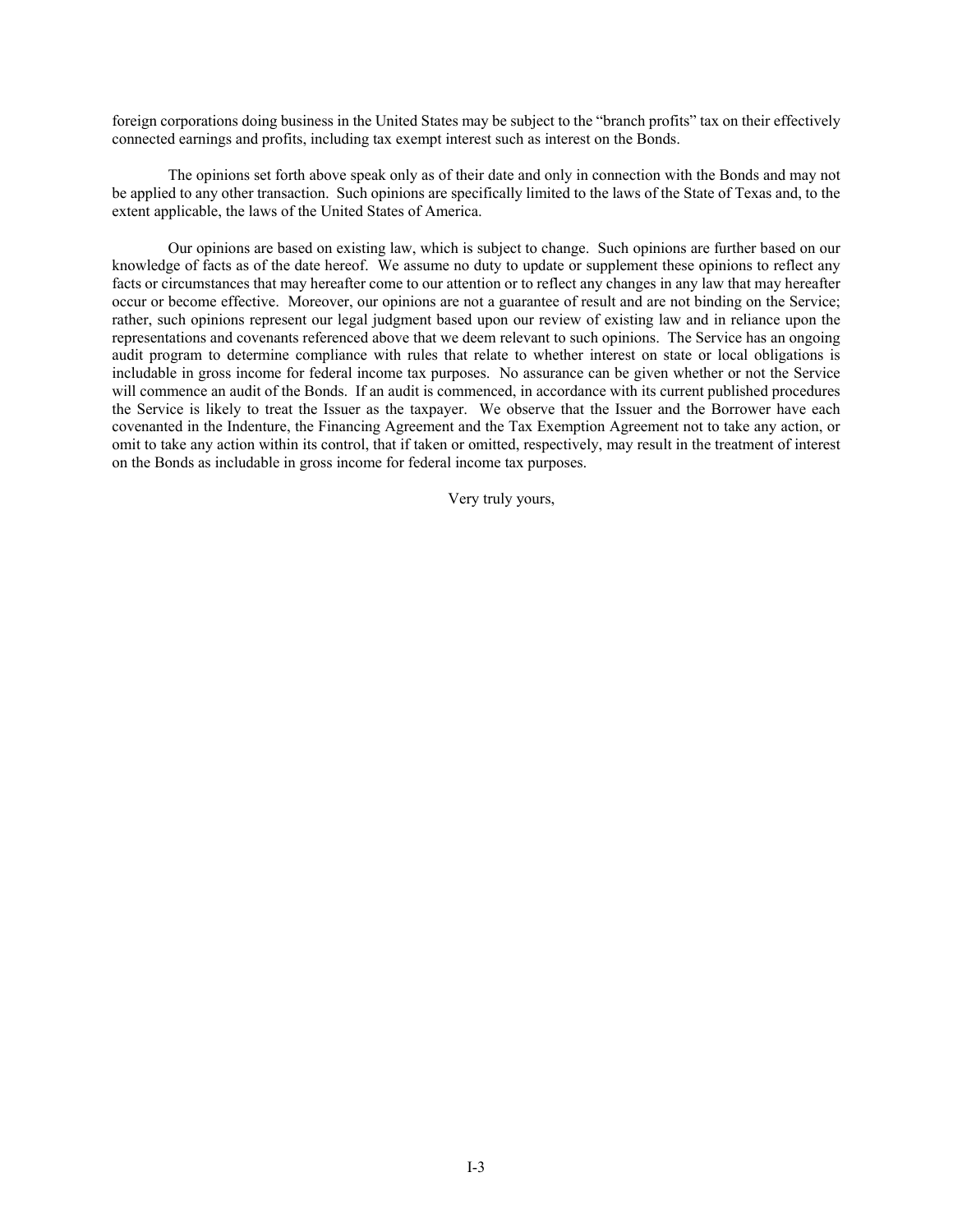foreign corporations doing business in the United States may be subject to the "branch profits" tax on their effectively connected earnings and profits, including tax exempt interest such as interest on the Bonds.

The opinions set forth above speak only as of their date and only in connection with the Bonds and may not be applied to any other transaction. Such opinions are specifically limited to the laws of the State of Texas and, to the extent applicable, the laws of the United States of America.

Our opinions are based on existing law, which is subject to change. Such opinions are further based on our knowledge of facts as of the date hereof. We assume no duty to update or supplement these opinions to reflect any facts or circumstances that may hereafter come to our attention or to reflect any changes in any law that may hereafter occur or become effective. Moreover, our opinions are not a guarantee of result and are not binding on the Service; rather, such opinions represent our legal judgment based upon our review of existing law and in reliance upon the representations and covenants referenced above that we deem relevant to such opinions. The Service has an ongoing audit program to determine compliance with rules that relate to whether interest on state or local obligations is includable in gross income for federal income tax purposes. No assurance can be given whether or not the Service will commence an audit of the Bonds. If an audit is commenced, in accordance with its current published procedures the Service is likely to treat the Issuer as the taxpayer. We observe that the Issuer and the Borrower have each covenanted in the Indenture, the Financing Agreement and the Tax Exemption Agreement not to take any action, or omit to take any action within its control, that if taken or omitted, respectively, may result in the treatment of interest on the Bonds as includable in gross income for federal income tax purposes.

Very truly yours,